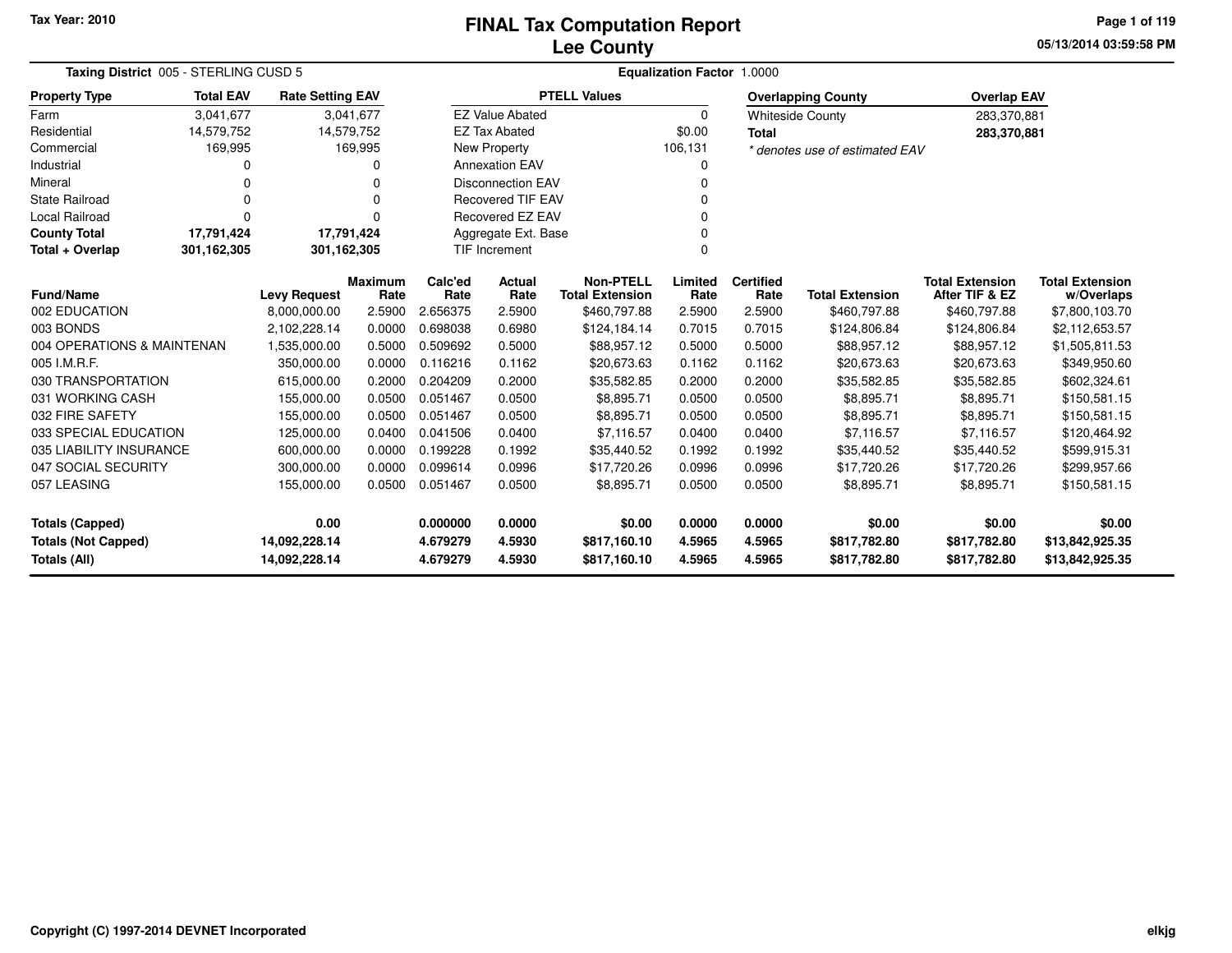Tax Year: 2010

# FINAL Tax Computation Report
## Lee County

05/13/2014 03:59:58 PM

**Taxing District** 005 - STERLING CUSD 5 | **Equalization Factor** 1.0000

| Property Type | Total EAV | Rate Setting EAV |
|---|---|---|
| Farm | 3,041,677 | 3,041,677 |
| Residential | 14,579,752 | 14,579,752 |
| Commercial | 169,995 | 169,995 |
| Industrial | 0 | 0 |
| Mineral | 0 | 0 |
| State Railroad | 0 | 0 |
| Local Railroad | 0 | 0 |
| **County Total** | **17,791,424** | **17,791,424** |
| **Total + Overlap** | **301,162,305** | **301,162,305** |

| PTELL Values | |
|---|---|
| EZ Value Abated | 0 |
| EZ Tax Abated | $0.00 |
| New Property | 106,131 |
| Annexation EAV | 0 |
| Disconnection EAV | 0 |
| Recovered TIF EAV | 0 |
| Recovered EZ EAV | 0 |
| Aggregate Ext. Base | 0 |
| TIF Increment | 0 |

| Overlapping County | Overlap EAV |
|---|---|
| Whiteside County | 283,370,881 |
| **Total** | **283,370,881** |

*\* denotes use of estimated EAV*

| Fund/Name | Levy Request | Maximum Rate | Calc'ed Rate | Actual Rate | Non-PTELL Total Extension | Limited Rate | Certified Rate | Total Extension | Total Extension After TIF & EZ | Total Extension w/Overlaps |
|---|---|---|---|---|---|---|---|---|---|---|
| 002 EDUCATION | 8,000,000.00 | 2.5900 | 2.656375 | 2.5900 | $460,797.88 | 2.5900 | 2.5900 | $460,797.88 | $460,797.88 | $7,800,103.70 |
| 003 BONDS | 2,102,228.14 | 0.0000 | 0.698038 | 0.6980 | $124,184.14 | 0.7015 | 0.7015 | $124,806.84 | $124,806.84 | $2,112,653.57 |
| 004 OPERATIONS & MAINTENAN | 1,535,000.00 | 0.5000 | 0.509692 | 0.5000 | $88,957.12 | 0.5000 | 0.5000 | $88,957.12 | $88,957.12 | $1,505,811.53 |
| 005 I.M.R.F. | 350,000.00 | 0.0000 | 0.116216 | 0.1162 | $20,673.63 | 0.1162 | 0.1162 | $20,673.63 | $20,673.63 | $349,950.60 |
| 030 TRANSPORTATION | 615,000.00 | 0.2000 | 0.204209 | 0.2000 | $35,582.85 | 0.2000 | 0.2000 | $35,582.85 | $35,582.85 | $602,324.61 |
| 031 WORKING CASH | 155,000.00 | 0.0500 | 0.051467 | 0.0500 | $8,895.71 | 0.0500 | 0.0500 | $8,895.71 | $8,895.71 | $150,581.15 |
| 032 FIRE SAFETY | 155,000.00 | 0.0500 | 0.051467 | 0.0500 | $8,895.71 | 0.0500 | 0.0500 | $8,895.71 | $8,895.71 | $150,581.15 |
| 033 SPECIAL EDUCATION | 125,000.00 | 0.0400 | 0.041506 | 0.0400 | $7,116.57 | 0.0400 | 0.0400 | $7,116.57 | $7,116.57 | $120,464.92 |
| 035 LIABILITY INSURANCE | 600,000.00 | 0.0000 | 0.199228 | 0.1992 | $35,440.52 | 0.1992 | 0.1992 | $35,440.52 | $35,440.52 | $599,915.31 |
| 047 SOCIAL SECURITY | 300,000.00 | 0.0000 | 0.099614 | 0.0996 | $17,720.26 | 0.0996 | 0.0996 | $17,720.26 | $17,720.26 | $299,957.66 |
| 057 LEASING | 155,000.00 | 0.0500 | 0.051467 | 0.0500 | $8,895.71 | 0.0500 | 0.0500 | $8,895.71 | $8,895.71 | $150,581.15 |
| **Totals (Capped)** | **0.00** | | **0.000000** | **0.0000** | **$0.00** | **0.0000** | **0.0000** | **$0.00** | **$0.00** | **$0.00** |
| **Totals (Not Capped)** | **14,092,228.14** | | **4.679279** | **4.5930** | **$817,160.10** | **4.5965** | **4.5965** | **$817,782.80** | **$817,782.80** | **$13,842,925.35** |
| **Totals (All)** | **14,092,228.14** | | **4.679279** | **4.5930** | **$817,160.10** | **4.5965** | **4.5965** | **$817,782.80** | **$817,782.80** | **$13,842,925.35** |

Copyright (C) 1997-2014 DEVNET Incorporated

elkjg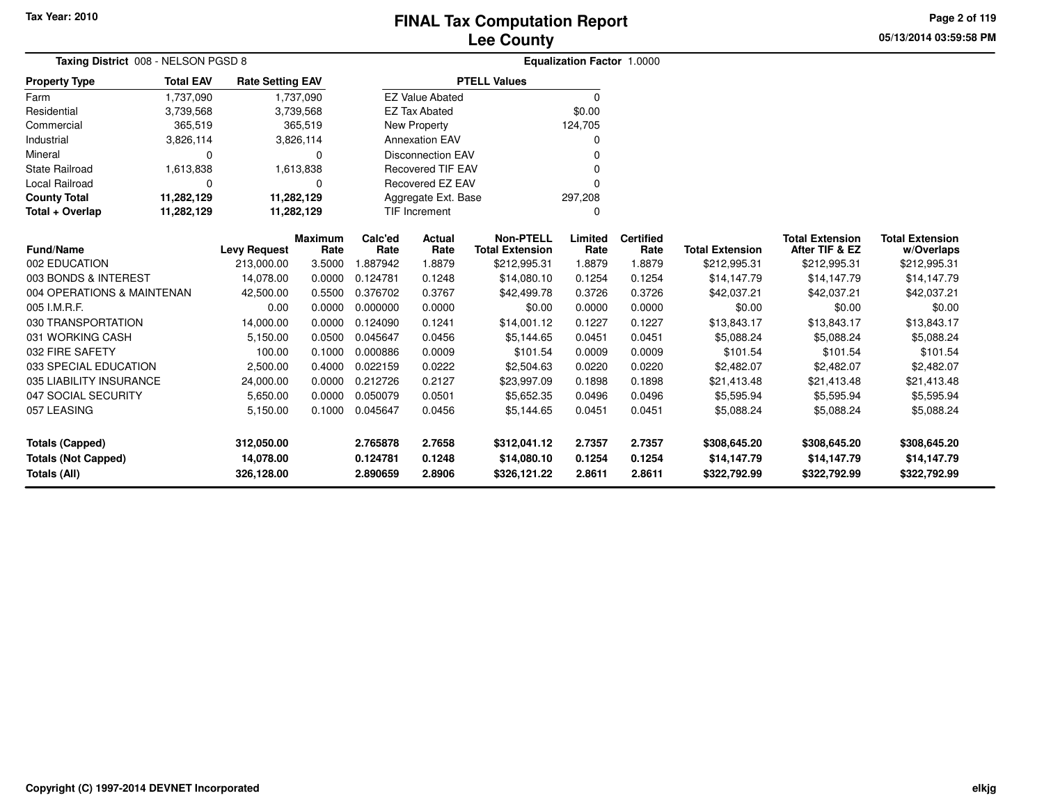Tax Year: 2010

# FINAL Tax Computation Report
## Lee County

**Taxing District** 008 - NELSON PGSD 8

**Equalization Factor** 1.0000

| Property Type | Total EAV | Rate Setting EAV |
|---|---|---|
| Farm | 1,737,090 | 1,737,090 |
| Residential | 3,739,568 | 3,739,568 |
| Commercial | 365,519 | 365,519 |
| Industrial | 3,826,114 | 3,826,114 |
| Mineral | 0 | 0 |
| State Railroad | 1,613,838 | 1,613,838 |
| Local Railroad | 0 | 0 |
| **County Total** | **11,282,129** | **11,282,129** |
| **Total + Overlap** | **11,282,129** | **11,282,129** |

| PTELL Values | |
|---|---|
| EZ Value Abated | 0 |
| EZ Tax Abated | $0.00 |
| New Property | 124,705 |
| Annexation EAV | 0 |
| Disconnection EAV | 0 |
| Recovered TIF EAV | 0 |
| Recovered EZ EAV | 0 |
| Aggregate Ext. Base | 297,208 |
| TIF Increment | 0 |

| Fund/Name | Levy Request | Maximum Rate | Calc'ed Rate | Actual Rate | Non-PTELL Total Extension | Limited Rate | Certified Rate | Total Extension | Total Extension After TIF & EZ | Total Extension w/Overlaps |
|---|---|---|---|---|---|---|---|---|---|---|
| 002 EDUCATION | 213,000.00 | 3.5000 | 1.887942 | 1.8879 | $212,995.31 | 1.8879 | 1.8879 | $212,995.31 | $212,995.31 | $212,995.31 |
| 003 BONDS & INTEREST | 14,078.00 | 0.0000 | 0.124781 | 0.1248 | $14,080.10 | 0.1254 | 0.1254 | $14,147.79 | $14,147.79 | $14,147.79 |
| 004 OPERATIONS & MAINTENAN | 42,500.00 | 0.5500 | 0.376702 | 0.3767 | $42,499.78 | 0.3726 | 0.3726 | $42,037.21 | $42,037.21 | $42,037.21 |
| 005 I.M.R.F. | 0.00 | 0.0000 | 0.000000 | 0.0000 | $0.00 | 0.0000 | 0.0000 | $0.00 | $0.00 | $0.00 |
| 030 TRANSPORTATION | 14,000.00 | 0.0000 | 0.124090 | 0.1241 | $14,001.12 | 0.1227 | 0.1227 | $13,843.17 | $13,843.17 | $13,843.17 |
| 031 WORKING CASH | 5,150.00 | 0.0500 | 0.045647 | 0.0456 | $5,144.65 | 0.0451 | 0.0451 | $5,088.24 | $5,088.24 | $5,088.24 |
| 032 FIRE SAFETY | 100.00 | 0.1000 | 0.000886 | 0.0009 | $101.54 | 0.0009 | 0.0009 | $101.54 | $101.54 | $101.54 |
| 033 SPECIAL EDUCATION | 2,500.00 | 0.4000 | 0.022159 | 0.0222 | $2,504.63 | 0.0220 | 0.0220 | $2,482.07 | $2,482.07 | $2,482.07 |
| 035 LIABILITY INSURANCE | 24,000.00 | 0.0000 | 0.212726 | 0.2127 | $23,997.09 | 0.1898 | 0.1898 | $21,413.48 | $21,413.48 | $21,413.48 |
| 047 SOCIAL SECURITY | 5,650.00 | 0.0000 | 0.050079 | 0.0501 | $5,652.35 | 0.0496 | 0.0496 | $5,595.94 | $5,595.94 | $5,595.94 |
| 057 LEASING | 5,150.00 | 0.1000 | 0.045647 | 0.0456 | $5,144.65 | 0.0451 | 0.0451 | $5,088.24 | $5,088.24 | $5,088.24 |
| **Totals (Capped)** | **312,050.00** | | **2.765878** | **2.7658** | **$312,041.12** | **2.7357** | **2.7357** | **$308,645.20** | **$308,645.20** | **$308,645.20** |
| **Totals (Not Capped)** | **14,078.00** | | **0.124781** | **0.1248** | **$14,080.10** | **0.1254** | **0.1254** | **$14,147.79** | **$14,147.79** | **$14,147.79** |
| **Totals (All)** | **326,128.00** | | **2.890659** | **2.8906** | **$326,121.22** | **2.8611** | **2.8611** | **$322,792.99** | **$322,792.99** | **$322,792.99** |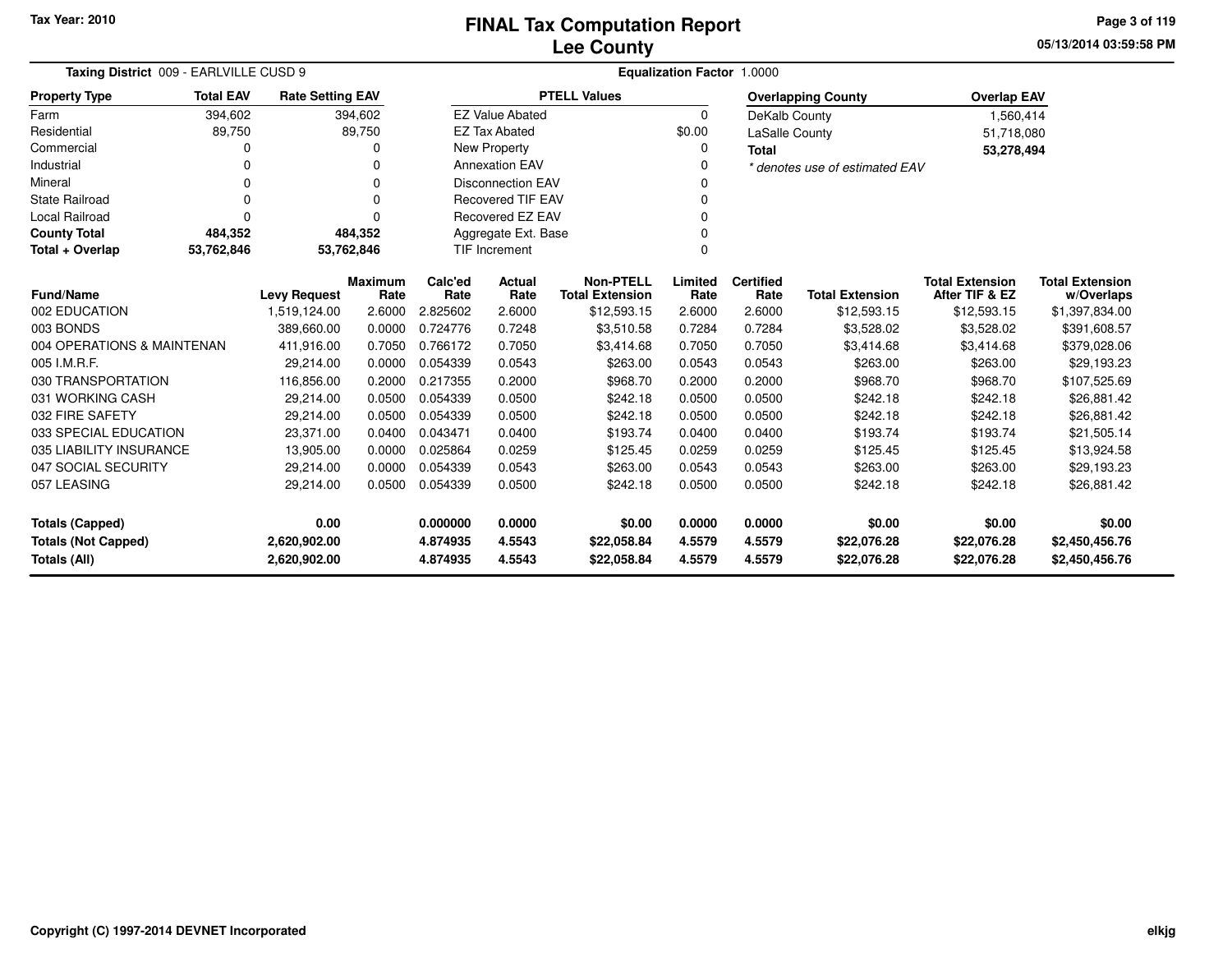# FINAL Tax Computation Report
## Lee County

Tax Year: 2010

05/13/2014 03:59:58 PM

**Taxing District** 009 - EARLVILLE CUSD 9

**Equalization Factor** 1.0000

| Property Type | Total EAV | Rate Setting EAV |
|---|---|---|
| Farm | 394,602 | 394,602 |
| Residential | 89,750 | 89,750 |
| Commercial | 0 | 0 |
| Industrial | 0 | 0 |
| Mineral | 0 | 0 |
| State Railroad | 0 | 0 |
| Local Railroad | 0 | 0 |
| **County Total** | **484,352** | **484,352** |
| **Total + Overlap** | **53,762,846** | **53,762,846** |

| PTELL Values | |
|---|---|
| EZ Value Abated | 0 |
| EZ Tax Abated | $0.00 |
| New Property | 0 |
| Annexation EAV | 0 |
| Disconnection EAV | 0 |
| Recovered TIF EAV | 0 |
| Recovered EZ EAV | 0 |
| Aggregate Ext. Base | 0 |
| TIF Increment | 0 |

| Overlapping County | Overlap EAV |
|---|---|
| DeKalb County | 1,560,414 |
| LaSalle County | 51,718,080 |
| **Total** | **53,278,494** |

*\* denotes use of estimated EAV*

| Fund/Name | Levy Request | Maximum Rate | Calc'ed Rate | Actual Rate | Non-PTELL Total Extension | Limited Rate | Certified Rate | Total Extension | Total Extension After TIF & EZ | Total Extension w/Overlaps |
|---|---|---|---|---|---|---|---|---|---|---|
| 002 EDUCATION | 1,519,124.00 | 2.6000 | 2.825602 | 2.6000 | $12,593.15 | 2.6000 | 2.6000 | $12,593.15 | $12,593.15 | $1,397,834.00 |
| 003 BONDS | 389,660.00 | 0.0000 | 0.724776 | 0.7248 | $3,510.58 | 0.7284 | 0.7284 | $3,528.02 | $3,528.02 | $391,608.57 |
| 004 OPERATIONS & MAINTENAN | 411,916.00 | 0.7050 | 0.766172 | 0.7050 | $3,414.68 | 0.7050 | 0.7050 | $3,414.68 | $3,414.68 | $379,028.06 |
| 005 I.M.R.F. | 29,214.00 | 0.0000 | 0.054339 | 0.0543 | $263.00 | 0.0543 | 0.0543 | $263.00 | $263.00 | $29,193.23 |
| 030 TRANSPORTATION | 116,856.00 | 0.2000 | 0.217355 | 0.2000 | $968.70 | 0.2000 | 0.2000 | $968.70 | $968.70 | $107,525.69 |
| 031 WORKING CASH | 29,214.00 | 0.0500 | 0.054339 | 0.0500 | $242.18 | 0.0500 | 0.0500 | $242.18 | $242.18 | $26,881.42 |
| 032 FIRE SAFETY | 29,214.00 | 0.0500 | 0.054339 | 0.0500 | $242.18 | 0.0500 | 0.0500 | $242.18 | $242.18 | $26,881.42 |
| 033 SPECIAL EDUCATION | 23,371.00 | 0.0400 | 0.043471 | 0.0400 | $193.74 | 0.0400 | 0.0400 | $193.74 | $193.74 | $21,505.14 |
| 035 LIABILITY INSURANCE | 13,905.00 | 0.0000 | 0.025864 | 0.0259 | $125.45 | 0.0259 | 0.0259 | $125.45 | $125.45 | $13,924.58 |
| 047 SOCIAL SECURITY | 29,214.00 | 0.0000 | 0.054339 | 0.0543 | $263.00 | 0.0543 | 0.0543 | $263.00 | $263.00 | $29,193.23 |
| 057 LEASING | 29,214.00 | 0.0500 | 0.054339 | 0.0500 | $242.18 | 0.0500 | 0.0500 | $242.18 | $242.18 | $26,881.42 |
| **Totals (Capped)** | **0.00** | | **0.000000** | **0.0000** | **$0.00** | **0.0000** | **0.0000** | **$0.00** | **$0.00** | **$0.00** |
| **Totals (Not Capped)** | **2,620,902.00** | | **4.874935** | **4.5543** | **$22,058.84** | **4.5579** | **4.5579** | **$22,076.28** | **$22,076.28** | **$2,450,456.76** |
| **Totals (All)** | **2,620,902.00** | | **4.874935** | **4.5543** | **$22,058.84** | **4.5579** | **4.5579** | **$22,076.28** | **$22,076.28** | **$2,450,456.76** |

Copyright (C) 1997-2014 DEVNET Incorporated

elkjg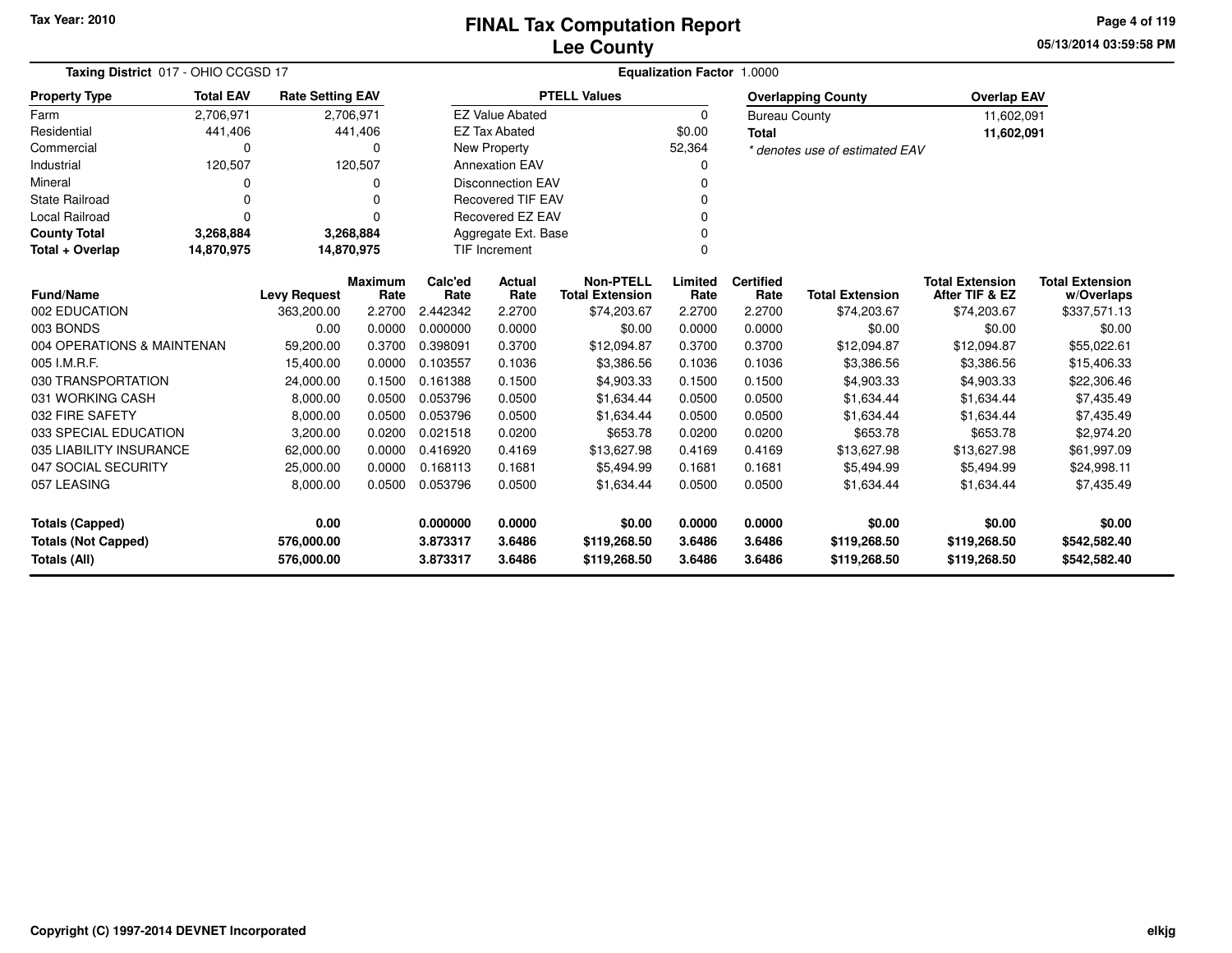Tax Year: 2010

# FINAL Tax Computation Report
## Lee County

05/13/2014 03:59:58 PM

**Taxing District** 017 - OHIO CCGSD 17

**Equalization Factor** 1.0000

| Property Type | Total EAV | Rate Setting EAV |
|---|---|---|
| Farm | 2,706,971 | 2,706,971 |
| Residential | 441,406 | 441,406 |
| Commercial | 0 | 0 |
| Industrial | 120,507 | 120,507 |
| Mineral | 0 | 0 |
| State Railroad | 0 | 0 |
| Local Railroad | 0 | 0 |
| **County Total** | **3,268,884** | **3,268,884** |
| **Total + Overlap** | **14,870,975** | **14,870,975** |

| PTELL Values | |
|---|---|
| EZ Value Abated | 0 |
| EZ Tax Abated | $0.00 |
| New Property | 52,364 |
| Annexation EAV | 0 |
| Disconnection EAV | 0 |
| Recovered TIF EAV | 0 |
| Recovered EZ EAV | 0 |
| Aggregate Ext. Base | 0 |
| TIF Increment | 0 |

| Overlapping County | Overlap EAV |
|---|---|
| Bureau County | 11,602,091 |
| **Total** | **11,602,091** |

*\* denotes use of estimated EAV*

| Fund/Name | Levy Request | Maximum Rate | Calc'ed Rate | Actual Rate | Non-PTELL Total Extension | Limited Rate | Certified Rate | Total Extension | Total Extension After TIF & EZ | Total Extension w/Overlaps |
|---|---|---|---|---|---|---|---|---|---|---|
| 002 EDUCATION | 363,200.00 | 2.2700 | 2.442342 | 2.2700 | $74,203.67 | 2.2700 | 2.2700 | $74,203.67 | $74,203.67 | $337,571.13 |
| 003 BONDS | 0.00 | 0.0000 | 0.000000 | 0.0000 | $0.00 | 0.0000 | 0.0000 | $0.00 | $0.00 | $0.00 |
| 004 OPERATIONS & MAINTENAN | 59,200.00 | 0.3700 | 0.398091 | 0.3700 | $12,094.87 | 0.3700 | 0.3700 | $12,094.87 | $12,094.87 | $55,022.61 |
| 005 I.M.R.F. | 15,400.00 | 0.0000 | 0.103557 | 0.1036 | $3,386.56 | 0.1036 | 0.1036 | $3,386.56 | $3,386.56 | $15,406.33 |
| 030 TRANSPORTATION | 24,000.00 | 0.1500 | 0.161388 | 0.1500 | $4,903.33 | 0.1500 | 0.1500 | $4,903.33 | $4,903.33 | $22,306.46 |
| 031 WORKING CASH | 8,000.00 | 0.0500 | 0.053796 | 0.0500 | $1,634.44 | 0.0500 | 0.0500 | $1,634.44 | $1,634.44 | $7,435.49 |
| 032 FIRE SAFETY | 8,000.00 | 0.0500 | 0.053796 | 0.0500 | $1,634.44 | 0.0500 | 0.0500 | $1,634.44 | $1,634.44 | $7,435.49 |
| 033 SPECIAL EDUCATION | 3,200.00 | 0.0200 | 0.021518 | 0.0200 | $653.78 | 0.0200 | 0.0200 | $653.78 | $653.78 | $2,974.20 |
| 035 LIABILITY INSURANCE | 62,000.00 | 0.0000 | 0.416920 | 0.4169 | $13,627.98 | 0.4169 | 0.4169 | $13,627.98 | $13,627.98 | $61,997.09 |
| 047 SOCIAL SECURITY | 25,000.00 | 0.0000 | 0.168113 | 0.1681 | $5,494.99 | 0.1681 | 0.1681 | $5,494.99 | $5,494.99 | $24,998.11 |
| 057 LEASING | 8,000.00 | 0.0500 | 0.053796 | 0.0500 | $1,634.44 | 0.0500 | 0.0500 | $1,634.44 | $1,634.44 | $7,435.49 |
| **Totals (Capped)** | **0.00** | | **0.000000** | **0.0000** | **$0.00** | **0.0000** | **0.0000** | **$0.00** | **$0.00** | **$0.00** |
| **Totals (Not Capped)** | **576,000.00** | | **3.873317** | **3.6486** | **$119,268.50** | **3.6486** | **3.6486** | **$119,268.50** | **$119,268.50** | **$542,582.40** |
| **Totals (All)** | **576,000.00** | | **3.873317** | **3.6486** | **$119,268.50** | **3.6486** | **3.6486** | **$119,268.50** | **$119,268.50** | **$542,582.40** |

Copyright (C) 1997-2014 DEVNET Incorporated

elkjg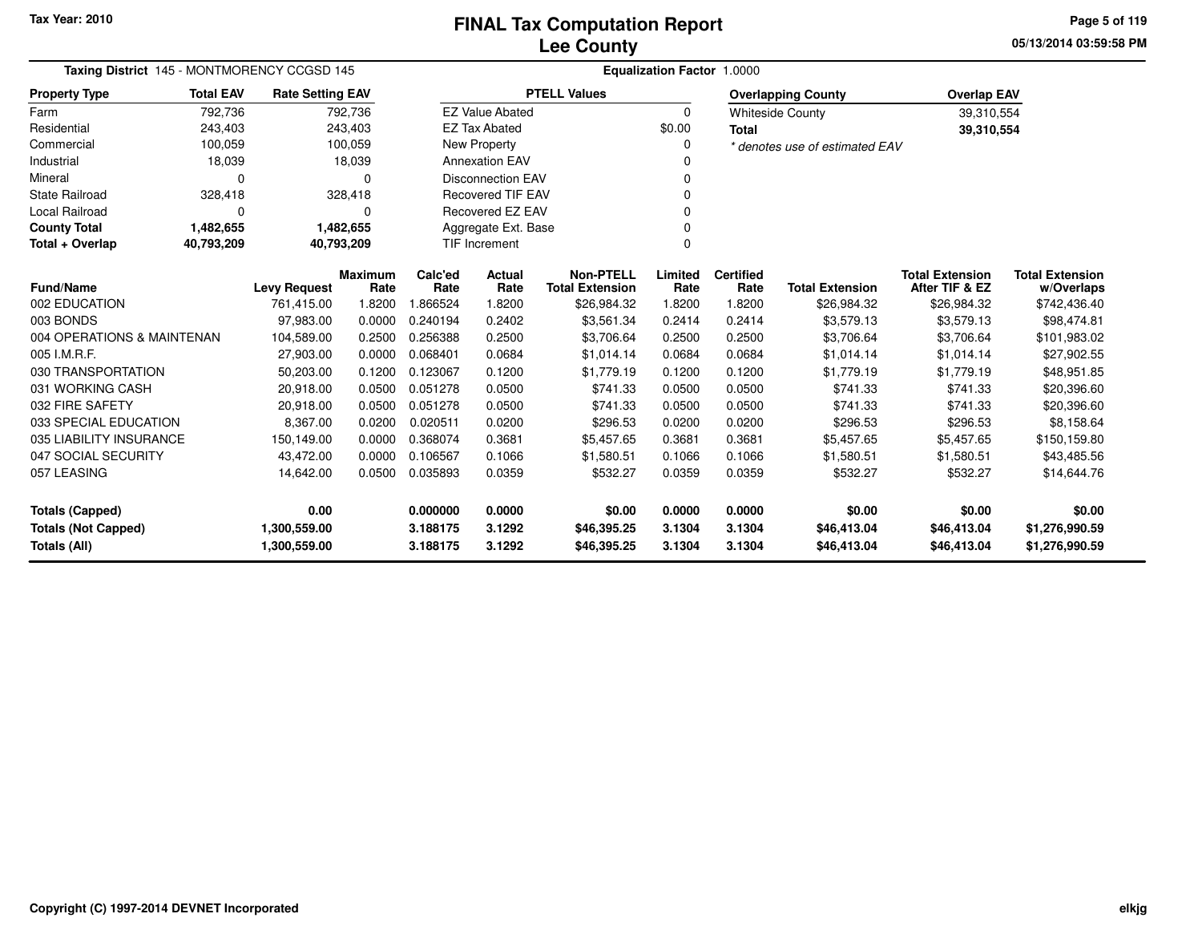Tax Year: 2010

# FINAL Tax Computation Report
## Lee County

05/13/2014 03:59:58 PM

**Taxing District** 145 - MONTMORENCY CCGSD 145 **Equalization Factor** 1.0000

| Property Type | Total EAV | Rate Setting EAV |
|---|---|---|
| Farm | 792,736 | 792,736 |
| Residential | 243,403 | 243,403 |
| Commercial | 100,059 | 100,059 |
| Industrial | 18,039 | 18,039 |
| Mineral | 0 | 0 |
| State Railroad | 328,418 | 328,418 |
| Local Railroad | 0 | 0 |
| **County Total** | **1,482,655** | **1,482,655** |
| **Total + Overlap** | **40,793,209** | **40,793,209** |

| PTELL Values | |
|---|---|
| EZ Value Abated | 0 |
| EZ Tax Abated | $0.00 |
| New Property | 0 |
| Annexation EAV | 0 |
| Disconnection EAV | 0 |
| Recovered TIF EAV | 0 |
| Recovered EZ EAV | 0 |
| Aggregate Ext. Base | 0 |
| TIF Increment | 0 |

| Overlapping County | Overlap EAV |
|---|---|
| Whiteside County | 39,310,554 |
| **Total** | **39,310,554** |

*\* denotes use of estimated EAV*

| Fund/Name | Levy Request | Maximum Rate | Calc'ed Rate | Actual Rate | Non-PTELL Total Extension | Limited Rate | Certified Rate | Total Extension | Total Extension After TIF & EZ | Total Extension w/Overlaps |
|---|---|---|---|---|---|---|---|---|---|---|
| 002 EDUCATION | 761,415.00 | 1.8200 | 1.866524 | 1.8200 | $26,984.32 | 1.8200 | 1.8200 | $26,984.32 | $26,984.32 | $742,436.40 |
| 003 BONDS | 97,983.00 | 0.0000 | 0.240194 | 0.2402 | $3,561.34 | 0.2414 | 0.2414 | $3,579.13 | $3,579.13 | $98,474.81 |
| 004 OPERATIONS & MAINTENAN | 104,589.00 | 0.2500 | 0.256388 | 0.2500 | $3,706.64 | 0.2500 | 0.2500 | $3,706.64 | $3,706.64 | $101,983.02 |
| 005 I.M.R.F. | 27,903.00 | 0.0000 | 0.068401 | 0.0684 | $1,014.14 | 0.0684 | 0.0684 | $1,014.14 | $1,014.14 | $27,902.55 |
| 030 TRANSPORTATION | 50,203.00 | 0.1200 | 0.123067 | 0.1200 | $1,779.19 | 0.1200 | 0.1200 | $1,779.19 | $1,779.19 | $48,951.85 |
| 031 WORKING CASH | 20,918.00 | 0.0500 | 0.051278 | 0.0500 | $741.33 | 0.0500 | 0.0500 | $741.33 | $741.33 | $20,396.60 |
| 032 FIRE SAFETY | 20,918.00 | 0.0500 | 0.051278 | 0.0500 | $741.33 | 0.0500 | 0.0500 | $741.33 | $741.33 | $20,396.60 |
| 033 SPECIAL EDUCATION | 8,367.00 | 0.0200 | 0.020511 | 0.0200 | $296.53 | 0.0200 | 0.0200 | $296.53 | $296.53 | $8,158.64 |
| 035 LIABILITY INSURANCE | 150,149.00 | 0.0000 | 0.368074 | 0.3681 | $5,457.65 | 0.3681 | 0.3681 | $5,457.65 | $5,457.65 | $150,159.80 |
| 047 SOCIAL SECURITY | 43,472.00 | 0.0000 | 0.106567 | 0.1066 | $1,580.51 | 0.1066 | 0.1066 | $1,580.51 | $1,580.51 | $43,485.56 |
| 057 LEASING | 14,642.00 | 0.0500 | 0.035893 | 0.0359 | $532.27 | 0.0359 | 0.0359 | $532.27 | $532.27 | $14,644.76 |
| **Totals (Capped)** | **0.00** | | **0.000000** | **0.0000** | **$0.00** | **0.0000** | **0.0000** | **$0.00** | **$0.00** | **$0.00** |
| **Totals (Not Capped)** | **1,300,559.00** | | **3.188175** | **3.1292** | **$46,395.25** | **3.1304** | **3.1304** | **$46,413.04** | **$46,413.04** | **$1,276,990.59** |
| **Totals (All)** | **1,300,559.00** | | **3.188175** | **3.1292** | **$46,395.25** | **3.1304** | **3.1304** | **$46,413.04** | **$46,413.04** | **$1,276,990.59** |

Copyright (C) 1997-2014 DEVNET Incorporated

elkjg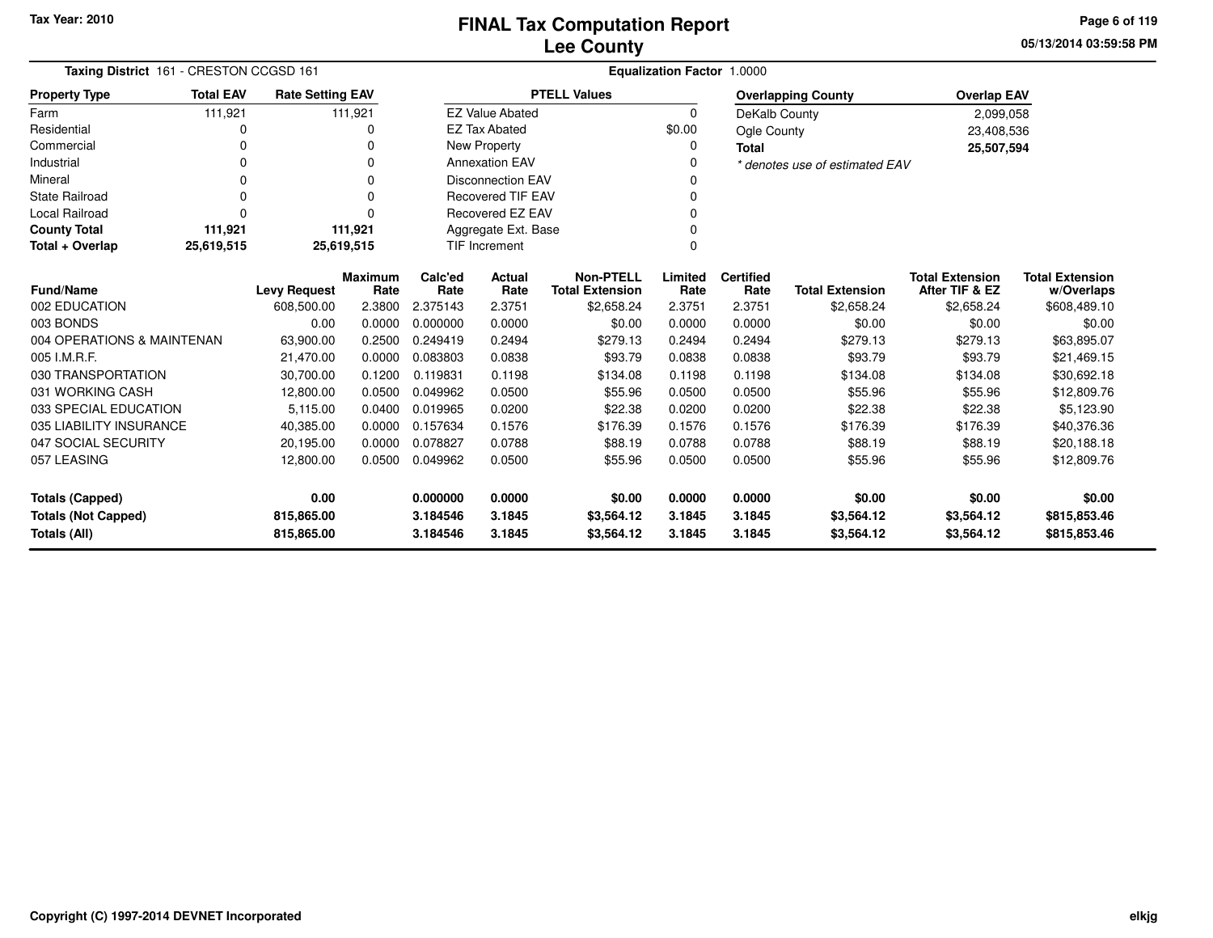Tax Year: 2010

# FINAL Tax Computation Report
## Lee County

05/13/2014 03:59:58 PM

**Taxing District** 161 - CRESTON CCGSD 161

**Equalization Factor** 1.0000

| Property Type | Total EAV | Rate Setting EAV |
|---|---|---|
| Farm | 111,921 | 111,921 |
| Residential | 0 | 0 |
| Commercial | 0 | 0 |
| Industrial | 0 | 0 |
| Mineral | 0 | 0 |
| State Railroad | 0 | 0 |
| Local Railroad | 0 | 0 |
| **County Total** | **111,921** | **111,921** |
| **Total + Overlap** | **25,619,515** | **25,619,515** |

| PTELL Values | |
|---|---|
| EZ Value Abated | 0 |
| EZ Tax Abated | $0.00 |
| New Property | 0 |
| Annexation EAV | 0 |
| Disconnection EAV | 0 |
| Recovered TIF EAV | 0 |
| Recovered EZ EAV | 0 |
| Aggregate Ext. Base | 0 |
| TIF Increment | 0 |

| Overlapping County | Overlap EAV |
|---|---|
| DeKalb County | 2,099,058 |
| Ogle County | 23,408,536 |
| **Total** | **25,507,594** |

*\* denotes use of estimated EAV*

| Fund/Name | Levy Request | Maximum Rate | Calc'ed Rate | Actual Rate | Non-PTELL Total Extension | Limited Rate | Certified Rate | Total Extension | Total Extension After TIF & EZ | Total Extension w/Overlaps |
|---|---|---|---|---|---|---|---|---|---|---|
| 002 EDUCATION | 608,500.00 | 2.3800 | 2.375143 | 2.3751 | $2,658.24 | 2.3751 | 2.3751 | $2,658.24 | $2,658.24 | $608,489.10 |
| 003 BONDS | 0.00 | 0.0000 | 0.000000 | 0.0000 | $0.00 | 0.0000 | 0.0000 | $0.00 | $0.00 | $0.00 |
| 004 OPERATIONS & MAINTENAN | 63,900.00 | 0.2500 | 0.249419 | 0.2494 | $279.13 | 0.2494 | 0.2494 | $279.13 | $279.13 | $63,895.07 |
| 005 I.M.R.F. | 21,470.00 | 0.0000 | 0.083803 | 0.0838 | $93.79 | 0.0838 | 0.0838 | $93.79 | $93.79 | $21,469.15 |
| 030 TRANSPORTATION | 30,700.00 | 0.1200 | 0.119831 | 0.1198 | $134.08 | 0.1198 | 0.1198 | $134.08 | $134.08 | $30,692.18 |
| 031 WORKING CASH | 12,800.00 | 0.0500 | 0.049962 | 0.0500 | $55.96 | 0.0500 | 0.0500 | $55.96 | $55.96 | $12,809.76 |
| 033 SPECIAL EDUCATION | 5,115.00 | 0.0400 | 0.019965 | 0.0200 | $22.38 | 0.0200 | 0.0200 | $22.38 | $22.38 | $5,123.90 |
| 035 LIABILITY INSURANCE | 40,385.00 | 0.0000 | 0.157634 | 0.1576 | $176.39 | 0.1576 | 0.1576 | $176.39 | $176.39 | $40,376.36 |
| 047 SOCIAL SECURITY | 20,195.00 | 0.0000 | 0.078827 | 0.0788 | $88.19 | 0.0788 | 0.0788 | $88.19 | $88.19 | $20,188.18 |
| 057 LEASING | 12,800.00 | 0.0500 | 0.049962 | 0.0500 | $55.96 | 0.0500 | 0.0500 | $55.96 | $55.96 | $12,809.76 |
| **Totals (Capped)** | **0.00** | | **0.000000** | **0.0000** | **$0.00** | **0.0000** | **0.0000** | **$0.00** | **$0.00** | **$0.00** |
| **Totals (Not Capped)** | **815,865.00** | | **3.184546** | **3.1845** | **$3,564.12** | **3.1845** | **3.1845** | **$3,564.12** | **$3,564.12** | **$815,853.46** |
| **Totals (All)** | **815,865.00** | | **3.184546** | **3.1845** | **$3,564.12** | **3.1845** | **3.1845** | **$3,564.12** | **$3,564.12** | **$815,853.46** |

Copyright (C) 1997-2014 DEVNET Incorporated

elkjg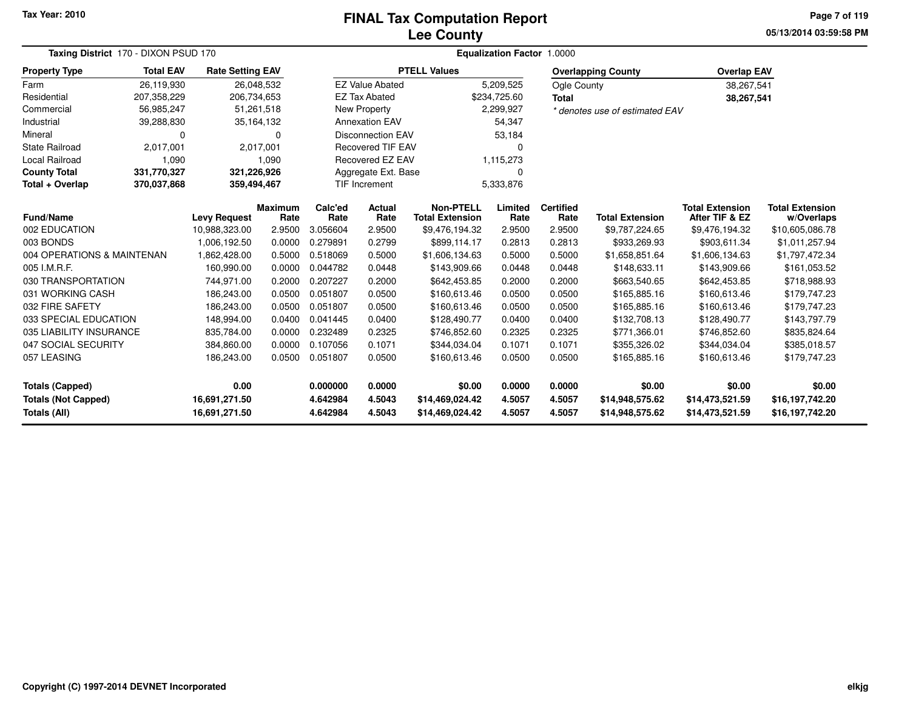# FINAL Tax Computation Report
## Lee County

Tax Year: 2010

**Taxing District** 170 - DIXON PSUD 170 **Equalization Factor** 1.0000

| Property Type | Total EAV | Rate Setting EAV |
|---|---|---|
| Farm | 26,119,930 | 26,048,532 |
| Residential | 207,358,229 | 206,734,653 |
| Commercial | 56,985,247 | 51,261,518 |
| Industrial | 39,288,830 | 35,164,132 |
| Mineral | 0 | 0 |
| State Railroad | 2,017,001 | 2,017,001 |
| Local Railroad | 1,090 | 1,090 |
| **County Total** | **331,770,327** | **321,226,926** |
| **Total + Overlap** | **370,037,868** | **359,494,467** |

| PTELL Values | |
|---|---|
| EZ Value Abated | 5,209,525 |
| EZ Tax Abated | $234,725.60 |
| New Property | 2,299,927 |
| Annexation EAV | 54,347 |
| Disconnection EAV | 53,184 |
| Recovered TIF EAV | 0 |
| Recovered EZ EAV | 1,115,273 |
| Aggregate Ext. Base | 0 |
| TIF Increment | 5,333,876 |

| Overlapping County | Overlap EAV |
|---|---|
| Ogle County | 38,267,541 |
| **Total** | **38,267,541** |

* denotes use of estimated EAV

| Fund/Name | Levy Request | Maximum Rate | Calc'ed Rate | Actual Rate | Non-PTELL Total Extension | Limited Rate | Certified Rate | Total Extension | Total Extension After TIF & EZ | Total Extension w/Overlaps |
|---|---|---|---|---|---|---|---|---|---|---|
| 002 EDUCATION | 10,988,323.00 | 2.9500 | 3.056604 | 2.9500 | $9,476,194.32 | 2.9500 | 2.9500 | $9,787,224.65 | $9,476,194.32 | $10,605,086.78 |
| 003 BONDS | 1,006,192.50 | 0.0000 | 0.279891 | 0.2799 | $899,114.17 | 0.2813 | 0.2813 | $933,269.93 | $903,611.34 | $1,011,257.94 |
| 004 OPERATIONS & MAINTENAN | 1,862,428.00 | 0.5000 | 0.518069 | 0.5000 | $1,606,134.63 | 0.5000 | 0.5000 | $1,658,851.64 | $1,606,134.63 | $1,797,472.34 |
| 005 I.M.R.F. | 160,990.00 | 0.0000 | 0.044782 | 0.0448 | $143,909.66 | 0.0448 | 0.0448 | $148,633.11 | $143,909.66 | $161,053.52 |
| 030 TRANSPORTATION | 744,971.00 | 0.2000 | 0.207227 | 0.2000 | $642,453.85 | 0.2000 | 0.2000 | $663,540.65 | $642,453.85 | $718,988.93 |
| 031 WORKING CASH | 186,243.00 | 0.0500 | 0.051807 | 0.0500 | $160,613.46 | 0.0500 | 0.0500 | $165,885.16 | $160,613.46 | $179,747.23 |
| 032 FIRE SAFETY | 186,243.00 | 0.0500 | 0.051807 | 0.0500 | $160,613.46 | 0.0500 | 0.0500 | $165,885.16 | $160,613.46 | $179,747.23 |
| 033 SPECIAL EDUCATION | 148,994.00 | 0.0400 | 0.041445 | 0.0400 | $128,490.77 | 0.0400 | 0.0400 | $132,708.13 | $128,490.77 | $143,797.79 |
| 035 LIABILITY INSURANCE | 835,784.00 | 0.0000 | 0.232489 | 0.2325 | $746,852.60 | 0.2325 | 0.2325 | $771,366.01 | $746,852.60 | $835,824.64 |
| 047 SOCIAL SECURITY | 384,860.00 | 0.0000 | 0.107056 | 0.1071 | $344,034.04 | 0.1071 | 0.1071 | $355,326.02 | $344,034.04 | $385,018.57 |
| 057 LEASING | 186,243.00 | 0.0500 | 0.051807 | 0.0500 | $160,613.46 | 0.0500 | 0.0500 | $165,885.16 | $160,613.46 | $179,747.23 |
| **Totals (Capped)** | **0.00** | | **0.000000** | **0.0000** | **$0.00** | **0.0000** | **0.0000** | **$0.00** | **$0.00** | **$0.00** |
| **Totals (Not Capped)** | **16,691,271.50** | | **4.642984** | **4.5043** | **$14,469,024.42** | **4.5057** | **4.5057** | **$14,948,575.62** | **$14,473,521.59** | **$16,197,742.20** |
| **Totals (All)** | **16,691,271.50** | | **4.642984** | **4.5043** | **$14,469,024.42** | **4.5057** | **4.5057** | **$14,948,575.62** | **$14,473,521.59** | **$16,197,742.20** |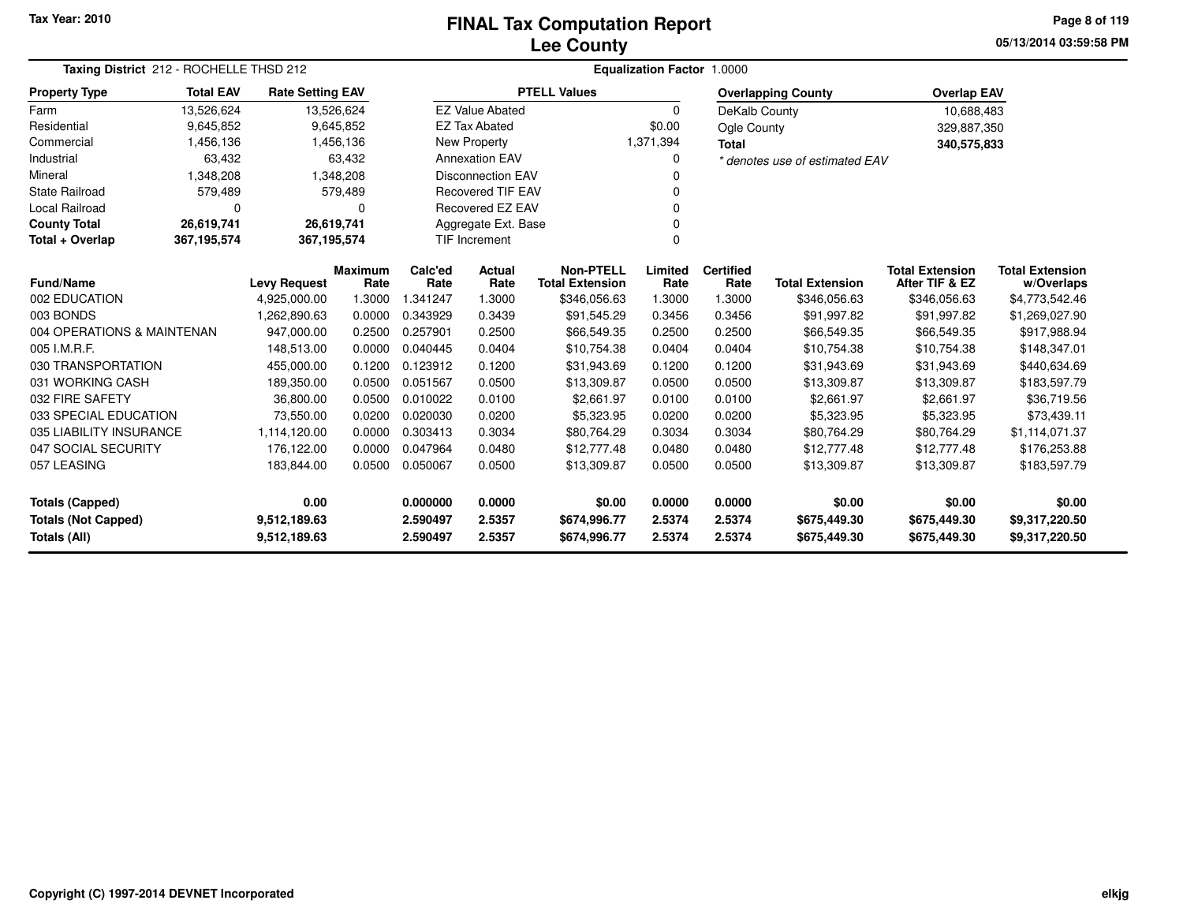Tax Year: 2010

# FINAL Tax Computation Report
## Lee County

05/13/2014 03:59:58 PM

**Taxing District** 212 - ROCHELLE THSD 212

**Equalization Factor** 1.0000

| Property Type | Total EAV | Rate Setting EAV |
|---|---|---|
| Farm | 13,526,624 | 13,526,624 |
| Residential | 9,645,852 | 9,645,852 |
| Commercial | 1,456,136 | 1,456,136 |
| Industrial | 63,432 | 63,432 |
| Mineral | 1,348,208 | 1,348,208 |
| State Railroad | 579,489 | 579,489 |
| Local Railroad | 0 | 0 |
| **County Total** | **26,619,741** | **26,619,741** |
| **Total + Overlap** | **367,195,574** | **367,195,574** |

| PTELL Values | |
|---|---|
| EZ Value Abated | 0 |
| EZ Tax Abated | $0.00 |
| New Property | 1,371,394 |
| Annexation EAV | 0 |
| Disconnection EAV | 0 |
| Recovered TIF EAV | 0 |
| Recovered EZ EAV | 0 |
| Aggregate Ext. Base | 0 |
| TIF Increment | 0 |

| Overlapping County | Overlap EAV |
|---|---|
| DeKalb County | 10,688,483 |
| Ogle County | 329,887,350 |
| **Total** | **340,575,833** |

* denotes use of estimated EAV

| Fund/Name | Levy Request | Maximum Rate | Calc'ed Rate | Actual Rate | Non-PTELL Total Extension | Limited Rate | Certified Rate | Total Extension | Total Extension After TIF & EZ | Total Extension w/Overlaps |
|---|---|---|---|---|---|---|---|---|---|---|
| 002 EDUCATION | 4,925,000.00 | 1.3000 | 1.341247 | 1.3000 | $346,056.63 | 1.3000 | 1.3000 | $346,056.63 | $346,056.63 | $4,773,542.46 |
| 003 BONDS | 1,262,890.63 | 0.0000 | 0.343929 | 0.3439 | $91,545.29 | 0.3456 | 0.3456 | $91,997.82 | $91,997.82 | $1,269,027.90 |
| 004 OPERATIONS & MAINTENAN | 947,000.00 | 0.2500 | 0.257901 | 0.2500 | $66,549.35 | 0.2500 | 0.2500 | $66,549.35 | $66,549.35 | $917,988.94 |
| 005 I.M.R.F. | 148,513.00 | 0.0000 | 0.040445 | 0.0404 | $10,754.38 | 0.0404 | 0.0404 | $10,754.38 | $10,754.38 | $148,347.01 |
| 030 TRANSPORTATION | 455,000.00 | 0.1200 | 0.123912 | 0.1200 | $31,943.69 | 0.1200 | 0.1200 | $31,943.69 | $31,943.69 | $440,634.69 |
| 031 WORKING CASH | 189,350.00 | 0.0500 | 0.051567 | 0.0500 | $13,309.87 | 0.0500 | 0.0500 | $13,309.87 | $13,309.87 | $183,597.79 |
| 032 FIRE SAFETY | 36,800.00 | 0.0500 | 0.010022 | 0.0100 | $2,661.97 | 0.0100 | 0.0100 | $2,661.97 | $2,661.97 | $36,719.56 |
| 033 SPECIAL EDUCATION | 73,550.00 | 0.0200 | 0.020030 | 0.0200 | $5,323.95 | 0.0200 | 0.0200 | $5,323.95 | $5,323.95 | $73,439.11 |
| 035 LIABILITY INSURANCE | 1,114,120.00 | 0.0000 | 0.303413 | 0.3034 | $80,764.29 | 0.3034 | 0.3034 | $80,764.29 | $80,764.29 | $1,114,071.37 |
| 047 SOCIAL SECURITY | 176,122.00 | 0.0000 | 0.047964 | 0.0480 | $12,777.48 | 0.0480 | 0.0480 | $12,777.48 | $12,777.48 | $176,253.88 |
| 057 LEASING | 183,844.00 | 0.0500 | 0.050067 | 0.0500 | $13,309.87 | 0.0500 | 0.0500 | $13,309.87 | $13,309.87 | $183,597.79 |
| **Totals (Capped)** | **0.00** | | **0.000000** | **0.0000** | **$0.00** | **0.0000** | **0.0000** | **$0.00** | **$0.00** | **$0.00** |
| **Totals (Not Capped)** | **9,512,189.63** | | **2.590497** | **2.5357** | **$674,996.77** | **2.5374** | **2.5374** | **$675,449.30** | **$675,449.30** | **$9,317,220.50** |
| **Totals (All)** | **9,512,189.63** | | **2.590497** | **2.5357** | **$674,996.77** | **2.5374** | **2.5374** | **$675,449.30** | **$675,449.30** | **$9,317,220.50** |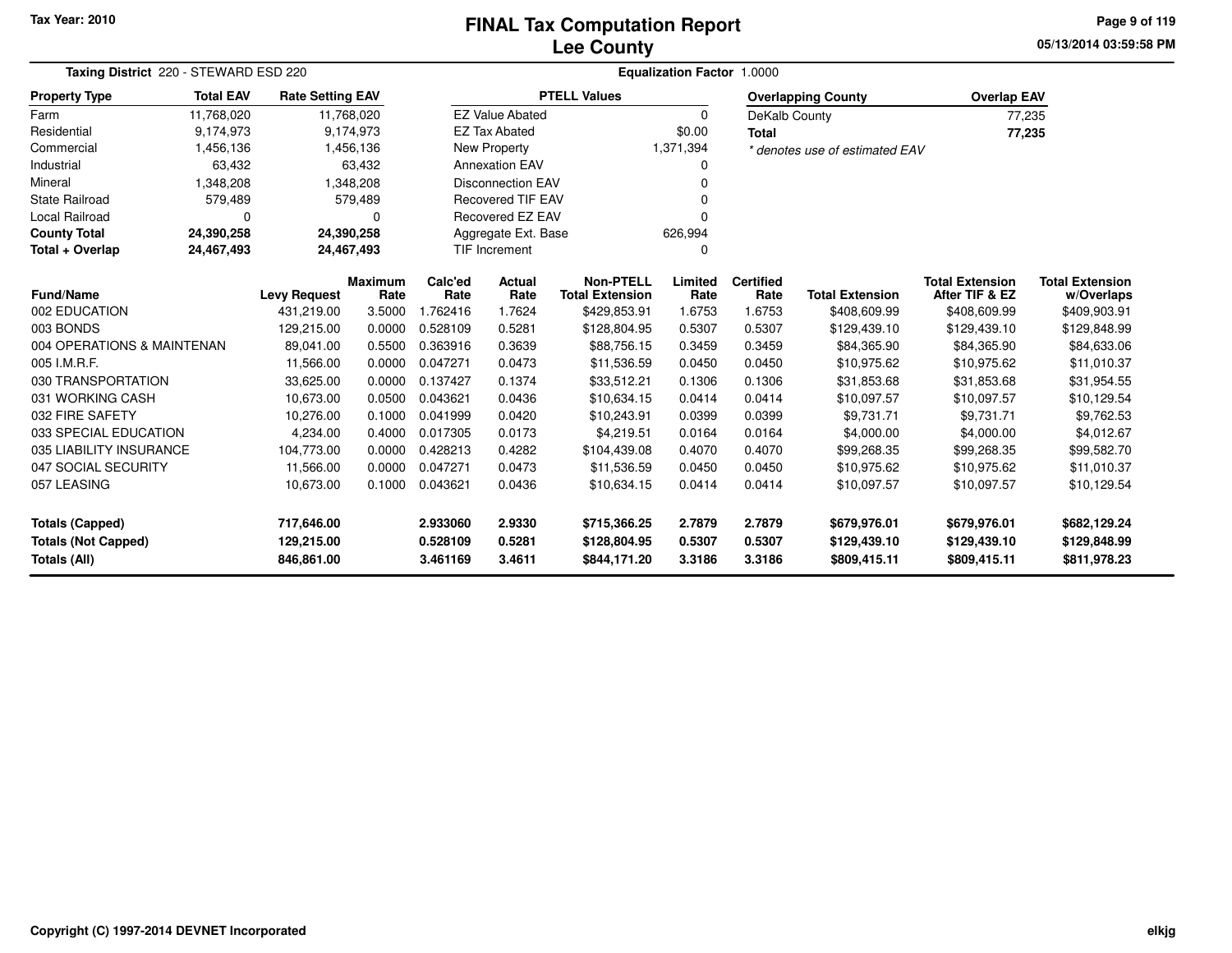Tax Year: 2010

# FINAL Tax Computation Report
## Lee County

05/13/2014 03:59:58 PM

**Taxing District** 220 - STEWARD ESD 220

**Equalization Factor** 1.0000

| Property Type | Total EAV | Rate Setting EAV |
|---|---|---|
| Farm | 11,768,020 | 11,768,020 |
| Residential | 9,174,973 | 9,174,973 |
| Commercial | 1,456,136 | 1,456,136 |
| Industrial | 63,432 | 63,432 |
| Mineral | 1,348,208 | 1,348,208 |
| State Railroad | 579,489 | 579,489 |
| Local Railroad | 0 | 0 |
| **County Total** | **24,390,258** | **24,390,258** |
| **Total + Overlap** | **24,467,493** | **24,467,493** |

| PTELL Values | |
|---|---|
| EZ Value Abated | 0 |
| EZ Tax Abated | $0.00 |
| New Property | 1,371,394 |
| Annexation EAV | 0 |
| Disconnection EAV | 0 |
| Recovered TIF EAV | 0 |
| Recovered EZ EAV | 0 |
| Aggregate Ext. Base | 626,994 |
| TIF Increment | 0 |

| Overlapping County | Overlap EAV |
|---|---|
| DeKalb County | 77,235 |
| **Total** | **77,235** |

*\* denotes use of estimated EAV*

| Fund/Name | Levy Request | Maximum Rate | Calc'ed Rate | Actual Rate | Non-PTELL Total Extension | Limited Rate | Certified Rate | Total Extension | Total Extension After TIF & EZ | Total Extension w/Overlaps |
|---|---|---|---|---|---|---|---|---|---|---|
| 002 EDUCATION | 431,219.00 | 3.5000 | 1.762416 | 1.7624 | $429,853.91 | 1.6753 | 1.6753 | $408,609.99 | $408,609.99 | $409,903.91 |
| 003 BONDS | 129,215.00 | 0.0000 | 0.528109 | 0.5281 | $128,804.95 | 0.5307 | 0.5307 | $129,439.10 | $129,439.10 | $129,848.99 |
| 004 OPERATIONS & MAINTENAN | 89,041.00 | 0.5500 | 0.363916 | 0.3639 | $88,756.15 | 0.3459 | 0.3459 | $84,365.90 | $84,365.90 | $84,633.06 |
| 005 I.M.R.F. | 11,566.00 | 0.0000 | 0.047271 | 0.0473 | $11,536.59 | 0.0450 | 0.0450 | $10,975.62 | $10,975.62 | $11,010.37 |
| 030 TRANSPORTATION | 33,625.00 | 0.0000 | 0.137427 | 0.1374 | $33,512.21 | 0.1306 | 0.1306 | $31,853.68 | $31,853.68 | $31,954.55 |
| 031 WORKING CASH | 10,673.00 | 0.0500 | 0.043621 | 0.0436 | $10,634.15 | 0.0414 | 0.0414 | $10,097.57 | $10,097.57 | $10,129.54 |
| 032 FIRE SAFETY | 10,276.00 | 0.1000 | 0.041999 | 0.0420 | $10,243.91 | 0.0399 | 0.0399 | $9,731.71 | $9,731.71 | $9,762.53 |
| 033 SPECIAL EDUCATION | 4,234.00 | 0.4000 | 0.017305 | 0.0173 | $4,219.51 | 0.0164 | 0.0164 | $4,000.00 | $4,000.00 | $4,012.67 |
| 035 LIABILITY INSURANCE | 104,773.00 | 0.0000 | 0.428213 | 0.4282 | $104,439.08 | 0.4070 | 0.4070 | $99,268.35 | $99,268.35 | $99,582.70 |
| 047 SOCIAL SECURITY | 11,566.00 | 0.0000 | 0.047271 | 0.0473 | $11,536.59 | 0.0450 | 0.0450 | $10,975.62 | $10,975.62 | $11,010.37 |
| 057 LEASING | 10,673.00 | 0.1000 | 0.043621 | 0.0436 | $10,634.15 | 0.0414 | 0.0414 | $10,097.57 | $10,097.57 | $10,129.54 |
| **Totals (Capped)** | **717,646.00** | | **2.933060** | **2.9330** | **$715,366.25** | **2.7879** | **2.7879** | **$679,976.01** | **$679,976.01** | **$682,129.24** |
| **Totals (Not Capped)** | **129,215.00** | | **0.528109** | **0.5281** | **$128,804.95** | **0.5307** | **0.5307** | **$129,439.10** | **$129,439.10** | **$129,848.99** |
| **Totals (All)** | **846,861.00** | | **3.461169** | **3.4611** | **$844,171.20** | **3.3186** | **3.3186** | **$809,415.11** | **$809,415.11** | **$811,978.23** |

Copyright (C) 1997-2014 DEVNET Incorporated

elkjg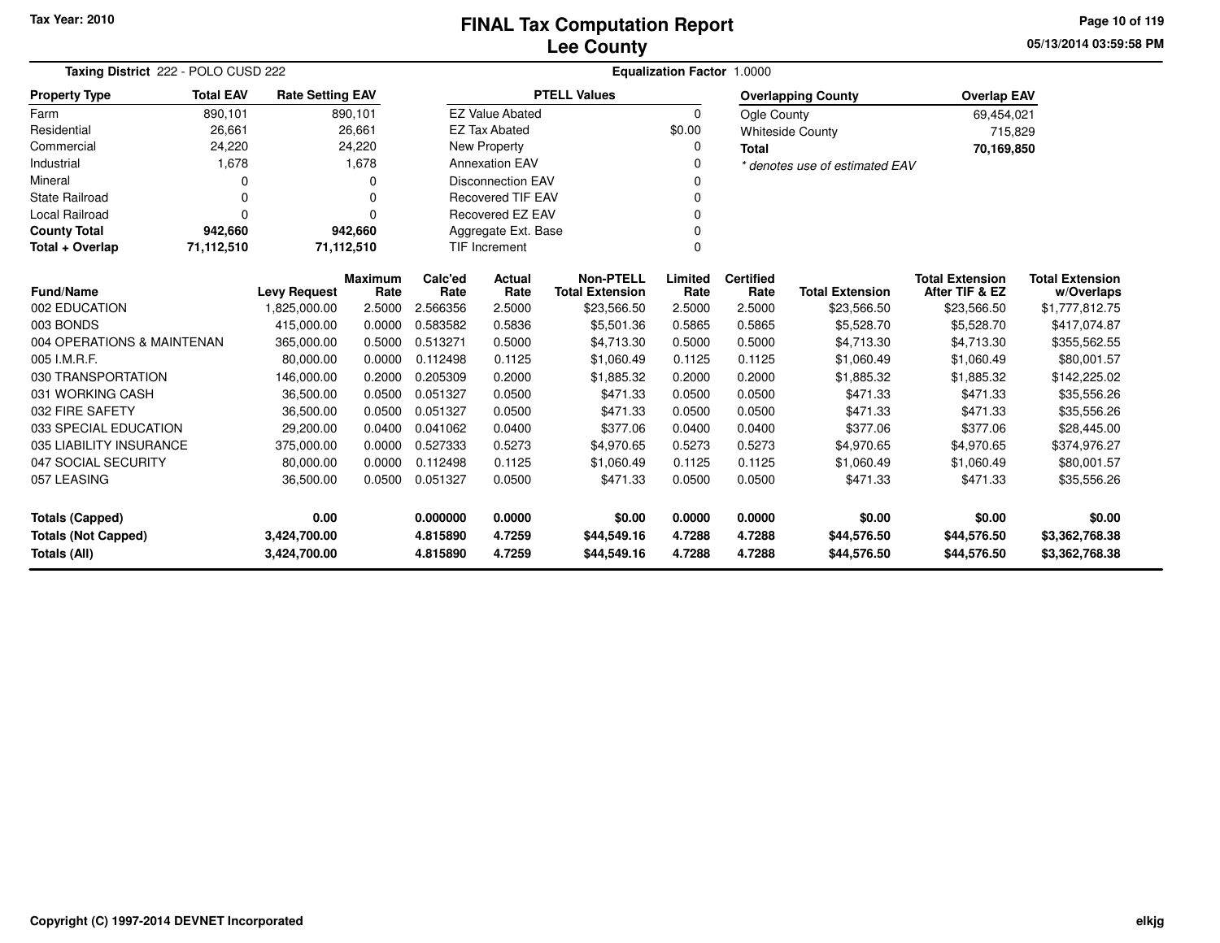Tax Year: 2010

# FINAL Tax Computation Report
## Lee County

05/13/2014 03:59:58 PM

**Taxing District** 222 - POLO CUSD 222 **Equalization Factor** 1.0000

| Property Type | Total EAV | Rate Setting EAV |
|---|---|---|
| Farm | 890,101 | 890,101 |
| Residential | 26,661 | 26,661 |
| Commercial | 24,220 | 24,220 |
| Industrial | 1,678 | 1,678 |
| Mineral | 0 | 0 |
| State Railroad | 0 | 0 |
| Local Railroad | 0 | 0 |
| **County Total** | **942,660** | **942,660** |
| **Total + Overlap** | **71,112,510** | **71,112,510** |

| PTELL Values | |
|---|---|
| EZ Value Abated | 0 |
| EZ Tax Abated | $0.00 |
| New Property | 0 |
| Annexation EAV | 0 |
| Disconnection EAV | 0 |
| Recovered TIF EAV | 0 |
| Recovered EZ EAV | 0 |
| Aggregate Ext. Base | 0 |
| TIF Increment | 0 |

| Overlapping County | Overlap EAV |
|---|---|
| Ogle County | 69,454,021 |
| Whiteside County | 715,829 |
| **Total** | **70,169,850** |

*\* denotes use of estimated EAV*

| Fund/Name | Levy Request | Maximum Rate | Calc'ed Rate | Actual Rate | Non-PTELL Total Extension | Limited Rate | Certified Rate | Total Extension | Total Extension After TIF & EZ | Total Extension w/Overlaps |
|---|---|---|---|---|---|---|---|---|---|---|
| 002 EDUCATION | 1,825,000.00 | 2.5000 | 2.566356 | 2.5000 | $23,566.50 | 2.5000 | 2.5000 | $23,566.50 | $23,566.50 | $1,777,812.75 |
| 003 BONDS | 415,000.00 | 0.0000 | 0.583582 | 0.5836 | $5,501.36 | 0.5865 | 0.5865 | $5,528.70 | $5,528.70 | $417,074.87 |
| 004 OPERATIONS & MAINTENAN | 365,000.00 | 0.5000 | 0.513271 | 0.5000 | $4,713.30 | 0.5000 | 0.5000 | $4,713.30 | $4,713.30 | $355,562.55 |
| 005 I.M.R.F. | 80,000.00 | 0.0000 | 0.112498 | 0.1125 | $1,060.49 | 0.1125 | 0.1125 | $1,060.49 | $1,060.49 | $80,001.57 |
| 030 TRANSPORTATION | 146,000.00 | 0.2000 | 0.205309 | 0.2000 | $1,885.32 | 0.2000 | 0.2000 | $1,885.32 | $1,885.32 | $142,225.02 |
| 031 WORKING CASH | 36,500.00 | 0.0500 | 0.051327 | 0.0500 | $471.33 | 0.0500 | 0.0500 | $471.33 | $471.33 | $35,556.26 |
| 032 FIRE SAFETY | 36,500.00 | 0.0500 | 0.051327 | 0.0500 | $471.33 | 0.0500 | 0.0500 | $471.33 | $471.33 | $35,556.26 |
| 033 SPECIAL EDUCATION | 29,200.00 | 0.0400 | 0.041062 | 0.0400 | $377.06 | 0.0400 | 0.0400 | $377.06 | $377.06 | $28,445.00 |
| 035 LIABILITY INSURANCE | 375,000.00 | 0.0000 | 0.527333 | 0.5273 | $4,970.65 | 0.5273 | 0.5273 | $4,970.65 | $4,970.65 | $374,976.27 |
| 047 SOCIAL SECURITY | 80,000.00 | 0.0000 | 0.112498 | 0.1125 | $1,060.49 | 0.1125 | 0.1125 | $1,060.49 | $1,060.49 | $80,001.57 |
| 057 LEASING | 36,500.00 | 0.0500 | 0.051327 | 0.0500 | $471.33 | 0.0500 | 0.0500 | $471.33 | $471.33 | $35,556.26 |
| **Totals (Capped)** | **0.00** | | **0.000000** | **0.0000** | **$0.00** | **0.0000** | **0.0000** | **$0.00** | **$0.00** | **$0.00** |
| **Totals (Not Capped)** | **3,424,700.00** | | **4.815890** | **4.7259** | **$44,549.16** | **4.7288** | **4.7288** | **$44,576.50** | **$44,576.50** | **$3,362,768.38** |
| **Totals (All)** | **3,424,700.00** | | **4.815890** | **4.7259** | **$44,549.16** | **4.7288** | **4.7288** | **$44,576.50** | **$44,576.50** | **$3,362,768.38** |

Copyright (C) 1997-2014 DEVNET Incorporated elkjg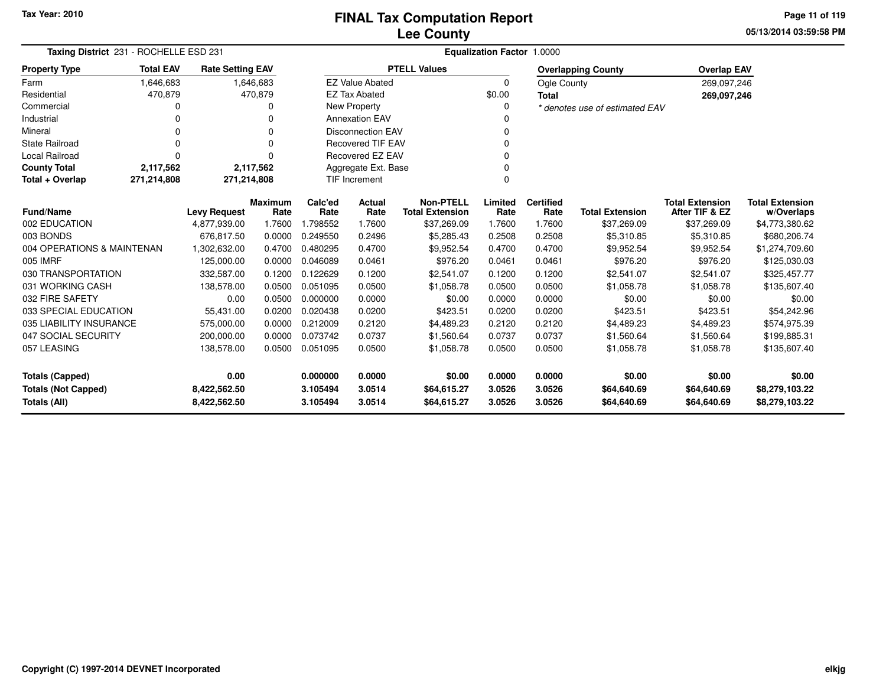Tax Year: 2010

# FINAL Tax Computation Report
## Lee County

05/13/2014 03:59:58 PM

**Taxing District** 231 - ROCHELLE ESD 231

**Equalization Factor** 1.0000

| Property Type | Total EAV | Rate Setting EAV |
|---|---|---|
| Farm | 1,646,683 | 1,646,683 |
| Residential | 470,879 | 470,879 |
| Commercial | 0 | 0 |
| Industrial | 0 | 0 |
| Mineral | 0 | 0 |
| State Railroad | 0 | 0 |
| Local Railroad | 0 | 0 |
| **County Total** | **2,117,562** | **2,117,562** |
| **Total + Overlap** | **271,214,808** | **271,214,808** |

| PTELL Values | |
|---|---|
| EZ Value Abated | 0 |
| EZ Tax Abated | $0.00 |
| New Property | 0 |
| Annexation EAV | 0 |
| Disconnection EAV | 0 |
| Recovered TIF EAV | 0 |
| Recovered EZ EAV | 0 |
| Aggregate Ext. Base | 0 |
| TIF Increment | 0 |

| Overlapping County | Overlap EAV |
|---|---|
| Ogle County | 269,097,246 |
| **Total** | **269,097,246** |

*\* denotes use of estimated EAV*

| Fund/Name | Levy Request | Maximum Rate | Calc'ed Rate | Actual Rate | Non-PTELL Total Extension | Limited Rate | Certified Rate | Total Extension | Total Extension After TIF & EZ | Total Extension w/Overlaps |
|---|---|---|---|---|---|---|---|---|---|---|
| 002 EDUCATION | 4,877,939.00 | 1.7600 | 1.798552 | 1.7600 | $37,269.09 | 1.7600 | 1.7600 | $37,269.09 | $37,269.09 | $4,773,380.62 |
| 003 BONDS | 676,817.50 | 0.0000 | 0.249550 | 0.2496 | $5,285.43 | 0.2508 | 0.2508 | $5,310.85 | $5,310.85 | $680,206.74 |
| 004 OPERATIONS & MAINTENAN | 1,302,632.00 | 0.4700 | 0.480295 | 0.4700 | $9,952.54 | 0.4700 | 0.4700 | $9,952.54 | $9,952.54 | $1,274,709.60 |
| 005 IMRF | 125,000.00 | 0.0000 | 0.046089 | 0.0461 | $976.20 | 0.0461 | 0.0461 | $976.20 | $976.20 | $125,030.03 |
| 030 TRANSPORTATION | 332,587.00 | 0.1200 | 0.122629 | 0.1200 | $2,541.07 | 0.1200 | 0.1200 | $2,541.07 | $2,541.07 | $325,457.77 |
| 031 WORKING CASH | 138,578.00 | 0.0500 | 0.051095 | 0.0500 | $1,058.78 | 0.0500 | 0.0500 | $1,058.78 | $1,058.78 | $135,607.40 |
| 032 FIRE SAFETY | 0.00 | 0.0500 | 0.000000 | 0.0000 | $0.00 | 0.0000 | 0.0000 | $0.00 | $0.00 | $0.00 |
| 033 SPECIAL EDUCATION | 55,431.00 | 0.0200 | 0.020438 | 0.0200 | $423.51 | 0.0200 | 0.0200 | $423.51 | $423.51 | $54,242.96 |
| 035 LIABILITY INSURANCE | 575,000.00 | 0.0000 | 0.212009 | 0.2120 | $4,489.23 | 0.2120 | 0.2120 | $4,489.23 | $4,489.23 | $574,975.39 |
| 047 SOCIAL SECURITY | 200,000.00 | 0.0000 | 0.073742 | 0.0737 | $1,560.64 | 0.0737 | 0.0737 | $1,560.64 | $1,560.64 | $199,885.31 |
| 057 LEASING | 138,578.00 | 0.0500 | 0.051095 | 0.0500 | $1,058.78 | 0.0500 | 0.0500 | $1,058.78 | $1,058.78 | $135,607.40 |
| **Totals (Capped)** | **0.00** | | **0.000000** | **0.0000** | **$0.00** | **0.0000** | **0.0000** | **$0.00** | **$0.00** | **$0.00** |
| **Totals (Not Capped)** | **8,422,562.50** | | **3.105494** | **3.0514** | **$64,615.27** | **3.0526** | **3.0526** | **$64,640.69** | **$64,640.69** | **$8,279,103.22** |
| **Totals (All)** | **8,422,562.50** | | **3.105494** | **3.0514** | **$64,615.27** | **3.0526** | **3.0526** | **$64,640.69** | **$64,640.69** | **$8,279,103.22** |

Copyright (C) 1997-2014 DEVNET Incorporated

elkjg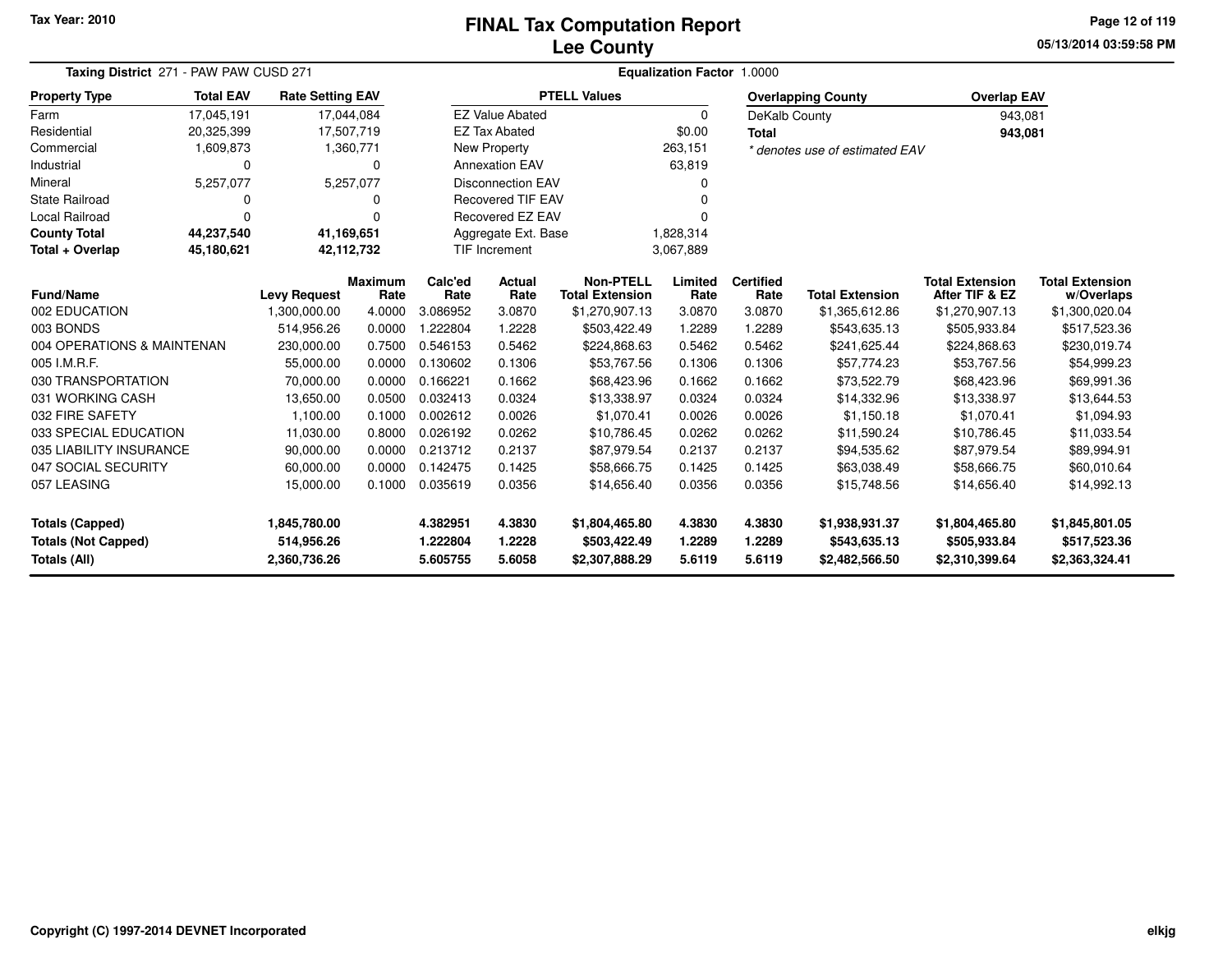Tax Year: 2010

# FINAL Tax Computation Report
## Lee County

05/13/2014 03:59:58 PM

**Taxing District** 271 - PAW PAW CUSD 271

**Equalization Factor** 1.0000

| Property Type | Total EAV | Rate Setting EAV |
|---|---|---|
| Farm | 17,045,191 | 17,044,084 |
| Residential | 20,325,399 | 17,507,719 |
| Commercial | 1,609,873 | 1,360,771 |
| Industrial | 0 | 0 |
| Mineral | 5,257,077 | 5,257,077 |
| State Railroad | 0 | 0 |
| Local Railroad | 0 | 0 |
| **County Total** | **44,237,540** | **41,169,651** |
| **Total + Overlap** | **45,180,621** | **42,112,732** |

| PTELL Values | |
|---|---|
| EZ Value Abated | 0 |
| EZ Tax Abated | $0.00 |
| New Property | 263,151 |
| Annexation EAV | 63,819 |
| Disconnection EAV | 0 |
| Recovered TIF EAV | 0 |
| Recovered EZ EAV | 0 |
| Aggregate Ext. Base | 1,828,314 |
| TIF Increment | 3,067,889 |

| Overlapping County | Overlap EAV |
|---|---|
| DeKalb County | 943,081 |
| **Total** | **943,081** |

*\* denotes use of estimated EAV*

| Fund/Name | Levy Request | Maximum Rate | Calc'ed Rate | Actual Rate | Non-PTELL Total Extension | Limited Rate | Certified Rate | Total Extension | Total Extension After TIF & EZ | Total Extension w/Overlaps |
|---|---|---|---|---|---|---|---|---|---|---|
| 002 EDUCATION | 1,300,000.00 | 4.0000 | 3.086952 | 3.0870 | $1,270,907.13 | 3.0870 | 3.0870 | $1,365,612.86 | $1,270,907.13 | $1,300,020.04 |
| 003 BONDS | 514,956.26 | 0.0000 | 1.222804 | 1.2228 | $503,422.49 | 1.2289 | 1.2289 | $543,635.13 | $505,933.84 | $517,523.36 |
| 004 OPERATIONS & MAINTENAN | 230,000.00 | 0.7500 | 0.546153 | 0.5462 | $224,868.63 | 0.5462 | 0.5462 | $241,625.44 | $224,868.63 | $230,019.74 |
| 005 I.M.R.F. | 55,000.00 | 0.0000 | 0.130602 | 0.1306 | $53,767.56 | 0.1306 | 0.1306 | $57,774.23 | $53,767.56 | $54,999.23 |
| 030 TRANSPORTATION | 70,000.00 | 0.0000 | 0.166221 | 0.1662 | $68,423.96 | 0.1662 | 0.1662 | $73,522.79 | $68,423.96 | $69,991.36 |
| 031 WORKING CASH | 13,650.00 | 0.0500 | 0.032413 | 0.0324 | $13,338.97 | 0.0324 | 0.0324 | $14,332.96 | $13,338.97 | $13,644.53 |
| 032 FIRE SAFETY | 1,100.00 | 0.1000 | 0.002612 | 0.0026 | $1,070.41 | 0.0026 | 0.0026 | $1,150.18 | $1,070.41 | $1,094.93 |
| 033 SPECIAL EDUCATION | 11,030.00 | 0.8000 | 0.026192 | 0.0262 | $10,786.45 | 0.0262 | 0.0262 | $11,590.24 | $10,786.45 | $11,033.54 |
| 035 LIABILITY INSURANCE | 90,000.00 | 0.0000 | 0.213712 | 0.2137 | $87,979.54 | 0.2137 | 0.2137 | $94,535.62 | $87,979.54 | $89,994.91 |
| 047 SOCIAL SECURITY | 60,000.00 | 0.0000 | 0.142475 | 0.1425 | $58,666.75 | 0.1425 | 0.1425 | $63,038.49 | $58,666.75 | $60,010.64 |
| 057 LEASING | 15,000.00 | 0.1000 | 0.035619 | 0.0356 | $14,656.40 | 0.0356 | 0.0356 | $15,748.56 | $14,656.40 | $14,992.13 |
| **Totals (Capped)** | **1,845,780.00** | | **4.382951** | **4.3830** | **$1,804,465.80** | **4.3830** | **4.3830** | **$1,938,931.37** | **$1,804,465.80** | **$1,845,801.05** |
| **Totals (Not Capped)** | **514,956.26** | | **1.222804** | **1.2228** | **$503,422.49** | **1.2289** | **1.2289** | **$543,635.13** | **$505,933.84** | **$517,523.36** |
| **Totals (All)** | **2,360,736.26** | | **5.605755** | **5.6058** | **$2,307,888.29** | **5.6119** | **5.6119** | **$2,482,566.50** | **$2,310,399.64** | **$2,363,324.41** |

Copyright (C) 1997-2014 DEVNET Incorporated

elkjg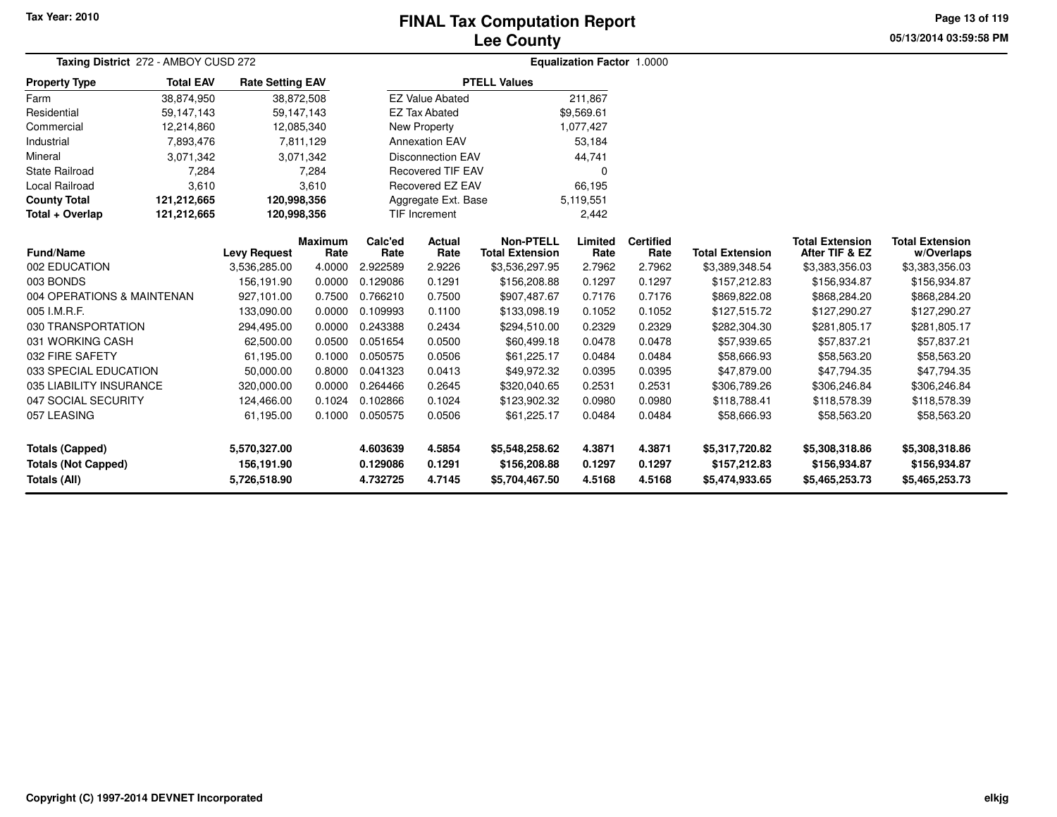Tax Year: 2010

# FINAL Tax Computation Report
## Lee County

05/13/2014 03:59:58 PM

**Taxing District** 272 - AMBOY CUSD 272 **Equalization Factor** 1.0000

| Property Type | Total EAV | Rate Setting EAV |
|---|---|---|
| Farm | 38,874,950 | 38,872,508 |
| Residential | 59,147,143 | 59,147,143 |
| Commercial | 12,214,860 | 12,085,340 |
| Industrial | 7,893,476 | 7,811,129 |
| Mineral | 3,071,342 | 3,071,342 |
| State Railroad | 7,284 | 7,284 |
| Local Railroad | 3,610 | 3,610 |
| **County Total** | **121,212,665** | **120,998,356** |
| **Total + Overlap** | **121,212,665** | **120,998,356** |

| PTELL Values | |
|---|---|
| EZ Value Abated | 211,867 |
| EZ Tax Abated | $9,569.61 |
| New Property | 1,077,427 |
| Annexation EAV | 53,184 |
| Disconnection EAV | 44,741 |
| Recovered TIF EAV | 0 |
| Recovered EZ EAV | 66,195 |
| Aggregate Ext. Base | 5,119,551 |
| TIF Increment | 2,442 |

| Fund/Name | Levy Request | Maximum Rate | Calc'ed Rate | Actual Rate | Non-PTELL Total Extension | Limited Rate | Certified Rate | Total Extension | Total Extension After TIF & EZ | Total Extension w/Overlaps |
|---|---|---|---|---|---|---|---|---|---|---|
| 002 EDUCATION | 3,536,285.00 | 4.0000 | 2.922589 | 2.9226 | $3,536,297.95 | 2.7962 | 2.7962 | $3,389,348.54 | $3,383,356.03 | $3,383,356.03 |
| 003 BONDS | 156,191.90 | 0.0000 | 0.129086 | 0.1291 | $156,208.88 | 0.1297 | 0.1297 | $157,212.83 | $156,934.87 | $156,934.87 |
| 004 OPERATIONS & MAINTENAN | 927,101.00 | 0.7500 | 0.766210 | 0.7500 | $907,487.67 | 0.7176 | 0.7176 | $869,822.08 | $868,284.20 | $868,284.20 |
| 005 I.M.R.F. | 133,090.00 | 0.0000 | 0.109993 | 0.1100 | $133,098.19 | 0.1052 | 0.1052 | $127,515.72 | $127,290.27 | $127,290.27 |
| 030 TRANSPORTATION | 294,495.00 | 0.0000 | 0.243388 | 0.2434 | $294,510.00 | 0.2329 | 0.2329 | $282,304.30 | $281,805.17 | $281,805.17 |
| 031 WORKING CASH | 62,500.00 | 0.0500 | 0.051654 | 0.0500 | $60,499.18 | 0.0478 | 0.0478 | $57,939.65 | $57,837.21 | $57,837.21 |
| 032 FIRE SAFETY | 61,195.00 | 0.1000 | 0.050575 | 0.0506 | $61,225.17 | 0.0484 | 0.0484 | $58,666.93 | $58,563.20 | $58,563.20 |
| 033 SPECIAL EDUCATION | 50,000.00 | 0.8000 | 0.041323 | 0.0413 | $49,972.32 | 0.0395 | 0.0395 | $47,879.00 | $47,794.35 | $47,794.35 |
| 035 LIABILITY INSURANCE | 320,000.00 | 0.0000 | 0.264466 | 0.2645 | $320,040.65 | 0.2531 | 0.2531 | $306,789.26 | $306,246.84 | $306,246.84 |
| 047 SOCIAL SECURITY | 124,466.00 | 0.1024 | 0.102866 | 0.1024 | $123,902.32 | 0.0980 | 0.0980 | $118,788.41 | $118,578.39 | $118,578.39 |
| 057 LEASING | 61,195.00 | 0.1000 | 0.050575 | 0.0506 | $61,225.17 | 0.0484 | 0.0484 | $58,666.93 | $58,563.20 | $58,563.20 |
| **Totals (Capped)** | **5,570,327.00** | | **4.603639** | **4.5854** | **$5,548,258.62** | **4.3871** | **4.3871** | **$5,317,720.82** | **$5,308,318.86** | **$5,308,318.86** |
| **Totals (Not Capped)** | **156,191.90** | | **0.129086** | **0.1291** | **$156,208.88** | **0.1297** | **0.1297** | **$157,212.83** | **$156,934.87** | **$156,934.87** |
| **Totals (All)** | **5,726,518.90** | | **4.732725** | **4.7145** | **$5,704,467.50** | **4.5168** | **4.5168** | **$5,474,933.65** | **$5,465,253.73** | **$5,465,253.73** |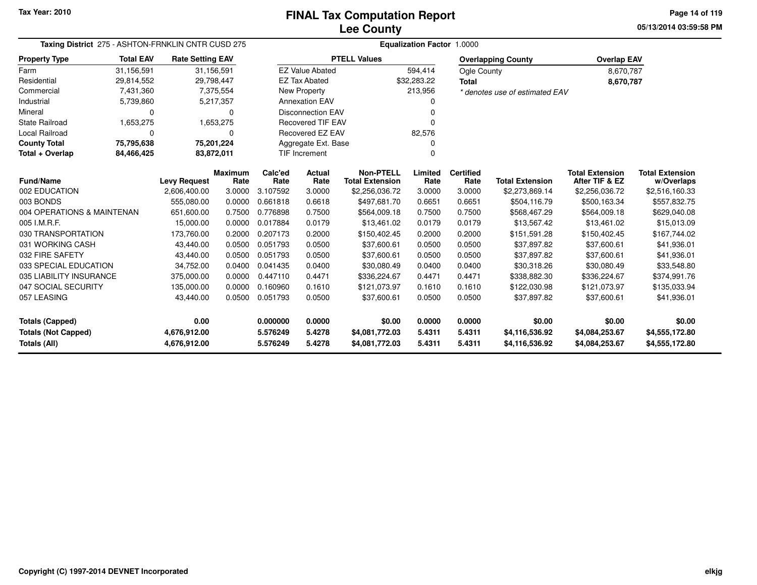# FINAL Tax Computation Report
# Lee County

Tax Year: 2010

05/13/2014 03:59:58 PM

**Taxing District** 275 - ASHTON-FRNKLIN CNTR CUSD 275 **Equalization Factor** 1.0000

| Property Type | Total EAV | Rate Setting EAV |
|---|---|---|
| Farm | 31,156,591 | 31,156,591 |
| Residential | 29,814,552 | 29,798,447 |
| Commercial | 7,431,360 | 7,375,554 |
| Industrial | 5,739,860 | 5,217,357 |
| Mineral | 0 | 0 |
| State Railroad | 1,653,275 | 1,653,275 |
| Local Railroad | 0 | 0 |
| **County Total** | **75,795,638** | **75,201,224** |
| **Total + Overlap** | **84,466,425** | **83,872,011** |

| PTELL Values | |
|---|---|
| EZ Value Abated | 594,414 |
| EZ Tax Abated | $32,283.22 |
| New Property | 213,956 |
| Annexation EAV | 0 |
| Disconnection EAV | 0 |
| Recovered TIF EAV | 0 |
| Recovered EZ EAV | 82,576 |
| Aggregate Ext. Base | 0 |
| TIF Increment | 0 |

| Overlapping County | Overlap EAV |
|---|---|
| Ogle County | 8,670,787 |
| **Total** | **8,670,787** |

*\* denotes use of estimated EAV*

| Fund/Name | Levy Request | Maximum Rate | Calc'ed Rate | Actual Rate | Non-PTELL Total Extension | Limited Rate | Certified Rate | Total Extension | Total Extension After TIF & EZ | Total Extension w/Overlaps |
|---|---|---|---|---|---|---|---|---|---|---|
| 002 EDUCATION | 2,606,400.00 | 3.0000 | 3.107592 | 3.0000 | $2,256,036.72 | 3.0000 | 3.0000 | $2,273,869.14 | $2,256,036.72 | $2,516,160.33 |
| 003 BONDS | 555,080.00 | 0.0000 | 0.661818 | 0.6618 | $497,681.70 | 0.6651 | 0.6651 | $504,116.79 | $500,163.34 | $557,832.75 |
| 004 OPERATIONS & MAINTENAN | 651,600.00 | 0.7500 | 0.776898 | 0.7500 | $564,009.18 | 0.7500 | 0.7500 | $568,467.29 | $564,009.18 | $629,040.08 |
| 005 I.M.R.F. | 15,000.00 | 0.0000 | 0.017884 | 0.0179 | $13,461.02 | 0.0179 | 0.0179 | $13,567.42 | $13,461.02 | $15,013.09 |
| 030 TRANSPORTATION | 173,760.00 | 0.2000 | 0.207173 | 0.2000 | $150,402.45 | 0.2000 | 0.2000 | $151,591.28 | $150,402.45 | $167,744.02 |
| 031 WORKING CASH | 43,440.00 | 0.0500 | 0.051793 | 0.0500 | $37,600.61 | 0.0500 | 0.0500 | $37,897.82 | $37,600.61 | $41,936.01 |
| 032 FIRE SAFETY | 43,440.00 | 0.0500 | 0.051793 | 0.0500 | $37,600.61 | 0.0500 | 0.0500 | $37,897.82 | $37,600.61 | $41,936.01 |
| 033 SPECIAL EDUCATION | 34,752.00 | 0.0400 | 0.041435 | 0.0400 | $30,080.49 | 0.0400 | 0.0400 | $30,318.26 | $30,080.49 | $33,548.80 |
| 035 LIABILITY INSURANCE | 375,000.00 | 0.0000 | 0.447110 | 0.4471 | $336,224.67 | 0.4471 | 0.4471 | $338,882.30 | $336,224.67 | $374,991.76 |
| 047 SOCIAL SECURITY | 135,000.00 | 0.0000 | 0.160960 | 0.1610 | $121,073.97 | 0.1610 | 0.1610 | $122,030.98 | $121,073.97 | $135,033.94 |
| 057 LEASING | 43,440.00 | 0.0500 | 0.051793 | 0.0500 | $37,600.61 | 0.0500 | 0.0500 | $37,897.82 | $37,600.61 | $41,936.01 |
| **Totals (Capped)** | **0.00** | | **0.000000** | **0.0000** | **$0.00** | **0.0000** | **0.0000** | **$0.00** | **$0.00** | **$0.00** |
| **Totals (Not Capped)** | **4,676,912.00** | | **5.576249** | **5.4278** | **$4,081,772.03** | **5.4311** | **5.4311** | **$4,116,536.92** | **$4,084,253.67** | **$4,555,172.80** |
| **Totals (All)** | **4,676,912.00** | | **5.576249** | **5.4278** | **$4,081,772.03** | **5.4311** | **5.4311** | **$4,116,536.92** | **$4,084,253.67** | **$4,555,172.80** |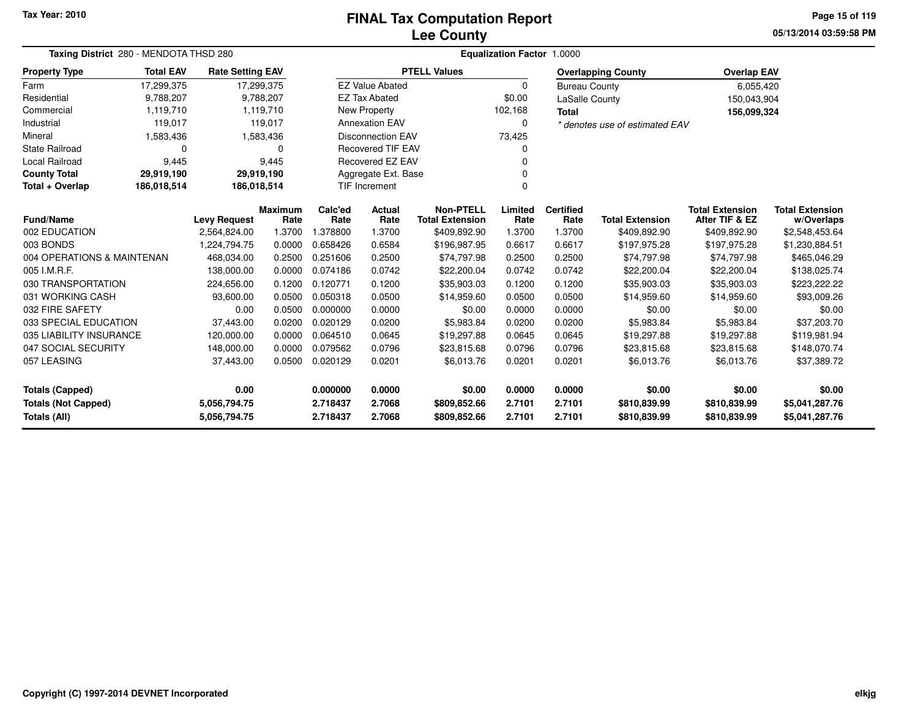Tax Year: 2010

# FINAL Tax Computation Report
## Lee County

05/13/2014 03:59:58 PM

**Taxing District** 280 - MENDOTA THSD 280

**Equalization Factor** 1.0000

| Property Type | Total EAV | Rate Setting EAV |
|---|---|---|
| Farm | 17,299,375 | 17,299,375 |
| Residential | 9,788,207 | 9,788,207 |
| Commercial | 1,119,710 | 1,119,710 |
| Industrial | 119,017 | 119,017 |
| Mineral | 1,583,436 | 1,583,436 |
| State Railroad | 0 | 0 |
| Local Railroad | 9,445 | 9,445 |
| **County Total** | **29,919,190** | **29,919,190** |
| **Total + Overlap** | **186,018,514** | **186,018,514** |

| PTELL Values | |
|---|---|
| EZ Value Abated | 0 |
| EZ Tax Abated | $0.00 |
| New Property | 102,168 |
| Annexation EAV | 0 |
| Disconnection EAV | 73,425 |
| Recovered TIF EAV | 0 |
| Recovered EZ EAV | 0 |
| Aggregate Ext. Base | 0 |
| TIF Increment | 0 |

| Overlapping County | Overlap EAV |
|---|---|
| Bureau County | 6,055,420 |
| LaSalle County | 150,043,904 |
| **Total** | **156,099,324** |

*\* denotes use of estimated EAV*

| Fund/Name | Levy Request | Maximum Rate | Calc'ed Rate | Actual Rate | Non-PTELL Total Extension | Limited Rate | Certified Rate | Total Extension | Total Extension After TIF & EZ | Total Extension w/Overlaps |
|---|---|---|---|---|---|---|---|---|---|---|
| 002 EDUCATION | 2,564,824.00 | 1.3700 | 1.378800 | 1.3700 | $409,892.90 | 1.3700 | 1.3700 | $409,892.90 | $409,892.90 | $2,548,453.64 |
| 003 BONDS | 1,224,794.75 | 0.0000 | 0.658426 | 0.6584 | $196,987.95 | 0.6617 | 0.6617 | $197,975.28 | $197,975.28 | $1,230,884.51 |
| 004 OPERATIONS & MAINTENAN | 468,034.00 | 0.2500 | 0.251606 | 0.2500 | $74,797.98 | 0.2500 | 0.2500 | $74,797.98 | $74,797.98 | $465,046.29 |
| 005 I.M.R.F. | 138,000.00 | 0.0000 | 0.074186 | 0.0742 | $22,200.04 | 0.0742 | 0.0742 | $22,200.04 | $22,200.04 | $138,025.74 |
| 030 TRANSPORTATION | 224,656.00 | 0.1200 | 0.120771 | 0.1200 | $35,903.03 | 0.1200 | 0.1200 | $35,903.03 | $35,903.03 | $223,222.22 |
| 031 WORKING CASH | 93,600.00 | 0.0500 | 0.050318 | 0.0500 | $14,959.60 | 0.0500 | 0.0500 | $14,959.60 | $14,959.60 | $93,009.26 |
| 032 FIRE SAFETY | 0.00 | 0.0500 | 0.000000 | 0.0000 | $0.00 | 0.0000 | 0.0000 | $0.00 | $0.00 | $0.00 |
| 033 SPECIAL EDUCATION | 37,443.00 | 0.0200 | 0.020129 | 0.0200 | $5,983.84 | 0.0200 | 0.0200 | $5,983.84 | $5,983.84 | $37,203.70 |
| 035 LIABILITY INSURANCE | 120,000.00 | 0.0000 | 0.064510 | 0.0645 | $19,297.88 | 0.0645 | 0.0645 | $19,297.88 | $19,297.88 | $119,981.94 |
| 047 SOCIAL SECURITY | 148,000.00 | 0.0000 | 0.079562 | 0.0796 | $23,815.68 | 0.0796 | 0.0796 | $23,815.68 | $23,815.68 | $148,070.74 |
| 057 LEASING | 37,443.00 | 0.0500 | 0.020129 | 0.0201 | $6,013.76 | 0.0201 | 0.0201 | $6,013.76 | $6,013.76 | $37,389.72 |
| **Totals (Capped)** | **0.00** | | **0.000000** | **0.0000** | **$0.00** | **0.0000** | **0.0000** | **$0.00** | **$0.00** | **$0.00** |
| **Totals (Not Capped)** | **5,056,794.75** | | **2.718437** | **2.7068** | **$809,852.66** | **2.7101** | **2.7101** | **$810,839.99** | **$810,839.99** | **$5,041,287.76** |
| **Totals (All)** | **5,056,794.75** | | **2.718437** | **2.7068** | **$809,852.66** | **2.7101** | **2.7101** | **$810,839.99** | **$810,839.99** | **$5,041,287.76** |

Copyright (C) 1997-2014 DEVNET Incorporated

elkjg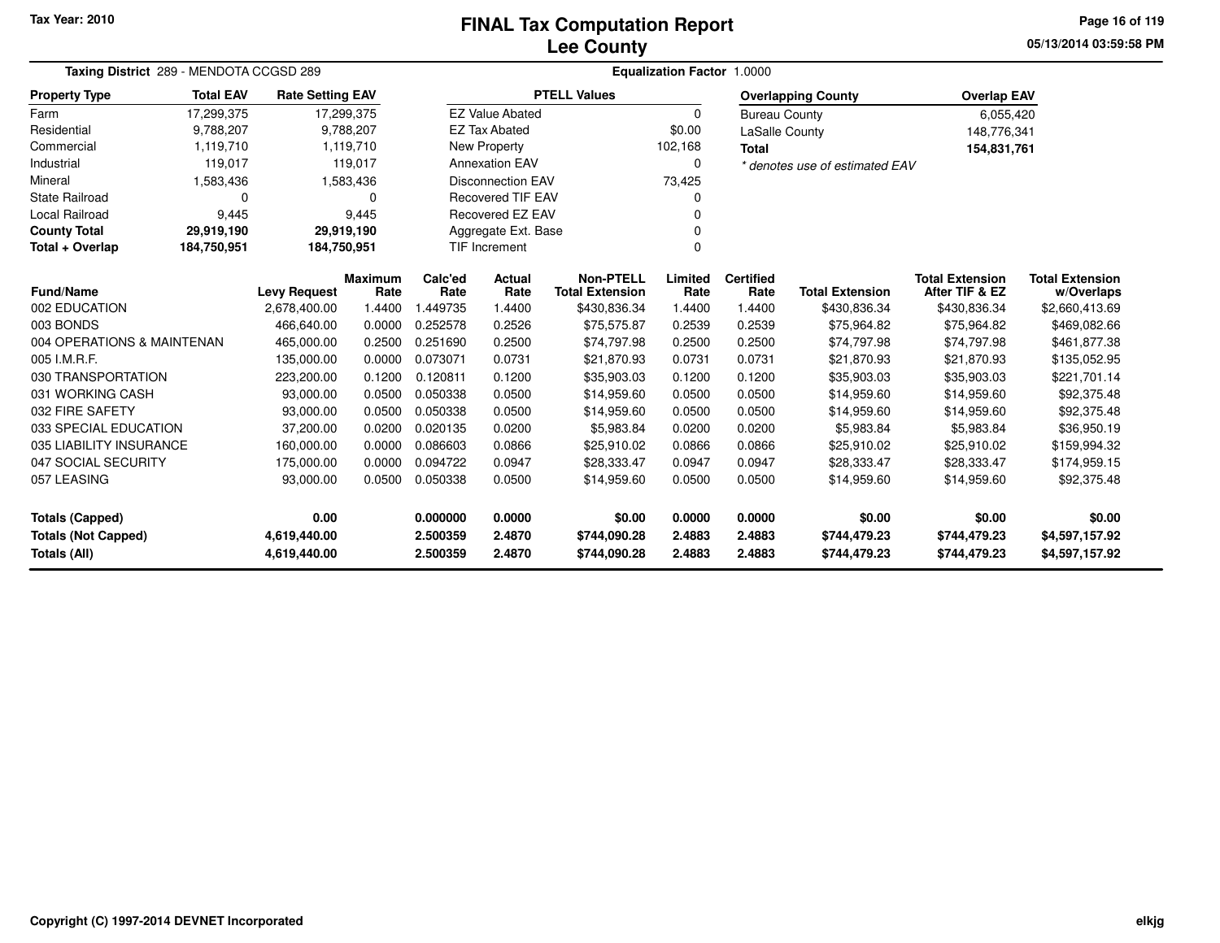Tax Year: 2010

# FINAL Tax Computation Report
## Lee County

05/13/2014 03:59:58 PM

**Taxing District** 289 - MENDOTA CCGSD 289 **Equalization Factor** 1.0000

| Property Type | Total EAV | Rate Setting EAV |
|---|---|---|
| Farm | 17,299,375 | 17,299,375 |
| Residential | 9,788,207 | 9,788,207 |
| Commercial | 1,119,710 | 1,119,710 |
| Industrial | 119,017 | 119,017 |
| Mineral | 1,583,436 | 1,583,436 |
| State Railroad | 0 | 0 |
| Local Railroad | 9,445 | 9,445 |
| **County Total** | **29,919,190** | **29,919,190** |
| **Total + Overlap** | **184,750,951** | **184,750,951** |

| PTELL Values | |
|---|---|
| EZ Value Abated | 0 |
| EZ Tax Abated | $0.00 |
| New Property | 102,168 |
| Annexation EAV | 0 |
| Disconnection EAV | 73,425 |
| Recovered TIF EAV | 0 |
| Recovered EZ EAV | 0 |
| Aggregate Ext. Base | 0 |
| TIF Increment | 0 |

| Overlapping County | Overlap EAV |
|---|---|
| Bureau County | 6,055,420 |
| LaSalle County | 148,776,341 |
| **Total** | **154,831,761** |

*\* denotes use of estimated EAV*

| Fund/Name | Levy Request | Maximum Rate | Calc'ed Rate | Actual Rate | Non-PTELL Total Extension | Limited Rate | Certified Rate | Total Extension | Total Extension After TIF & EZ | Total Extension w/Overlaps |
|---|---|---|---|---|---|---|---|---|---|---|
| 002 EDUCATION | 2,678,400.00 | 1.4400 | 1.449735 | 1.4400 | $430,836.34 | 1.4400 | 1.4400 | $430,836.34 | $430,836.34 | $2,660,413.69 |
| 003 BONDS | 466,640.00 | 0.0000 | 0.252578 | 0.2526 | $75,575.87 | 0.2539 | 0.2539 | $75,964.82 | $75,964.82 | $469,082.66 |
| 004 OPERATIONS & MAINTENAN | 465,000.00 | 0.2500 | 0.251690 | 0.2500 | $74,797.98 | 0.2500 | 0.2500 | $74,797.98 | $74,797.98 | $461,877.38 |
| 005 I.M.R.F. | 135,000.00 | 0.0000 | 0.073071 | 0.0731 | $21,870.93 | 0.0731 | 0.0731 | $21,870.93 | $21,870.93 | $135,052.95 |
| 030 TRANSPORTATION | 223,200.00 | 0.1200 | 0.120811 | 0.1200 | $35,903.03 | 0.1200 | 0.1200 | $35,903.03 | $35,903.03 | $221,701.14 |
| 031 WORKING CASH | 93,000.00 | 0.0500 | 0.050338 | 0.0500 | $14,959.60 | 0.0500 | 0.0500 | $14,959.60 | $14,959.60 | $92,375.48 |
| 032 FIRE SAFETY | 93,000.00 | 0.0500 | 0.050338 | 0.0500 | $14,959.60 | 0.0500 | 0.0500 | $14,959.60 | $14,959.60 | $92,375.48 |
| 033 SPECIAL EDUCATION | 37,200.00 | 0.0200 | 0.020135 | 0.0200 | $5,983.84 | 0.0200 | 0.0200 | $5,983.84 | $5,983.84 | $36,950.19 |
| 035 LIABILITY INSURANCE | 160,000.00 | 0.0000 | 0.086603 | 0.0866 | $25,910.02 | 0.0866 | 0.0866 | $25,910.02 | $25,910.02 | $159,994.32 |
| 047 SOCIAL SECURITY | 175,000.00 | 0.0000 | 0.094722 | 0.0947 | $28,333.47 | 0.0947 | 0.0947 | $28,333.47 | $28,333.47 | $174,959.15 |
| 057 LEASING | 93,000.00 | 0.0500 | 0.050338 | 0.0500 | $14,959.60 | 0.0500 | 0.0500 | $14,959.60 | $14,959.60 | $92,375.48 |
| **Totals (Capped)** | **0.00** | | **0.000000** | **0.0000** | **$0.00** | **0.0000** | **0.0000** | **$0.00** | **$0.00** | **$0.00** |
| **Totals (Not Capped)** | **4,619,440.00** | | **2.500359** | **2.4870** | **$744,090.28** | **2.4883** | **2.4883** | **$744,479.23** | **$744,479.23** | **$4,597,157.92** |
| **Totals (All)** | **4,619,440.00** | | **2.500359** | **2.4870** | **$744,090.28** | **2.4883** | **2.4883** | **$744,479.23** | **$744,479.23** | **$4,597,157.92** |

Copyright (C) 1997-2014 DEVNET Incorporated elkjg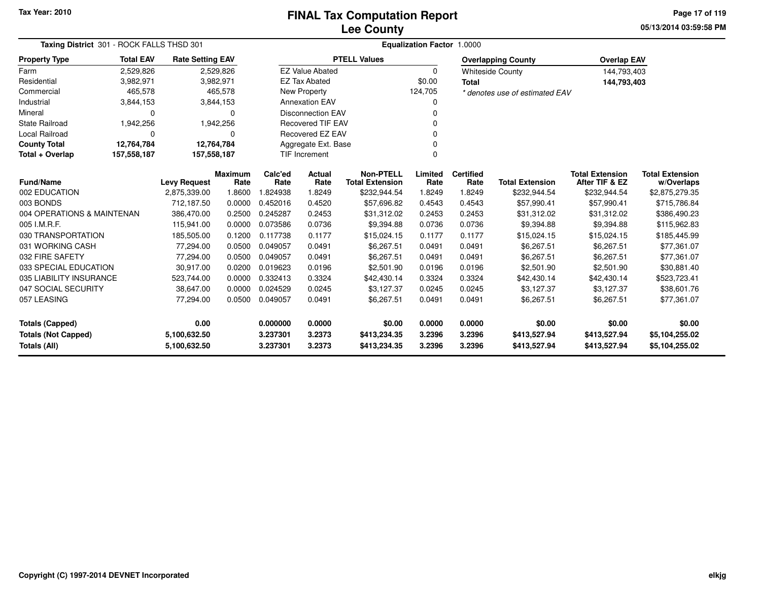Tax Year: 2010

# FINAL Tax Computation Report
## Lee County

05/13/2014 03:59:58 PM

**Taxing District** 301 - ROCK FALLS THSD 301 **Equalization Factor** 1.0000

| Property Type | Total EAV | Rate Setting EAV |
|---|---|---|
| Farm | 2,529,826 | 2,529,826 |
| Residential | 3,982,971 | 3,982,971 |
| Commercial | 465,578 | 465,578 |
| Industrial | 3,844,153 | 3,844,153 |
| Mineral | 0 | 0 |
| State Railroad | 1,942,256 | 1,942,256 |
| Local Railroad | 0 | 0 |
| **County Total** | **12,764,784** | **12,764,784** |
| **Total + Overlap** | **157,558,187** | **157,558,187** |

| PTELL Values | |
|---|---|
| EZ Value Abated | 0 |
| EZ Tax Abated | $0.00 |
| New Property | 124,705 |
| Annexation EAV | 0 |
| Disconnection EAV | 0 |
| Recovered TIF EAV | 0 |
| Recovered EZ EAV | 0 |
| Aggregate Ext. Base | 0 |
| TIF Increment | 0 |

| Overlapping County | Overlap EAV |
|---|---|
| Whiteside County | 144,793,403 |
| **Total** | **144,793,403** |

*\* denotes use of estimated EAV*

| Fund/Name | Levy Request | Maximum Rate | Calc'ed Rate | Actual Rate | Non-PTELL Total Extension | Limited Rate | Certified Rate | Total Extension | Total Extension After TIF & EZ | Total Extension w/Overlaps |
|---|---|---|---|---|---|---|---|---|---|---|
| 002 EDUCATION | 2,875,339.00 | 1.8600 | 1.824938 | 1.8249 | $232,944.54 | 1.8249 | 1.8249 | $232,944.54 | $232,944.54 | $2,875,279.35 |
| 003 BONDS | 712,187.50 | 0.0000 | 0.452016 | 0.4520 | $57,696.82 | 0.4543 | 0.4543 | $57,990.41 | $57,990.41 | $715,786.84 |
| 004 OPERATIONS & MAINTENAN | 386,470.00 | 0.2500 | 0.245287 | 0.2453 | $31,312.02 | 0.2453 | 0.2453 | $31,312.02 | $31,312.02 | $386,490.23 |
| 005 I.M.R.F. | 115,941.00 | 0.0000 | 0.073586 | 0.0736 | $9,394.88 | 0.0736 | 0.0736 | $9,394.88 | $9,394.88 | $115,962.83 |
| 030 TRANSPORTATION | 185,505.00 | 0.1200 | 0.117738 | 0.1177 | $15,024.15 | 0.1177 | 0.1177 | $15,024.15 | $15,024.15 | $185,445.99 |
| 031 WORKING CASH | 77,294.00 | 0.0500 | 0.049057 | 0.0491 | $6,267.51 | 0.0491 | 0.0491 | $6,267.51 | $6,267.51 | $77,361.07 |
| 032 FIRE SAFETY | 77,294.00 | 0.0500 | 0.049057 | 0.0491 | $6,267.51 | 0.0491 | 0.0491 | $6,267.51 | $6,267.51 | $77,361.07 |
| 033 SPECIAL EDUCATION | 30,917.00 | 0.0200 | 0.019623 | 0.0196 | $2,501.90 | 0.0196 | 0.0196 | $2,501.90 | $2,501.90 | $30,881.40 |
| 035 LIABILITY INSURANCE | 523,744.00 | 0.0000 | 0.332413 | 0.3324 | $42,430.14 | 0.3324 | 0.3324 | $42,430.14 | $42,430.14 | $523,723.41 |
| 047 SOCIAL SECURITY | 38,647.00 | 0.0000 | 0.024529 | 0.0245 | $3,127.37 | 0.0245 | 0.0245 | $3,127.37 | $3,127.37 | $38,601.76 |
| 057 LEASING | 77,294.00 | 0.0500 | 0.049057 | 0.0491 | $6,267.51 | 0.0491 | 0.0491 | $6,267.51 | $6,267.51 | $77,361.07 |
| **Totals (Capped)** | **0.00** | | **0.000000** | **0.0000** | **$0.00** | **0.0000** | **0.0000** | **$0.00** | **$0.00** | **$0.00** |
| **Totals (Not Capped)** | **5,100,632.50** | | **3.237301** | **3.2373** | **$413,234.35** | **3.2396** | **3.2396** | **$413,527.94** | **$413,527.94** | **$5,104,255.02** |
| **Totals (All)** | **5,100,632.50** | | **3.237301** | **3.2373** | **$413,234.35** | **3.2396** | **3.2396** | **$413,527.94** | **$413,527.94** | **$5,104,255.02** |

Copyright (C) 1997-2014 DEVNET Incorporated

elkjg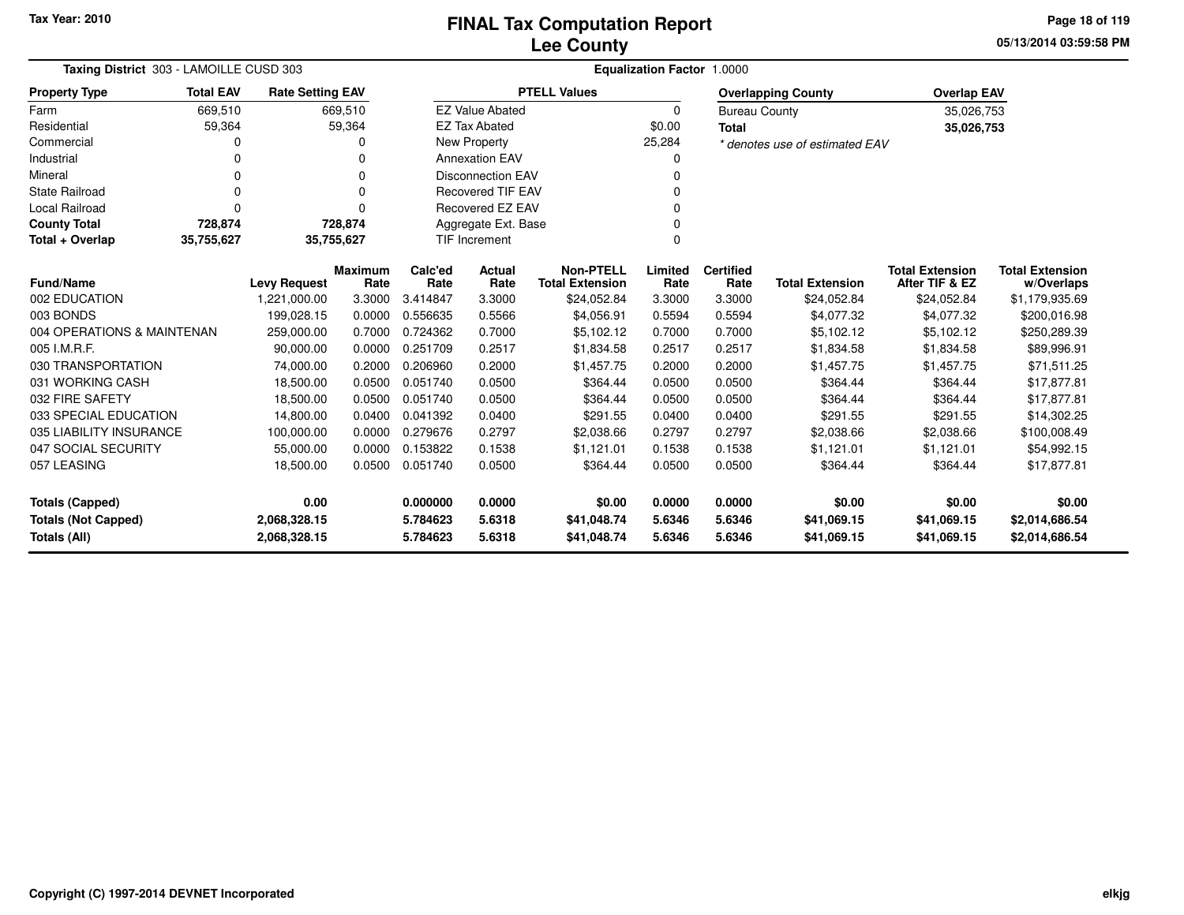# FINAL Tax Computation Report
## Lee County

Tax Year: 2010

05/13/2014 03:59:58 PM

**Taxing District** 303 - LAMOILLE CUSD 303 — **Equalization Factor** 1.0000

| Property Type | Total EAV | Rate Setting EAV |
|---|---|---|
| Farm | 669,510 | 669,510 |
| Residential | 59,364 | 59,364 |
| Commercial | 0 | 0 |
| Industrial | 0 | 0 |
| Mineral | 0 | 0 |
| State Railroad | 0 | 0 |
| Local Railroad | 0 | 0 |
| **County Total** | **728,874** | **728,874** |
| **Total + Overlap** | **35,755,627** | **35,755,627** |

| PTELL Values | |
|---|---|
| EZ Value Abated | 0 |
| EZ Tax Abated | $0.00 |
| New Property | 25,284 |
| Annexation EAV | 0 |
| Disconnection EAV | 0 |
| Recovered TIF EAV | 0 |
| Recovered EZ EAV | 0 |
| Aggregate Ext. Base | 0 |
| TIF Increment | 0 |

| Overlapping County | Overlap EAV |
|---|---|
| Bureau County | 35,026,753 |
| **Total** | **35,026,753** |

*\* denotes use of estimated EAV*

| Fund/Name | Levy Request | Maximum Rate | Calc'ed Rate | Actual Rate | Non-PTELL Total Extension | Limited Rate | Certified Rate | Total Extension | Total Extension After TIF & EZ | Total Extension w/Overlaps |
|---|---|---|---|---|---|---|---|---|---|---|
| 002 EDUCATION | 1,221,000.00 | 3.3000 | 3.414847 | 3.3000 | $24,052.84 | 3.3000 | 3.3000 | $24,052.84 | $24,052.84 | $1,179,935.69 |
| 003 BONDS | 199,028.15 | 0.0000 | 0.556635 | 0.5566 | $4,056.91 | 0.5594 | 0.5594 | $4,077.32 | $4,077.32 | $200,016.98 |
| 004 OPERATIONS & MAINTENAN | 259,000.00 | 0.7000 | 0.724362 | 0.7000 | $5,102.12 | 0.7000 | 0.7000 | $5,102.12 | $5,102.12 | $250,289.39 |
| 005 I.M.R.F. | 90,000.00 | 0.0000 | 0.251709 | 0.2517 | $1,834.58 | 0.2517 | 0.2517 | $1,834.58 | $1,834.58 | $89,996.91 |
| 030 TRANSPORTATION | 74,000.00 | 0.2000 | 0.206960 | 0.2000 | $1,457.75 | 0.2000 | 0.2000 | $1,457.75 | $1,457.75 | $71,511.25 |
| 031 WORKING CASH | 18,500.00 | 0.0500 | 0.051740 | 0.0500 | $364.44 | 0.0500 | 0.0500 | $364.44 | $364.44 | $17,877.81 |
| 032 FIRE SAFETY | 18,500.00 | 0.0500 | 0.051740 | 0.0500 | $364.44 | 0.0500 | 0.0500 | $364.44 | $364.44 | $17,877.81 |
| 033 SPECIAL EDUCATION | 14,800.00 | 0.0400 | 0.041392 | 0.0400 | $291.55 | 0.0400 | 0.0400 | $291.55 | $291.55 | $14,302.25 |
| 035 LIABILITY INSURANCE | 100,000.00 | 0.0000 | 0.279676 | 0.2797 | $2,038.66 | 0.2797 | 0.2797 | $2,038.66 | $2,038.66 | $100,008.49 |
| 047 SOCIAL SECURITY | 55,000.00 | 0.0000 | 0.153822 | 0.1538 | $1,121.01 | 0.1538 | 0.1538 | $1,121.01 | $1,121.01 | $54,992.15 |
| 057 LEASING | 18,500.00 | 0.0500 | 0.051740 | 0.0500 | $364.44 | 0.0500 | 0.0500 | $364.44 | $364.44 | $17,877.81 |
| **Totals (Capped)** | **0.00** | | **0.000000** | **0.0000** | **$0.00** | **0.0000** | **0.0000** | **$0.00** | **$0.00** | **$0.00** |
| **Totals (Not Capped)** | **2,068,328.15** | | **5.784623** | **5.6318** | **$41,048.74** | **5.6346** | **5.6346** | **$41,069.15** | **$41,069.15** | **$2,014,686.54** |
| **Totals (All)** | **2,068,328.15** | | **5.784623** | **5.6318** | **$41,048.74** | **5.6346** | **5.6346** | **$41,069.15** | **$41,069.15** | **$2,014,686.54** |

Copyright (C) 1997-2014 DEVNET Incorporated

elkjg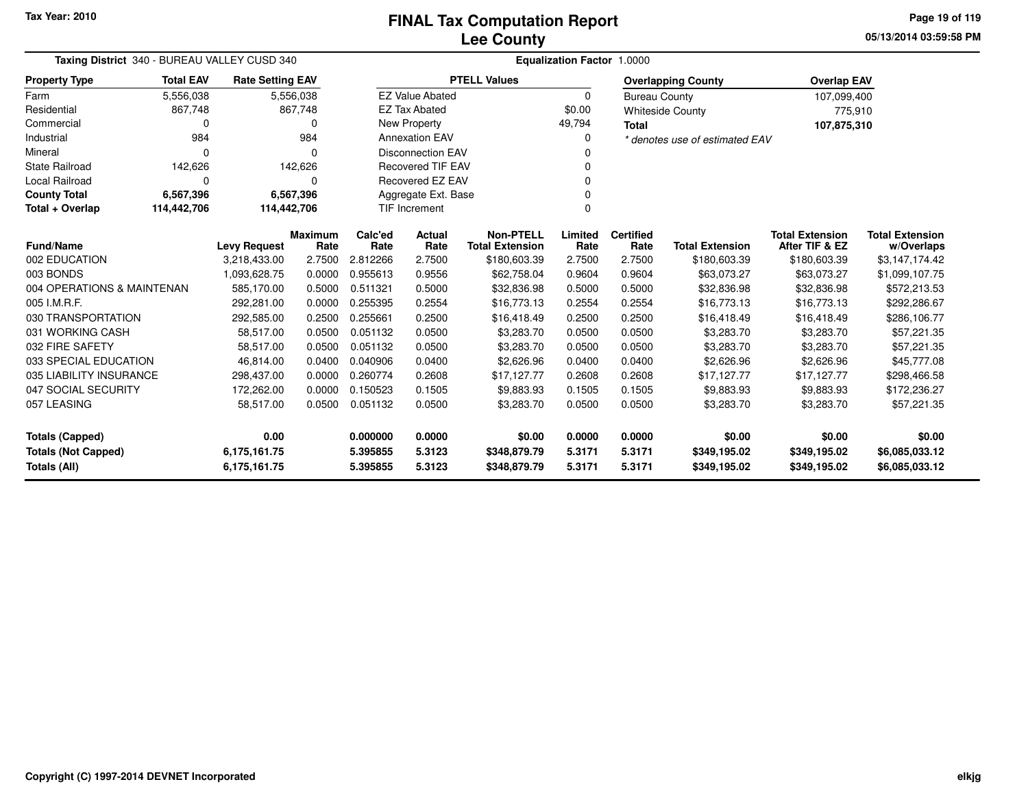Tax Year: 2010

# FINAL Tax Computation Report
## Lee County

05/13/2014 03:59:58 PM

**Taxing District** 340 - BUREAU VALLEY CUSD 340 | **Equalization Factor** 1.0000

| Property Type | Total EAV | Rate Setting EAV |
|---|---|---|
| Farm | 5,556,038 | 5,556,038 |
| Residential | 867,748 | 867,748 |
| Commercial | 0 | 0 |
| Industrial | 984 | 984 |
| Mineral | 0 | 0 |
| State Railroad | 142,626 | 142,626 |
| Local Railroad | 0 | 0 |
| **County Total** | **6,567,396** | **6,567,396** |
| **Total + Overlap** | **114,442,706** | **114,442,706** |

| PTELL Values | |
|---|---|
| EZ Value Abated | 0 |
| EZ Tax Abated | $0.00 |
| New Property | 49,794 |
| Annexation EAV | 0 |
| Disconnection EAV | 0 |
| Recovered TIF EAV | 0 |
| Recovered EZ EAV | 0 |
| Aggregate Ext. Base | 0 |
| TIF Increment | 0 |

| Overlapping County | Overlap EAV |
|---|---|
| Bureau County | 107,099,400 |
| Whiteside County | 775,910 |
| **Total** | **107,875,310** |

*\* denotes use of estimated EAV*

| Fund/Name | Levy Request | Maximum Rate | Calc'ed Rate | Actual Rate | Non-PTELL Total Extension | Limited Rate | Certified Rate | Total Extension | Total Extension After TIF & EZ | Total Extension w/Overlaps |
|---|---|---|---|---|---|---|---|---|---|---|
| 002 EDUCATION | 3,218,433.00 | 2.7500 | 2.812266 | 2.7500 | $180,603.39 | 2.7500 | 2.7500 | $180,603.39 | $180,603.39 | $3,147,174.42 |
| 003 BONDS | 1,093,628.75 | 0.0000 | 0.955613 | 0.9556 | $62,758.04 | 0.9604 | 0.9604 | $63,073.27 | $63,073.27 | $1,099,107.75 |
| 004 OPERATIONS & MAINTENAN | 585,170.00 | 0.5000 | 0.511321 | 0.5000 | $32,836.98 | 0.5000 | 0.5000 | $32,836.98 | $32,836.98 | $572,213.53 |
| 005 I.M.R.F. | 292,281.00 | 0.0000 | 0.255395 | 0.2554 | $16,773.13 | 0.2554 | 0.2554 | $16,773.13 | $16,773.13 | $292,286.67 |
| 030 TRANSPORTATION | 292,585.00 | 0.2500 | 0.255661 | 0.2500 | $16,418.49 | 0.2500 | 0.2500 | $16,418.49 | $16,418.49 | $286,106.77 |
| 031 WORKING CASH | 58,517.00 | 0.0500 | 0.051132 | 0.0500 | $3,283.70 | 0.0500 | 0.0500 | $3,283.70 | $3,283.70 | $57,221.35 |
| 032 FIRE SAFETY | 58,517.00 | 0.0500 | 0.051132 | 0.0500 | $3,283.70 | 0.0500 | 0.0500 | $3,283.70 | $3,283.70 | $57,221.35 |
| 033 SPECIAL EDUCATION | 46,814.00 | 0.0400 | 0.040906 | 0.0400 | $2,626.96 | 0.0400 | 0.0400 | $2,626.96 | $2,626.96 | $45,777.08 |
| 035 LIABILITY INSURANCE | 298,437.00 | 0.0000 | 0.260774 | 0.2608 | $17,127.77 | 0.2608 | 0.2608 | $17,127.77 | $17,127.77 | $298,466.58 |
| 047 SOCIAL SECURITY | 172,262.00 | 0.0000 | 0.150523 | 0.1505 | $9,883.93 | 0.1505 | 0.1505 | $9,883.93 | $9,883.93 | $172,236.27 |
| 057 LEASING | 58,517.00 | 0.0500 | 0.051132 | 0.0500 | $3,283.70 | 0.0500 | 0.0500 | $3,283.70 | $3,283.70 | $57,221.35 |
| **Totals (Capped)** | **0.00** | | **0.000000** | **0.0000** | **$0.00** | **0.0000** | **0.0000** | **$0.00** | **$0.00** | **$0.00** |
| **Totals (Not Capped)** | **6,175,161.75** | | **5.395855** | **5.3123** | **$348,879.79** | **5.3171** | **5.3171** | **$349,195.02** | **$349,195.02** | **$6,085,033.12** |
| **Totals (All)** | **6,175,161.75** | | **5.395855** | **5.3123** | **$348,879.79** | **5.3171** | **5.3171** | **$349,195.02** | **$349,195.02** | **$6,085,033.12** |

Copyright (C) 1997-2014 DEVNET Incorporated

elkjg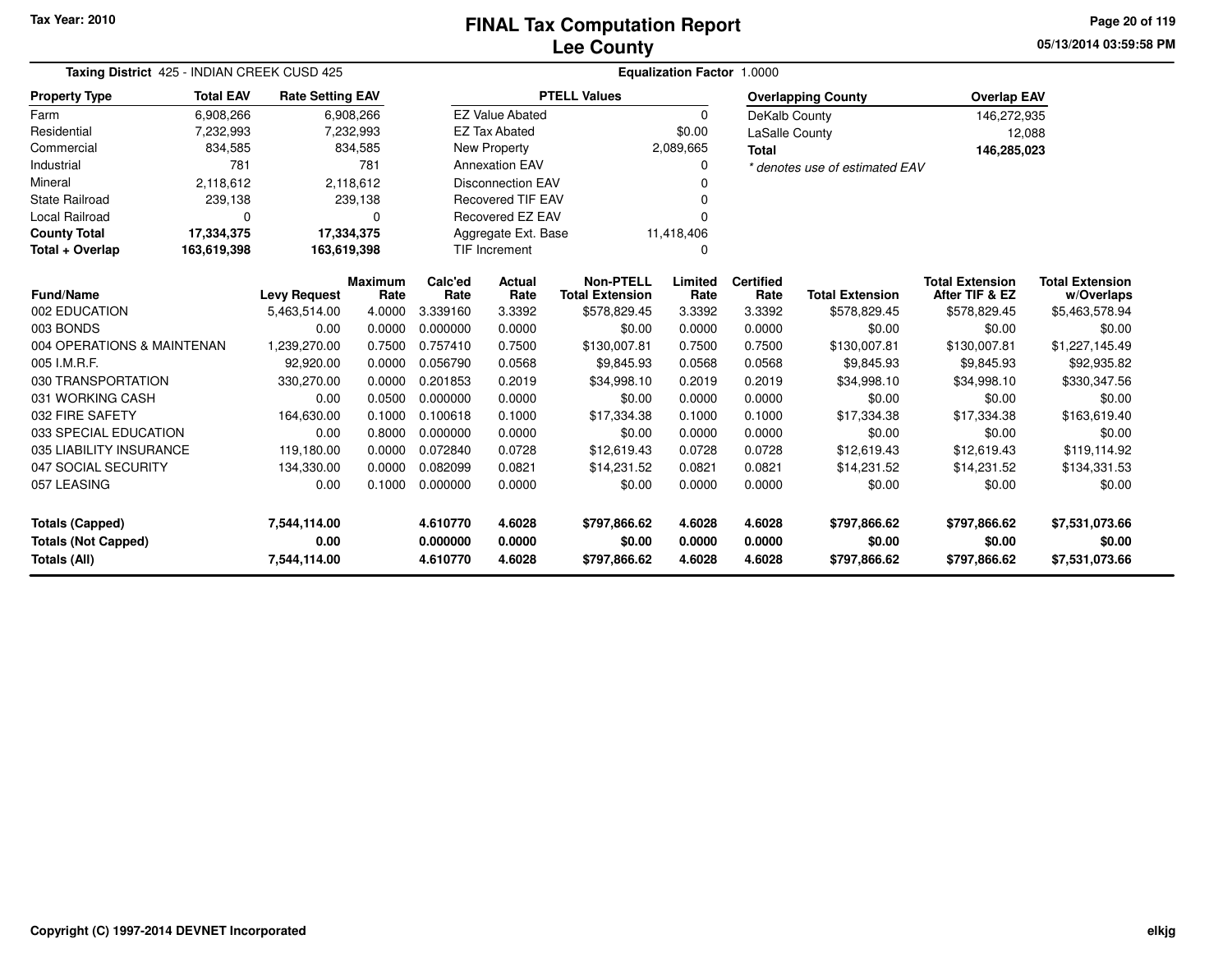Tax Year: 2010

# FINAL Tax Computation Report
## Lee County

05/13/2014 03:59:58 PM

**Taxing District** 425 - INDIAN CREEK CUSD 425 **Equalization Factor** 1.0000

| Property Type | Total EAV | Rate Setting EAV |
|---|---|---|
| Farm | 6,908,266 | 6,908,266 |
| Residential | 7,232,993 | 7,232,993 |
| Commercial | 834,585 | 834,585 |
| Industrial | 781 | 781 |
| Mineral | 2,118,612 | 2,118,612 |
| State Railroad | 239,138 | 239,138 |
| Local Railroad | 0 | 0 |
| **County Total** | **17,334,375** | **17,334,375** |
| **Total + Overlap** | **163,619,398** | **163,619,398** |

| PTELL Values | |
|---|---|
| EZ Value Abated | 0 |
| EZ Tax Abated | $0.00 |
| New Property | 2,089,665 |
| Annexation EAV | 0 |
| Disconnection EAV | 0 |
| Recovered TIF EAV | 0 |
| Recovered EZ EAV | 0 |
| Aggregate Ext. Base | 11,418,406 |
| TIF Increment | 0 |

| Overlapping County | Overlap EAV |
|---|---|
| DeKalb County | 146,272,935 |
| LaSalle County | 12,088 |
| **Total** | **146,285,023** |

*\* denotes use of estimated EAV*

| Fund/Name | Levy Request | Maximum Rate | Calc'ed Rate | Actual Rate | Non-PTELL Total Extension | Limited Rate | Certified Rate | Total Extension | Total Extension After TIF & EZ | Total Extension w/Overlaps |
|---|---|---|---|---|---|---|---|---|---|---|
| 002 EDUCATION | 5,463,514.00 | 4.0000 | 3.339160 | 3.3392 | $578,829.45 | 3.3392 | 3.3392 | $578,829.45 | $578,829.45 | $5,463,578.94 |
| 003 BONDS | 0.00 | 0.0000 | 0.000000 | 0.0000 | $0.00 | 0.0000 | 0.0000 | $0.00 | $0.00 | $0.00 |
| 004 OPERATIONS & MAINTENAN | 1,239,270.00 | 0.7500 | 0.757410 | 0.7500 | $130,007.81 | 0.7500 | 0.7500 | $130,007.81 | $130,007.81 | $1,227,145.49 |
| 005 I.M.R.F. | 92,920.00 | 0.0000 | 0.056790 | 0.0568 | $9,845.93 | 0.0568 | 0.0568 | $9,845.93 | $9,845.93 | $92,935.82 |
| 030 TRANSPORTATION | 330,270.00 | 0.0000 | 0.201853 | 0.2019 | $34,998.10 | 0.2019 | 0.2019 | $34,998.10 | $34,998.10 | $330,347.56 |
| 031 WORKING CASH | 0.00 | 0.0500 | 0.000000 | 0.0000 | $0.00 | 0.0000 | 0.0000 | $0.00 | $0.00 | $0.00 |
| 032 FIRE SAFETY | 164,630.00 | 0.1000 | 0.100618 | 0.1000 | $17,334.38 | 0.1000 | 0.1000 | $17,334.38 | $17,334.38 | $163,619.40 |
| 033 SPECIAL EDUCATION | 0.00 | 0.8000 | 0.000000 | 0.0000 | $0.00 | 0.0000 | 0.0000 | $0.00 | $0.00 | $0.00 |
| 035 LIABILITY INSURANCE | 119,180.00 | 0.0000 | 0.072840 | 0.0728 | $12,619.43 | 0.0728 | 0.0728 | $12,619.43 | $12,619.43 | $119,114.92 |
| 047 SOCIAL SECURITY | 134,330.00 | 0.0000 | 0.082099 | 0.0821 | $14,231.52 | 0.0821 | 0.0821 | $14,231.52 | $14,231.52 | $134,331.53 |
| 057 LEASING | 0.00 | 0.1000 | 0.000000 | 0.0000 | $0.00 | 0.0000 | 0.0000 | $0.00 | $0.00 | $0.00 |
| **Totals (Capped)** | **7,544,114.00** | | **4.610770** | **4.6028** | **$797,866.62** | **4.6028** | **4.6028** | **$797,866.62** | **$797,866.62** | **$7,531,073.66** |
| **Totals (Not Capped)** | **0.00** | | **0.000000** | **0.0000** | **$0.00** | **0.0000** | **0.0000** | **$0.00** | **$0.00** | **$0.00** |
| **Totals (All)** | **7,544,114.00** | | **4.610770** | **4.6028** | **$797,866.62** | **4.6028** | **4.6028** | **$797,866.62** | **$797,866.62** | **$7,531,073.66** |

Copyright (C) 1997-2014 DEVNET Incorporated

elkjg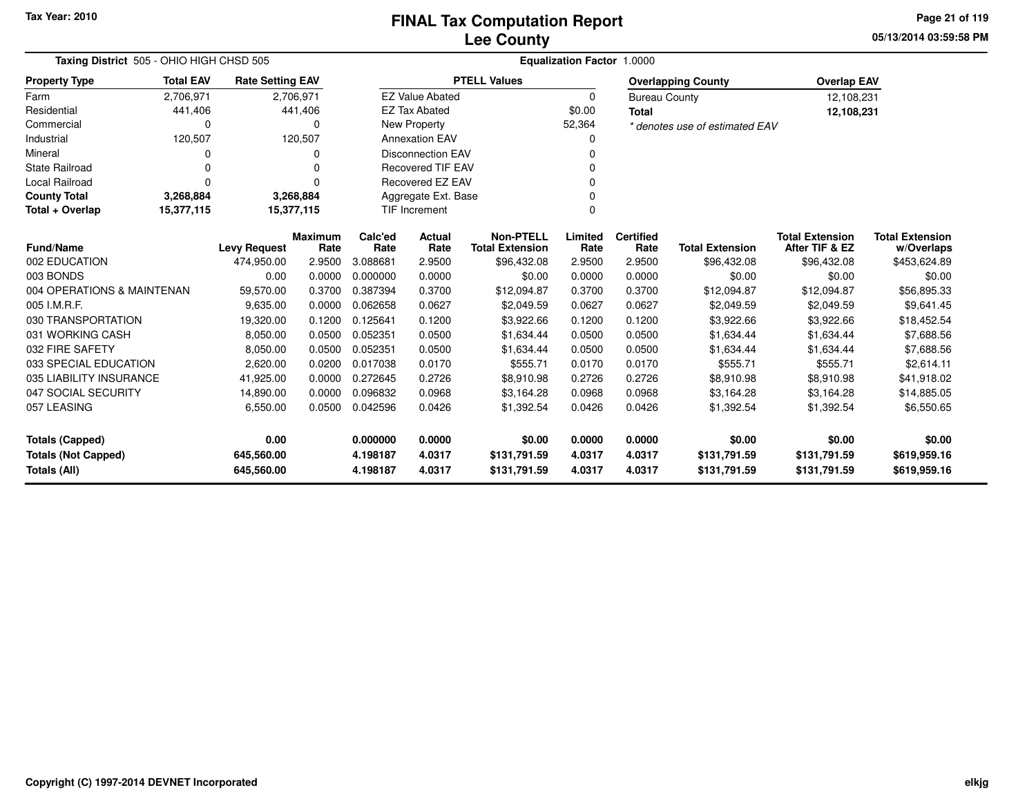# FINAL Tax Computation Report
## Lee County

Tax Year: 2010

05/13/2014 03:59:58 PM

**Taxing District** 505 - OHIO HIGH CHSD 505

**Equalization Factor** 1.0000

| Property Type | Total EAV | Rate Setting EAV |
|---|---|---|
| Farm | 2,706,971 | 2,706,971 |
| Residential | 441,406 | 441,406 |
| Commercial | 0 | 0 |
| Industrial | 120,507 | 120,507 |
| Mineral | 0 | 0 |
| State Railroad | 0 | 0 |
| Local Railroad | 0 | 0 |
| **County Total** | **3,268,884** | **3,268,884** |
| **Total + Overlap** | **15,377,115** | **15,377,115** |

| PTELL Values | |
|---|---|
| EZ Value Abated | 0 |
| EZ Tax Abated | $0.00 |
| New Property | 52,364 |
| Annexation EAV | 0 |
| Disconnection EAV | 0 |
| Recovered TIF EAV | 0 |
| Recovered EZ EAV | 0 |
| Aggregate Ext. Base | 0 |
| TIF Increment | 0 |

| Overlapping County | Overlap EAV |
|---|---|
| Bureau County | 12,108,231 |
| **Total** | **12,108,231** |

*\* denotes use of estimated EAV*

| Fund/Name | Levy Request | Maximum Rate | Calc'ed Rate | Actual Rate | Non-PTELL Total Extension | Limited Rate | Certified Rate | Total Extension | Total Extension After TIF & EZ | Total Extension w/Overlaps |
|---|---|---|---|---|---|---|---|---|---|---|
| 002 EDUCATION | 474,950.00 | 2.9500 | 3.088681 | 2.9500 | $96,432.08 | 2.9500 | 2.9500 | $96,432.08 | $96,432.08 | $453,624.89 |
| 003 BONDS | 0.00 | 0.0000 | 0.000000 | 0.0000 | $0.00 | 0.0000 | 0.0000 | $0.00 | $0.00 | $0.00 |
| 004 OPERATIONS & MAINTENAN | 59,570.00 | 0.3700 | 0.387394 | 0.3700 | $12,094.87 | 0.3700 | 0.3700 | $12,094.87 | $12,094.87 | $56,895.33 |
| 005 I.M.R.F. | 9,635.00 | 0.0000 | 0.062658 | 0.0627 | $2,049.59 | 0.0627 | 0.0627 | $2,049.59 | $2,049.59 | $9,641.45 |
| 030 TRANSPORTATION | 19,320.00 | 0.1200 | 0.125641 | 0.1200 | $3,922.66 | 0.1200 | 0.1200 | $3,922.66 | $3,922.66 | $18,452.54 |
| 031 WORKING CASH | 8,050.00 | 0.0500 | 0.052351 | 0.0500 | $1,634.44 | 0.0500 | 0.0500 | $1,634.44 | $1,634.44 | $7,688.56 |
| 032 FIRE SAFETY | 8,050.00 | 0.0500 | 0.052351 | 0.0500 | $1,634.44 | 0.0500 | 0.0500 | $1,634.44 | $1,634.44 | $7,688.56 |
| 033 SPECIAL EDUCATION | 2,620.00 | 0.0200 | 0.017038 | 0.0170 | $555.71 | 0.0170 | 0.0170 | $555.71 | $555.71 | $2,614.11 |
| 035 LIABILITY INSURANCE | 41,925.00 | 0.0000 | 0.272645 | 0.2726 | $8,910.98 | 0.2726 | 0.2726 | $8,910.98 | $8,910.98 | $41,918.02 |
| 047 SOCIAL SECURITY | 14,890.00 | 0.0000 | 0.096832 | 0.0968 | $3,164.28 | 0.0968 | 0.0968 | $3,164.28 | $3,164.28 | $14,885.05 |
| 057 LEASING | 6,550.00 | 0.0500 | 0.042596 | 0.0426 | $1,392.54 | 0.0426 | 0.0426 | $1,392.54 | $1,392.54 | $6,550.65 |
| **Totals (Capped)** | **0.00** | | **0.000000** | **0.0000** | **$0.00** | **0.0000** | **0.0000** | **$0.00** | **$0.00** | **$0.00** |
| **Totals (Not Capped)** | **645,560.00** | | **4.198187** | **4.0317** | **$131,791.59** | **4.0317** | **4.0317** | **$131,791.59** | **$131,791.59** | **$619,959.16** |
| **Totals (All)** | **645,560.00** | | **4.198187** | **4.0317** | **$131,791.59** | **4.0317** | **4.0317** | **$131,791.59** | **$131,791.59** | **$619,959.16** |

Copyright (C) 1997-2014 DEVNET Incorporated

elkjg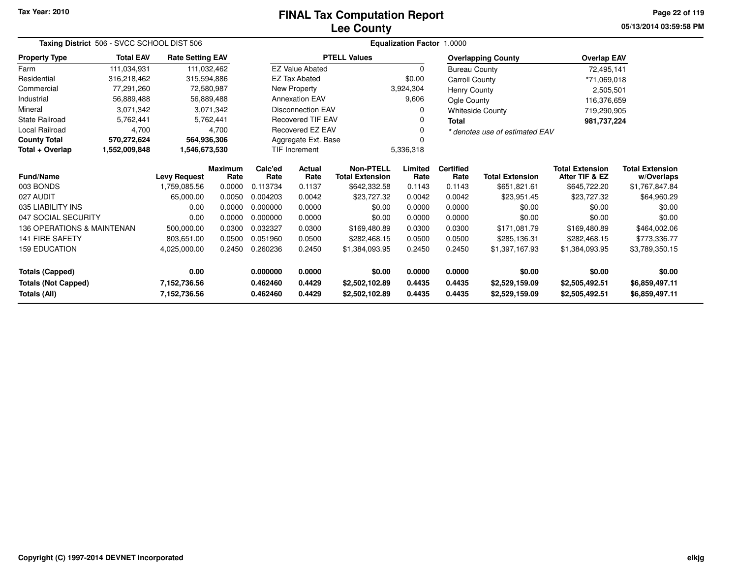# FINAL Tax Computation Report
## Lee County

Tax Year: 2010

05/13/2014 03:59:58 PM

**Taxing District** 506 - SVCC SCHOOL DIST 506 **Equalization Factor** 1.0000

| Property Type | Total EAV | Rate Setting EAV |
|---|---|---|
| Farm | 111,034,931 | 111,032,462 |
| Residential | 316,218,462 | 315,594,886 |
| Commercial | 77,291,260 | 72,580,987 |
| Industrial | 56,889,488 | 56,889,488 |
| Mineral | 3,071,342 | 3,071,342 |
| State Railroad | 5,762,441 | 5,762,441 |
| Local Railroad | 4,700 | 4,700 |
| **County Total** | **570,272,624** | **564,936,306** |
| **Total + Overlap** | **1,552,009,848** | **1,546,673,530** |

| PTELL Values | |
|---|---|
| EZ Value Abated | 0 |
| EZ Tax Abated | $0.00 |
| New Property | 3,924,304 |
| Annexation EAV | 9,606 |
| Disconnection EAV | 0 |
| Recovered TIF EAV | 0 |
| Recovered EZ EAV | 0 |
| Aggregate Ext. Base | 0 |
| TIF Increment | 5,336,318 |

| Overlapping County | Overlap EAV |
|---|---|
| Bureau County | 72,495,141 |
| Carroll County | *71,069,018 |
| Henry County | 2,505,501 |
| Ogle County | 116,376,659 |
| Whiteside County | 719,290,905 |
| **Total** | **981,737,224** |

*\* denotes use of estimated EAV*

| Fund/Name | Levy Request | Maximum Rate | Calc'ed Rate | Actual Rate | Non-PTELL Total Extension | Limited Rate | Certified Rate | Total Extension | Total Extension After TIF & EZ | Total Extension w/Overlaps |
|---|---|---|---|---|---|---|---|---|---|---|
| 003 BONDS | 1,759,085.56 | 0.0000 | 0.113734 | 0.1137 | $642,332.58 | 0.1143 | 0.1143 | $651,821.61 | $645,722.20 | $1,767,847.84 |
| 027 AUDIT | 65,000.00 | 0.0050 | 0.004203 | 0.0042 | $23,727.32 | 0.0042 | 0.0042 | $23,951.45 | $23,727.32 | $64,960.29 |
| 035 LIABILITY INS | 0.00 | 0.0000 | 0.000000 | 0.0000 | $0.00 | 0.0000 | 0.0000 | $0.00 | $0.00 | $0.00 |
| 047 SOCIAL SECURITY | 0.00 | 0.0000 | 0.000000 | 0.0000 | $0.00 | 0.0000 | 0.0000 | $0.00 | $0.00 | $0.00 |
| 136 OPERATIONS & MAINTENAN | 500,000.00 | 0.0300 | 0.032327 | 0.0300 | $169,480.89 | 0.0300 | 0.0300 | $171,081.79 | $169,480.89 | $464,002.06 |
| 141 FIRE SAFETY | 803,651.00 | 0.0500 | 0.051960 | 0.0500 | $282,468.15 | 0.0500 | 0.0500 | $285,136.31 | $282,468.15 | $773,336.77 |
| 159 EDUCATION | 4,025,000.00 | 0.2450 | 0.260236 | 0.2450 | $1,384,093.95 | 0.2450 | 0.2450 | $1,397,167.93 | $1,384,093.95 | $3,789,350.15 |
| **Totals (Capped)** | **0.00** | | **0.000000** | **0.0000** | **$0.00** | **0.0000** | **0.0000** | **$0.00** | **$0.00** | **$0.00** |
| **Totals (Not Capped)** | **7,152,736.56** | | **0.462460** | **0.4429** | **$2,502,102.89** | **0.4435** | **0.4435** | **$2,529,159.09** | **$2,505,492.51** | **$6,859,497.11** |
| **Totals (All)** | **7,152,736.56** | | **0.462460** | **0.4429** | **$2,502,102.89** | **0.4435** | **0.4435** | **$2,529,159.09** | **$2,505,492.51** | **$6,859,497.11** |

Copyright (C) 1997-2014 DEVNET Incorporated

elkjg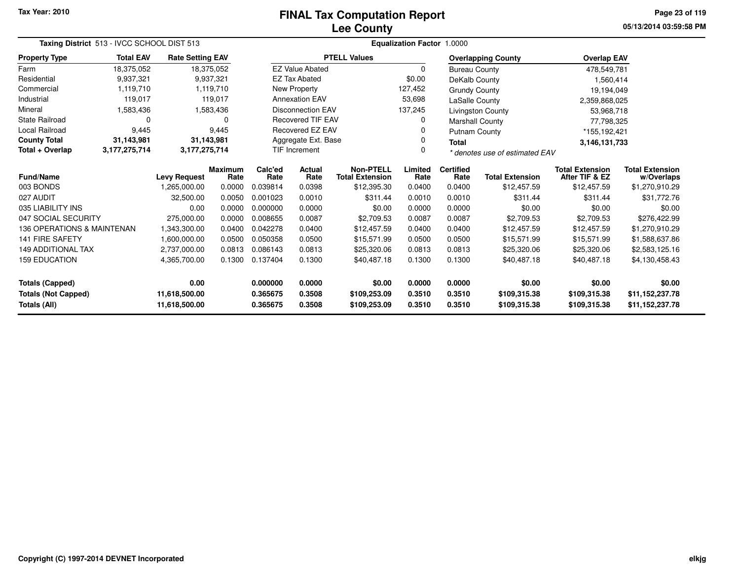Tax Year: 2010

# FINAL Tax Computation Report
## Lee County

05/13/2014 03:59:58 PM

**Taxing District** 513 - IVCC SCHOOL DIST 513 **Equalization Factor** 1.0000

| Property Type | Total EAV | Rate Setting EAV |
|---|---|---|
| Farm | 18,375,052 | 18,375,052 |
| Residential | 9,937,321 | 9,937,321 |
| Commercial | 1,119,710 | 1,119,710 |
| Industrial | 119,017 | 119,017 |
| Mineral | 1,583,436 | 1,583,436 |
| State Railroad | 0 | 0 |
| Local Railroad | 9,445 | 9,445 |
| **County Total** | **31,143,981** | **31,143,981** |
| **Total + Overlap** | **3,177,275,714** | **3,177,275,714** |

| PTELL Values | |
|---|---|
| EZ Value Abated | 0 |
| EZ Tax Abated | $0.00 |
| New Property | 127,452 |
| Annexation EAV | 53,698 |
| Disconnection EAV | 137,245 |
| Recovered TIF EAV | 0 |
| Recovered EZ EAV | 0 |
| Aggregate Ext. Base | 0 |
| TIF Increment | 0 |

| Overlapping County | Overlap EAV |
|---|---|
| Bureau County | 478,549,781 |
| DeKalb County | 1,560,414 |
| Grundy County | 19,194,049 |
| LaSalle County | 2,359,868,025 |
| Livingston County | 53,968,718 |
| Marshall County | 77,798,325 |
| Putnam County | *155,192,421 |
| **Total** | **3,146,131,733** |

*\* denotes use of estimated EAV*

| Fund/Name | Levy Request | Maximum Rate | Calc'ed Rate | Actual Rate | Non-PTELL Total Extension | Limited Rate | Certified Rate | Total Extension | Total Extension After TIF & EZ | Total Extension w/Overlaps |
|---|---|---|---|---|---|---|---|---|---|---|
| 003 BONDS | 1,265,000.00 | 0.0000 | 0.039814 | 0.0398 | $12,395.30 | 0.0400 | 0.0400 | $12,457.59 | $12,457.59 | $1,270,910.29 |
| 027 AUDIT | 32,500.00 | 0.0050 | 0.001023 | 0.0010 | $311.44 | 0.0010 | 0.0010 | $311.44 | $311.44 | $31,772.76 |
| 035 LIABILITY INS | 0.00 | 0.0000 | 0.000000 | 0.0000 | $0.00 | 0.0000 | 0.0000 | $0.00 | $0.00 | $0.00 |
| 047 SOCIAL SECURITY | 275,000.00 | 0.0000 | 0.008655 | 0.0087 | $2,709.53 | 0.0087 | 0.0087 | $2,709.53 | $2,709.53 | $276,422.99 |
| 136 OPERATIONS & MAINTENAN | 1,343,300.00 | 0.0400 | 0.042278 | 0.0400 | $12,457.59 | 0.0400 | 0.0400 | $12,457.59 | $12,457.59 | $1,270,910.29 |
| 141 FIRE SAFETY | 1,600,000.00 | 0.0500 | 0.050358 | 0.0500 | $15,571.99 | 0.0500 | 0.0500 | $15,571.99 | $15,571.99 | $1,588,637.86 |
| 149 ADDITIONAL TAX | 2,737,000.00 | 0.0813 | 0.086143 | 0.0813 | $25,320.06 | 0.0813 | 0.0813 | $25,320.06 | $25,320.06 | $2,583,125.16 |
| 159 EDUCATION | 4,365,700.00 | 0.1300 | 0.137404 | 0.1300 | $40,487.18 | 0.1300 | 0.1300 | $40,487.18 | $40,487.18 | $4,130,458.43 |
| **Totals (Capped)** | **0.00** | | **0.000000** | **0.0000** | **$0.00** | **0.0000** | **0.0000** | **$0.00** | **$0.00** | **$0.00** |
| **Totals (Not Capped)** | **11,618,500.00** | | **0.365675** | **0.3508** | **$109,253.09** | **0.3510** | **0.3510** | **$109,315.38** | **$109,315.38** | **$11,152,237.78** |
| **Totals (All)** | **11,618,500.00** | | **0.365675** | **0.3508** | **$109,253.09** | **0.3510** | **0.3510** | **$109,315.38** | **$109,315.38** | **$11,152,237.78** |

Copyright (C) 1997-2014 DEVNET Incorporated elkjg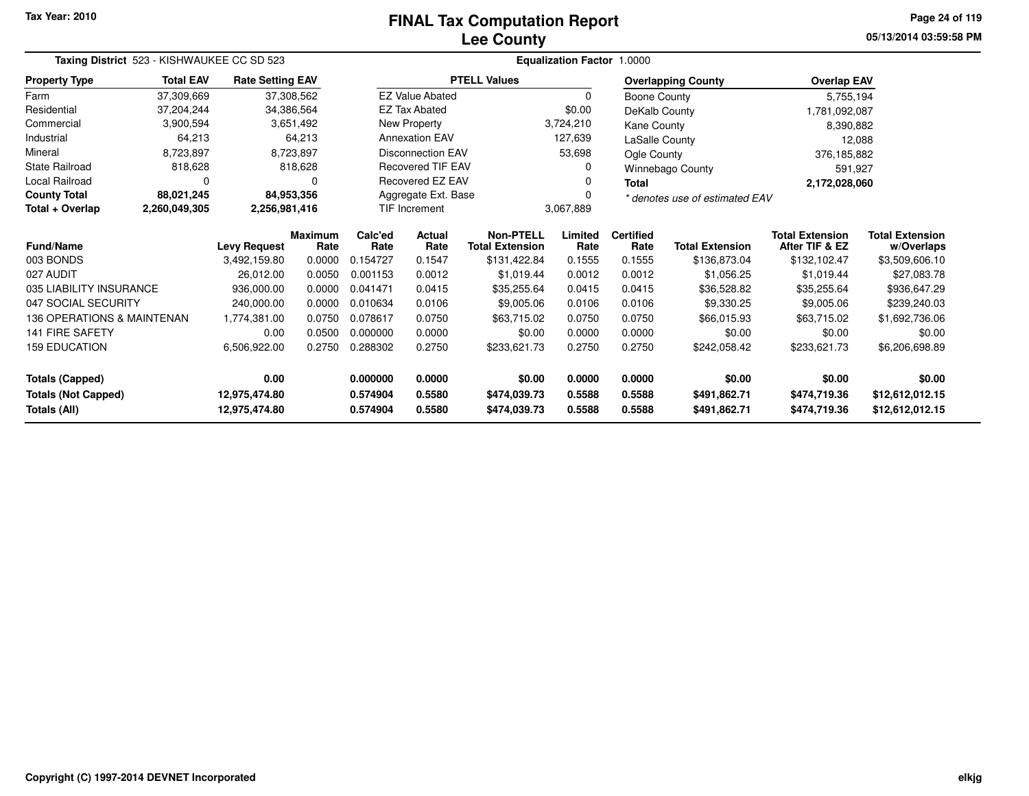# FINAL Tax Computation Report
# Lee County

Tax Year: 2010

05/13/2014 03:59:58 PM

**Taxing District** 523 - KISHWAUKEE CC SD 523 **Equalization Factor** 1.0000

| Property Type | Total EAV | Rate Setting EAV |
|---|---|---|
| Farm | 37,309,669 | 37,308,562 |
| Residential | 37,204,244 | 34,386,564 |
| Commercial | 3,900,594 | 3,651,492 |
| Industrial | 64,213 | 64,213 |
| Mineral | 8,723,897 | 8,723,897 |
| State Railroad | 818,628 | 818,628 |
| Local Railroad | 0 | 0 |
| **County Total** | **88,021,245** | **84,953,356** |
| **Total + Overlap** | **2,260,049,305** | **2,256,981,416** |

| PTELL Values | |
|---|---|
| EZ Value Abated | 0 |
| EZ Tax Abated | $0.00 |
| New Property | 3,724,210 |
| Annexation EAV | 127,639 |
| Disconnection EAV | 53,698 |
| Recovered TIF EAV | 0 |
| Recovered EZ EAV | 0 |
| Aggregate Ext. Base | 0 |
| TIF Increment | 3,067,889 |

| Overlapping County | Overlap EAV |
|---|---|
| Boone County | 5,755,194 |
| DeKalb County | 1,781,092,087 |
| Kane County | 8,390,882 |
| LaSalle County | 12,088 |
| Ogle County | 376,185,882 |
| Winnebago County | 591,927 |
| **Total** | **2,172,028,060** |

*\* denotes use of estimated EAV*

| Fund/Name | Levy Request | Maximum Rate | Calc'ed Rate | Actual Rate | Non-PTELL Total Extension | Limited Rate | Certified Rate | Total Extension | Total Extension After TIF & EZ | Total Extension w/Overlaps |
|---|---|---|---|---|---|---|---|---|---|---|
| 003 BONDS | 3,492,159.80 | 0.0000 | 0.154727 | 0.1547 | $131,422.84 | 0.1555 | 0.1555 | $136,873.04 | $132,102.47 | $3,509,606.10 |
| 027 AUDIT | 26,012.00 | 0.0050 | 0.001153 | 0.0012 | $1,019.44 | 0.0012 | 0.0012 | $1,056.25 | $1,019.44 | $27,083.78 |
| 035 LIABILITY INSURANCE | 936,000.00 | 0.0000 | 0.041471 | 0.0415 | $35,255.64 | 0.0415 | 0.0415 | $36,528.82 | $35,255.64 | $936,647.29 |
| 047 SOCIAL SECURITY | 240,000.00 | 0.0000 | 0.010634 | 0.0106 | $9,005.06 | 0.0106 | 0.0106 | $9,330.25 | $9,005.06 | $239,240.03 |
| 136 OPERATIONS & MAINTENAN | 1,774,381.00 | 0.0750 | 0.078617 | 0.0750 | $63,715.02 | 0.0750 | 0.0750 | $66,015.93 | $63,715.02 | $1,692,736.06 |
| 141 FIRE SAFETY | 0.00 | 0.0500 | 0.000000 | 0.0000 | $0.00 | 0.0000 | 0.0000 | $0.00 | $0.00 | $0.00 |
| 159 EDUCATION | 6,506,922.00 | 0.2750 | 0.288302 | 0.2750 | $233,621.73 | 0.2750 | 0.2750 | $242,058.42 | $233,621.73 | $6,206,698.89 |
| **Totals (Capped)** | **0.00** | | **0.000000** | **0.0000** | **$0.00** | **0.0000** | **0.0000** | **$0.00** | **$0.00** | **$0.00** |
| **Totals (Not Capped)** | **12,975,474.80** | | **0.574904** | **0.5580** | **$474,039.73** | **0.5588** | **0.5588** | **$491,862.71** | **$474,719.36** | **$12,612,012.15** |
| **Totals (All)** | **12,975,474.80** | | **0.574904** | **0.5580** | **$474,039.73** | **0.5588** | **0.5588** | **$491,862.71** | **$474,719.36** | **$12,612,012.15** |

Copyright (C) 1997-2014 DEVNET Incorporated

elkjg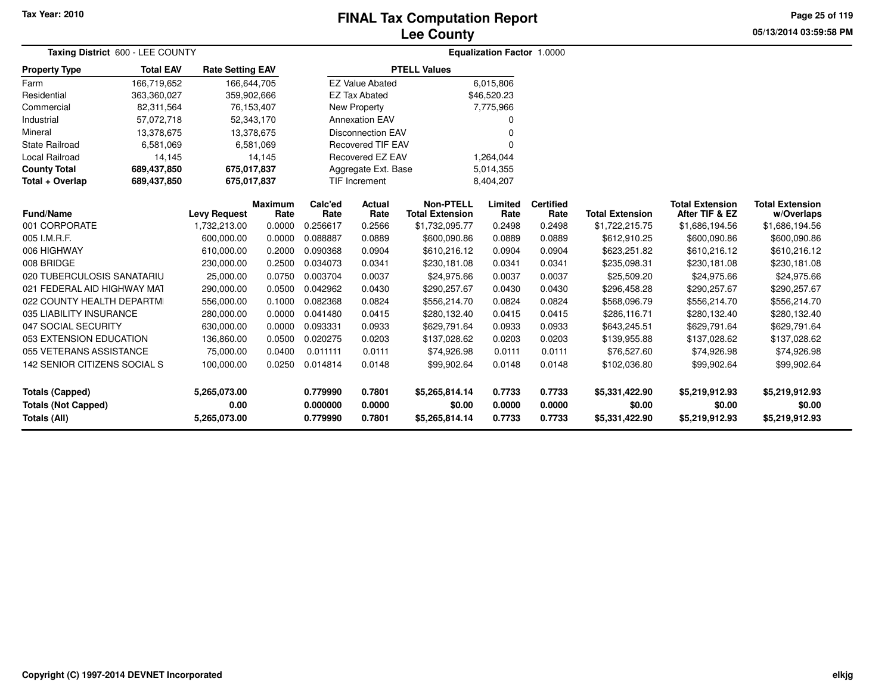Tax Year: 2010

# FINAL Tax Computation Report
## Lee County

05/13/2014 03:59:58 PM

**Taxing District** 600 - LEE COUNTY

**Equalization Factor** 1.0000

| Property Type | Total EAV | Rate Setting EAV |
|---|---|---|
| Farm | 166,719,652 | 166,644,705 |
| Residential | 363,360,027 | 359,902,666 |
| Commercial | 82,311,564 | 76,153,407 |
| Industrial | 57,072,718 | 52,343,170 |
| Mineral | 13,378,675 | 13,378,675 |
| State Railroad | 6,581,069 | 6,581,069 |
| Local Railroad | 14,145 | 14,145 |
| **County Total** | **689,437,850** | **675,017,837** |
| **Total + Overlap** | **689,437,850** | **675,017,837** |

| PTELL Values | |
|---|---|
| EZ Value Abated | 6,015,806 |
| EZ Tax Abated | $46,520.23 |
| New Property | 7,775,966 |
| Annexation EAV | 0 |
| Disconnection EAV | 0 |
| Recovered TIF EAV | 0 |
| Recovered EZ EAV | 1,264,044 |
| Aggregate Ext. Base | 5,014,355 |
| TIF Increment | 8,404,207 |

| Fund/Name | Levy Request | Maximum Rate | Calc'ed Rate | Actual Rate | Non-PTELL Total Extension | Limited Rate | Certified Rate | Total Extension | Total Extension After TIF & EZ | Total Extension w/Overlaps |
|---|---|---|---|---|---|---|---|---|---|---|
| 001 CORPORATE | 1,732,213.00 | 0.0000 | 0.256617 | 0.2566 | $1,732,095.77 | 0.2498 | 0.2498 | $1,722,215.75 | $1,686,194.56 | $1,686,194.56 |
| 005 I.M.R.F. | 600,000.00 | 0.0000 | 0.088887 | 0.0889 | $600,090.86 | 0.0889 | 0.0889 | $612,910.25 | $600,090.86 | $600,090.86 |
| 006 HIGHWAY | 610,000.00 | 0.2000 | 0.090368 | 0.0904 | $610,216.12 | 0.0904 | 0.0904 | $623,251.82 | $610,216.12 | $610,216.12 |
| 008 BRIDGE | 230,000.00 | 0.2500 | 0.034073 | 0.0341 | $230,181.08 | 0.0341 | 0.0341 | $235,098.31 | $230,181.08 | $230,181.08 |
| 020 TUBERCULOSIS SANATARIU | 25,000.00 | 0.0750 | 0.003704 | 0.0037 | $24,975.66 | 0.0037 | 0.0037 | $25,509.20 | $24,975.66 | $24,975.66 |
| 021 FEDERAL AID HIGHWAY MAT | 290,000.00 | 0.0500 | 0.042962 | 0.0430 | $290,257.67 | 0.0430 | 0.0430 | $296,458.28 | $290,257.67 | $290,257.67 |
| 022 COUNTY HEALTH DEPARTMI | 556,000.00 | 0.1000 | 0.082368 | 0.0824 | $556,214.70 | 0.0824 | 0.0824 | $568,096.79 | $556,214.70 | $556,214.70 |
| 035 LIABILITY INSURANCE | 280,000.00 | 0.0000 | 0.041480 | 0.0415 | $280,132.40 | 0.0415 | 0.0415 | $286,116.71 | $280,132.40 | $280,132.40 |
| 047 SOCIAL SECURITY | 630,000.00 | 0.0000 | 0.093331 | 0.0933 | $629,791.64 | 0.0933 | 0.0933 | $643,245.51 | $629,791.64 | $629,791.64 |
| 053 EXTENSION EDUCATION | 136,860.00 | 0.0500 | 0.020275 | 0.0203 | $137,028.62 | 0.0203 | 0.0203 | $139,955.88 | $137,028.62 | $137,028.62 |
| 055 VETERANS ASSISTANCE | 75,000.00 | 0.0400 | 0.011111 | 0.0111 | $74,926.98 | 0.0111 | 0.0111 | $76,527.60 | $74,926.98 | $74,926.98 |
| 142 SENIOR CITIZENS SOCIAL S | 100,000.00 | 0.0250 | 0.014814 | 0.0148 | $99,902.64 | 0.0148 | 0.0148 | $102,036.80 | $99,902.64 | $99,902.64 |
| **Totals (Capped)** | **5,265,073.00** | | **0.779990** | **0.7801** | **$5,265,814.14** | **0.7733** | **0.7733** | **$5,331,422.90** | **$5,219,912.93** | **$5,219,912.93** |
| **Totals (Not Capped)** | **0.00** | | **0.000000** | **0.0000** | **$0.00** | **0.0000** | **0.0000** | **$0.00** | **$0.00** | **$0.00** |
| **Totals (All)** | **5,265,073.00** | | **0.779990** | **0.7801** | **$5,265,814.14** | **0.7733** | **0.7733** | **$5,331,422.90** | **$5,219,912.93** | **$5,219,912.93** |

Copyright (C) 1997-2014 DEVNET Incorporated

elkjg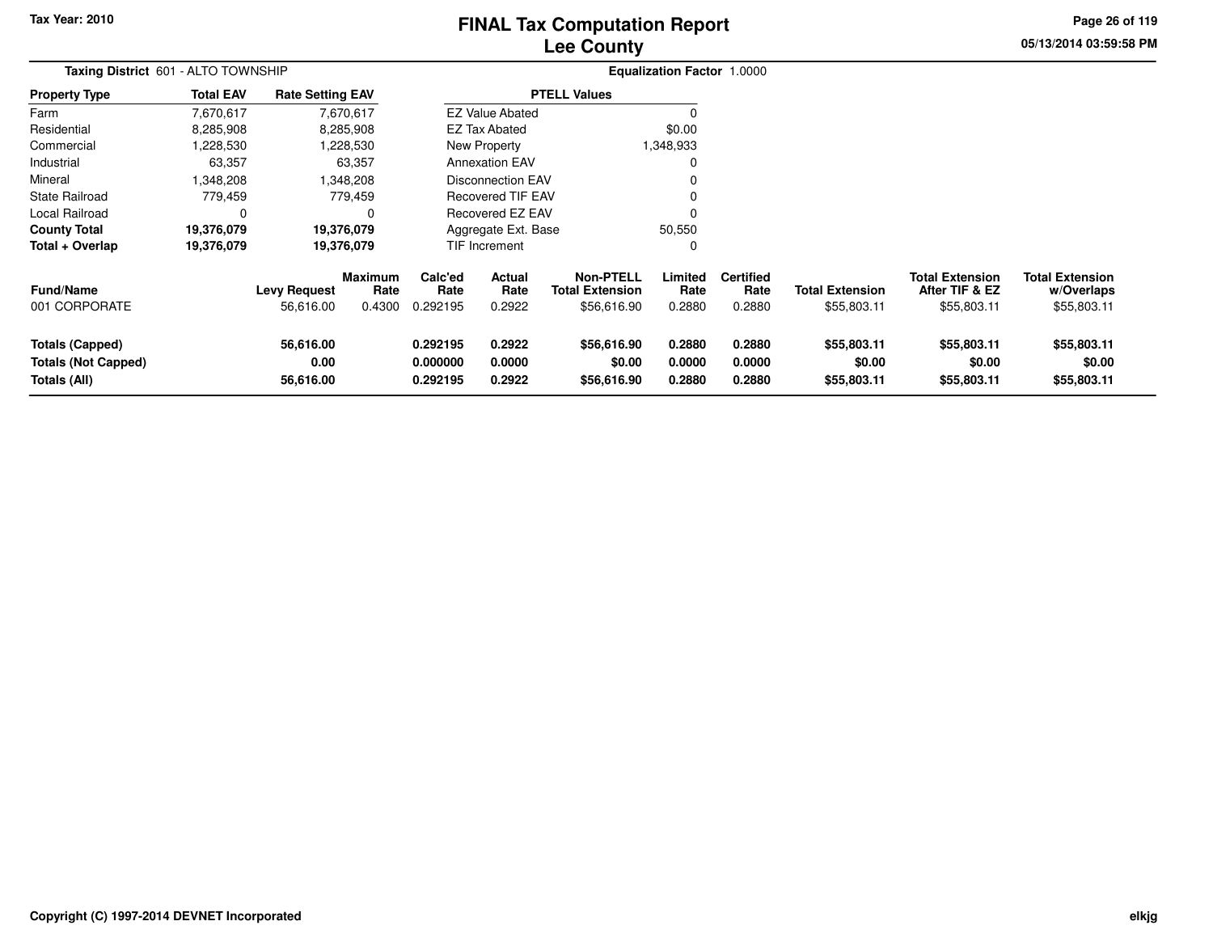Tax Year: 2010

# FINAL Tax Computation Report
## Lee County

05/13/2014 03:59:58 PM

**Taxing District** 601 - ALTO TOWNSHIP

**Equalization Factor** 1.0000

| Property Type | Total EAV | Rate Setting EAV |
|---|---|---|
| Farm | 7,670,617 | 7,670,617 |
| Residential | 8,285,908 | 8,285,908 |
| Commercial | 1,228,530 | 1,228,530 |
| Industrial | 63,357 | 63,357 |
| Mineral | 1,348,208 | 1,348,208 |
| State Railroad | 779,459 | 779,459 |
| Local Railroad | 0 | 0 |
| **County Total** | **19,376,079** | **19,376,079** |
| **Total + Overlap** | **19,376,079** | **19,376,079** |

| PTELL Values | |
|---|---|
| EZ Value Abated | 0 |
| EZ Tax Abated | $0.00 |
| New Property | 1,348,933 |
| Annexation EAV | 0 |
| Disconnection EAV | 0 |
| Recovered TIF EAV | 0 |
| Recovered EZ EAV | 0 |
| Aggregate Ext. Base | 50,550 |
| TIF Increment | 0 |

| Fund/Name | Levy Request | Maximum Rate | Calc'ed Rate | Actual Rate | Non-PTELL Total Extension | Limited Rate | Certified Rate | Total Extension | Total Extension After TIF & EZ | Total Extension w/Overlaps |
|---|---|---|---|---|---|---|---|---|---|---|
| 001 CORPORATE | 56,616.00 | 0.4300 | 0.292195 | 0.2922 | $56,616.90 | 0.2880 | 0.2880 | $55,803.11 | $55,803.11 | $55,803.11 |
| **Totals (Capped)** | **56,616.00** | | **0.292195** | **0.2922** | **$56,616.90** | **0.2880** | **0.2880** | **$55,803.11** | **$55,803.11** | **$55,803.11** |
| **Totals (Not Capped)** | **0.00** | | **0.000000** | **0.0000** | **$0.00** | **0.0000** | **0.0000** | **$0.00** | **$0.00** | **$0.00** |
| **Totals (All)** | **56,616.00** | | **0.292195** | **0.2922** | **$56,616.90** | **0.2880** | **0.2880** | **$55,803.11** | **$55,803.11** | **$55,803.11** |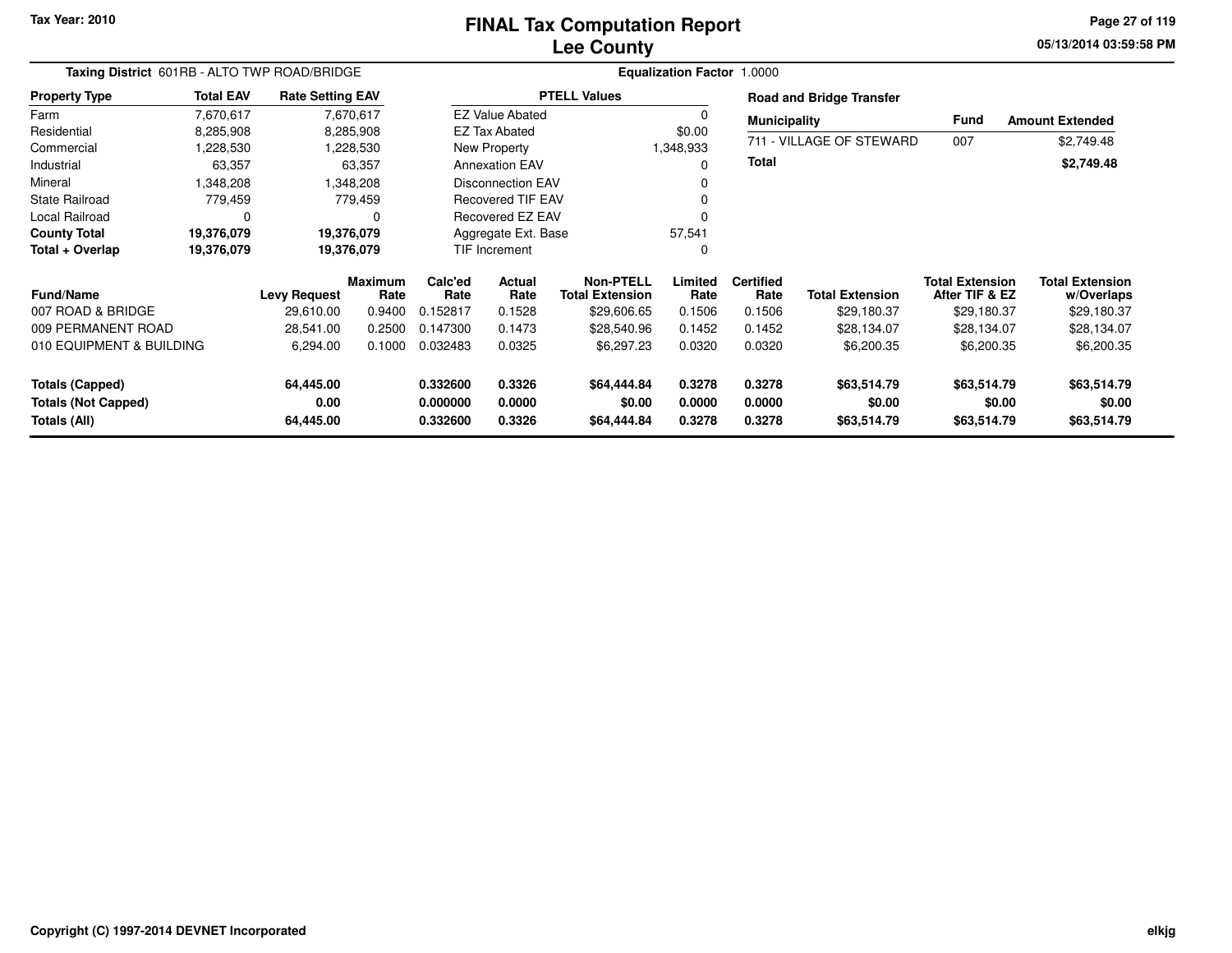Tax Year: 2010

# FINAL Tax Computation Report
## Lee County

**Taxing District** 601RB - ALTO TWP ROAD/BRIDGE

**Equalization Factor** 1.0000

| Property Type | Total EAV | Rate Setting EAV |
|---|---|---|
| Farm | 7,670,617 | 7,670,617 |
| Residential | 8,285,908 | 8,285,908 |
| Commercial | 1,228,530 | 1,228,530 |
| Industrial | 63,357 | 63,357 |
| Mineral | 1,348,208 | 1,348,208 |
| State Railroad | 779,459 | 779,459 |
| Local Railroad | 0 | 0 |
| **County Total** | **19,376,079** | **19,376,079** |
| **Total + Overlap** | **19,376,079** | **19,376,079** |

| PTELL Values | |
|---|---|
| EZ Value Abated | 0 |
| EZ Tax Abated | $0.00 |
| New Property | 1,348,933 |
| Annexation EAV | 0 |
| Disconnection EAV | 0 |
| Recovered TIF EAV | 0 |
| Recovered EZ EAV | 0 |
| Aggregate Ext. Base | 57,541 |
| TIF Increment | 0 |

**Road and Bridge Transfer**

| Municipality | Fund | Amount Extended |
|---|---|---|
| 711 - VILLAGE OF STEWARD | 007 | $2,749.48 |
| **Total** | | **$2,749.48** |

| Fund/Name | Levy Request | Maximum Rate | Calc'ed Rate | Actual Rate | Non-PTELL Total Extension | Limited Rate | Certified Rate | Total Extension | Total Extension After TIF & EZ | Total Extension w/Overlaps |
|---|---|---|---|---|---|---|---|---|---|---|
| 007 ROAD & BRIDGE | 29,610.00 | 0.9400 | 0.152817 | 0.1528 | $29,606.65 | 0.1506 | 0.1506 | $29,180.37 | $29,180.37 | $29,180.37 |
| 009 PERMANENT ROAD | 28,541.00 | 0.2500 | 0.147300 | 0.1473 | $28,540.96 | 0.1452 | 0.1452 | $28,134.07 | $28,134.07 | $28,134.07 |
| 010 EQUIPMENT & BUILDING | 6,294.00 | 0.1000 | 0.032483 | 0.0325 | $6,297.23 | 0.0320 | 0.0320 | $6,200.35 | $6,200.35 | $6,200.35 |
| **Totals (Capped)** | **64,445.00** | | **0.332600** | **0.3326** | **$64,444.84** | **0.3278** | **0.3278** | **$63,514.79** | **$63,514.79** | **$63,514.79** |
| **Totals (Not Capped)** | **0.00** | | **0.000000** | **0.0000** | **$0.00** | **0.0000** | **0.0000** | **$0.00** | **$0.00** | **$0.00** |
| **Totals (All)** | **64,445.00** | | **0.332600** | **0.3326** | **$64,444.84** | **0.3278** | **0.3278** | **$63,514.79** | **$63,514.79** | **$63,514.79** |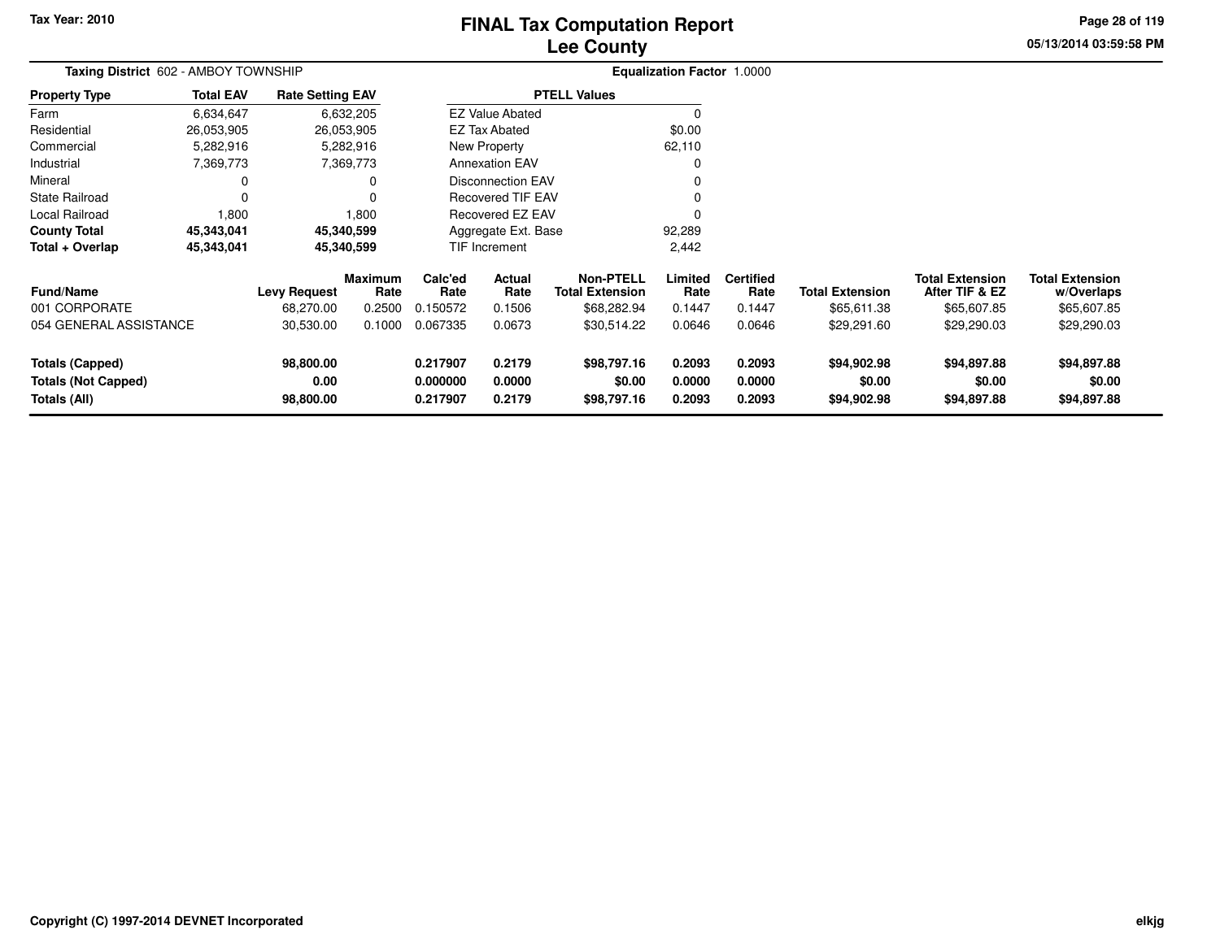# FINAL Tax Computation Report
# Lee County

Tax Year: 2010

05/13/2014 03:59:58 PM

**Taxing District** 602 - AMBOY TOWNSHIP

**Equalization Factor** 1.0000

| Property Type | Total EAV | Rate Setting EAV |
|---|---|---|
| Farm | 6,634,647 | 6,632,205 |
| Residential | 26,053,905 | 26,053,905 |
| Commercial | 5,282,916 | 5,282,916 |
| Industrial | 7,369,773 | 7,369,773 |
| Mineral | 0 | 0 |
| State Railroad | 0 | 0 |
| Local Railroad | 1,800 | 1,800 |
| **County Total** | **45,343,041** | **45,340,599** |
| **Total + Overlap** | **45,343,041** | **45,340,599** |

| PTELL Values | |
|---|---|
| EZ Value Abated | 0 |
| EZ Tax Abated | $0.00 |
| New Property | 62,110 |
| Annexation EAV | 0 |
| Disconnection EAV | 0 |
| Recovered TIF EAV | 0 |
| Recovered EZ EAV | 0 |
| Aggregate Ext. Base | 92,289 |
| TIF Increment | 2,442 |

| Fund/Name | Levy Request | Maximum Rate | Calc'ed Rate | Actual Rate | Non-PTELL Total Extension | Limited Rate | Certified Rate | Total Extension | Total Extension After TIF & EZ | Total Extension w/Overlaps |
|---|---|---|---|---|---|---|---|---|---|---|
| 001 CORPORATE | 68,270.00 | 0.2500 | 0.150572 | 0.1506 | $68,282.94 | 0.1447 | 0.1447 | $65,611.38 | $65,607.85 | $65,607.85 |
| 054 GENERAL ASSISTANCE | 30,530.00 | 0.1000 | 0.067335 | 0.0673 | $30,514.22 | 0.0646 | 0.0646 | $29,291.60 | $29,290.03 | $29,290.03 |
| **Totals (Capped)** | **98,800.00** | | **0.217907** | **0.2179** | **$98,797.16** | **0.2093** | **0.2093** | **$94,902.98** | **$94,897.88** | **$94,897.88** |
| **Totals (Not Capped)** | **0.00** | | **0.000000** | **0.0000** | **$0.00** | **0.0000** | **0.0000** | **$0.00** | **$0.00** | **$0.00** |
| **Totals (All)** | **98,800.00** | | **0.217907** | **0.2179** | **$98,797.16** | **0.2093** | **0.2093** | **$94,902.98** | **$94,897.88** | **$94,897.88** |

Copyright (C) 1997-2014 DEVNET Incorporated

elkjg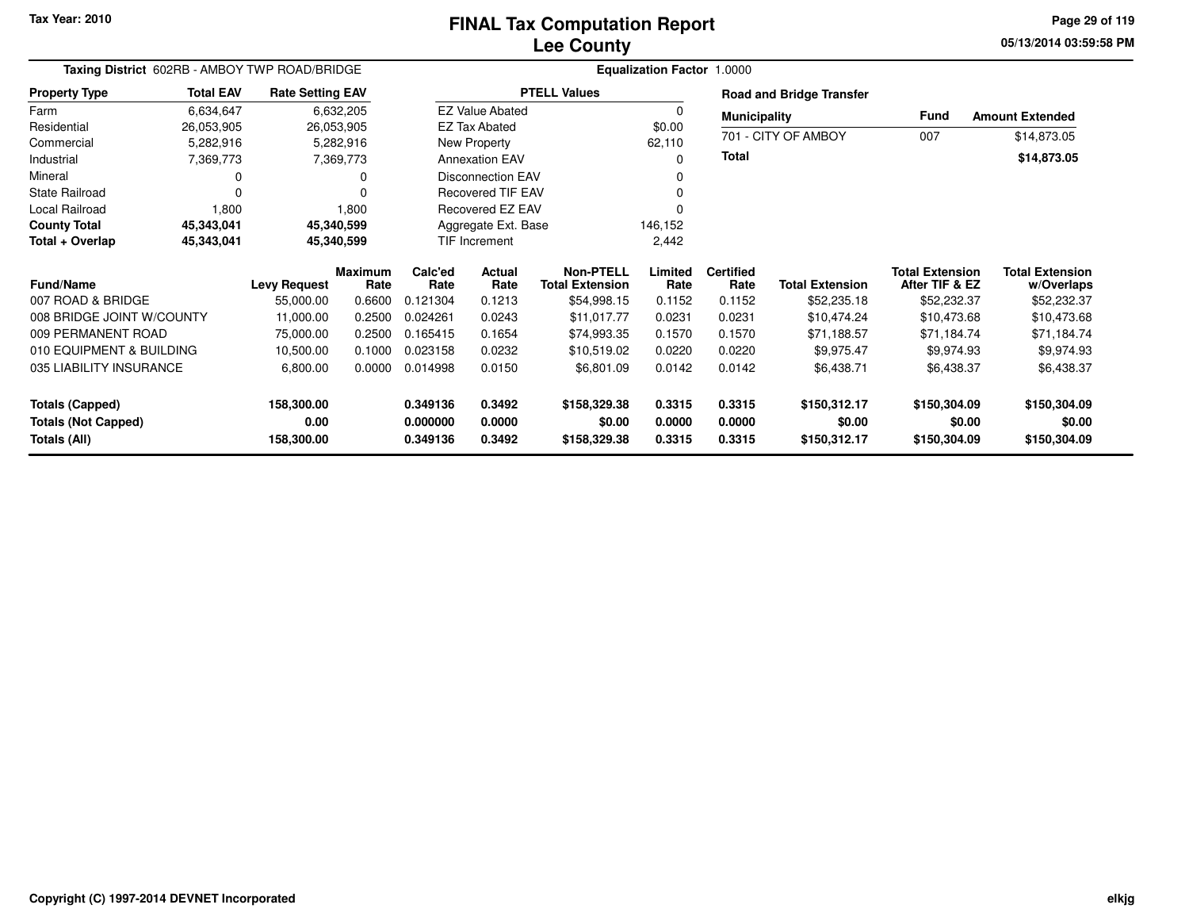Tax Year: 2010

# FINAL Tax Computation Report
## Lee County

05/13/2014 03:59:58 PM

**Taxing District** 602RB - AMBOY TWP ROAD/BRIDGE

**Equalization Factor** 1.0000

| Property Type | Total EAV | Rate Setting EAV |
|---|---|---|
| Farm | 6,634,647 | 6,632,205 |
| Residential | 26,053,905 | 26,053,905 |
| Commercial | 5,282,916 | 5,282,916 |
| Industrial | 7,369,773 | 7,369,773 |
| Mineral | 0 | 0 |
| State Railroad | 0 | 0 |
| Local Railroad | 1,800 | 1,800 |
| **County Total** | **45,343,041** | **45,340,599** |
| **Total + Overlap** | **45,343,041** | **45,340,599** |

| PTELL Values | |
|---|---|
| EZ Value Abated | 0 |
| EZ Tax Abated | $0.00 |
| New Property | 62,110 |
| Annexation EAV | 0 |
| Disconnection EAV | 0 |
| Recovered TIF EAV | 0 |
| Recovered EZ EAV | 0 |
| Aggregate Ext. Base | 146,152 |
| TIF Increment | 2,442 |

**Road and Bridge Transfer**

| Municipality | Fund | Amount Extended |
|---|---|---|
| 701 - CITY OF AMBOY | 007 | $14,873.05 |
| **Total** | | **$14,873.05** |

| Fund/Name | Levy Request | Maximum Rate | Calc'ed Rate | Actual Rate | Non-PTELL Total Extension | Limited Rate | Certified Rate | Total Extension | Total Extension After TIF & EZ | Total Extension w/Overlaps |
|---|---|---|---|---|---|---|---|---|---|---|
| 007 ROAD & BRIDGE | 55,000.00 | 0.6600 | 0.121304 | 0.1213 | $54,998.15 | 0.1152 | 0.1152 | $52,235.18 | $52,232.37 | $52,232.37 |
| 008 BRIDGE JOINT W/COUNTY | 11,000.00 | 0.2500 | 0.024261 | 0.0243 | $11,017.77 | 0.0231 | 0.0231 | $10,474.24 | $10,473.68 | $10,473.68 |
| 009 PERMANENT ROAD | 75,000.00 | 0.2500 | 0.165415 | 0.1654 | $74,993.35 | 0.1570 | 0.1570 | $71,188.57 | $71,184.74 | $71,184.74 |
| 010 EQUIPMENT & BUILDING | 10,500.00 | 0.1000 | 0.023158 | 0.0232 | $10,519.02 | 0.0220 | 0.0220 | $9,975.47 | $9,974.93 | $9,974.93 |
| 035 LIABILITY INSURANCE | 6,800.00 | 0.0000 | 0.014998 | 0.0150 | $6,801.09 | 0.0142 | 0.0142 | $6,438.71 | $6,438.37 | $6,438.37 |
| **Totals (Capped)** | **158,300.00** | | **0.349136** | **0.3492** | **$158,329.38** | **0.3315** | **0.3315** | **$150,312.17** | **$150,304.09** | **$150,304.09** |
| **Totals (Not Capped)** | **0.00** | | **0.000000** | **0.0000** | **$0.00** | **0.0000** | **0.0000** | **$0.00** | **$0.00** | **$0.00** |
| **Totals (All)** | **158,300.00** | | **0.349136** | **0.3492** | **$158,329.38** | **0.3315** | **0.3315** | **$150,312.17** | **$150,304.09** | **$150,304.09** |

Copyright (C) 1997-2014 DEVNET Incorporated

elkjg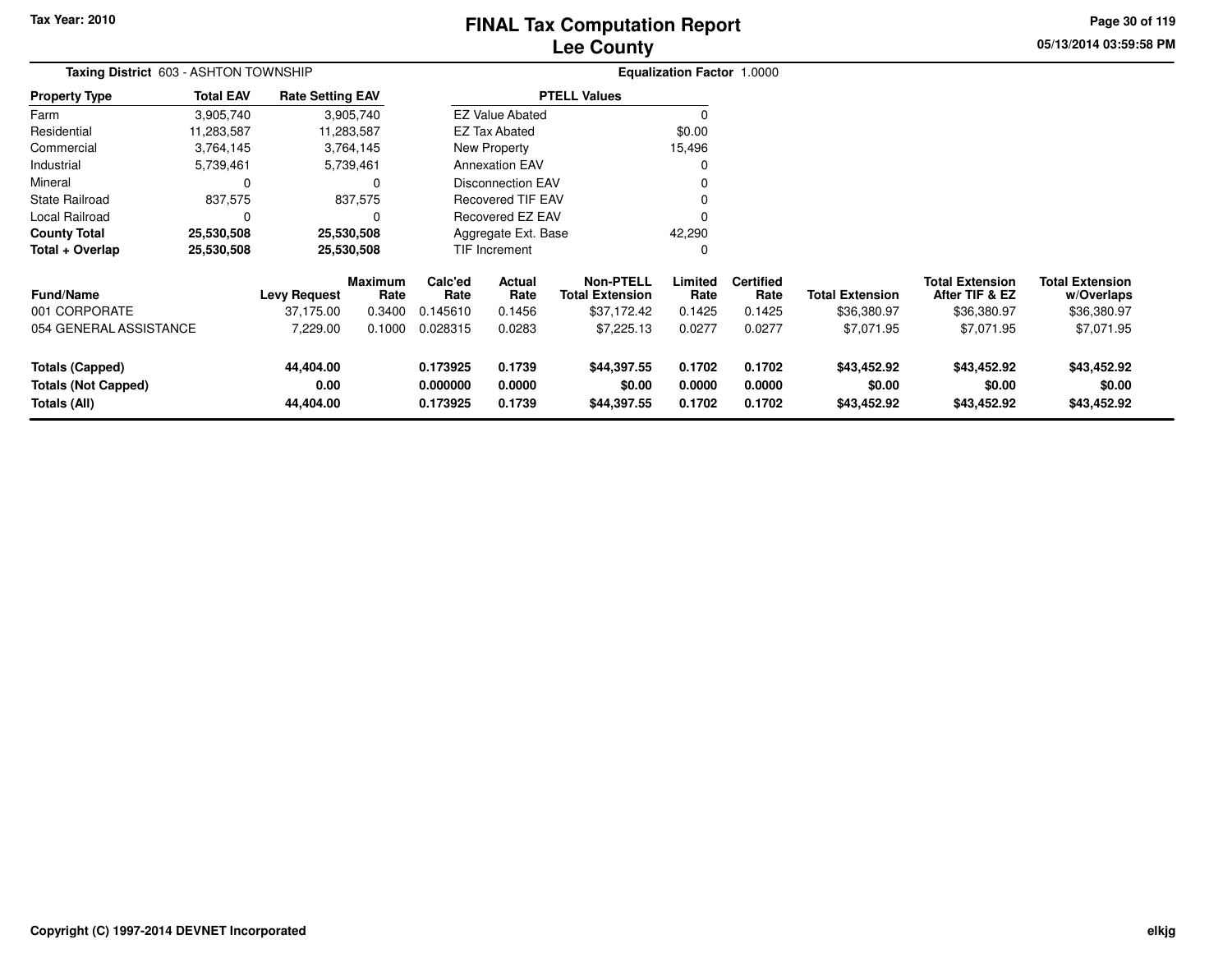# FINAL Tax Computation Report
# Lee County

Tax Year: 2010

**Taxing District** 603 - ASHTON TOWNSHIP

**Equalization Factor** 1.0000

| Property Type | Total EAV | Rate Setting EAV |
|---|---|---|
| Farm | 3,905,740 | 3,905,740 |
| Residential | 11,283,587 | 11,283,587 |
| Commercial | 3,764,145 | 3,764,145 |
| Industrial | 5,739,461 | 5,739,461 |
| Mineral | 0 | 0 |
| State Railroad | 837,575 | 837,575 |
| Local Railroad | 0 | 0 |
| **County Total** | **25,530,508** | **25,530,508** |
| **Total + Overlap** | **25,530,508** | **25,530,508** |

| PTELL Values | |
|---|---|
| EZ Value Abated | 0 |
| EZ Tax Abated | $0.00 |
| New Property | 15,496 |
| Annexation EAV | 0 |
| Disconnection EAV | 0 |
| Recovered TIF EAV | 0 |
| Recovered EZ EAV | 0 |
| Aggregate Ext. Base | 42,290 |
| TIF Increment | 0 |

| Fund/Name | Levy Request | Maximum Rate | Calc'ed Rate | Actual Rate | Non-PTELL Total Extension | Limited Rate | Certified Rate | Total Extension | Total Extension After TIF & EZ | Total Extension w/Overlaps |
|---|---|---|---|---|---|---|---|---|---|---|
| 001 CORPORATE | 37,175.00 | 0.3400 | 0.145610 | 0.1456 | $37,172.42 | 0.1425 | 0.1425 | $36,380.97 | $36,380.97 | $36,380.97 |
| 054 GENERAL ASSISTANCE | 7,229.00 | 0.1000 | 0.028315 | 0.0283 | $7,225.13 | 0.0277 | 0.0277 | $7,071.95 | $7,071.95 | $7,071.95 |
| **Totals (Capped)** | **44,404.00** | | **0.173925** | **0.1739** | **$44,397.55** | **0.1702** | **0.1702** | **$43,452.92** | **$43,452.92** | **$43,452.92** |
| **Totals (Not Capped)** | **0.00** | | **0.000000** | **0.0000** | **$0.00** | **0.0000** | **0.0000** | **$0.00** | **$0.00** | **$0.00** |
| **Totals (All)** | **44,404.00** | | **0.173925** | **0.1739** | **$44,397.55** | **0.1702** | **0.1702** | **$43,452.92** | **$43,452.92** | **$43,452.92** |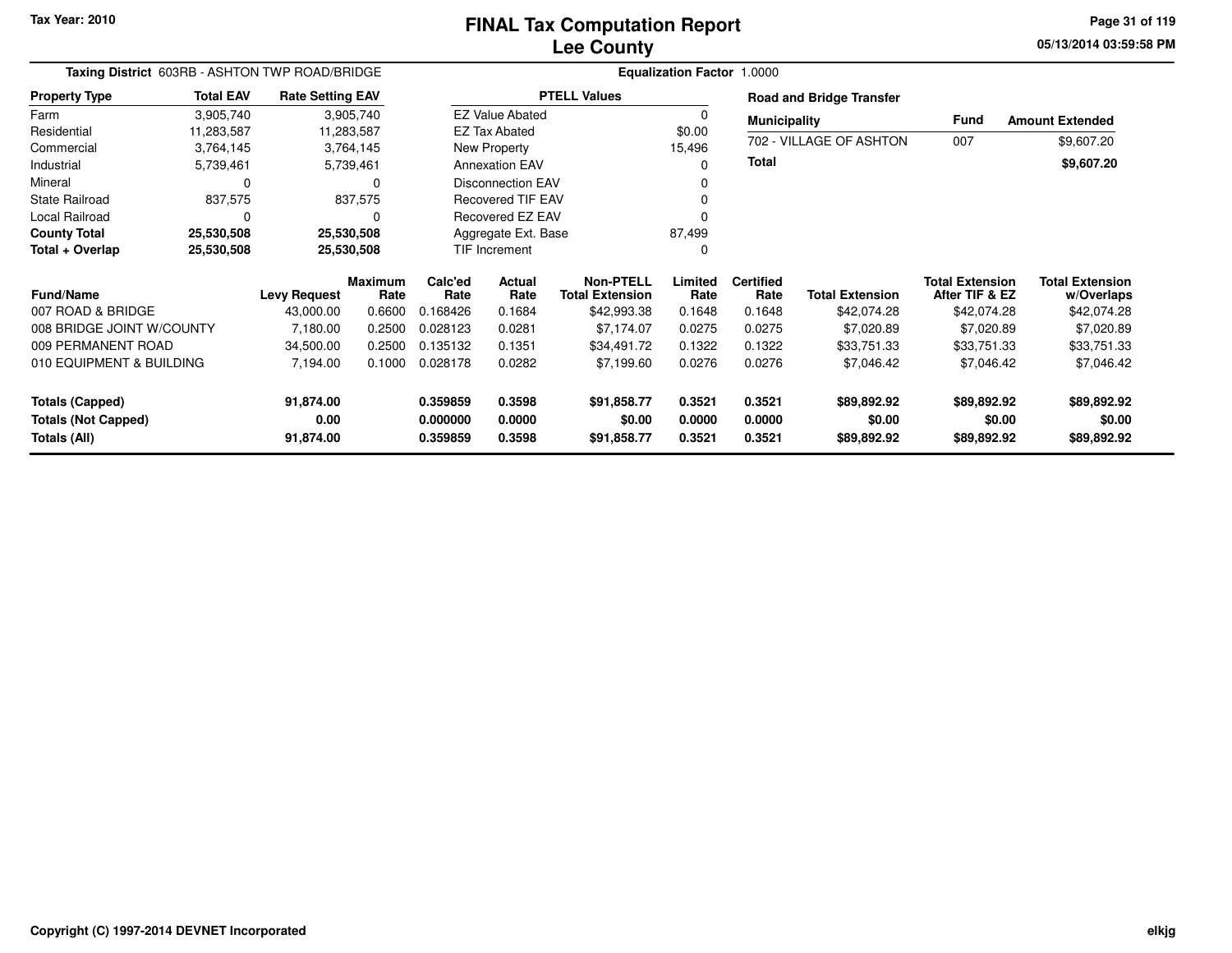# FINAL Tax Computation Report
# Lee County

Tax Year: 2010

05/13/2014 03:59:58 PM

**Taxing District** 603RB - ASHTON TWP ROAD/BRIDGE

**Equalization Factor** 1.0000

| Property Type | Total EAV | Rate Setting EAV |
|---|---|---|
| Farm | 3,905,740 | 3,905,740 |
| Residential | 11,283,587 | 11,283,587 |
| Commercial | 3,764,145 | 3,764,145 |
| Industrial | 5,739,461 | 5,739,461 |
| Mineral | 0 | 0 |
| State Railroad | 837,575 | 837,575 |
| Local Railroad | 0 | 0 |
| **County Total** | **25,530,508** | **25,530,508** |
| **Total + Overlap** | **25,530,508** | **25,530,508** |

| PTELL Values | |
|---|---|
| EZ Value Abated | 0 |
| EZ Tax Abated | $0.00 |
| New Property | 15,496 |
| Annexation EAV | 0 |
| Disconnection EAV | 0 |
| Recovered TIF EAV | 0 |
| Recovered EZ EAV | 0 |
| Aggregate Ext. Base | 87,499 |
| TIF Increment | 0 |

**Road and Bridge Transfer**

| Municipality | Fund | Amount Extended |
|---|---|---|
| 702 - VILLAGE OF ASHTON | 007 | $9,607.20 |
| **Total** | | **$9,607.20** |

| Fund/Name | Levy Request | Maximum Rate | Calc'ed Rate | Actual Rate | Non-PTELL Total Extension | Limited Rate | Certified Rate | Total Extension | Total Extension After TIF & EZ | Total Extension w/Overlaps |
|---|---|---|---|---|---|---|---|---|---|---|
| 007 ROAD & BRIDGE | 43,000.00 | 0.6600 | 0.168426 | 0.1684 | $42,993.38 | 0.1648 | 0.1648 | $42,074.28 | $42,074.28 | $42,074.28 |
| 008 BRIDGE JOINT W/COUNTY | 7,180.00 | 0.2500 | 0.028123 | 0.0281 | $7,174.07 | 0.0275 | 0.0275 | $7,020.89 | $7,020.89 | $7,020.89 |
| 009 PERMANENT ROAD | 34,500.00 | 0.2500 | 0.135132 | 0.1351 | $34,491.72 | 0.1322 | 0.1322 | $33,751.33 | $33,751.33 | $33,751.33 |
| 010 EQUIPMENT & BUILDING | 7,194.00 | 0.1000 | 0.028178 | 0.0282 | $7,199.60 | 0.0276 | 0.0276 | $7,046.42 | $7,046.42 | $7,046.42 |
| **Totals (Capped)** | **91,874.00** | | **0.359859** | **0.3598** | **$91,858.77** | **0.3521** | **0.3521** | **$89,892.92** | **$89,892.92** | **$89,892.92** |
| **Totals (Not Capped)** | **0.00** | | **0.000000** | **0.0000** | **$0.00** | **0.0000** | **0.0000** | **$0.00** | **$0.00** | **$0.00** |
| **Totals (All)** | **91,874.00** | | **0.359859** | **0.3598** | **$91,858.77** | **0.3521** | **0.3521** | **$89,892.92** | **$89,892.92** | **$89,892.92** |

Copyright (C) 1997-2014 DEVNET Incorporated

elkjg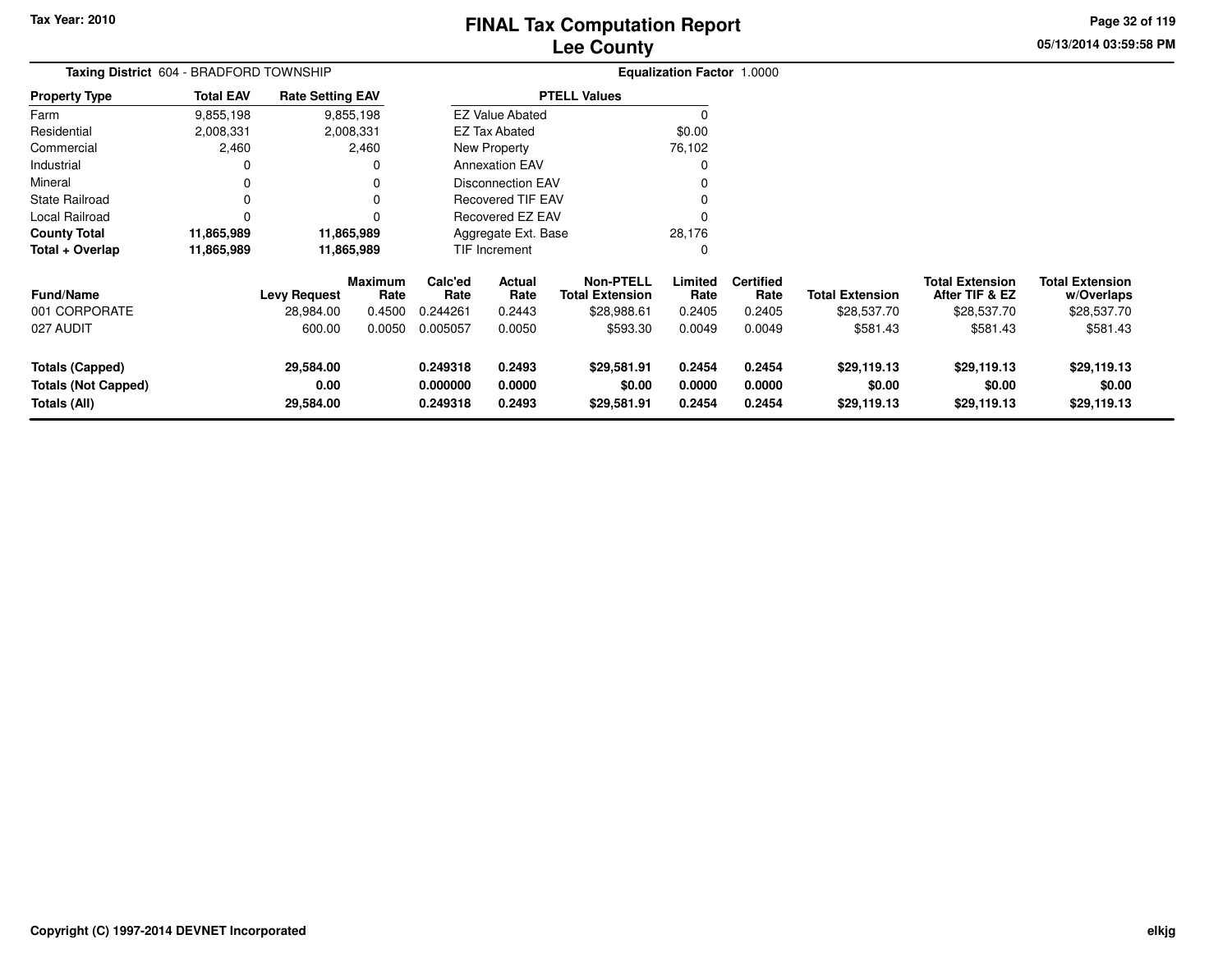# FINAL Tax Computation Report
## Lee County

Tax Year: 2010

**Taxing District** 604 - BRADFORD TOWNSHIP

**Equalization Factor** 1.0000

| Property Type | Total EAV | Rate Setting EAV |
|---|---|---|
| Farm | 9,855,198 | 9,855,198 |
| Residential | 2,008,331 | 2,008,331 |
| Commercial | 2,460 | 2,460 |
| Industrial | 0 | 0 |
| Mineral | 0 | 0 |
| State Railroad | 0 | 0 |
| Local Railroad | 0 | 0 |
| **County Total** | **11,865,989** | **11,865,989** |
| **Total + Overlap** | **11,865,989** | **11,865,989** |

| PTELL Values | |
|---|---|
| EZ Value Abated | 0 |
| EZ Tax Abated | $0.00 |
| New Property | 76,102 |
| Annexation EAV | 0 |
| Disconnection EAV | 0 |
| Recovered TIF EAV | 0 |
| Recovered EZ EAV | 0 |
| Aggregate Ext. Base | 28,176 |
| TIF Increment | 0 |

| Fund/Name | Levy Request | Maximum Rate | Calc'ed Rate | Actual Rate | Non-PTELL Total Extension | Limited Rate | Certified Rate | Total Extension | Total Extension After TIF & EZ | Total Extension w/Overlaps |
|---|---|---|---|---|---|---|---|---|---|---|
| 001 CORPORATE | 28,984.00 | 0.4500 | 0.244261 | 0.2443 | $28,988.61 | 0.2405 | 0.2405 | $28,537.70 | $28,537.70 | $28,537.70 |
| 027 AUDIT | 600.00 | 0.0050 | 0.005057 | 0.0050 | $593.30 | 0.0049 | 0.0049 | $581.43 | $581.43 | $581.43 |
| **Totals (Capped)** | **29,584.00** | | **0.249318** | **0.2493** | **$29,581.91** | **0.2454** | **0.2454** | **$29,119.13** | **$29,119.13** | **$29,119.13** |
| **Totals (Not Capped)** | **0.00** | | **0.000000** | **0.0000** | **$0.00** | **0.0000** | **0.0000** | **$0.00** | **$0.00** | **$0.00** |
| **Totals (All)** | **29,584.00** | | **0.249318** | **0.2493** | **$29,581.91** | **0.2454** | **0.2454** | **$29,119.13** | **$29,119.13** | **$29,119.13** |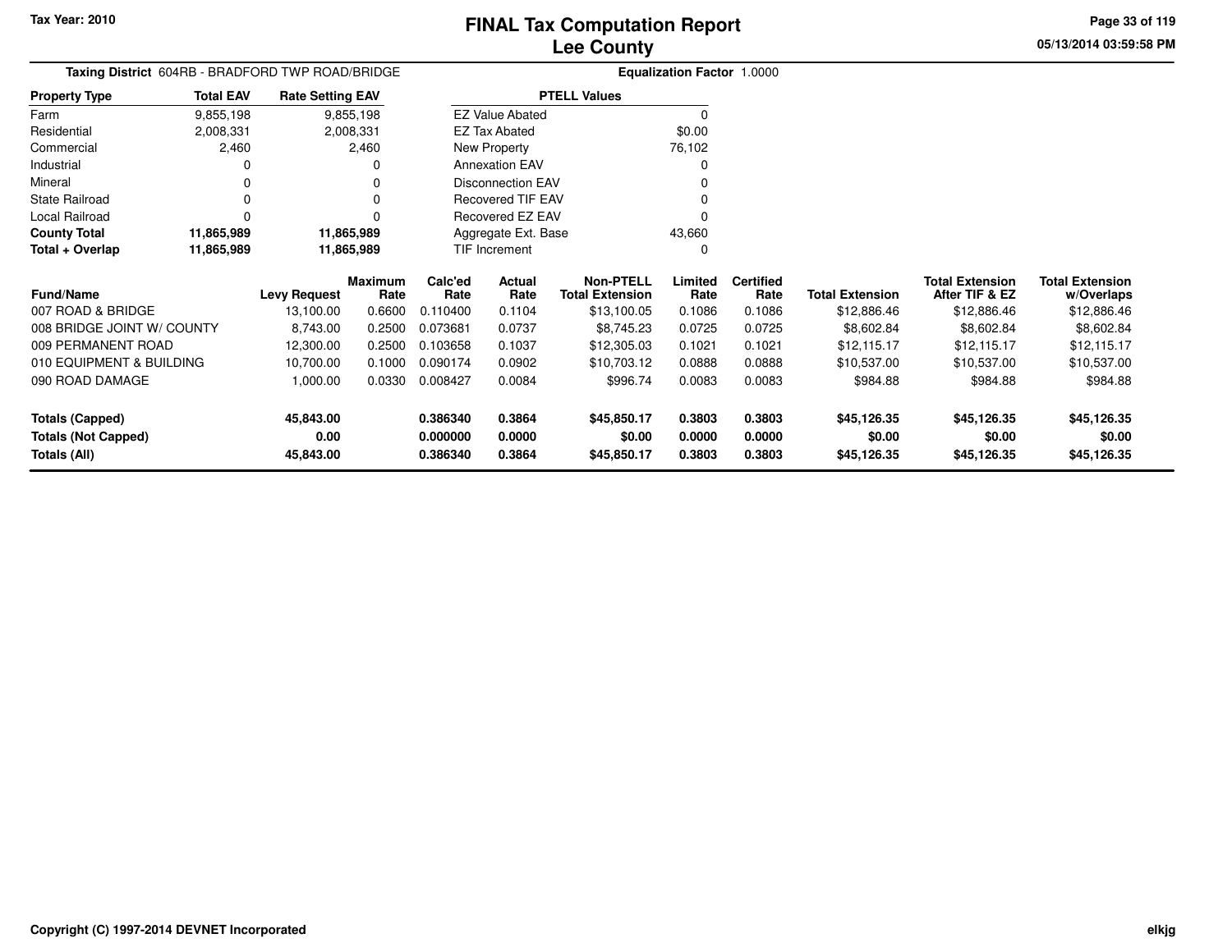Tax Year: 2010

# FINAL Tax Computation Report
## Lee County

05/13/2014 03:59:58 PM

**Taxing District** 604RB - BRADFORD TWP ROAD/BRIDGE **Equalization Factor** 1.0000

| Property Type | Total EAV | Rate Setting EAV |
|---|---|---|
| Farm | 9,855,198 | 9,855,198 |
| Residential | 2,008,331 | 2,008,331 |
| Commercial | 2,460 | 2,460 |
| Industrial | 0 | 0 |
| Mineral | 0 | 0 |
| State Railroad | 0 | 0 |
| Local Railroad | 0 | 0 |
| **County Total** | **11,865,989** | **11,865,989** |
| **Total + Overlap** | **11,865,989** | **11,865,989** |

| PTELL Values | |
|---|---|
| EZ Value Abated | 0 |
| EZ Tax Abated | $0.00 |
| New Property | 76,102 |
| Annexation EAV | 0 |
| Disconnection EAV | 0 |
| Recovered TIF EAV | 0 |
| Recovered EZ EAV | 0 |
| Aggregate Ext. Base | 43,660 |
| TIF Increment | 0 |

| Fund/Name | Levy Request | Maximum Rate | Calc'ed Rate | Actual Rate | Non-PTELL Total Extension | Limited Rate | Certified Rate | Total Extension | Total Extension After TIF & EZ | Total Extension w/Overlaps |
|---|---|---|---|---|---|---|---|---|---|---|
| 007 ROAD & BRIDGE | 13,100.00 | 0.6600 | 0.110400 | 0.1104 | $13,100.05 | 0.1086 | 0.1086 | $12,886.46 | $12,886.46 | $12,886.46 |
| 008 BRIDGE JOINT W/ COUNTY | 8,743.00 | 0.2500 | 0.073681 | 0.0737 | $8,745.23 | 0.0725 | 0.0725 | $8,602.84 | $8,602.84 | $8,602.84 |
| 009 PERMANENT ROAD | 12,300.00 | 0.2500 | 0.103658 | 0.1037 | $12,305.03 | 0.1021 | 0.1021 | $12,115.17 | $12,115.17 | $12,115.17 |
| 010 EQUIPMENT & BUILDING | 10,700.00 | 0.1000 | 0.090174 | 0.0902 | $10,703.12 | 0.0888 | 0.0888 | $10,537.00 | $10,537.00 | $10,537.00 |
| 090 ROAD DAMAGE | 1,000.00 | 0.0330 | 0.008427 | 0.0084 | $996.74 | 0.0083 | 0.0083 | $984.88 | $984.88 | $984.88 |
| **Totals (Capped)** | **45,843.00** | | **0.386340** | **0.3864** | **$45,850.17** | **0.3803** | **0.3803** | **$45,126.35** | **$45,126.35** | **$45,126.35** |
| **Totals (Not Capped)** | **0.00** | | **0.000000** | **0.0000** | **$0.00** | **0.0000** | **0.0000** | **$0.00** | **$0.00** | **$0.00** |
| **Totals (All)** | **45,843.00** | | **0.386340** | **0.3864** | **$45,850.17** | **0.3803** | **0.3803** | **$45,126.35** | **$45,126.35** | **$45,126.35** |

Copyright (C) 1997-2014 DEVNET Incorporated elkjg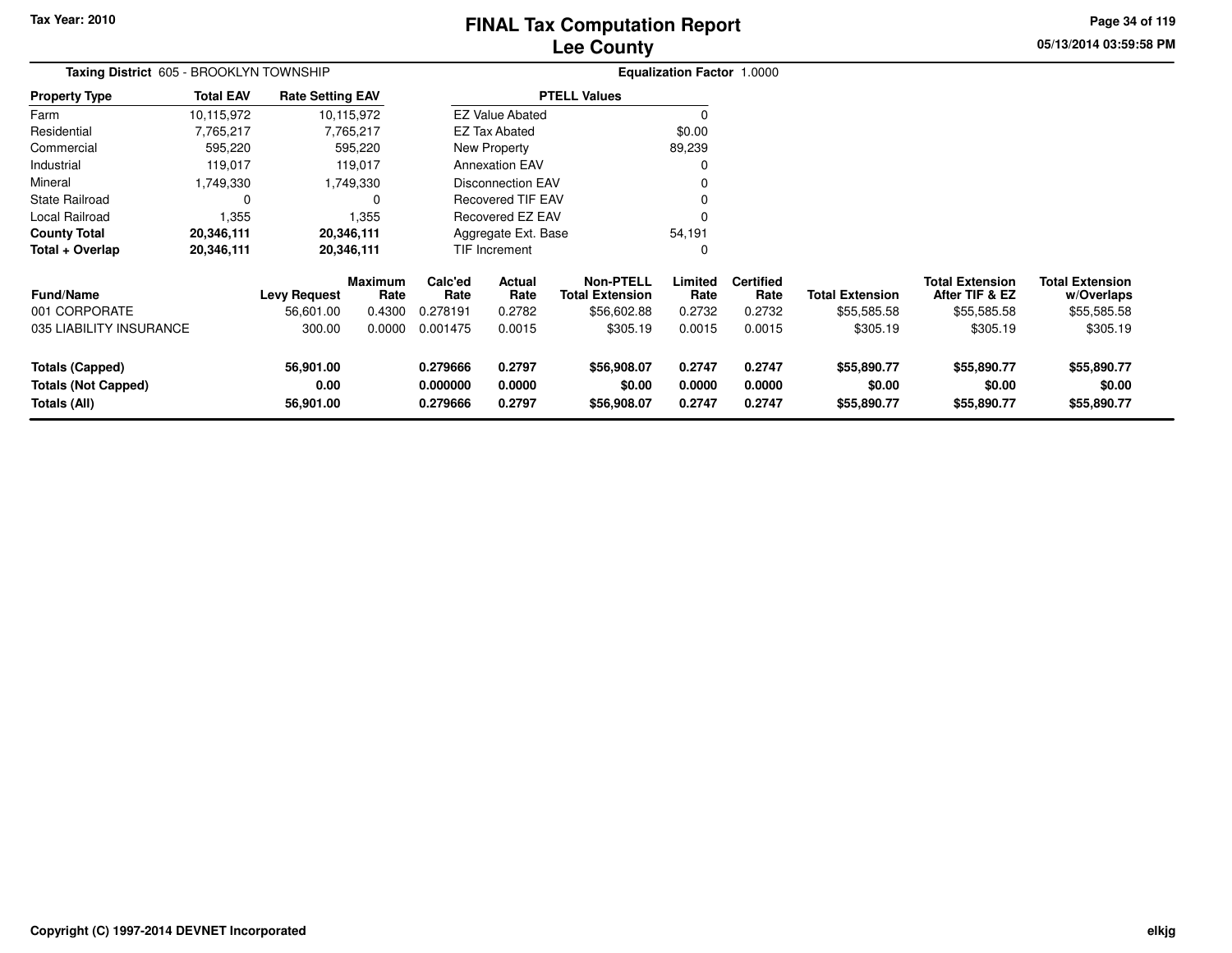Tax Year: 2010

# FINAL Tax Computation Report
## Lee County

05/13/2014 03:59:58 PM

**Taxing District** 605 - BROOKLYN TOWNSHIP

**Equalization Factor** 1.0000

| Property Type | Total EAV | Rate Setting EAV |
|---|---|---|
| Farm | 10,115,972 | 10,115,972 |
| Residential | 7,765,217 | 7,765,217 |
| Commercial | 595,220 | 595,220 |
| Industrial | 119,017 | 119,017 |
| Mineral | 1,749,330 | 1,749,330 |
| State Railroad | 0 | 0 |
| Local Railroad | 1,355 | 1,355 |
| **County Total** | **20,346,111** | **20,346,111** |
| **Total + Overlap** | **20,346,111** | **20,346,111** |

| PTELL Values | |
|---|---|
| EZ Value Abated | 0 |
| EZ Tax Abated | $0.00 |
| New Property | 89,239 |
| Annexation EAV | 0 |
| Disconnection EAV | 0 |
| Recovered TIF EAV | 0 |
| Recovered EZ EAV | 0 |
| Aggregate Ext. Base | 54,191 |
| TIF Increment | 0 |

| Fund/Name | Levy Request | Maximum Rate | Calc'ed Rate | Actual Rate | Non-PTELL Total Extension | Limited Rate | Certified Rate | Total Extension | Total Extension After TIF & EZ | Total Extension w/Overlaps |
|---|---|---|---|---|---|---|---|---|---|---|
| 001 CORPORATE | 56,601.00 | 0.4300 | 0.278191 | 0.2782 | $56,602.88 | 0.2732 | 0.2732 | $55,585.58 | $55,585.58 | $55,585.58 |
| 035 LIABILITY INSURANCE | 300.00 | 0.0000 | 0.001475 | 0.0015 | $305.19 | 0.0015 | 0.0015 | $305.19 | $305.19 | $305.19 |
| **Totals (Capped)** | **56,901.00** | | **0.279666** | **0.2797** | **$56,908.07** | **0.2747** | **0.2747** | **$55,890.77** | **$55,890.77** | **$55,890.77** |
| **Totals (Not Capped)** | **0.00** | | **0.000000** | **0.0000** | **$0.00** | **0.0000** | **0.0000** | **$0.00** | **$0.00** | **$0.00** |
| **Totals (All)** | **56,901.00** | | **0.279666** | **0.2797** | **$56,908.07** | **0.2747** | **0.2747** | **$55,890.77** | **$55,890.77** | **$55,890.77** |

Copyright (C) 1997-2014 DEVNET Incorporated

elkjg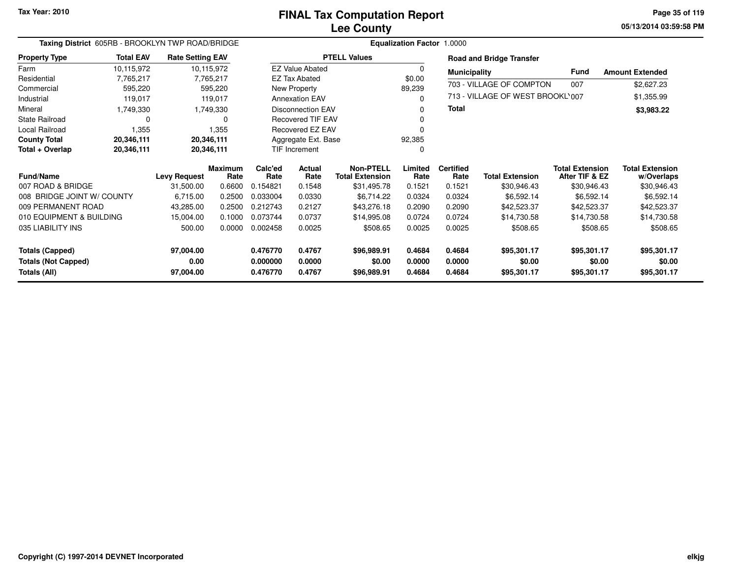Tax Year: 2010

# FINAL Tax Computation Report
## Lee County

05/13/2014 03:59:58 PM

**Taxing District** 605RB - BROOKLYN TWP ROAD/BRIDGE

**Equalization Factor** 1.0000

| Property Type | Total EAV | Rate Setting EAV |
|---|---|---|
| Farm | 10,115,972 | 10,115,972 |
| Residential | 7,765,217 | 7,765,217 |
| Commercial | 595,220 | 595,220 |
| Industrial | 119,017 | 119,017 |
| Mineral | 1,749,330 | 1,749,330 |
| State Railroad | 0 | 0 |
| Local Railroad | 1,355 | 1,355 |
| **County Total** | **20,346,111** | **20,346,111** |
| **Total + Overlap** | **20,346,111** | **20,346,111** |

| PTELL Values | |
|---|---|
| EZ Value Abated | 0 |
| EZ Tax Abated | $0.00 |
| New Property | 89,239 |
| Annexation EAV | 0 |
| Disconnection EAV | 0 |
| Recovered TIF EAV | 0 |
| Recovered EZ EAV | 0 |
| Aggregate Ext. Base | 92,385 |
| TIF Increment | 0 |

**Road and Bridge Transfer**

| Municipality | Fund | Amount Extended |
|---|---|---|
| 703 - VILLAGE OF COMPTON | 007 | $2,627.23 |
| 713 - VILLAGE OF WEST BROOKL' | 007 | $1,355.99 |
| **Total** | | **$3,983.22** |

| Fund/Name | Levy Request | Maximum Rate | Calc'ed Rate | Actual Rate | Non-PTELL Total Extension | Limited Rate | Certified Rate | Total Extension | Total Extension After TIF & EZ | Total Extension w/Overlaps |
|---|---|---|---|---|---|---|---|---|---|---|
| 007 ROAD & BRIDGE | 31,500.00 | 0.6600 | 0.154821 | 0.1548 | $31,495.78 | 0.1521 | 0.1521 | $30,946.43 | $30,946.43 | $30,946.43 |
| 008 BRIDGE JOINT W/ COUNTY | 6,715.00 | 0.2500 | 0.033004 | 0.0330 | $6,714.22 | 0.0324 | 0.0324 | $6,592.14 | $6,592.14 | $6,592.14 |
| 009 PERMANENT ROAD | 43,285.00 | 0.2500 | 0.212743 | 0.2127 | $43,276.18 | 0.2090 | 0.2090 | $42,523.37 | $42,523.37 | $42,523.37 |
| 010 EQUIPMENT & BUILDING | 15,004.00 | 0.1000 | 0.073744 | 0.0737 | $14,995.08 | 0.0724 | 0.0724 | $14,730.58 | $14,730.58 | $14,730.58 |
| 035 LIABILITY INS | 500.00 | 0.0000 | 0.002458 | 0.0025 | $508.65 | 0.0025 | 0.0025 | $508.65 | $508.65 | $508.65 |
| **Totals (Capped)** | **97,004.00** | | **0.476770** | **0.4767** | **$96,989.91** | **0.4684** | **0.4684** | **$95,301.17** | **$95,301.17** | **$95,301.17** |
| **Totals (Not Capped)** | **0.00** | | **0.000000** | **0.0000** | **$0.00** | **0.0000** | **0.0000** | **$0.00** | **$0.00** | **$0.00** |
| **Totals (All)** | **97,004.00** | | **0.476770** | **0.4767** | **$96,989.91** | **0.4684** | **0.4684** | **$95,301.17** | **$95,301.17** | **$95,301.17** |

Copyright (C) 1997-2014 DEVNET Incorporated

elkjg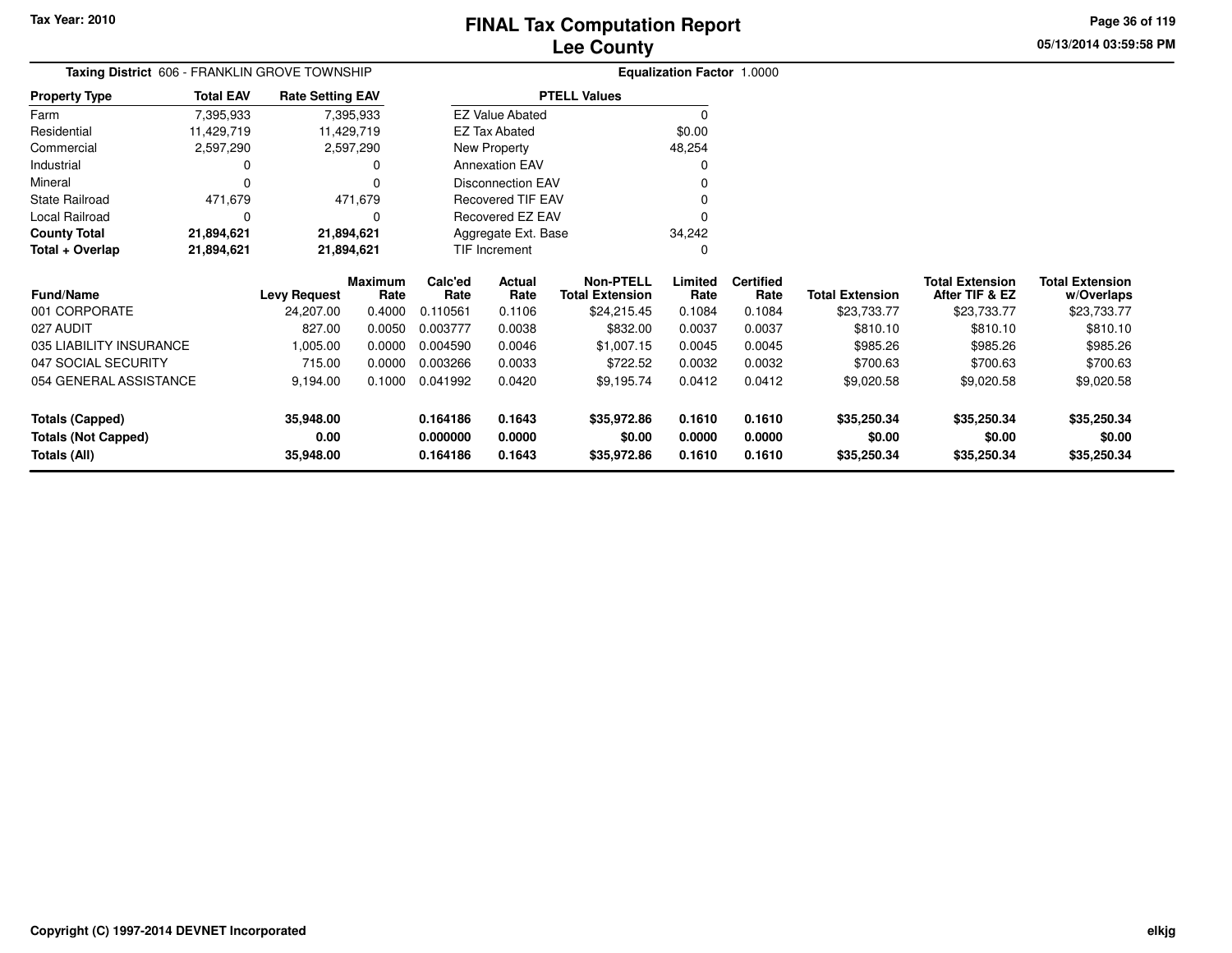# FINAL Tax Computation Report
## Lee County

Tax Year: 2010

05/13/2014 03:59:58 PM

**Taxing District** 606 - FRANKLIN GROVE TOWNSHIP

**Equalization Factor** 1.0000

| Property Type | Total EAV | Rate Setting EAV |
|---|---|---|
| Farm | 7,395,933 | 7,395,933 |
| Residential | 11,429,719 | 11,429,719 |
| Commercial | 2,597,290 | 2,597,290 |
| Industrial | 0 | 0 |
| Mineral | 0 | 0 |
| State Railroad | 471,679 | 471,679 |
| Local Railroad | 0 | 0 |
| **County Total** | **21,894,621** | **21,894,621** |
| **Total + Overlap** | **21,894,621** | **21,894,621** |

| PTELL Values | |
|---|---|
| EZ Value Abated | 0 |
| EZ Tax Abated | $0.00 |
| New Property | 48,254 |
| Annexation EAV | 0 |
| Disconnection EAV | 0 |
| Recovered TIF EAV | 0 |
| Recovered EZ EAV | 0 |
| Aggregate Ext. Base | 34,242 |
| TIF Increment | 0 |

| Fund/Name | Levy Request | Maximum Rate | Calc'ed Rate | Actual Rate | Non-PTELL Total Extension | Limited Rate | Certified Rate | Total Extension | Total Extension After TIF & EZ | Total Extension w/Overlaps |
|---|---|---|---|---|---|---|---|---|---|---|
| 001 CORPORATE | 24,207.00 | 0.4000 | 0.110561 | 0.1106 | $24,215.45 | 0.1084 | 0.1084 | $23,733.77 | $23,733.77 | $23,733.77 |
| 027 AUDIT | 827.00 | 0.0050 | 0.003777 | 0.0038 | $832.00 | 0.0037 | 0.0037 | $810.10 | $810.10 | $810.10 |
| 035 LIABILITY INSURANCE | 1,005.00 | 0.0000 | 0.004590 | 0.0046 | $1,007.15 | 0.0045 | 0.0045 | $985.26 | $985.26 | $985.26 |
| 047 SOCIAL SECURITY | 715.00 | 0.0000 | 0.003266 | 0.0033 | $722.52 | 0.0032 | 0.0032 | $700.63 | $700.63 | $700.63 |
| 054 GENERAL ASSISTANCE | 9,194.00 | 0.1000 | 0.041992 | 0.0420 | $9,195.74 | 0.0412 | 0.0412 | $9,020.58 | $9,020.58 | $9,020.58 |
| **Totals (Capped)** | **35,948.00** | | **0.164186** | **0.1643** | **$35,972.86** | **0.1610** | **0.1610** | **$35,250.34** | **$35,250.34** | **$35,250.34** |
| **Totals (Not Capped)** | **0.00** | | **0.000000** | **0.0000** | **$0.00** | **0.0000** | **0.0000** | **$0.00** | **$0.00** | **$0.00** |
| **Totals (All)** | **35,948.00** | | **0.164186** | **0.1643** | **$35,972.86** | **0.1610** | **0.1610** | **$35,250.34** | **$35,250.34** | **$35,250.34** |

Copyright (C) 1997-2014 DEVNET Incorporated

elkjg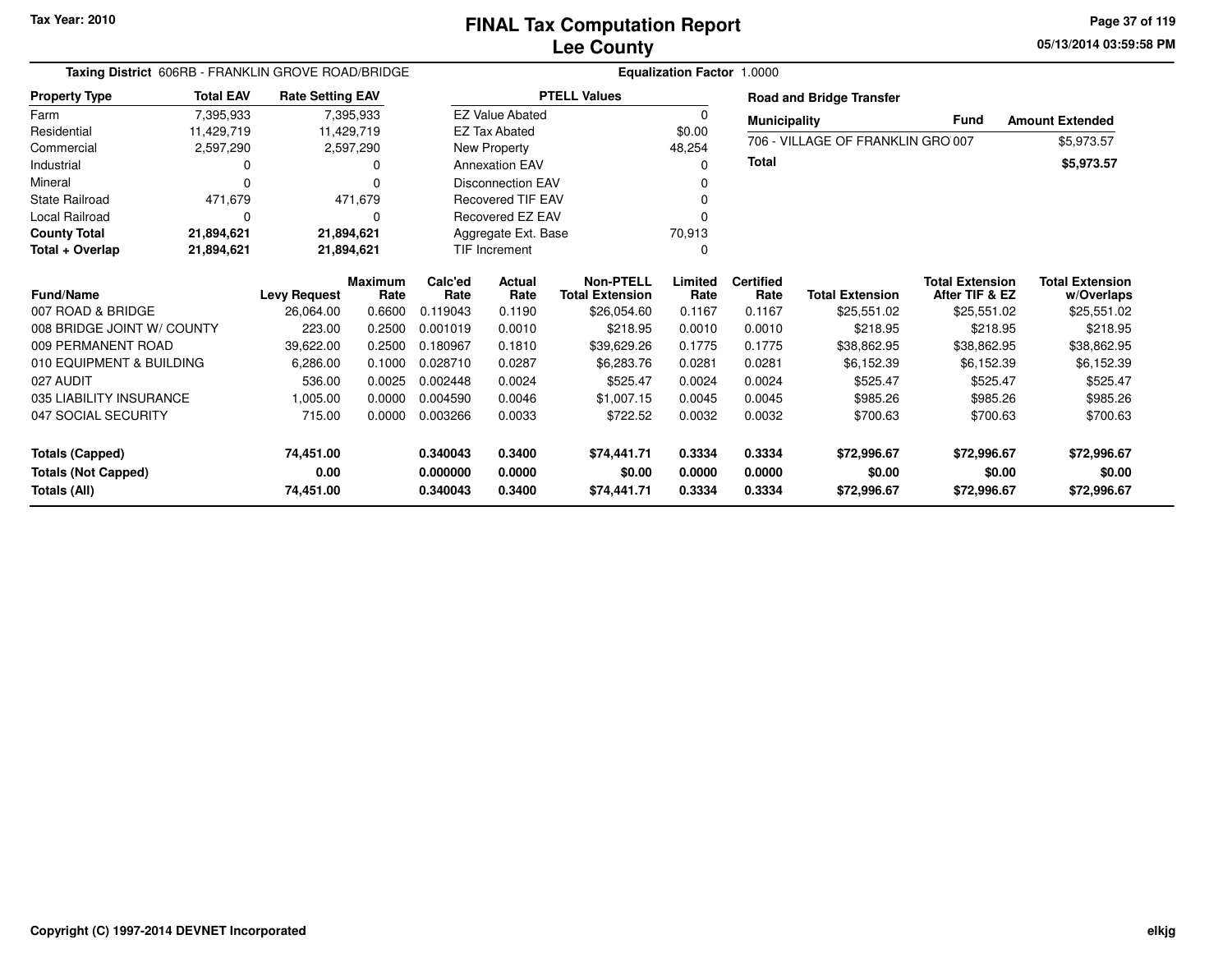Tax Year: 2010

# FINAL Tax Computation Report
## Lee County

05/13/2014 03:59:58 PM

**Taxing District** 606RB - FRANKLIN GROVE ROAD/BRIDGE

**Equalization Factor** 1.0000

| Property Type | Total EAV | Rate Setting EAV |
|---|---|---|
| Farm | 7,395,933 | 7,395,933 |
| Residential | 11,429,719 | 11,429,719 |
| Commercial | 2,597,290 | 2,597,290 |
| Industrial | 0 | 0 |
| Mineral | 0 | 0 |
| State Railroad | 471,679 | 471,679 |
| Local Railroad | 0 | 0 |
| **County Total** | **21,894,621** | **21,894,621** |
| **Total + Overlap** | **21,894,621** | **21,894,621** |

| PTELL Values | |
|---|---|
| EZ Value Abated | 0 |
| EZ Tax Abated | $0.00 |
| New Property | 48,254 |
| Annexation EAV | 0 |
| Disconnection EAV | 0 |
| Recovered TIF EAV | 0 |
| Recovered EZ EAV | 0 |
| Aggregate Ext. Base | 70,913 |
| TIF Increment | 0 |

**Road and Bridge Transfer**

| Municipality | Fund | Amount Extended |
|---|---|---|
| 706 - VILLAGE OF FRANKLIN GRO | 007 | $5,973.57 |
| **Total** | | **$5,973.57** |

| Fund/Name | Levy Request | Maximum Rate | Calc'ed Rate | Actual Rate | Non-PTELL Total Extension | Limited Rate | Certified Rate | Total Extension | Total Extension After TIF & EZ | Total Extension w/Overlaps |
|---|---|---|---|---|---|---|---|---|---|---|
| 007 ROAD & BRIDGE | 26,064.00 | 0.6600 | 0.119043 | 0.1190 | $26,054.60 | 0.1167 | 0.1167 | $25,551.02 | $25,551.02 | $25,551.02 |
| 008 BRIDGE JOINT W/ COUNTY | 223.00 | 0.2500 | 0.001019 | 0.0010 | $218.95 | 0.0010 | 0.0010 | $218.95 | $218.95 | $218.95 |
| 009 PERMANENT ROAD | 39,622.00 | 0.2500 | 0.180967 | 0.1810 | $39,629.26 | 0.1775 | 0.1775 | $38,862.95 | $38,862.95 | $38,862.95 |
| 010 EQUIPMENT & BUILDING | 6,286.00 | 0.1000 | 0.028710 | 0.0287 | $6,283.76 | 0.0281 | 0.0281 | $6,152.39 | $6,152.39 | $6,152.39 |
| 027 AUDIT | 536.00 | 0.0025 | 0.002448 | 0.0024 | $525.47 | 0.0024 | 0.0024 | $525.47 | $525.47 | $525.47 |
| 035 LIABILITY INSURANCE | 1,005.00 | 0.0000 | 0.004590 | 0.0046 | $1,007.15 | 0.0045 | 0.0045 | $985.26 | $985.26 | $985.26 |
| 047 SOCIAL SECURITY | 715.00 | 0.0000 | 0.003266 | 0.0033 | $722.52 | 0.0032 | 0.0032 | $700.63 | $700.63 | $700.63 |
| **Totals (Capped)** | **74,451.00** | | **0.340043** | **0.3400** | **$74,441.71** | **0.3334** | **0.3334** | **$72,996.67** | **$72,996.67** | **$72,996.67** |
| **Totals (Not Capped)** | **0.00** | | **0.000000** | **0.0000** | **$0.00** | **0.0000** | **0.0000** | **$0.00** | **$0.00** | **$0.00** |
| **Totals (All)** | **74,451.00** | | **0.340043** | **0.3400** | **$74,441.71** | **0.3334** | **0.3334** | **$72,996.67** | **$72,996.67** | **$72,996.67** |

Copyright (C) 1997-2014 DEVNET Incorporated

elkjg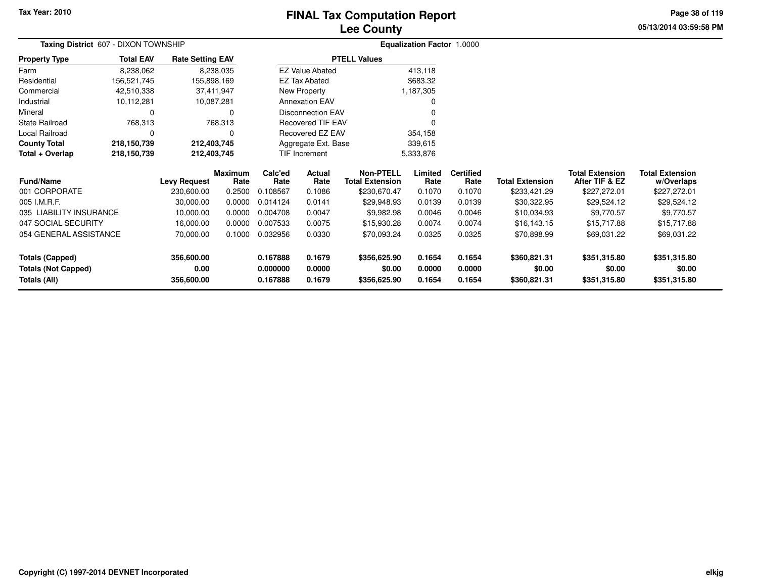# FINAL Tax Computation Report
# Lee County

Tax Year: 2010

**Taxing District** 607 - DIXON TOWNSHIP

**Equalization Factor** 1.0000

| Property Type | Total EAV | Rate Setting EAV |
|---|---|---|
| Farm | 8,238,062 | 8,238,035 |
| Residential | 156,521,745 | 155,898,169 |
| Commercial | 42,510,338 | 37,411,947 |
| Industrial | 10,112,281 | 10,087,281 |
| Mineral | 0 | 0 |
| State Railroad | 768,313 | 768,313 |
| Local Railroad | 0 | 0 |
| **County Total** | **218,150,739** | **212,403,745** |
| **Total + Overlap** | **218,150,739** | **212,403,745** |

| PTELL Values | |
|---|---|
| EZ Value Abated | 413,118 |
| EZ Tax Abated | $683.32 |
| New Property | 1,187,305 |
| Annexation EAV | 0 |
| Disconnection EAV | 0 |
| Recovered TIF EAV | 0 |
| Recovered EZ EAV | 354,158 |
| Aggregate Ext. Base | 339,615 |
| TIF Increment | 5,333,876 |

| Fund/Name | Levy Request | Maximum Rate | Calc'ed Rate | Actual Rate | Non-PTELL Total Extension | Limited Rate | Certified Rate | Total Extension | Total Extension After TIF & EZ | Total Extension w/Overlaps |
|---|---|---|---|---|---|---|---|---|---|---|
| 001 CORPORATE | 230,600.00 | 0.2500 | 0.108567 | 0.1086 | $230,670.47 | 0.1070 | 0.1070 | $233,421.29 | $227,272.01 | $227,272.01 |
| 005 I.M.R.F. | 30,000.00 | 0.0000 | 0.014124 | 0.0141 | $29,948.93 | 0.0139 | 0.0139 | $30,322.95 | $29,524.12 | $29,524.12 |
| 035 LIABILITY INSURANCE | 10,000.00 | 0.0000 | 0.004708 | 0.0047 | $9,982.98 | 0.0046 | 0.0046 | $10,034.93 | $9,770.57 | $9,770.57 |
| 047 SOCIAL SECURITY | 16,000.00 | 0.0000 | 0.007533 | 0.0075 | $15,930.28 | 0.0074 | 0.0074 | $16,143.15 | $15,717.88 | $15,717.88 |
| 054 GENERAL ASSISTANCE | 70,000.00 | 0.1000 | 0.032956 | 0.0330 | $70,093.24 | 0.0325 | 0.0325 | $70,898.99 | $69,031.22 | $69,031.22 |
| **Totals (Capped)** | **356,600.00** | | **0.167888** | **0.1679** | **$356,625.90** | **0.1654** | **0.1654** | **$360,821.31** | **$351,315.80** | **$351,315.80** |
| **Totals (Not Capped)** | **0.00** | | **0.000000** | **0.0000** | **$0.00** | **0.0000** | **0.0000** | **$0.00** | **$0.00** | **$0.00** |
| **Totals (All)** | **356,600.00** | | **0.167888** | **0.1679** | **$356,625.90** | **0.1654** | **0.1654** | **$360,821.31** | **$351,315.80** | **$351,315.80** |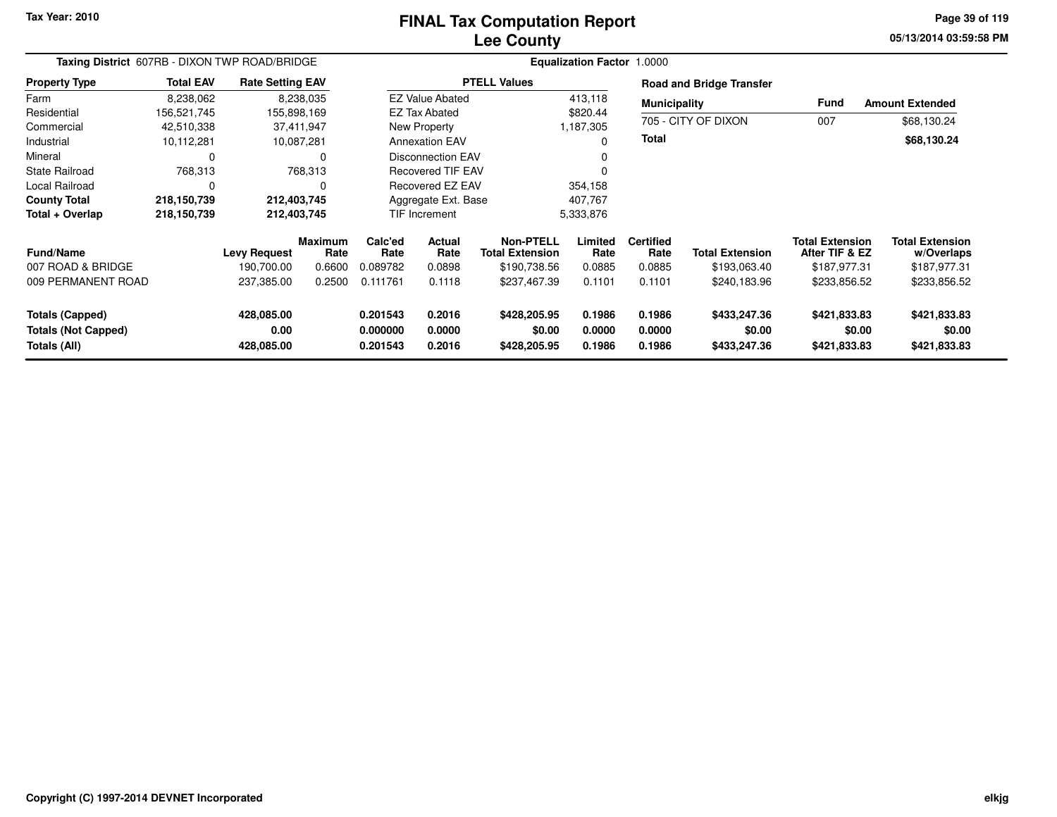# FINAL Tax Computation Report
## Lee County

Tax Year: 2010

**Taxing District** 607RB - DIXON TWP ROAD/BRIDGE

**Equalization Factor** 1.0000

| Property Type | Total EAV | Rate Setting EAV |
|---|---|---|
| Farm | 8,238,062 | 8,238,035 |
| Residential | 156,521,745 | 155,898,169 |
| Commercial | 42,510,338 | 37,411,947 |
| Industrial | 10,112,281 | 10,087,281 |
| Mineral | 0 | 0 |
| State Railroad | 768,313 | 768,313 |
| Local Railroad | 0 | 0 |
| **County Total** | **218,150,739** | **212,403,745** |
| **Total + Overlap** | **218,150,739** | **212,403,745** |

| PTELL Values | |
|---|---|
| EZ Value Abated | 413,118 |
| EZ Tax Abated | $820.44 |
| New Property | 1,187,305 |
| Annexation EAV | 0 |
| Disconnection EAV | 0 |
| Recovered TIF EAV | 0 |
| Recovered EZ EAV | 354,158 |
| Aggregate Ext. Base | 407,767 |
| TIF Increment | 5,333,876 |

**Road and Bridge Transfer**

| Municipality | Fund | Amount Extended |
|---|---|---|
| 705 - CITY OF DIXON | 007 | $68,130.24 |
| **Total** | | **$68,130.24** |

| Fund/Name | Levy Request | Maximum Rate | Calc'ed Rate | Actual Rate | Non-PTELL Total Extension | Limited Rate | Certified Rate | Total Extension | Total Extension After TIF & EZ | Total Extension w/Overlaps |
|---|---|---|---|---|---|---|---|---|---|---|
| 007 ROAD & BRIDGE | 190,700.00 | 0.6600 | 0.089782 | 0.0898 | $190,738.56 | 0.0885 | 0.0885 | $193,063.40 | $187,977.31 | $187,977.31 |
| 009 PERMANENT ROAD | 237,385.00 | 0.2500 | 0.111761 | 0.1118 | $237,467.39 | 0.1101 | 0.1101 | $240,183.96 | $233,856.52 | $233,856.52 |
| **Totals (Capped)** | **428,085.00** | | **0.201543** | **0.2016** | **$428,205.95** | **0.1986** | **0.1986** | **$433,247.36** | **$421,833.83** | **$421,833.83** |
| **Totals (Not Capped)** | **0.00** | | **0.000000** | **0.0000** | **$0.00** | **0.0000** | **0.0000** | **$0.00** | **$0.00** | **$0.00** |
| **Totals (All)** | **428,085.00** | | **0.201543** | **0.2016** | **$428,205.95** | **0.1986** | **0.1986** | **$433,247.36** | **$421,833.83** | **$421,833.83** |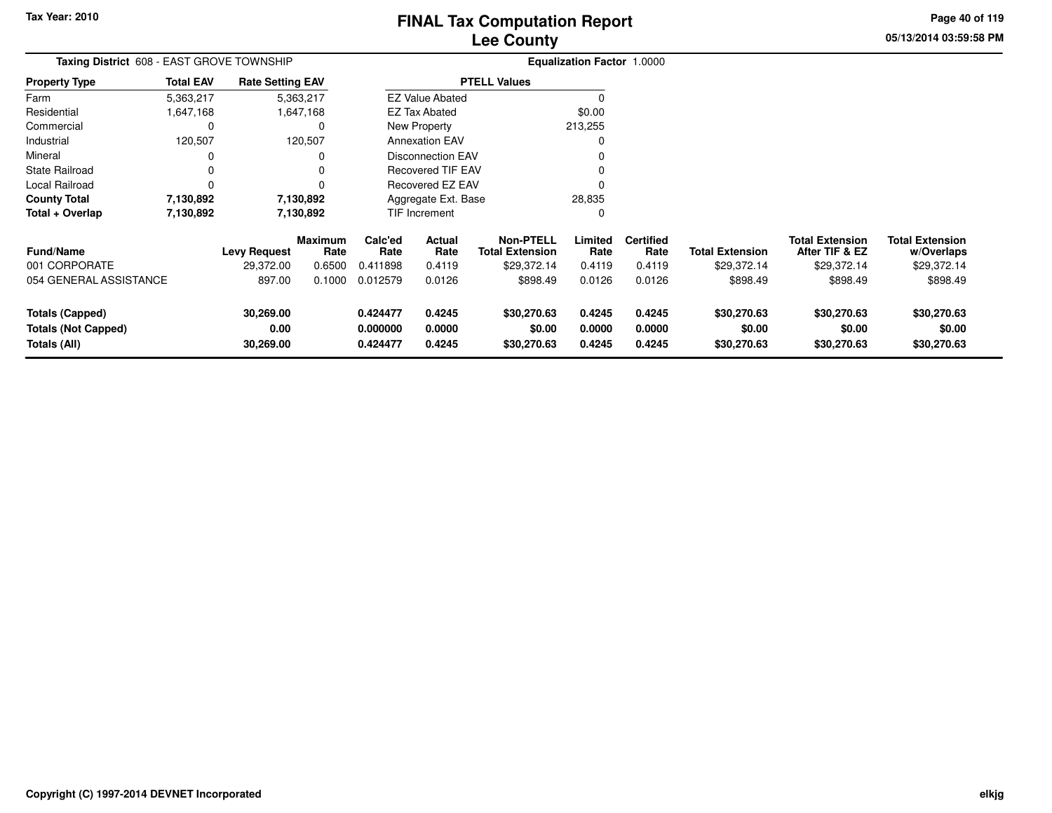# FINAL Tax Computation Report
## Lee County

**Tax Year: 2010**

**Taxing District** 608 - EAST GROVE TOWNSHIP

**Equalization Factor** 1.0000

| Property Type | Total EAV | Rate Setting EAV |
|---|---|---|
| Farm | 5,363,217 | 5,363,217 |
| Residential | 1,647,168 | 1,647,168 |
| Commercial | 0 | 0 |
| Industrial | 120,507 | 120,507 |
| Mineral | 0 | 0 |
| State Railroad | 0 | 0 |
| Local Railroad | 0 | 0 |
| **County Total** | **7,130,892** | **7,130,892** |
| **Total + Overlap** | **7,130,892** | **7,130,892** |

| PTELL Values | |
|---|---|
| EZ Value Abated | 0 |
| EZ Tax Abated | $0.00 |
| New Property | 213,255 |
| Annexation EAV | 0 |
| Disconnection EAV | 0 |
| Recovered TIF EAV | 0 |
| Recovered EZ EAV | 0 |
| Aggregate Ext. Base | 28,835 |
| TIF Increment | 0 |

| Fund/Name | Levy Request | Maximum Rate | Calc'ed Rate | Actual Rate | Non-PTELL Total Extension | Limited Rate | Certified Rate | Total Extension | Total Extension After TIF & EZ | Total Extension w/Overlaps |
|---|---|---|---|---|---|---|---|---|---|---|
| 001 CORPORATE | 29,372.00 | 0.6500 | 0.411898 | 0.4119 | $29,372.14 | 0.4119 | 0.4119 | $29,372.14 | $29,372.14 | $29,372.14 |
| 054 GENERAL ASSISTANCE | 897.00 | 0.1000 | 0.012579 | 0.0126 | $898.49 | 0.0126 | 0.0126 | $898.49 | $898.49 | $898.49 |
| **Totals (Capped)** | **30,269.00** | | **0.424477** | **0.4245** | **$30,270.63** | **0.4245** | **0.4245** | **$30,270.63** | **$30,270.63** | **$30,270.63** |
| **Totals (Not Capped)** | **0.00** | | **0.000000** | **0.0000** | **$0.00** | **0.0000** | **0.0000** | **$0.00** | **$0.00** | **$0.00** |
| **Totals (All)** | **30,269.00** | | **0.424477** | **0.4245** | **$30,270.63** | **0.4245** | **0.4245** | **$30,270.63** | **$30,270.63** | **$30,270.63** |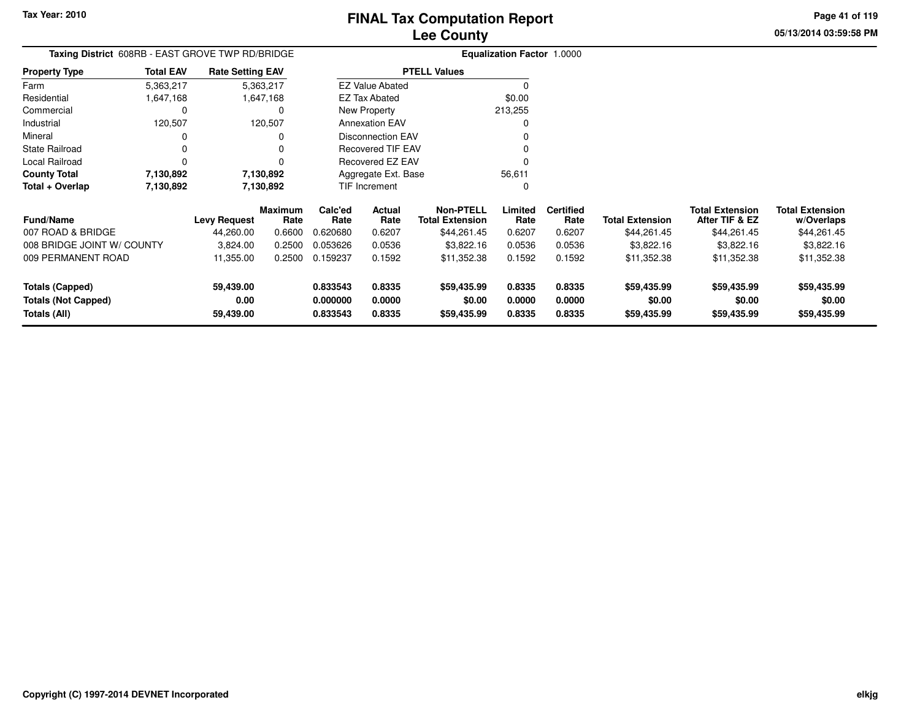Tax Year: 2010

# FINAL Tax Computation Report
## Lee County

05/13/2014 03:59:58 PM

**Taxing District** 608RB - EAST GROVE TWP RD/BRIDGE

**Equalization Factor** 1.0000

| Property Type | Total EAV | Rate Setting EAV |
|---|---|---|
| Farm | 5,363,217 | 5,363,217 |
| Residential | 1,647,168 | 1,647,168 |
| Commercial | 0 | 0 |
| Industrial | 120,507 | 120,507 |
| Mineral | 0 | 0 |
| State Railroad | 0 | 0 |
| Local Railroad | 0 | 0 |
| **County Total** | **7,130,892** | **7,130,892** |
| **Total + Overlap** | **7,130,892** | **7,130,892** |

| PTELL Values | |
|---|---|
| EZ Value Abated | 0 |
| EZ Tax Abated | $0.00 |
| New Property | 213,255 |
| Annexation EAV | 0 |
| Disconnection EAV | 0 |
| Recovered TIF EAV | 0 |
| Recovered EZ EAV | 0 |
| Aggregate Ext. Base | 56,611 |
| TIF Increment | 0 |

| Fund/Name | Levy Request | Maximum Rate | Calc'ed Rate | Actual Rate | Non-PTELL Total Extension | Limited Rate | Certified Rate | Total Extension | Total Extension After TIF & EZ | Total Extension w/Overlaps |
|---|---|---|---|---|---|---|---|---|---|---|
| 007 ROAD & BRIDGE | 44,260.00 | 0.6600 | 0.620680 | 0.6207 | $44,261.45 | 0.6207 | 0.6207 | $44,261.45 | $44,261.45 | $44,261.45 |
| 008 BRIDGE JOINT W/ COUNTY | 3,824.00 | 0.2500 | 0.053626 | 0.0536 | $3,822.16 | 0.0536 | 0.0536 | $3,822.16 | $3,822.16 | $3,822.16 |
| 009 PERMANENT ROAD | 11,355.00 | 0.2500 | 0.159237 | 0.1592 | $11,352.38 | 0.1592 | 0.1592 | $11,352.38 | $11,352.38 | $11,352.38 |
| **Totals (Capped)** | **59,439.00** | | **0.833543** | **0.8335** | **$59,435.99** | **0.8335** | **0.8335** | **$59,435.99** | **$59,435.99** | **$59,435.99** |
| **Totals (Not Capped)** | **0.00** | | **0.000000** | **0.0000** | **$0.00** | **0.0000** | **0.0000** | **$0.00** | **$0.00** | **$0.00** |
| **Totals (All)** | **59,439.00** | | **0.833543** | **0.8335** | **$59,435.99** | **0.8335** | **0.8335** | **$59,435.99** | **$59,435.99** | **$59,435.99** |

Copyright (C) 1997-2014 DEVNET Incorporated

elkjg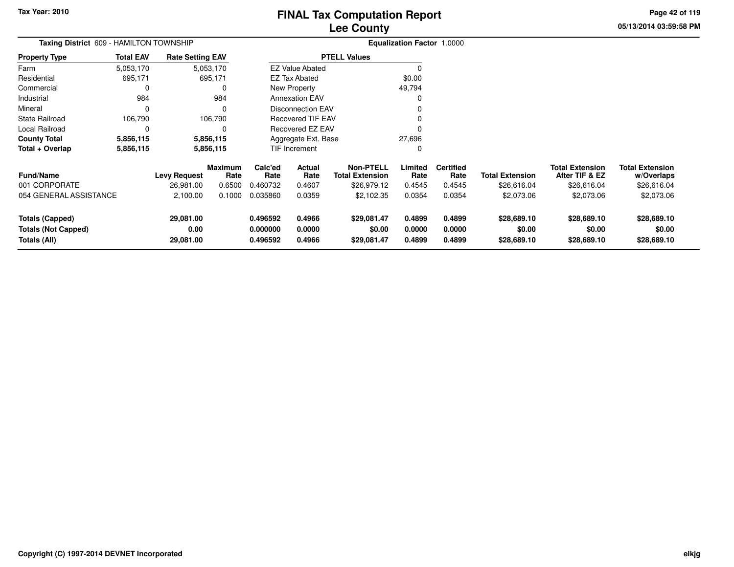Tax Year: 2010

# FINAL Tax Computation Report
## Lee County

05/13/2014 03:59:58 PM

**Taxing District** 609 - HAMILTON TOWNSHIP **Equalization Factor** 1.0000

| Property Type | Total EAV | Rate Setting EAV |
|---|---|---|
| Farm | 5,053,170 | 5,053,170 |
| Residential | 695,171 | 695,171 |
| Commercial | 0 | 0 |
| Industrial | 984 | 984 |
| Mineral | 0 | 0 |
| State Railroad | 106,790 | 106,790 |
| Local Railroad | 0 | 0 |
| **County Total** | **5,856,115** | **5,856,115** |
| **Total + Overlap** | **5,856,115** | **5,856,115** |

| PTELL Values | |
|---|---|
| EZ Value Abated | 0 |
| EZ Tax Abated | $0.00 |
| New Property | 49,794 |
| Annexation EAV | 0 |
| Disconnection EAV | 0 |
| Recovered TIF EAV | 0 |
| Recovered EZ EAV | 0 |
| Aggregate Ext. Base | 27,696 |
| TIF Increment | 0 |

| Fund/Name | Levy Request | Maximum Rate | Calc'ed Rate | Actual Rate | Non-PTELL Total Extension | Limited Rate | Certified Rate | Total Extension | Total Extension After TIF & EZ | Total Extension w/Overlaps |
|---|---|---|---|---|---|---|---|---|---|---|
| 001 CORPORATE | 26,981.00 | 0.6500 | 0.460732 | 0.4607 | $26,979.12 | 0.4545 | 0.4545 | $26,616.04 | $26,616.04 | $26,616.04 |
| 054 GENERAL ASSISTANCE | 2,100.00 | 0.1000 | 0.035860 | 0.0359 | $2,102.35 | 0.0354 | 0.0354 | $2,073.06 | $2,073.06 | $2,073.06 |
| **Totals (Capped)** | **29,081.00** | | **0.496592** | **0.4966** | **$29,081.47** | **0.4899** | **0.4899** | **$28,689.10** | **$28,689.10** | **$28,689.10** |
| **Totals (Not Capped)** | **0.00** | | **0.000000** | **0.0000** | **$0.00** | **0.0000** | **0.0000** | **$0.00** | **$0.00** | **$0.00** |
| **Totals (All)** | **29,081.00** | | **0.496592** | **0.4966** | **$29,081.47** | **0.4899** | **0.4899** | **$28,689.10** | **$28,689.10** | **$28,689.10** |

Copyright (C) 1997-2014 DEVNET Incorporated

elkjg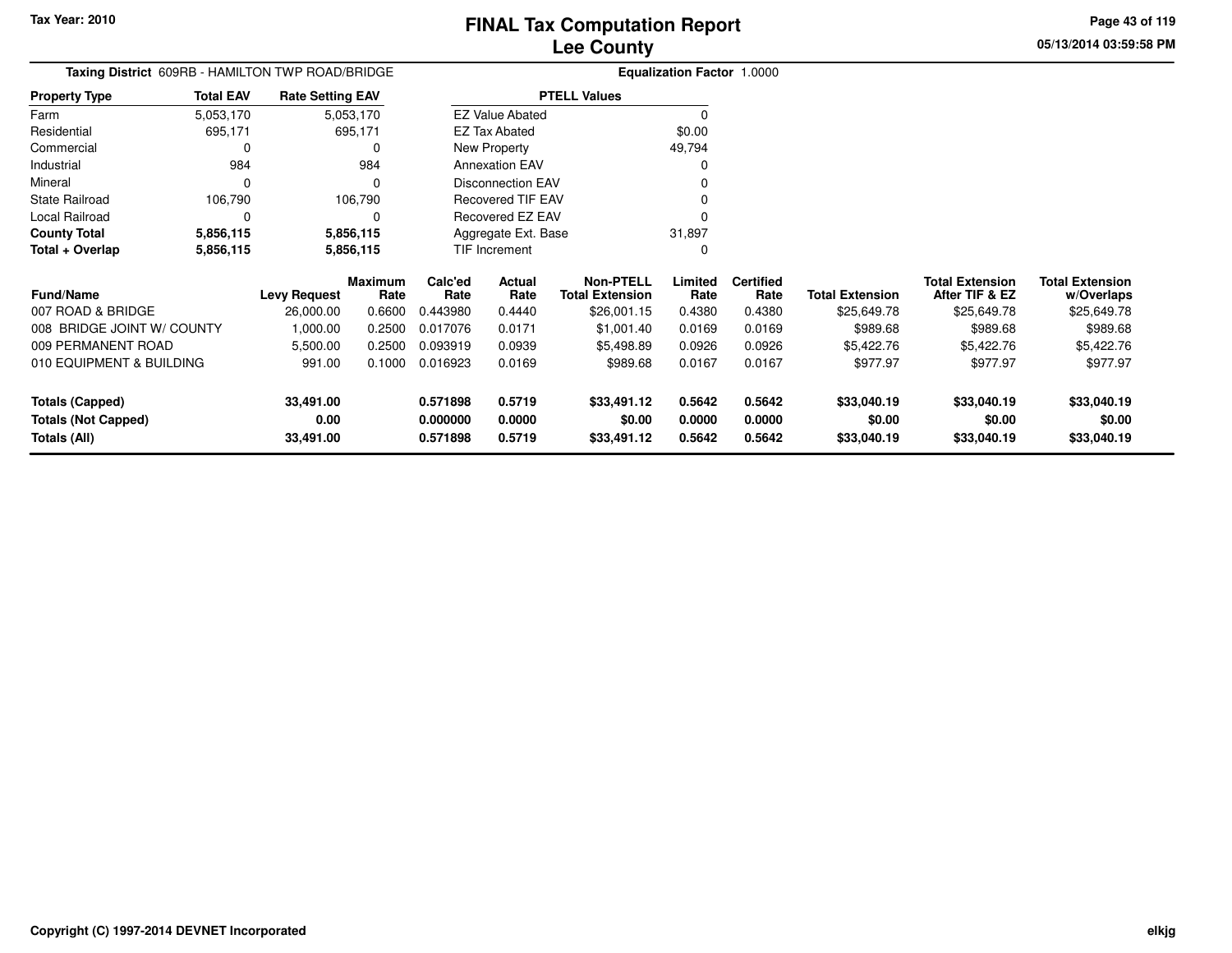# FINAL Tax Computation Report
## Lee County

**Tax Year: 2010**

**Taxing District** 609RB - HAMILTON TWP ROAD/BRIDGE

**Equalization Factor** 1.0000

| Property Type | Total EAV | Rate Setting EAV |
|---|---|---|
| Farm | 5,053,170 | 5,053,170 |
| Residential | 695,171 | 695,171 |
| Commercial | 0 | 0 |
| Industrial | 984 | 984 |
| Mineral | 0 | 0 |
| State Railroad | 106,790 | 106,790 |
| Local Railroad | 0 | 0 |
| **County Total** | **5,856,115** | **5,856,115** |
| **Total + Overlap** | **5,856,115** | **5,856,115** |

| PTELL Values | |
|---|---|
| EZ Value Abated | 0 |
| EZ Tax Abated | $0.00 |
| New Property | 49,794 |
| Annexation EAV | 0 |
| Disconnection EAV | 0 |
| Recovered TIF EAV | 0 |
| Recovered EZ EAV | 0 |
| Aggregate Ext. Base | 31,897 |
| TIF Increment | 0 |

| Fund/Name | Levy Request | Maximum Rate | Calc'ed Rate | Actual Rate | Non-PTELL Total Extension | Limited Rate | Certified Rate | Total Extension | Total Extension After TIF & EZ | Total Extension w/Overlaps |
|---|---|---|---|---|---|---|---|---|---|---|
| 007 ROAD & BRIDGE | 26,000.00 | 0.6600 | 0.443980 | 0.4440 | $26,001.15 | 0.4380 | 0.4380 | $25,649.78 | $25,649.78 | $25,649.78 |
| 008 BRIDGE JOINT W/ COUNTY | 1,000.00 | 0.2500 | 0.017076 | 0.0171 | $1,001.40 | 0.0169 | 0.0169 | $989.68 | $989.68 | $989.68 |
| 009 PERMANENT ROAD | 5,500.00 | 0.2500 | 0.093919 | 0.0939 | $5,498.89 | 0.0926 | 0.0926 | $5,422.76 | $5,422.76 | $5,422.76 |
| 010 EQUIPMENT & BUILDING | 991.00 | 0.1000 | 0.016923 | 0.0169 | $989.68 | 0.0167 | 0.0167 | $977.97 | $977.97 | $977.97 |
| **Totals (Capped)** | **33,491.00** | | **0.571898** | **0.5719** | **$33,491.12** | **0.5642** | **0.5642** | **$33,040.19** | **$33,040.19** | **$33,040.19** |
| **Totals (Not Capped)** | **0.00** | | **0.000000** | **0.0000** | **$0.00** | **0.0000** | **0.0000** | **$0.00** | **$0.00** | **$0.00** |
| **Totals (All)** | **33,491.00** | | **0.571898** | **0.5719** | **$33,491.12** | **0.5642** | **0.5642** | **$33,040.19** | **$33,040.19** | **$33,040.19** |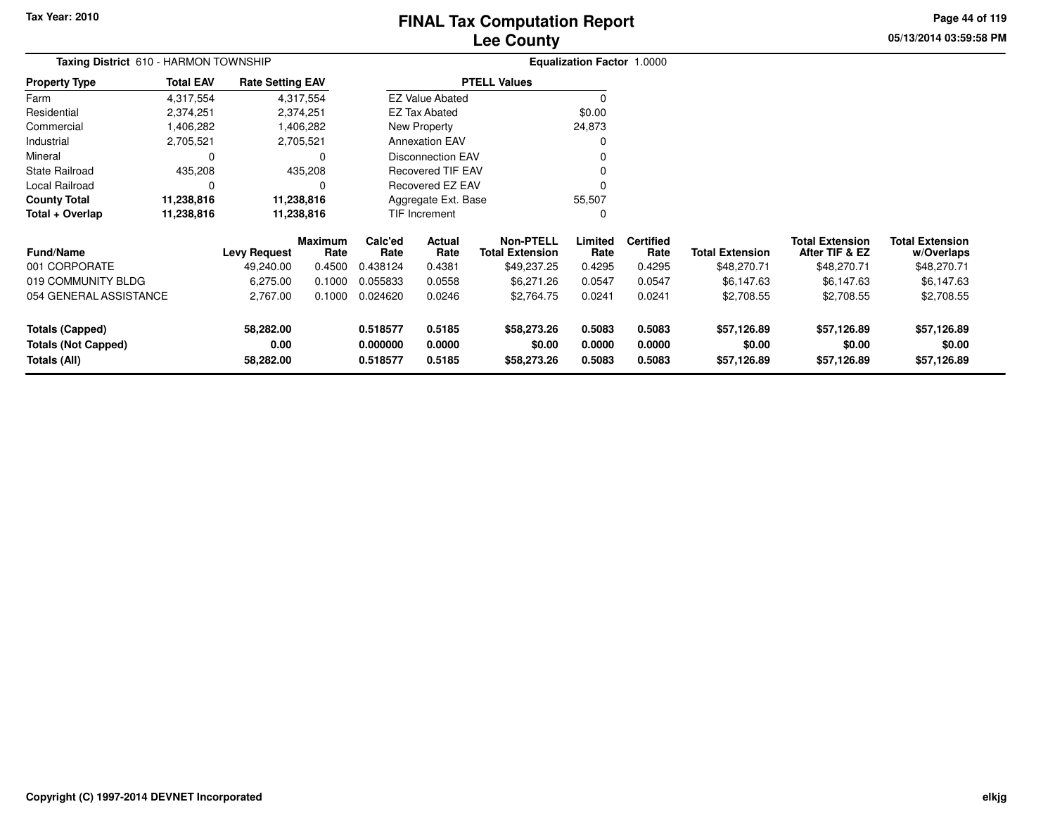# FINAL Tax Computation Report
# Lee County

Tax Year: 2010

05/13/2014 03:59:58 PM

**Taxing District** 610 - HARMON TOWNSHIP

**Equalization Factor** 1.0000

| Property Type | Total EAV | Rate Setting EAV |
|---|---|---|
| Farm | 4,317,554 | 4,317,554 |
| Residential | 2,374,251 | 2,374,251 |
| Commercial | 1,406,282 | 1,406,282 |
| Industrial | 2,705,521 | 2,705,521 |
| Mineral | 0 | 0 |
| State Railroad | 435,208 | 435,208 |
| Local Railroad | 0 | 0 |
| **County Total** | **11,238,816** | **11,238,816** |
| **Total + Overlap** | **11,238,816** | **11,238,816** |

| PTELL Values | |
|---|---|
| EZ Value Abated | 0 |
| EZ Tax Abated | $0.00 |
| New Property | 24,873 |
| Annexation EAV | 0 |
| Disconnection EAV | 0 |
| Recovered TIF EAV | 0 |
| Recovered EZ EAV | 0 |
| Aggregate Ext. Base | 55,507 |
| TIF Increment | 0 |

| Fund/Name | Levy Request | Maximum Rate | Calc'ed Rate | Actual Rate | Non-PTELL Total Extension | Limited Rate | Certified Rate | Total Extension | Total Extension After TIF & EZ | Total Extension w/Overlaps |
|---|---|---|---|---|---|---|---|---|---|---|
| 001 CORPORATE | 49,240.00 | 0.4500 | 0.438124 | 0.4381 | $49,237.25 | 0.4295 | 0.4295 | $48,270.71 | $48,270.71 | $48,270.71 |
| 019 COMMUNITY BLDG | 6,275.00 | 0.1000 | 0.055833 | 0.0558 | $6,271.26 | 0.0547 | 0.0547 | $6,147.63 | $6,147.63 | $6,147.63 |
| 054 GENERAL ASSISTANCE | 2,767.00 | 0.1000 | 0.024620 | 0.0246 | $2,764.75 | 0.0241 | 0.0241 | $2,708.55 | $2,708.55 | $2,708.55 |
| **Totals (Capped)** | **58,282.00** | | **0.518577** | **0.5185** | **$58,273.26** | **0.5083** | **0.5083** | **$57,126.89** | **$57,126.89** | **$57,126.89** |
| **Totals (Not Capped)** | **0.00** | | **0.000000** | **0.0000** | **$0.00** | **0.0000** | **0.0000** | **$0.00** | **$0.00** | **$0.00** |
| **Totals (All)** | **58,282.00** | | **0.518577** | **0.5185** | **$58,273.26** | **0.5083** | **0.5083** | **$57,126.89** | **$57,126.89** | **$57,126.89** |

Copyright (C) 1997-2014 DEVNET Incorporated

elkjg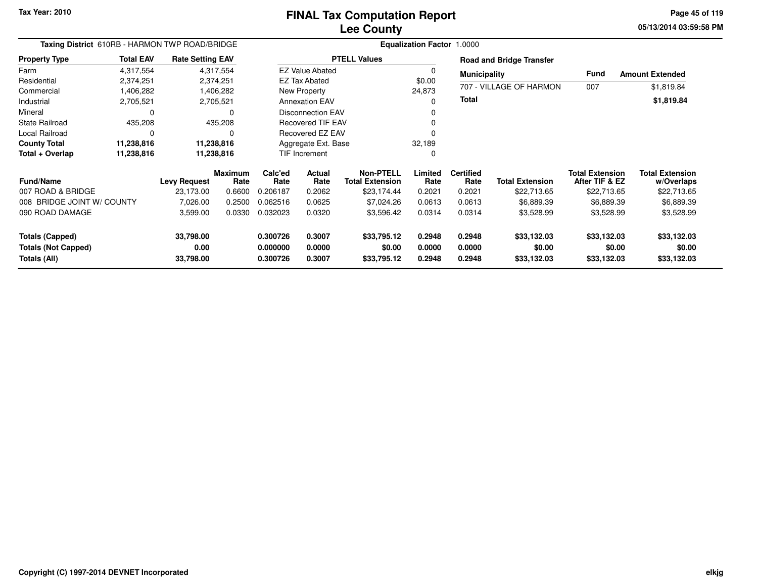Tax Year: 2010

# FINAL Tax Computation Report
## Lee County

05/13/2014 03:59:58 PM

**Taxing District** 610RB - HARMON TWP ROAD/BRIDGE

**Equalization Factor** 1.0000

| Property Type | Total EAV | Rate Setting EAV |
|---|---|---|
| Farm | 4,317,554 | 4,317,554 |
| Residential | 2,374,251 | 2,374,251 |
| Commercial | 1,406,282 | 1,406,282 |
| Industrial | 2,705,521 | 2,705,521 |
| Mineral | 0 | 0 |
| State Railroad | 435,208 | 435,208 |
| Local Railroad | 0 | 0 |
| **County Total** | **11,238,816** | **11,238,816** |
| **Total + Overlap** | **11,238,816** | **11,238,816** |

| PTELL Values | |
|---|---|
| EZ Value Abated | 0 |
| EZ Tax Abated | $0.00 |
| New Property | 24,873 |
| Annexation EAV | 0 |
| Disconnection EAV | 0 |
| Recovered TIF EAV | 0 |
| Recovered EZ EAV | 0 |
| Aggregate Ext. Base | 32,189 |
| TIF Increment | 0 |

**Road and Bridge Transfer**

| Municipality | Fund | Amount Extended |
|---|---|---|
| 707 - VILLAGE OF HARMON | 007 | $1,819.84 |
| **Total** | | **$1,819.84** |

| Fund/Name | Levy Request | Maximum Rate | Calc'ed Rate | Actual Rate | Non-PTELL Total Extension | Limited Rate | Certified Rate | Total Extension | Total Extension After TIF & EZ | Total Extension w/Overlaps |
|---|---|---|---|---|---|---|---|---|---|---|
| 007 ROAD & BRIDGE | 23,173.00 | 0.6600 | 0.206187 | 0.2062 | $23,174.44 | 0.2021 | 0.2021 | $22,713.65 | $22,713.65 | $22,713.65 |
| 008 BRIDGE JOINT W/ COUNTY | 7,026.00 | 0.2500 | 0.062516 | 0.0625 | $7,024.26 | 0.0613 | 0.0613 | $6,889.39 | $6,889.39 | $6,889.39 |
| 090 ROAD DAMAGE | 3,599.00 | 0.0330 | 0.032023 | 0.0320 | $3,596.42 | 0.0314 | 0.0314 | $3,528.99 | $3,528.99 | $3,528.99 |
| **Totals (Capped)** | **33,798.00** | | **0.300726** | **0.3007** | **$33,795.12** | **0.2948** | **0.2948** | **$33,132.03** | **$33,132.03** | **$33,132.03** |
| **Totals (Not Capped)** | **0.00** | | **0.000000** | **0.0000** | **$0.00** | **0.0000** | **0.0000** | **$0.00** | **$0.00** | **$0.00** |
| **Totals (All)** | **33,798.00** | | **0.300726** | **0.3007** | **$33,795.12** | **0.2948** | **0.2948** | **$33,132.03** | **$33,132.03** | **$33,132.03** |

Copyright (C) 1997-2014 DEVNET Incorporated

elkjg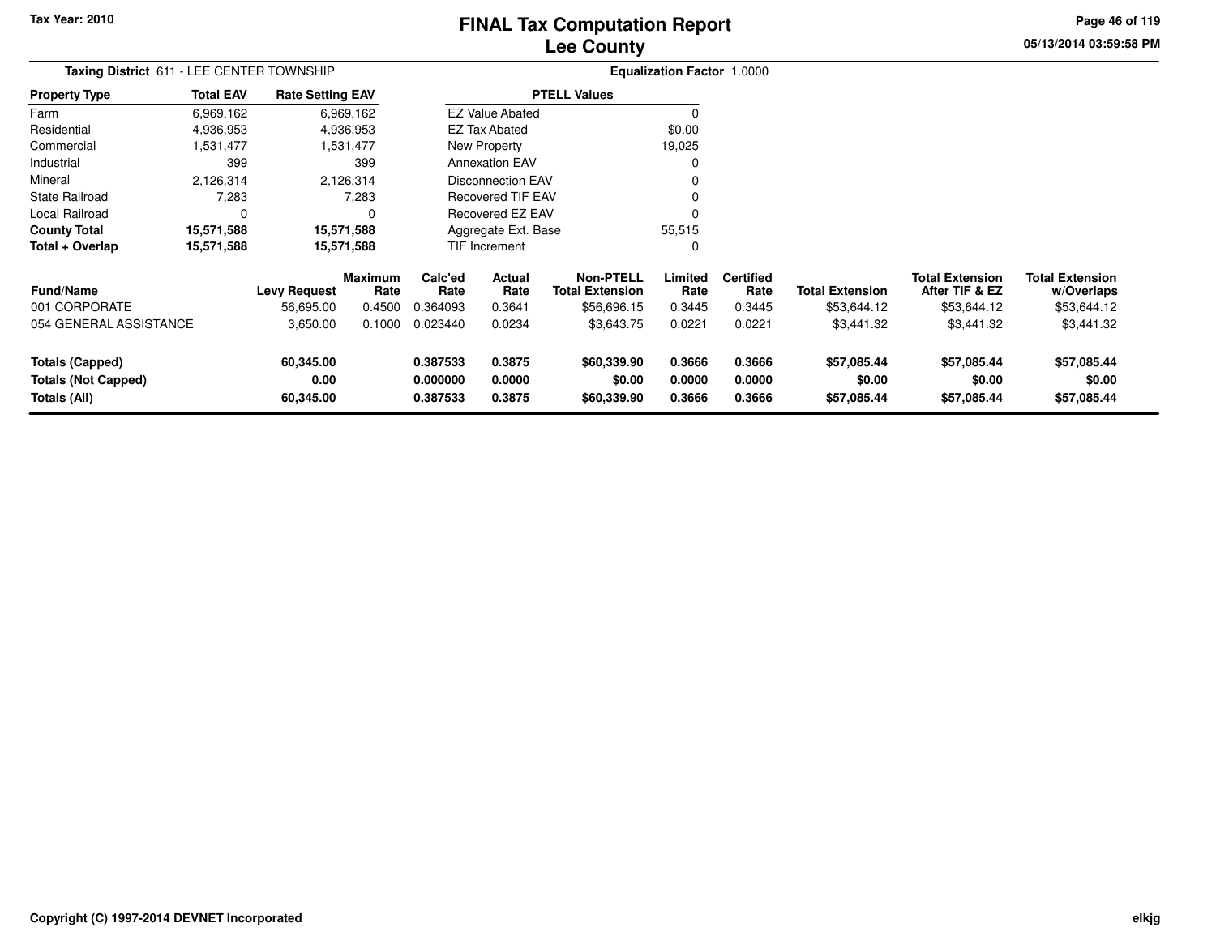Tax Year: 2010

# FINAL Tax Computation Report
## Lee County

**Taxing District** 611 - LEE CENTER TOWNSHIP

**Equalization Factor** 1.0000

| Property Type | Total EAV | Rate Setting EAV |
|---|---|---|
| Farm | 6,969,162 | 6,969,162 |
| Residential | 4,936,953 | 4,936,953 |
| Commercial | 1,531,477 | 1,531,477 |
| Industrial | 399 | 399 |
| Mineral | 2,126,314 | 2,126,314 |
| State Railroad | 7,283 | 7,283 |
| Local Railroad | 0 | 0 |
| **County Total** | **15,571,588** | **15,571,588** |
| **Total + Overlap** | **15,571,588** | **15,571,588** |

| PTELL Values | |
|---|---|
| EZ Value Abated | 0 |
| EZ Tax Abated | $0.00 |
| New Property | 19,025 |
| Annexation EAV | 0 |
| Disconnection EAV | 0 |
| Recovered TIF EAV | 0 |
| Recovered EZ EAV | 0 |
| Aggregate Ext. Base | 55,515 |
| TIF Increment | 0 |

| Fund/Name | Levy Request | Maximum Rate | Calc'ed Rate | Actual Rate | Non-PTELL Total Extension | Limited Rate | Certified Rate | Total Extension | Total Extension After TIF & EZ | Total Extension w/Overlaps |
|---|---|---|---|---|---|---|---|---|---|---|
| 001 CORPORATE | 56,695.00 | 0.4500 | 0.364093 | 0.3641 | $56,696.15 | 0.3445 | 0.3445 | $53,644.12 | $53,644.12 | $53,644.12 |
| 054 GENERAL ASSISTANCE | 3,650.00 | 0.1000 | 0.023440 | 0.0234 | $3,643.75 | 0.0221 | 0.0221 | $3,441.32 | $3,441.32 | $3,441.32 |
| **Totals (Capped)** | **60,345.00** | | **0.387533** | **0.3875** | **$60,339.90** | **0.3666** | **0.3666** | **$57,085.44** | **$57,085.44** | **$57,085.44** |
| **Totals (Not Capped)** | **0.00** | | **0.000000** | **0.0000** | **$0.00** | **0.0000** | **0.0000** | **$0.00** | **$0.00** | **$0.00** |
| **Totals (All)** | **60,345.00** | | **0.387533** | **0.3875** | **$60,339.90** | **0.3666** | **0.3666** | **$57,085.44** | **$57,085.44** | **$57,085.44** |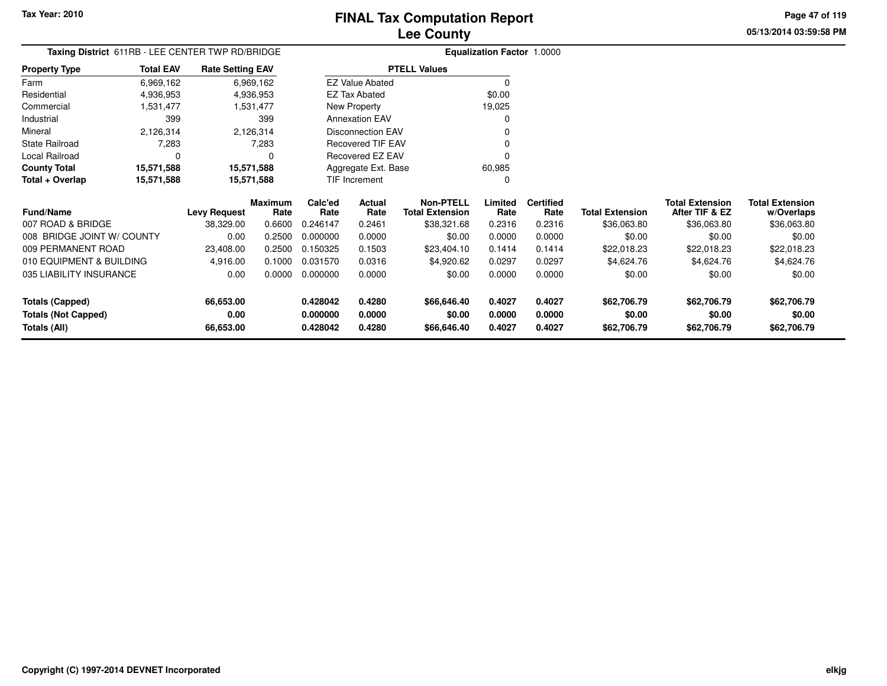# FINAL Tax Computation Report
## Lee County

Tax Year: 2010

05/13/2014 03:59:58 PM

**Taxing District** 611RB - LEE CENTER TWP RD/BRIDGE

**Equalization Factor** 1.0000

| Property Type | Total EAV | Rate Setting EAV |
|---|---|---|
| Farm | 6,969,162 | 6,969,162 |
| Residential | 4,936,953 | 4,936,953 |
| Commercial | 1,531,477 | 1,531,477 |
| Industrial | 399 | 399 |
| Mineral | 2,126,314 | 2,126,314 |
| State Railroad | 7,283 | 7,283 |
| Local Railroad | 0 | 0 |
| **County Total** | **15,571,588** | **15,571,588** |
| **Total + Overlap** | **15,571,588** | **15,571,588** |

| PTELL Values | |
|---|---|
| EZ Value Abated | 0 |
| EZ Tax Abated | $0.00 |
| New Property | 19,025 |
| Annexation EAV | 0 |
| Disconnection EAV | 0 |
| Recovered TIF EAV | 0 |
| Recovered EZ EAV | 0 |
| Aggregate Ext. Base | 60,985 |
| TIF Increment | 0 |

| Fund/Name | Levy Request | Maximum Rate | Calc'ed Rate | Actual Rate | Non-PTELL Total Extension | Limited Rate | Certified Rate | Total Extension | Total Extension After TIF & EZ | Total Extension w/Overlaps |
|---|---|---|---|---|---|---|---|---|---|---|
| 007 ROAD & BRIDGE | 38,329.00 | 0.6600 | 0.246147 | 0.2461 | $38,321.68 | 0.2316 | 0.2316 | $36,063.80 | $36,063.80 | $36,063.80 |
| 008 BRIDGE JOINT W/ COUNTY | 0.00 | 0.2500 | 0.000000 | 0.0000 | $0.00 | 0.0000 | 0.0000 | $0.00 | $0.00 | $0.00 |
| 009 PERMANENT ROAD | 23,408.00 | 0.2500 | 0.150325 | 0.1503 | $23,404.10 | 0.1414 | 0.1414 | $22,018.23 | $22,018.23 | $22,018.23 |
| 010 EQUIPMENT & BUILDING | 4,916.00 | 0.1000 | 0.031570 | 0.0316 | $4,920.62 | 0.0297 | 0.0297 | $4,624.76 | $4,624.76 | $4,624.76 |
| 035 LIABILITY INSURANCE | 0.00 | 0.0000 | 0.000000 | 0.0000 | $0.00 | 0.0000 | 0.0000 | $0.00 | $0.00 | $0.00 |
| **Totals (Capped)** | **66,653.00** | | **0.428042** | **0.4280** | **$66,646.40** | **0.4027** | **0.4027** | **$62,706.79** | **$62,706.79** | **$62,706.79** |
| **Totals (Not Capped)** | **0.00** | | **0.000000** | **0.0000** | **$0.00** | **0.0000** | **0.0000** | **$0.00** | **$0.00** | **$0.00** |
| **Totals (All)** | **66,653.00** | | **0.428042** | **0.4280** | **$66,646.40** | **0.4027** | **0.4027** | **$62,706.79** | **$62,706.79** | **$62,706.79** |

Copyright (C) 1997-2014 DEVNET Incorporated

elkjg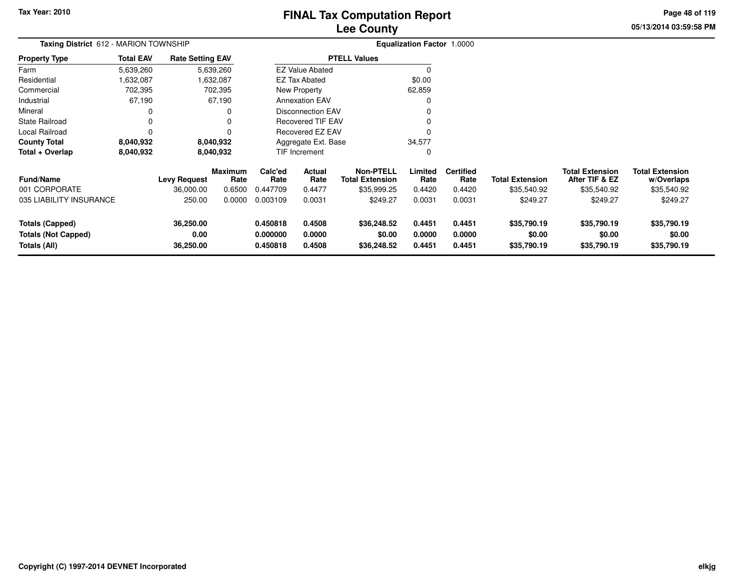# FINAL Tax Computation Report
## Lee County

Tax Year: 2010

05/13/2014 03:59:58 PM

**Taxing District** 612 - MARION TOWNSHIP

**Equalization Factor** 1.0000

| Property Type | Total EAV | Rate Setting EAV |
|---|---|---|
| Farm | 5,639,260 | 5,639,260 |
| Residential | 1,632,087 | 1,632,087 |
| Commercial | 702,395 | 702,395 |
| Industrial | 67,190 | 67,190 |
| Mineral | 0 | 0 |
| State Railroad | 0 | 0 |
| Local Railroad | 0 | 0 |
| **County Total** | **8,040,932** | **8,040,932** |
| **Total + Overlap** | **8,040,932** | **8,040,932** |

| PTELL Values | |
|---|---|
| EZ Value Abated | 0 |
| EZ Tax Abated | $0.00 |
| New Property | 62,859 |
| Annexation EAV | 0 |
| Disconnection EAV | 0 |
| Recovered TIF EAV | 0 |
| Recovered EZ EAV | 0 |
| Aggregate Ext. Base | 34,577 |
| TIF Increment | 0 |

| Fund/Name | Levy Request | Maximum Rate | Calc'ed Rate | Actual Rate | Non-PTELL Total Extension | Limited Rate | Certified Rate | Total Extension | Total Extension After TIF & EZ | Total Extension w/Overlaps |
|---|---|---|---|---|---|---|---|---|---|---|
| 001 CORPORATE | 36,000.00 | 0.6500 | 0.447709 | 0.4477 | $35,999.25 | 0.4420 | 0.4420 | $35,540.92 | $35,540.92 | $35,540.92 |
| 035 LIABILITY INSURANCE | 250.00 | 0.0000 | 0.003109 | 0.0031 | $249.27 | 0.0031 | 0.0031 | $249.27 | $249.27 | $249.27 |
| **Totals (Capped)** | **36,250.00** | | **0.450818** | **0.4508** | **$36,248.52** | **0.4451** | **0.4451** | **$35,790.19** | **$35,790.19** | **$35,790.19** |
| **Totals (Not Capped)** | **0.00** | | **0.000000** | **0.0000** | **$0.00** | **0.0000** | **0.0000** | **$0.00** | **$0.00** | **$0.00** |
| **Totals (All)** | **36,250.00** | | **0.450818** | **0.4508** | **$36,248.52** | **0.4451** | **0.4451** | **$35,790.19** | **$35,790.19** | **$35,790.19** |

Copyright (C) 1997-2014 DEVNET Incorporated

elkjg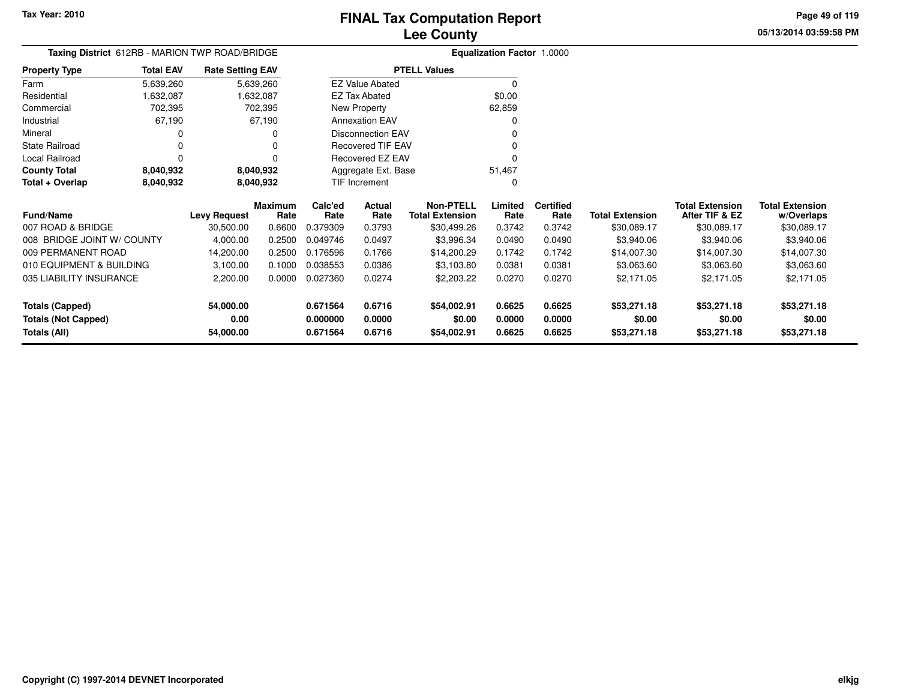Tax Year: 2010

# FINAL Tax Computation Report
## Lee County

05/13/2014 03:59:58 PM

**Taxing District** 612RB - MARION TWP ROAD/BRIDGE

**Equalization Factor** 1.0000

| Property Type | Total EAV | Rate Setting EAV |
|---|---|---|
| Farm | 5,639,260 | 5,639,260 |
| Residential | 1,632,087 | 1,632,087 |
| Commercial | 702,395 | 702,395 |
| Industrial | 67,190 | 67,190 |
| Mineral | 0 | 0 |
| State Railroad | 0 | 0 |
| Local Railroad | 0 | 0 |
| **County Total** | **8,040,932** | **8,040,932** |
| **Total + Overlap** | **8,040,932** | **8,040,932** |

| PTELL Values | |
|---|---|
| EZ Value Abated | 0 |
| EZ Tax Abated | $0.00 |
| New Property | 62,859 |
| Annexation EAV | 0 |
| Disconnection EAV | 0 |
| Recovered TIF EAV | 0 |
| Recovered EZ EAV | 0 |
| Aggregate Ext. Base | 51,467 |
| TIF Increment | 0 |

| Fund/Name | Levy Request | Maximum Rate | Calc'ed Rate | Actual Rate | Non-PTELL Total Extension | Limited Rate | Certified Rate | Total Extension | Total Extension After TIF & EZ | Total Extension w/Overlaps |
|---|---|---|---|---|---|---|---|---|---|---|
| 007 ROAD & BRIDGE | 30,500.00 | 0.6600 | 0.379309 | 0.3793 | $30,499.26 | 0.3742 | 0.3742 | $30,089.17 | $30,089.17 | $30,089.17 |
| 008 BRIDGE JOINT W/ COUNTY | 4,000.00 | 0.2500 | 0.049746 | 0.0497 | $3,996.34 | 0.0490 | 0.0490 | $3,940.06 | $3,940.06 | $3,940.06 |
| 009 PERMANENT ROAD | 14,200.00 | 0.2500 | 0.176596 | 0.1766 | $14,200.29 | 0.1742 | 0.1742 | $14,007.30 | $14,007.30 | $14,007.30 |
| 010 EQUIPMENT & BUILDING | 3,100.00 | 0.1000 | 0.038553 | 0.0386 | $3,103.80 | 0.0381 | 0.0381 | $3,063.60 | $3,063.60 | $3,063.60 |
| 035 LIABILITY INSURANCE | 2,200.00 | 0.0000 | 0.027360 | 0.0274 | $2,203.22 | 0.0270 | 0.0270 | $2,171.05 | $2,171.05 | $2,171.05 |
| **Totals (Capped)** | **54,000.00** | | **0.671564** | **0.6716** | **$54,002.91** | **0.6625** | **0.6625** | **$53,271.18** | **$53,271.18** | **$53,271.18** |
| **Totals (Not Capped)** | **0.00** | | **0.000000** | **0.0000** | **$0.00** | **0.0000** | **0.0000** | **$0.00** | **$0.00** | **$0.00** |
| **Totals (All)** | **54,000.00** | | **0.671564** | **0.6716** | **$54,002.91** | **0.6625** | **0.6625** | **$53,271.18** | **$53,271.18** | **$53,271.18** |

Copyright (C) 1997-2014 DEVNET Incorporated

elkjg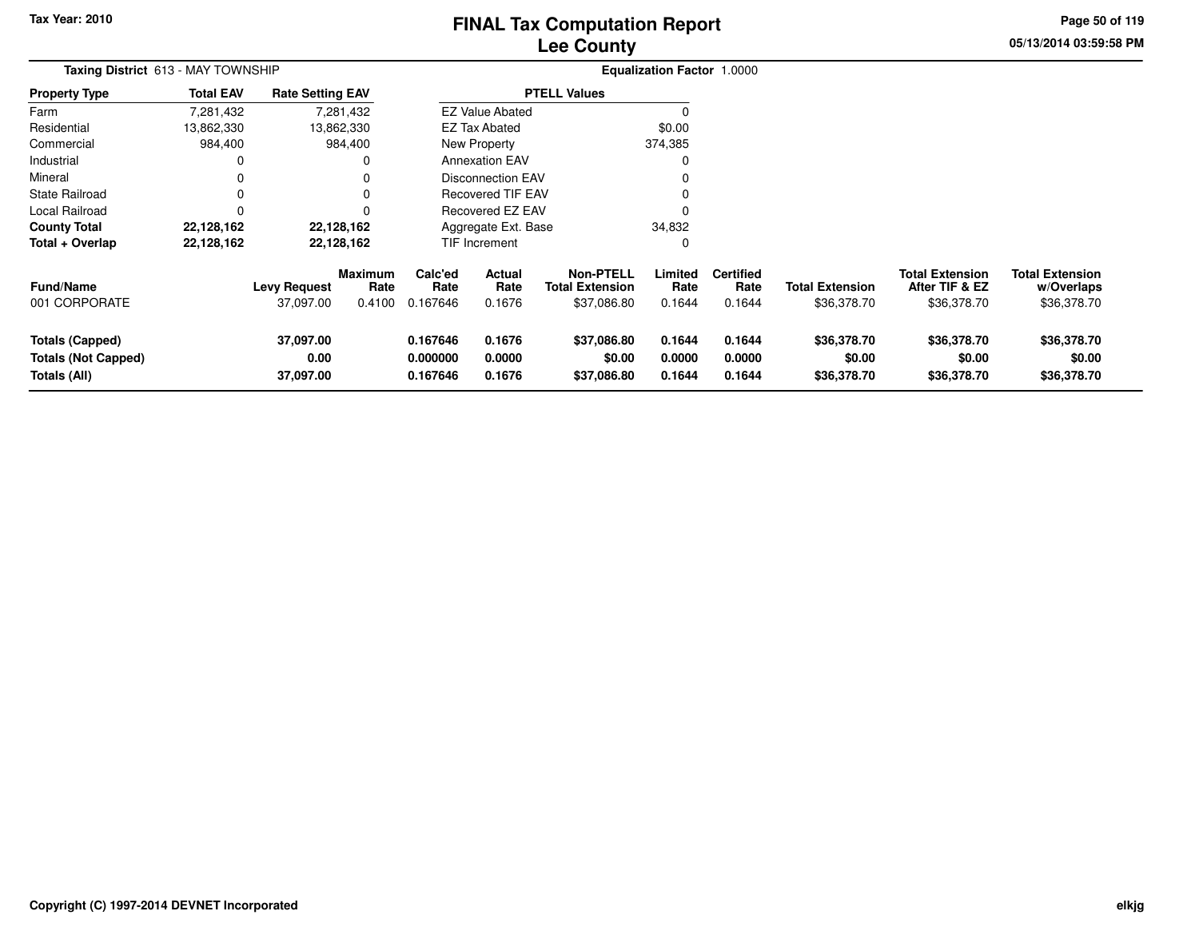# FINAL Tax Computation Report
# Lee County

**Tax Year: 2010**

05/13/2014 03:59:58 PM

**Taxing District** 613 - MAY TOWNSHIP

**Equalization Factor** 1.0000

| Property Type | Total EAV | Rate Setting EAV |
|---|---|---|
| Farm | 7,281,432 | 7,281,432 |
| Residential | 13,862,330 | 13,862,330 |
| Commercial | 984,400 | 984,400 |
| Industrial | 0 | 0 |
| Mineral | 0 | 0 |
| State Railroad | 0 | 0 |
| Local Railroad | 0 | 0 |
| **County Total** | **22,128,162** | **22,128,162** |
| **Total + Overlap** | **22,128,162** | **22,128,162** |

| PTELL Values | |
|---|---|
| EZ Value Abated | 0 |
| EZ Tax Abated | $0.00 |
| New Property | 374,385 |
| Annexation EAV | 0 |
| Disconnection EAV | 0 |
| Recovered TIF EAV | 0 |
| Recovered EZ EAV | 0 |
| Aggregate Ext. Base | 34,832 |
| TIF Increment | 0 |

| Fund/Name | Levy Request | Maximum Rate | Calc'ed Rate | Actual Rate | Non-PTELL Total Extension | Limited Rate | Certified Rate | Total Extension | Total Extension After TIF & EZ | Total Extension w/Overlaps |
|---|---|---|---|---|---|---|---|---|---|---|
| 001 CORPORATE | 37,097.00 | 0.4100 | 0.167646 | 0.1676 | $37,086.80 | 0.1644 | 0.1644 | $36,378.70 | $36,378.70 | $36,378.70 |
| **Totals (Capped)** | **37,097.00** | | **0.167646** | **0.1676** | **$37,086.80** | **0.1644** | **0.1644** | **$36,378.70** | **$36,378.70** | **$36,378.70** |
| **Totals (Not Capped)** | **0.00** | | **0.000000** | **0.0000** | **$0.00** | **0.0000** | **0.0000** | **$0.00** | **$0.00** | **$0.00** |
| **Totals (All)** | **37,097.00** | | **0.167646** | **0.1676** | **$37,086.80** | **0.1644** | **0.1644** | **$36,378.70** | **$36,378.70** | **$36,378.70** |

Copyright (C) 1997-2014 DEVNET Incorporated

elkjg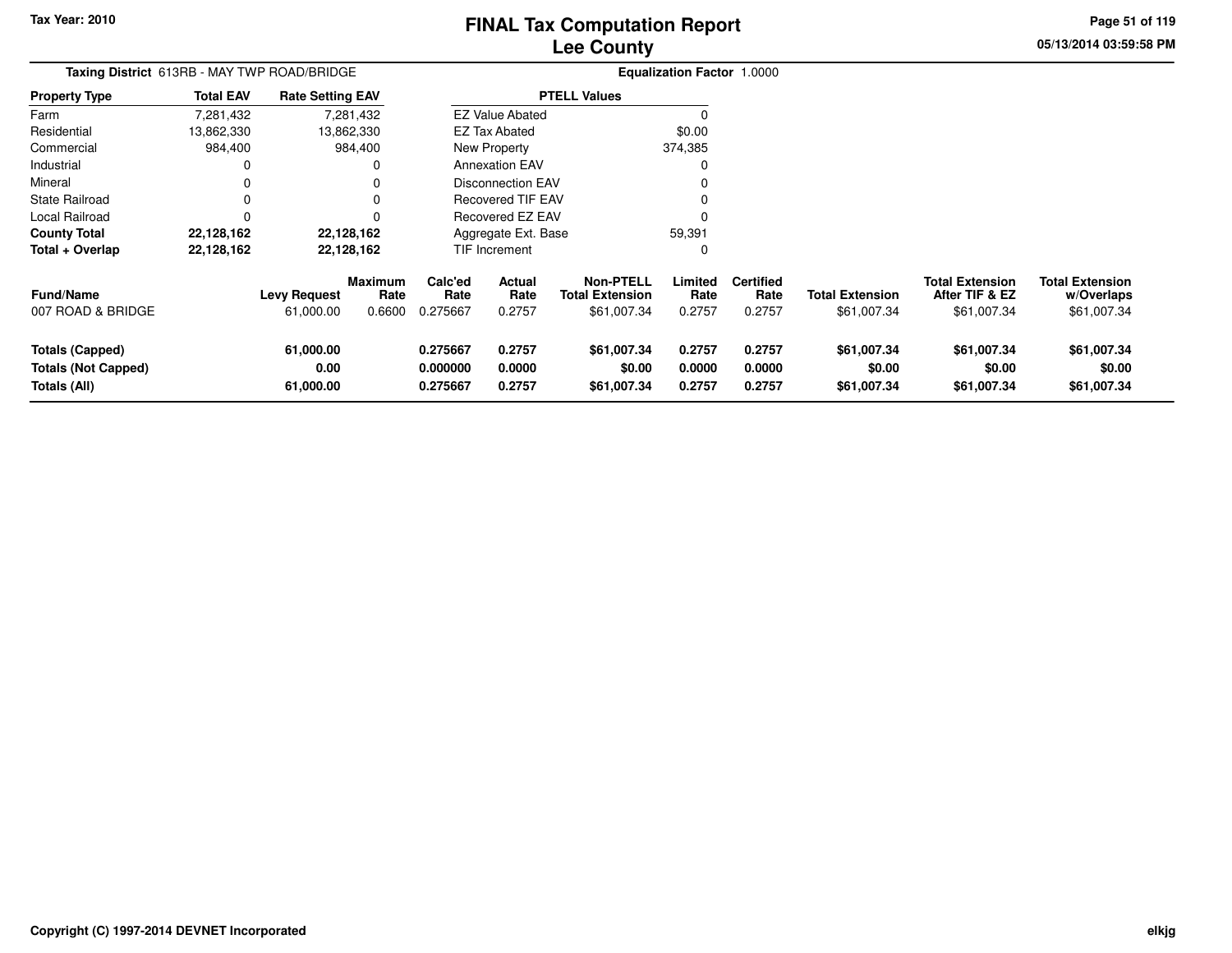Tax Year: 2010

# FINAL Tax Computation Report
## Lee County

05/13/2014 03:59:58 PM

**Taxing District** 613RB - MAY TWP ROAD/BRIDGE | **Equalization Factor** 1.0000

| Property Type | Total EAV | Rate Setting EAV |
|---|---|---|
| Farm | 7,281,432 | 7,281,432 |
| Residential | 13,862,330 | 13,862,330 |
| Commercial | 984,400 | 984,400 |
| Industrial | 0 | 0 |
| Mineral | 0 | 0 |
| State Railroad | 0 | 0 |
| Local Railroad | 0 | 0 |
| **County Total** | **22,128,162** | **22,128,162** |
| **Total + Overlap** | **22,128,162** | **22,128,162** |

| PTELL Values | |
|---|---|
| EZ Value Abated | 0 |
| EZ Tax Abated | $0.00 |
| New Property | 374,385 |
| Annexation EAV | 0 |
| Disconnection EAV | 0 |
| Recovered TIF EAV | 0 |
| Recovered EZ EAV | 0 |
| Aggregate Ext. Base | 59,391 |
| TIF Increment | 0 |

| Fund/Name | Levy Request | Maximum Rate | Calc'ed Rate | Actual Rate | Non-PTELL Total Extension | Limited Rate | Certified Rate | Total Extension | Total Extension After TIF & EZ | Total Extension w/Overlaps |
|---|---|---|---|---|---|---|---|---|---|---|
| 007 ROAD & BRIDGE | 61,000.00 | 0.6600 | 0.275667 | 0.2757 | $61,007.34 | 0.2757 | 0.2757 | $61,007.34 | $61,007.34 | $61,007.34 |
| **Totals (Capped)** | **61,000.00** | | **0.275667** | **0.2757** | **$61,007.34** | **0.2757** | **0.2757** | **$61,007.34** | **$61,007.34** | **$61,007.34** |
| **Totals (Not Capped)** | **0.00** | | **0.000000** | **0.0000** | **$0.00** | **0.0000** | **0.0000** | **$0.00** | **$0.00** | **$0.00** |
| **Totals (All)** | **61,000.00** | | **0.275667** | **0.2757** | **$61,007.34** | **0.2757** | **0.2757** | **$61,007.34** | **$61,007.34** | **$61,007.34** |

Copyright (C) 1997-2014 DEVNET Incorporated

elkjg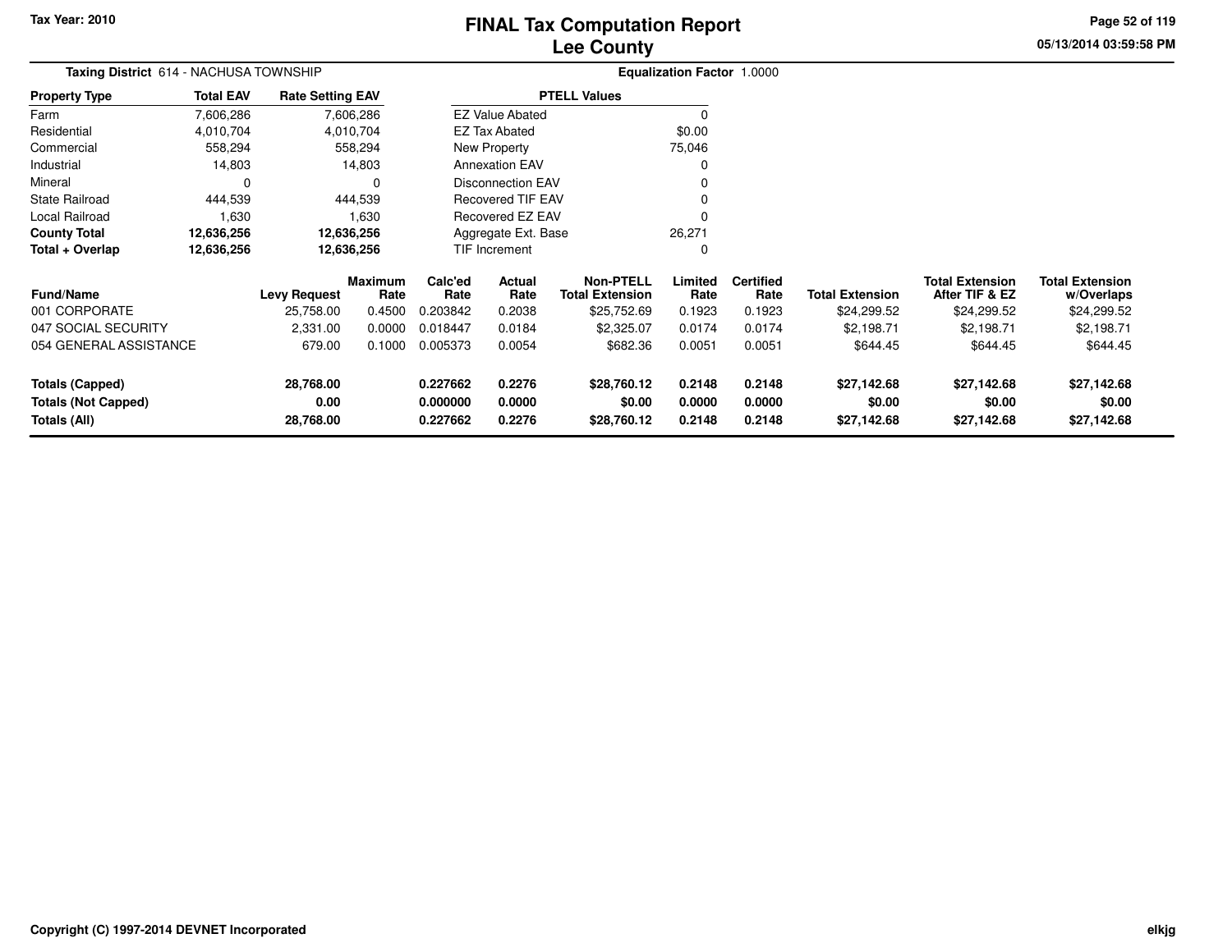# FINAL Tax Computation Report
## Lee County

Tax Year: 2010

**Taxing District** 614 - NACHUSA TOWNSHIP

**Equalization Factor** 1.0000

| Property Type | Total EAV | Rate Setting EAV |
|---|---|---|
| Farm | 7,606,286 | 7,606,286 |
| Residential | 4,010,704 | 4,010,704 |
| Commercial | 558,294 | 558,294 |
| Industrial | 14,803 | 14,803 |
| Mineral | 0 | 0 |
| State Railroad | 444,539 | 444,539 |
| Local Railroad | 1,630 | 1,630 |
| **County Total** | **12,636,256** | **12,636,256** |
| **Total + Overlap** | **12,636,256** | **12,636,256** |

| PTELL Values | |
|---|---|
| EZ Value Abated | 0 |
| EZ Tax Abated | $0.00 |
| New Property | 75,046 |
| Annexation EAV | 0 |
| Disconnection EAV | 0 |
| Recovered TIF EAV | 0 |
| Recovered EZ EAV | 0 |
| Aggregate Ext. Base | 26,271 |
| TIF Increment | 0 |

| Fund/Name | Levy Request | Maximum Rate | Calc'ed Rate | Actual Rate | Non-PTELL Total Extension | Limited Rate | Certified Rate | Total Extension | Total Extension After TIF & EZ | Total Extension w/Overlaps |
|---|---|---|---|---|---|---|---|---|---|---|
| 001 CORPORATE | 25,758.00 | 0.4500 | 0.203842 | 0.2038 | $25,752.69 | 0.1923 | 0.1923 | $24,299.52 | $24,299.52 | $24,299.52 |
| 047 SOCIAL SECURITY | 2,331.00 | 0.0000 | 0.018447 | 0.0184 | $2,325.07 | 0.0174 | 0.0174 | $2,198.71 | $2,198.71 | $2,198.71 |
| 054 GENERAL ASSISTANCE | 679.00 | 0.1000 | 0.005373 | 0.0054 | $682.36 | 0.0051 | 0.0051 | $644.45 | $644.45 | $644.45 |
| **Totals (Capped)** | **28,768.00** | | **0.227662** | **0.2276** | **$28,760.12** | **0.2148** | **0.2148** | **$27,142.68** | **$27,142.68** | **$27,142.68** |
| **Totals (Not Capped)** | **0.00** | | **0.000000** | **0.0000** | **$0.00** | **0.0000** | **0.0000** | **$0.00** | **$0.00** | **$0.00** |
| **Totals (All)** | **28,768.00** | | **0.227662** | **0.2276** | **$28,760.12** | **0.2148** | **0.2148** | **$27,142.68** | **$27,142.68** | **$27,142.68** |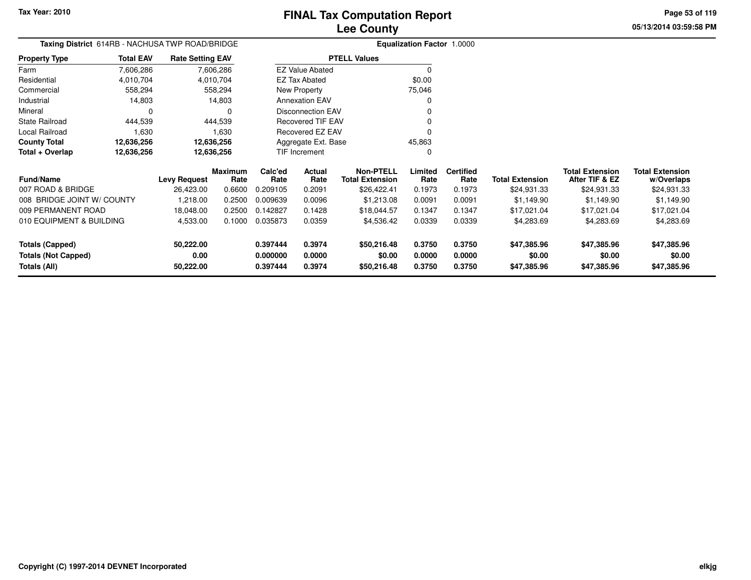# FINAL Tax Computation Report
## Lee County

Tax Year: 2010

05/13/2014 03:59:58 PM

**Taxing District** 614RB - NACHUSA TWP ROAD/BRIDGE

**Equalization Factor** 1.0000

| Property Type | Total EAV | Rate Setting EAV |
|---|---|---|
| Farm | 7,606,286 | 7,606,286 |
| Residential | 4,010,704 | 4,010,704 |
| Commercial | 558,294 | 558,294 |
| Industrial | 14,803 | 14,803 |
| Mineral | 0 | 0 |
| State Railroad | 444,539 | 444,539 |
| Local Railroad | 1,630 | 1,630 |
| **County Total** | **12,636,256** | **12,636,256** |
| **Total + Overlap** | **12,636,256** | **12,636,256** |

| PTELL Values | |
|---|---|
| EZ Value Abated | 0 |
| EZ Tax Abated | $0.00 |
| New Property | 75,046 |
| Annexation EAV | 0 |
| Disconnection EAV | 0 |
| Recovered TIF EAV | 0 |
| Recovered EZ EAV | 0 |
| Aggregate Ext. Base | 45,863 |
| TIF Increment | 0 |

| Fund/Name | Levy Request | Maximum Rate | Calc'ed Rate | Actual Rate | Non-PTELL Total Extension | Limited Rate | Certified Rate | Total Extension | Total Extension After TIF & EZ | Total Extension w/Overlaps |
|---|---|---|---|---|---|---|---|---|---|---|
| 007 ROAD & BRIDGE | 26,423.00 | 0.6600 | 0.209105 | 0.2091 | $26,422.41 | 0.1973 | 0.1973 | $24,931.33 | $24,931.33 | $24,931.33 |
| 008 BRIDGE JOINT W/ COUNTY | 1,218.00 | 0.2500 | 0.009639 | 0.0096 | $1,213.08 | 0.0091 | 0.0091 | $1,149.90 | $1,149.90 | $1,149.90 |
| 009 PERMANENT ROAD | 18,048.00 | 0.2500 | 0.142827 | 0.1428 | $18,044.57 | 0.1347 | 0.1347 | $17,021.04 | $17,021.04 | $17,021.04 |
| 010 EQUIPMENT & BUILDING | 4,533.00 | 0.1000 | 0.035873 | 0.0359 | $4,536.42 | 0.0339 | 0.0339 | $4,283.69 | $4,283.69 | $4,283.69 |
| **Totals (Capped)** | **50,222.00** | | **0.397444** | **0.3974** | **$50,216.48** | **0.3750** | **0.3750** | **$47,385.96** | **$47,385.96** | **$47,385.96** |
| **Totals (Not Capped)** | **0.00** | | **0.000000** | **0.0000** | **$0.00** | **0.0000** | **0.0000** | **$0.00** | **$0.00** | **$0.00** |
| **Totals (All)** | **50,222.00** | | **0.397444** | **0.3974** | **$50,216.48** | **0.3750** | **0.3750** | **$47,385.96** | **$47,385.96** | **$47,385.96** |

Copyright (C) 1997-2014 DEVNET Incorporated

elkjg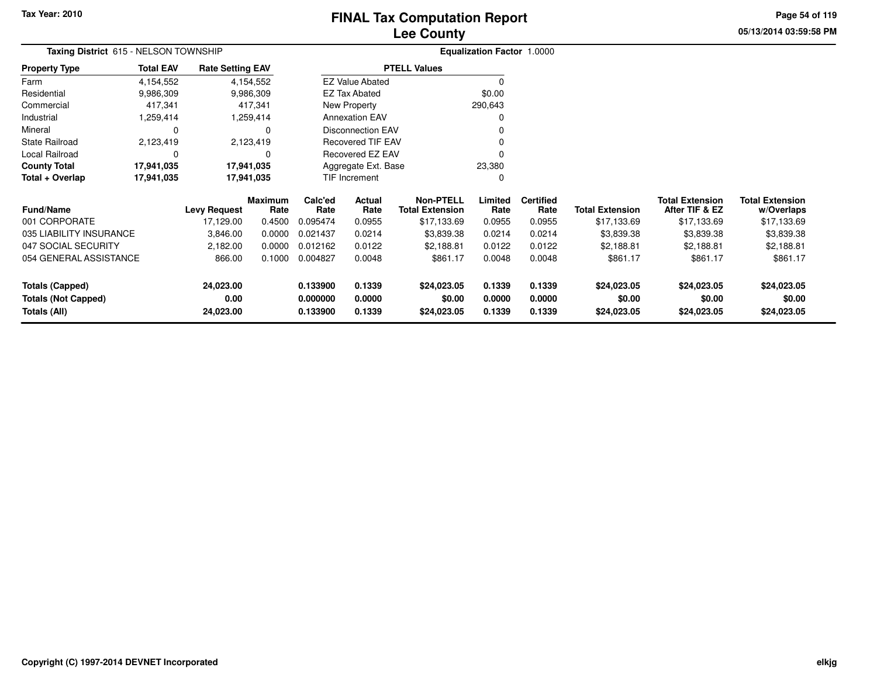# FINAL Tax Computation Report
# Lee County

Tax Year: 2010

05/13/2014 03:59:58 PM

**Taxing District** 615 - NELSON TOWNSHIP

**Equalization Factor** 1.0000

| Property Type | Total EAV | Rate Setting EAV |
|---|---|---|
| Farm | 4,154,552 | 4,154,552 |
| Residential | 9,986,309 | 9,986,309 |
| Commercial | 417,341 | 417,341 |
| Industrial | 1,259,414 | 1,259,414 |
| Mineral | 0 | 0 |
| State Railroad | 2,123,419 | 2,123,419 |
| Local Railroad | 0 | 0 |
| **County Total** | **17,941,035** | **17,941,035** |
| **Total + Overlap** | **17,941,035** | **17,941,035** |

| PTELL Values | |
|---|---|
| EZ Value Abated | 0 |
| EZ Tax Abated | $0.00 |
| New Property | 290,643 |
| Annexation EAV | 0 |
| Disconnection EAV | 0 |
| Recovered TIF EAV | 0 |
| Recovered EZ EAV | 0 |
| Aggregate Ext. Base | 23,380 |
| TIF Increment | 0 |

| Fund/Name | Levy Request | Maximum Rate | Calc'ed Rate | Actual Rate | Non-PTELL Total Extension | Limited Rate | Certified Rate | Total Extension | Total Extension After TIF & EZ | Total Extension w/Overlaps |
|---|---|---|---|---|---|---|---|---|---|---|
| 001 CORPORATE | 17,129.00 | 0.4500 | 0.095474 | 0.0955 | $17,133.69 | 0.0955 | 0.0955 | $17,133.69 | $17,133.69 | $17,133.69 |
| 035 LIABILITY INSURANCE | 3,846.00 | 0.0000 | 0.021437 | 0.0214 | $3,839.38 | 0.0214 | 0.0214 | $3,839.38 | $3,839.38 | $3,839.38 |
| 047 SOCIAL SECURITY | 2,182.00 | 0.0000 | 0.012162 | 0.0122 | $2,188.81 | 0.0122 | 0.0122 | $2,188.81 | $2,188.81 | $2,188.81 |
| 054 GENERAL ASSISTANCE | 866.00 | 0.1000 | 0.004827 | 0.0048 | $861.17 | 0.0048 | 0.0048 | $861.17 | $861.17 | $861.17 |
| **Totals (Capped)** | **24,023.00** | | **0.133900** | **0.1339** | **$24,023.05** | **0.1339** | **0.1339** | **$24,023.05** | **$24,023.05** | **$24,023.05** |
| **Totals (Not Capped)** | **0.00** | | **0.000000** | **0.0000** | **$0.00** | **0.0000** | **0.0000** | **$0.00** | **$0.00** | **$0.00** |
| **Totals (All)** | **24,023.00** | | **0.133900** | **0.1339** | **$24,023.05** | **0.1339** | **0.1339** | **$24,023.05** | **$24,023.05** | **$24,023.05** |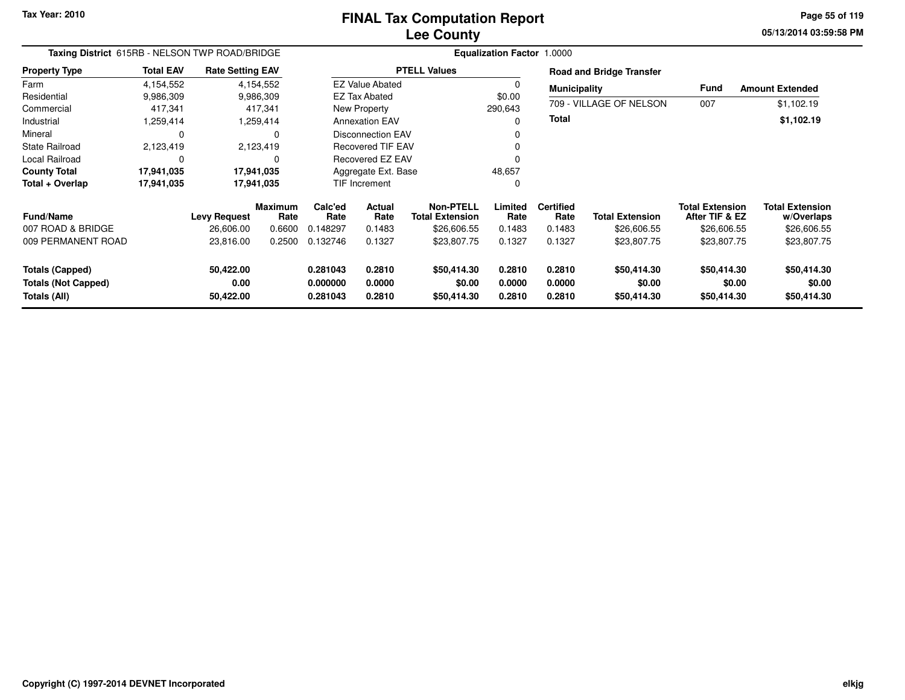# FINAL Tax Computation Report
## Lee County

Tax Year: 2010

05/13/2014 03:59:58 PM

**Taxing District** 615RB - NELSON TWP ROAD/BRIDGE

**Equalization Factor** 1.0000

| Property Type | Total EAV | Rate Setting EAV |
|---|---|---|
| Farm | 4,154,552 | 4,154,552 |
| Residential | 9,986,309 | 9,986,309 |
| Commercial | 417,341 | 417,341 |
| Industrial | 1,259,414 | 1,259,414 |
| Mineral | 0 | 0 |
| State Railroad | 2,123,419 | 2,123,419 |
| Local Railroad | 0 | 0 |
| **County Total** | **17,941,035** | **17,941,035** |
| **Total + Overlap** | **17,941,035** | **17,941,035** |

| PTELL Values | |
|---|---|
| EZ Value Abated | 0 |
| EZ Tax Abated | $0.00 |
| New Property | 290,643 |
| Annexation EAV | 0 |
| Disconnection EAV | 0 |
| Recovered TIF EAV | 0 |
| Recovered EZ EAV | 0 |
| Aggregate Ext. Base | 48,657 |
| TIF Increment | 0 |

**Road and Bridge Transfer**

| Municipality | Fund | Amount Extended |
|---|---|---|
| 709 - VILLAGE OF NELSON | 007 | $1,102.19 |
| **Total** | | **$1,102.19** |

| Fund/Name | Levy Request | Maximum Rate | Calc'ed Rate | Actual Rate | Non-PTELL Total Extension | Limited Rate | Certified Rate | Total Extension | Total Extension After TIF & EZ | Total Extension w/Overlaps |
|---|---|---|---|---|---|---|---|---|---|---|
| 007 ROAD & BRIDGE | 26,606.00 | 0.6600 | 0.148297 | 0.1483 | $26,606.55 | 0.1483 | 0.1483 | $26,606.55 | $26,606.55 | $26,606.55 |
| 009 PERMANENT ROAD | 23,816.00 | 0.2500 | 0.132746 | 0.1327 | $23,807.75 | 0.1327 | 0.1327 | $23,807.75 | $23,807.75 | $23,807.75 |
| **Totals (Capped)** | **50,422.00** | | **0.281043** | **0.2810** | **$50,414.30** | **0.2810** | **0.2810** | **$50,414.30** | **$50,414.30** | **$50,414.30** |
| **Totals (Not Capped)** | **0.00** | | **0.000000** | **0.0000** | **$0.00** | **0.0000** | **0.0000** | **$0.00** | **$0.00** | **$0.00** |
| **Totals (All)** | **50,422.00** | | **0.281043** | **0.2810** | **$50,414.30** | **0.2810** | **0.2810** | **$50,414.30** | **$50,414.30** | **$50,414.30** |

Copyright (C) 1997-2014 DEVNET Incorporated

elkjg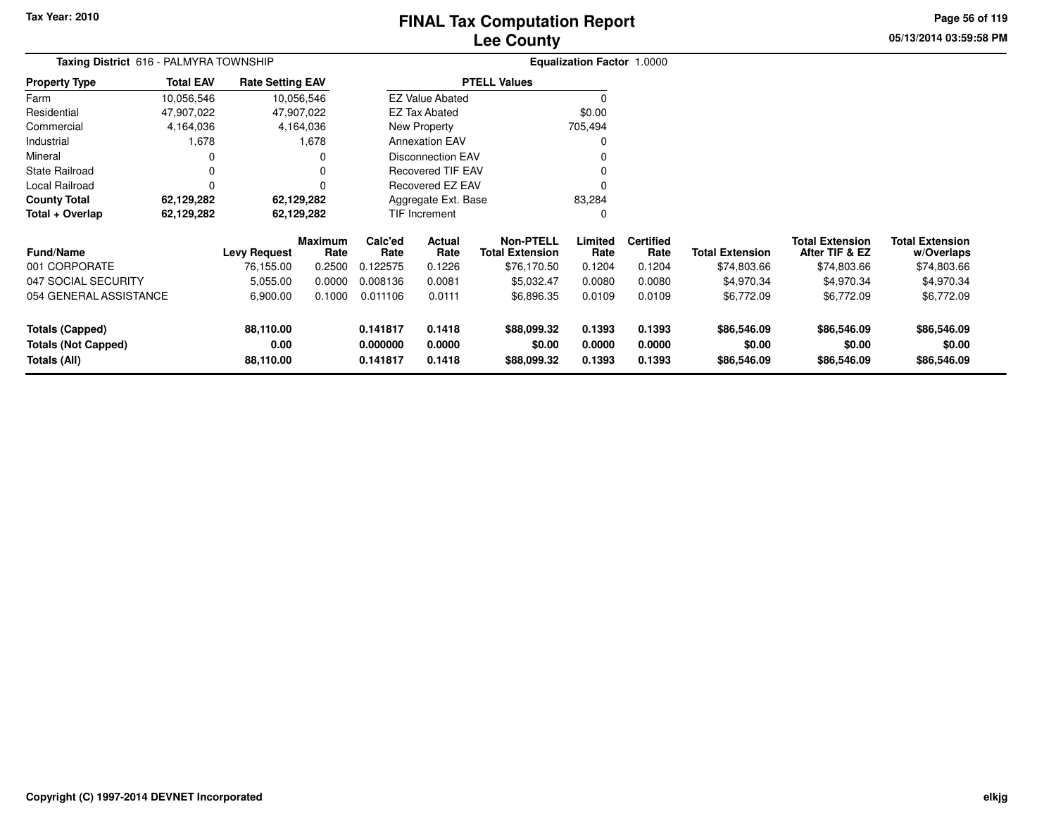# FINAL Tax Computation Report
## Lee County

Tax Year: 2010

05/13/2014 03:59:58 PM

**Taxing District** 616 - PALMYRA TOWNSHIP

**Equalization Factor** 1.0000

| Property Type | Total EAV | Rate Setting EAV |
|---|---|---|
| Farm | 10,056,546 | 10,056,546 |
| Residential | 47,907,022 | 47,907,022 |
| Commercial | 4,164,036 | 4,164,036 |
| Industrial | 1,678 | 1,678 |
| Mineral | 0 | 0 |
| State Railroad | 0 | 0 |
| Local Railroad | 0 | 0 |
| **County Total** | **62,129,282** | **62,129,282** |
| **Total + Overlap** | **62,129,282** | **62,129,282** |

| PTELL Values | |
|---|---|
| EZ Value Abated | 0 |
| EZ Tax Abated | $0.00 |
| New Property | 705,494 |
| Annexation EAV | 0 |
| Disconnection EAV | 0 |
| Recovered TIF EAV | 0 |
| Recovered EZ EAV | 0 |
| Aggregate Ext. Base | 83,284 |
| TIF Increment | 0 |

| Fund/Name | Levy Request | Maximum Rate | Calc'ed Rate | Actual Rate | Non-PTELL Total Extension | Limited Rate | Certified Rate | Total Extension | Total Extension After TIF & EZ | Total Extension w/Overlaps |
|---|---|---|---|---|---|---|---|---|---|---|
| 001 CORPORATE | 76,155.00 | 0.2500 | 0.122575 | 0.1226 | $76,170.50 | 0.1204 | 0.1204 | $74,803.66 | $74,803.66 | $74,803.66 |
| 047 SOCIAL SECURITY | 5,055.00 | 0.0000 | 0.008136 | 0.0081 | $5,032.47 | 0.0080 | 0.0080 | $4,970.34 | $4,970.34 | $4,970.34 |
| 054 GENERAL ASSISTANCE | 6,900.00 | 0.1000 | 0.011106 | 0.0111 | $6,896.35 | 0.0109 | 0.0109 | $6,772.09 | $6,772.09 | $6,772.09 |
| **Totals (Capped)** | **88,110.00** | | **0.141817** | **0.1418** | **$88,099.32** | **0.1393** | **0.1393** | **$86,546.09** | **$86,546.09** | **$86,546.09** |
| **Totals (Not Capped)** | **0.00** | | **0.000000** | **0.0000** | **$0.00** | **0.0000** | **0.0000** | **$0.00** | **$0.00** | **$0.00** |
| **Totals (All)** | **88,110.00** | | **0.141817** | **0.1418** | **$88,099.32** | **0.1393** | **0.1393** | **$86,546.09** | **$86,546.09** | **$86,546.09** |

Copyright (C) 1997-2014 DEVNET Incorporated

elkjg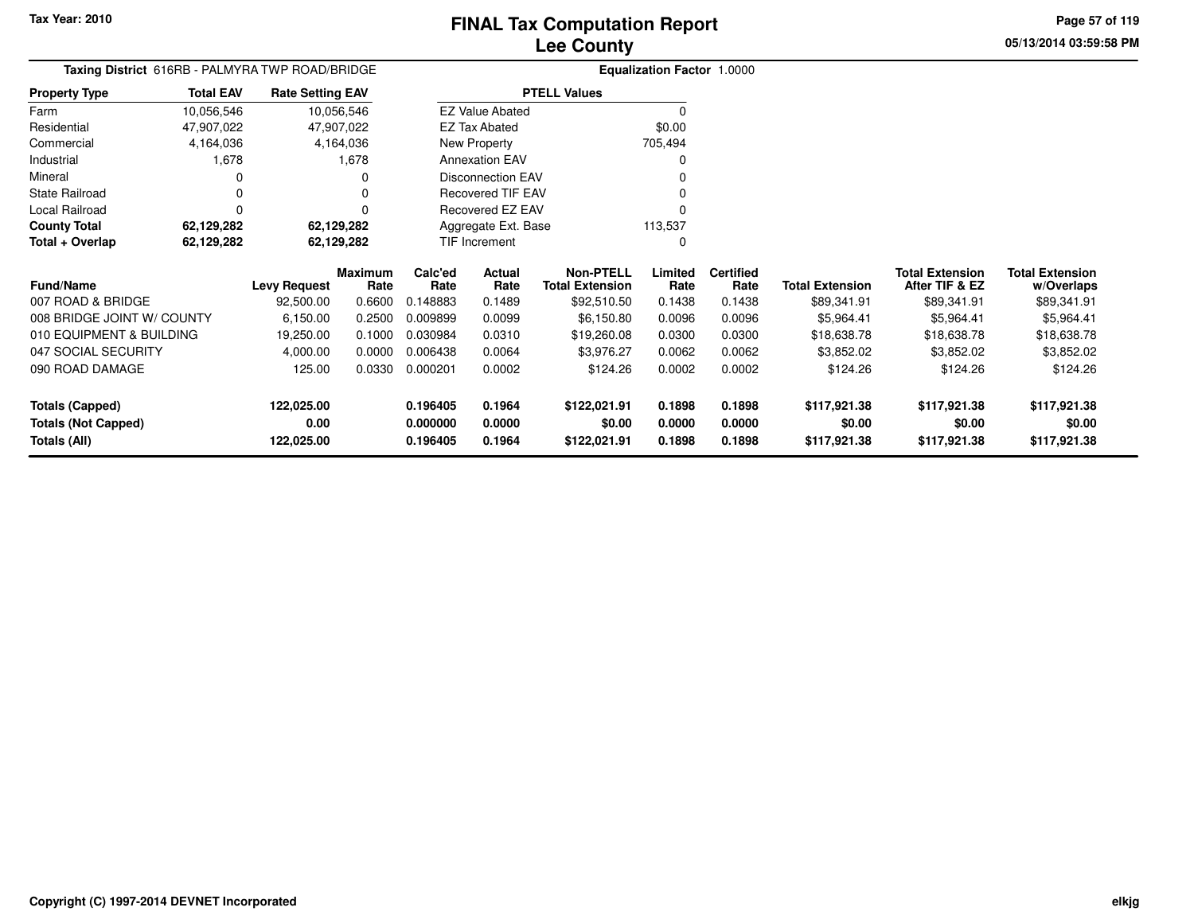Tax Year: 2010

# FINAL Tax Computation Report
## Lee County

05/13/2014 03:59:58 PM

**Taxing District** 616RB - PALMYRA TWP ROAD/BRIDGE **Equalization Factor** 1.0000

| Property Type | Total EAV | Rate Setting EAV |
|---|---|---|
| Farm | 10,056,546 | 10,056,546 |
| Residential | 47,907,022 | 47,907,022 |
| Commercial | 4,164,036 | 4,164,036 |
| Industrial | 1,678 | 1,678 |
| Mineral | 0 | 0 |
| State Railroad | 0 | 0 |
| Local Railroad | 0 | 0 |
| **County Total** | **62,129,282** | **62,129,282** |
| **Total + Overlap** | **62,129,282** | **62,129,282** |

| PTELL Values | |
|---|---|
| EZ Value Abated | 0 |
| EZ Tax Abated | $0.00 |
| New Property | 705,494 |
| Annexation EAV | 0 |
| Disconnection EAV | 0 |
| Recovered TIF EAV | 0 |
| Recovered EZ EAV | 0 |
| Aggregate Ext. Base | 113,537 |
| TIF Increment | 0 |

| Fund/Name | Levy Request | Maximum Rate | Calc'ed Rate | Actual Rate | Non-PTELL Total Extension | Limited Rate | Certified Rate | Total Extension | Total Extension After TIF & EZ | Total Extension w/Overlaps |
|---|---|---|---|---|---|---|---|---|---|---|
| 007 ROAD & BRIDGE | 92,500.00 | 0.6600 | 0.148883 | 0.1489 | $92,510.50 | 0.1438 | 0.1438 | $89,341.91 | $89,341.91 | $89,341.91 |
| 008 BRIDGE JOINT W/ COUNTY | 6,150.00 | 0.2500 | 0.009899 | 0.0099 | $6,150.80 | 0.0096 | 0.0096 | $5,964.41 | $5,964.41 | $5,964.41 |
| 010 EQUIPMENT & BUILDING | 19,250.00 | 0.1000 | 0.030984 | 0.0310 | $19,260.08 | 0.0300 | 0.0300 | $18,638.78 | $18,638.78 | $18,638.78 |
| 047 SOCIAL SECURITY | 4,000.00 | 0.0000 | 0.006438 | 0.0064 | $3,976.27 | 0.0062 | 0.0062 | $3,852.02 | $3,852.02 | $3,852.02 |
| 090 ROAD DAMAGE | 125.00 | 0.0330 | 0.000201 | 0.0002 | $124.26 | 0.0002 | 0.0002 | $124.26 | $124.26 | $124.26 |
| **Totals (Capped)** | **122,025.00** | | **0.196405** | **0.1964** | **$122,021.91** | **0.1898** | **0.1898** | **$117,921.38** | **$117,921.38** | **$117,921.38** |
| **Totals (Not Capped)** | **0.00** | | **0.000000** | **0.0000** | **$0.00** | **0.0000** | **0.0000** | **$0.00** | **$0.00** | **$0.00** |
| **Totals (All)** | **122,025.00** | | **0.196405** | **0.1964** | **$122,021.91** | **0.1898** | **0.1898** | **$117,921.38** | **$117,921.38** | **$117,921.38** |

Copyright (C) 1997-2014 DEVNET Incorporated

elkjg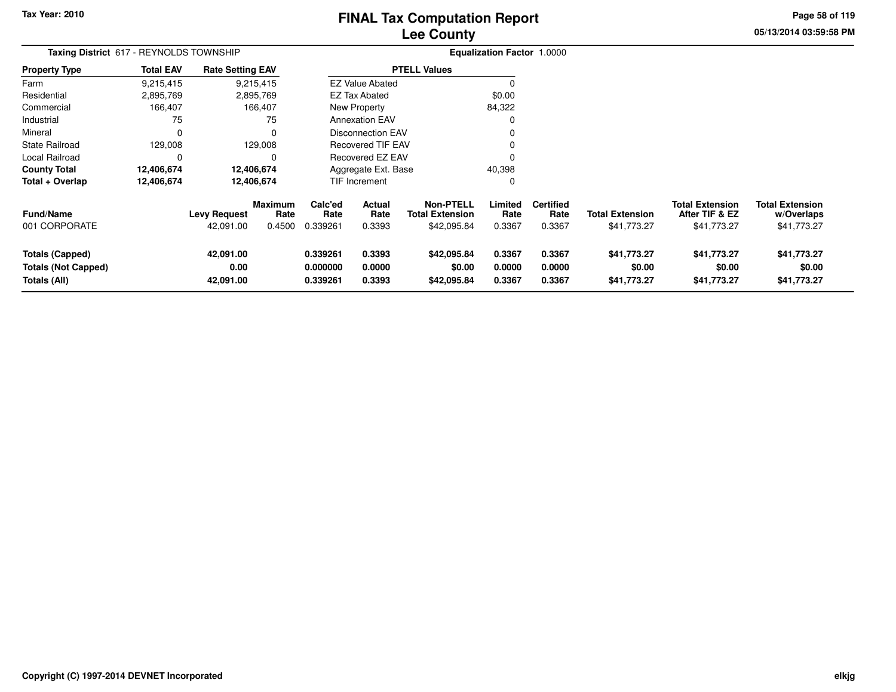Tax Year: 2010

# FINAL Tax Computation Report
## Lee County

05/13/2014 03:59:58 PM

**Taxing District** 617 - REYNOLDS TOWNSHIP

**Equalization Factor** 1.0000

| Property Type | Total EAV | Rate Setting EAV |
|---|---|---|
| Farm | 9,215,415 | 9,215,415 |
| Residential | 2,895,769 | 2,895,769 |
| Commercial | 166,407 | 166,407 |
| Industrial | 75 | 75 |
| Mineral | 0 | 0 |
| State Railroad | 129,008 | 129,008 |
| Local Railroad | 0 | 0 |
| **County Total** | **12,406,674** | **12,406,674** |
| **Total + Overlap** | **12,406,674** | **12,406,674** |

| PTELL Values | |
|---|---|
| EZ Value Abated | 0 |
| EZ Tax Abated | $0.00 |
| New Property | 84,322 |
| Annexation EAV | 0 |
| Disconnection EAV | 0 |
| Recovered TIF EAV | 0 |
| Recovered EZ EAV | 0 |
| Aggregate Ext. Base | 40,398 |
| TIF Increment | 0 |

| Fund/Name | Levy Request | Maximum Rate | Calc'ed Rate | Actual Rate | Non-PTELL Total Extension | Limited Rate | Certified Rate | Total Extension | Total Extension After TIF & EZ | Total Extension w/Overlaps |
|---|---|---|---|---|---|---|---|---|---|---|
| 001 CORPORATE | 42,091.00 | 0.4500 | 0.339261 | 0.3393 | $42,095.84 | 0.3367 | 0.3367 | $41,773.27 | $41,773.27 | $41,773.27 |
| **Totals (Capped)** | **42,091.00** | | **0.339261** | **0.3393** | **$42,095.84** | **0.3367** | **0.3367** | **$41,773.27** | **$41,773.27** | **$41,773.27** |
| **Totals (Not Capped)** | **0.00** | | **0.000000** | **0.0000** | **$0.00** | **0.0000** | **0.0000** | **$0.00** | **$0.00** | **$0.00** |
| **Totals (All)** | **42,091.00** | | **0.339261** | **0.3393** | **$42,095.84** | **0.3367** | **0.3367** | **$41,773.27** | **$41,773.27** | **$41,773.27** |

Copyright (C) 1997-2014 DEVNET Incorporated

elkjg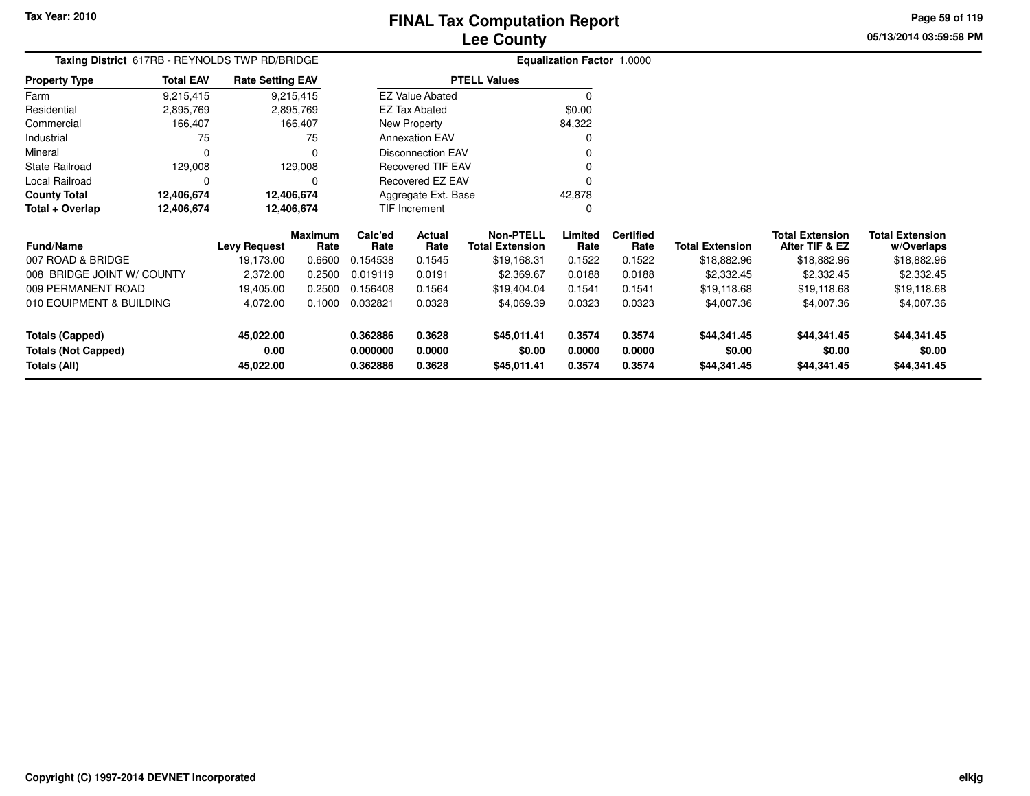Tax Year: 2010

# FINAL Tax Computation Report
## Lee County

05/13/2014 03:59:58 PM

**Taxing District** 617RB - REYNOLDS TWP RD/BRIDGE

**Equalization Factor** 1.0000

| Property Type | Total EAV | Rate Setting EAV |
|---|---|---|
| Farm | 9,215,415 | 9,215,415 |
| Residential | 2,895,769 | 2,895,769 |
| Commercial | 166,407 | 166,407 |
| Industrial | 75 | 75 |
| Mineral | 0 | 0 |
| State Railroad | 129,008 | 129,008 |
| Local Railroad | 0 | 0 |
| **County Total** | **12,406,674** | **12,406,674** |
| **Total + Overlap** | **12,406,674** | **12,406,674** |

| PTELL Values | |
|---|---|
| EZ Value Abated | 0 |
| EZ Tax Abated | $0.00 |
| New Property | 84,322 |
| Annexation EAV | 0 |
| Disconnection EAV | 0 |
| Recovered TIF EAV | 0 |
| Recovered EZ EAV | 0 |
| Aggregate Ext. Base | 42,878 |
| TIF Increment | 0 |

| Fund/Name | Levy Request | Maximum Rate | Calc'ed Rate | Actual Rate | Non-PTELL Total Extension | Limited Rate | Certified Rate | Total Extension | Total Extension After TIF & EZ | Total Extension w/Overlaps |
|---|---|---|---|---|---|---|---|---|---|---|
| 007 ROAD & BRIDGE | 19,173.00 | 0.6600 | 0.154538 | 0.1545 | $19,168.31 | 0.1522 | 0.1522 | $18,882.96 | $18,882.96 | $18,882.96 |
| 008 BRIDGE JOINT W/ COUNTY | 2,372.00 | 0.2500 | 0.019119 | 0.0191 | $2,369.67 | 0.0188 | 0.0188 | $2,332.45 | $2,332.45 | $2,332.45 |
| 009 PERMANENT ROAD | 19,405.00 | 0.2500 | 0.156408 | 0.1564 | $19,404.04 | 0.1541 | 0.1541 | $19,118.68 | $19,118.68 | $19,118.68 |
| 010 EQUIPMENT & BUILDING | 4,072.00 | 0.1000 | 0.032821 | 0.0328 | $4,069.39 | 0.0323 | 0.0323 | $4,007.36 | $4,007.36 | $4,007.36 |
| **Totals (Capped)** | **45,022.00** | | **0.362886** | **0.3628** | **$45,011.41** | **0.3574** | **0.3574** | **$44,341.45** | **$44,341.45** | **$44,341.45** |
| **Totals (Not Capped)** | **0.00** | | **0.000000** | **0.0000** | **$0.00** | **0.0000** | **0.0000** | **$0.00** | **$0.00** | **$0.00** |
| **Totals (All)** | **45,022.00** | | **0.362886** | **0.3628** | **$45,011.41** | **0.3574** | **0.3574** | **$44,341.45** | **$44,341.45** | **$44,341.45** |

Copyright (C) 1997-2014 DEVNET Incorporated

elkjg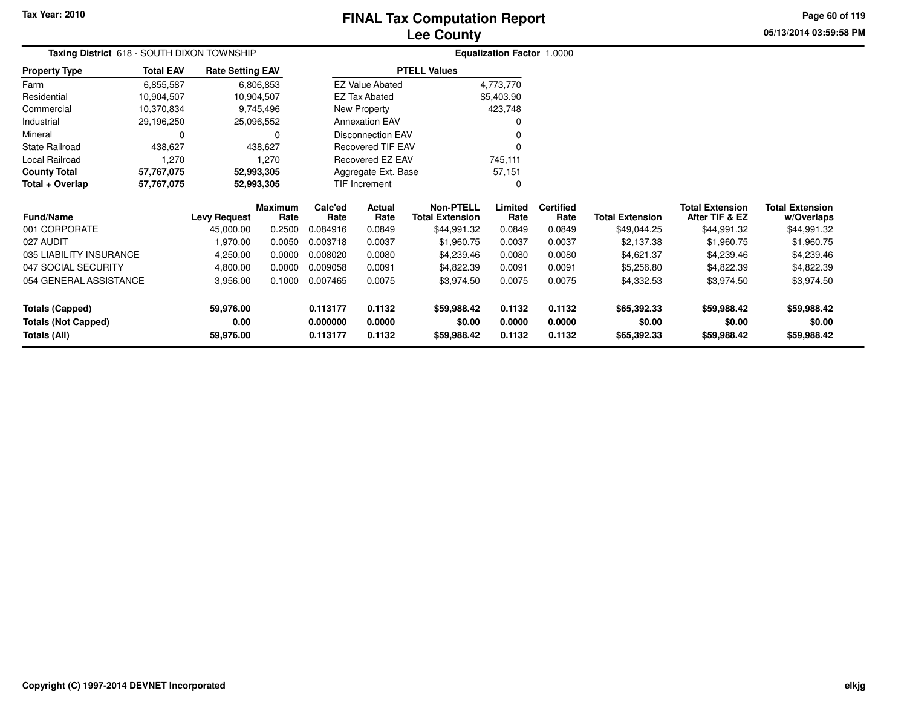# FINAL Tax Computation Report
## Lee County

Tax Year: 2010

05/13/2014 03:59:58 PM

**Taxing District** 618 - SOUTH DIXON TOWNSHIP

**Equalization Factor** 1.0000

| Property Type | Total EAV | Rate Setting EAV |
|---|---|---|
| Farm | 6,855,587 | 6,806,853 |
| Residential | 10,904,507 | 10,904,507 |
| Commercial | 10,370,834 | 9,745,496 |
| Industrial | 29,196,250 | 25,096,552 |
| Mineral | 0 | 0 |
| State Railroad | 438,627 | 438,627 |
| Local Railroad | 1,270 | 1,270 |
| **County Total** | **57,767,075** | **52,993,305** |
| **Total + Overlap** | **57,767,075** | **52,993,305** |

| PTELL Values | |
|---|---|
| EZ Value Abated | 4,773,770 |
| EZ Tax Abated | $5,403.90 |
| New Property | 423,748 |
| Annexation EAV | 0 |
| Disconnection EAV | 0 |
| Recovered TIF EAV | 0 |
| Recovered EZ EAV | 745,111 |
| Aggregate Ext. Base | 57,151 |
| TIF Increment | 0 |

| Fund/Name | Levy Request | Maximum Rate | Calc'ed Rate | Actual Rate | Non-PTELL Total Extension | Limited Rate | Certified Rate | Total Extension | Total Extension After TIF & EZ | Total Extension w/Overlaps |
|---|---|---|---|---|---|---|---|---|---|---|
| 001 CORPORATE | 45,000.00 | 0.2500 | 0.084916 | 0.0849 | $44,991.32 | 0.0849 | 0.0849 | $49,044.25 | $44,991.32 | $44,991.32 |
| 027 AUDIT | 1,970.00 | 0.0050 | 0.003718 | 0.0037 | $1,960.75 | 0.0037 | 0.0037 | $2,137.38 | $1,960.75 | $1,960.75 |
| 035 LIABILITY INSURANCE | 4,250.00 | 0.0000 | 0.008020 | 0.0080 | $4,239.46 | 0.0080 | 0.0080 | $4,621.37 | $4,239.46 | $4,239.46 |
| 047 SOCIAL SECURITY | 4,800.00 | 0.0000 | 0.009058 | 0.0091 | $4,822.39 | 0.0091 | 0.0091 | $5,256.80 | $4,822.39 | $4,822.39 |
| 054 GENERAL ASSISTANCE | 3,956.00 | 0.1000 | 0.007465 | 0.0075 | $3,974.50 | 0.0075 | 0.0075 | $4,332.53 | $3,974.50 | $3,974.50 |
| **Totals (Capped)** | **59,976.00** | | **0.113177** | **0.1132** | **$59,988.42** | **0.1132** | **0.1132** | **$65,392.33** | **$59,988.42** | **$59,988.42** |
| **Totals (Not Capped)** | **0.00** | | **0.000000** | **0.0000** | **$0.00** | **0.0000** | **0.0000** | **$0.00** | **$0.00** | **$0.00** |
| **Totals (All)** | **59,976.00** | | **0.113177** | **0.1132** | **$59,988.42** | **0.1132** | **0.1132** | **$65,392.33** | **$59,988.42** | **$59,988.42** |

Copyright (C) 1997-2014 DEVNET Incorporated

elkjg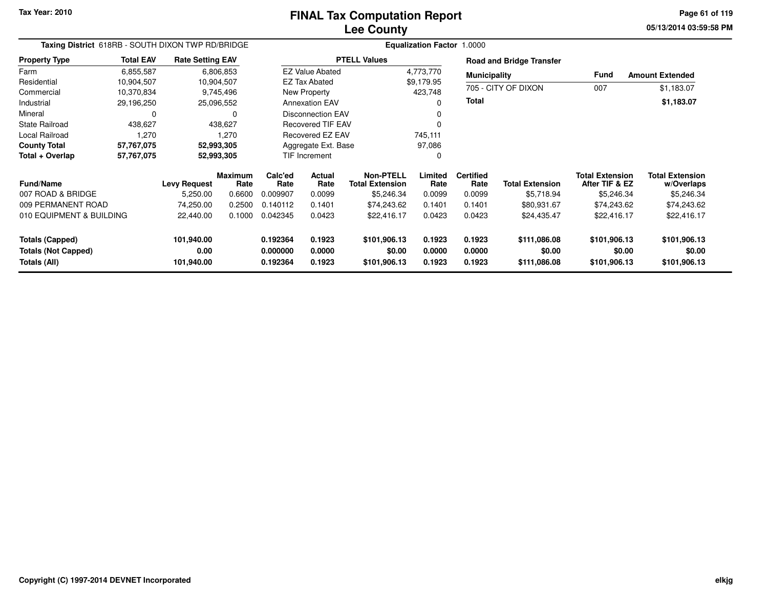Tax Year: 2010

# FINAL Tax Computation Report
## Lee County

05/13/2014 03:59:58 PM

**Taxing District** 618RB - SOUTH DIXON TWP RD/BRIDGE

**Equalization Factor** 1.0000

| Property Type | Total EAV | Rate Setting EAV |
|---|---|---|
| Farm | 6,855,587 | 6,806,853 |
| Residential | 10,904,507 | 10,904,507 |
| Commercial | 10,370,834 | 9,745,496 |
| Industrial | 29,196,250 | 25,096,552 |
| Mineral | 0 | 0 |
| State Railroad | 438,627 | 438,627 |
| Local Railroad | 1,270 | 1,270 |
| **County Total** | **57,767,075** | **52,993,305** |
| **Total + Overlap** | **57,767,075** | **52,993,305** |

| PTELL Values | |
|---|---|
| EZ Value Abated | 4,773,770 |
| EZ Tax Abated | $9,179.95 |
| New Property | 423,748 |
| Annexation EAV | 0 |
| Disconnection EAV | 0 |
| Recovered TIF EAV | 0 |
| Recovered EZ EAV | 745,111 |
| Aggregate Ext. Base | 97,086 |
| TIF Increment | 0 |

**Road and Bridge Transfer**

| Municipality | Fund | Amount Extended |
|---|---|---|
| 705 - CITY OF DIXON | 007 | $1,183.07 |
| **Total** | | **$1,183.07** |

| Fund/Name | Levy Request | Maximum Rate | Calc'ed Rate | Actual Rate | Non-PTELL Total Extension | Limited Rate | Certified Rate | Total Extension | Total Extension After TIF & EZ | Total Extension w/Overlaps |
|---|---|---|---|---|---|---|---|---|---|---|
| 007 ROAD & BRIDGE | 5,250.00 | 0.6600 | 0.009907 | 0.0099 | $5,246.34 | 0.0099 | 0.0099 | $5,718.94 | $5,246.34 | $5,246.34 |
| 009 PERMANENT ROAD | 74,250.00 | 0.2500 | 0.140112 | 0.1401 | $74,243.62 | 0.1401 | 0.1401 | $80,931.67 | $74,243.62 | $74,243.62 |
| 010 EQUIPMENT & BUILDING | 22,440.00 | 0.1000 | 0.042345 | 0.0423 | $22,416.17 | 0.0423 | 0.0423 | $24,435.47 | $22,416.17 | $22,416.17 |
| **Totals (Capped)** | **101,940.00** | | **0.192364** | **0.1923** | **$101,906.13** | **0.1923** | **0.1923** | **$111,086.08** | **$101,906.13** | **$101,906.13** |
| **Totals (Not Capped)** | **0.00** | | **0.000000** | **0.0000** | **$0.00** | **0.0000** | **0.0000** | **$0.00** | **$0.00** | **$0.00** |
| **Totals (All)** | **101,940.00** | | **0.192364** | **0.1923** | **$101,906.13** | **0.1923** | **0.1923** | **$111,086.08** | **$101,906.13** | **$101,906.13** |

Copyright (C) 1997-2014 DEVNET Incorporated

elkjg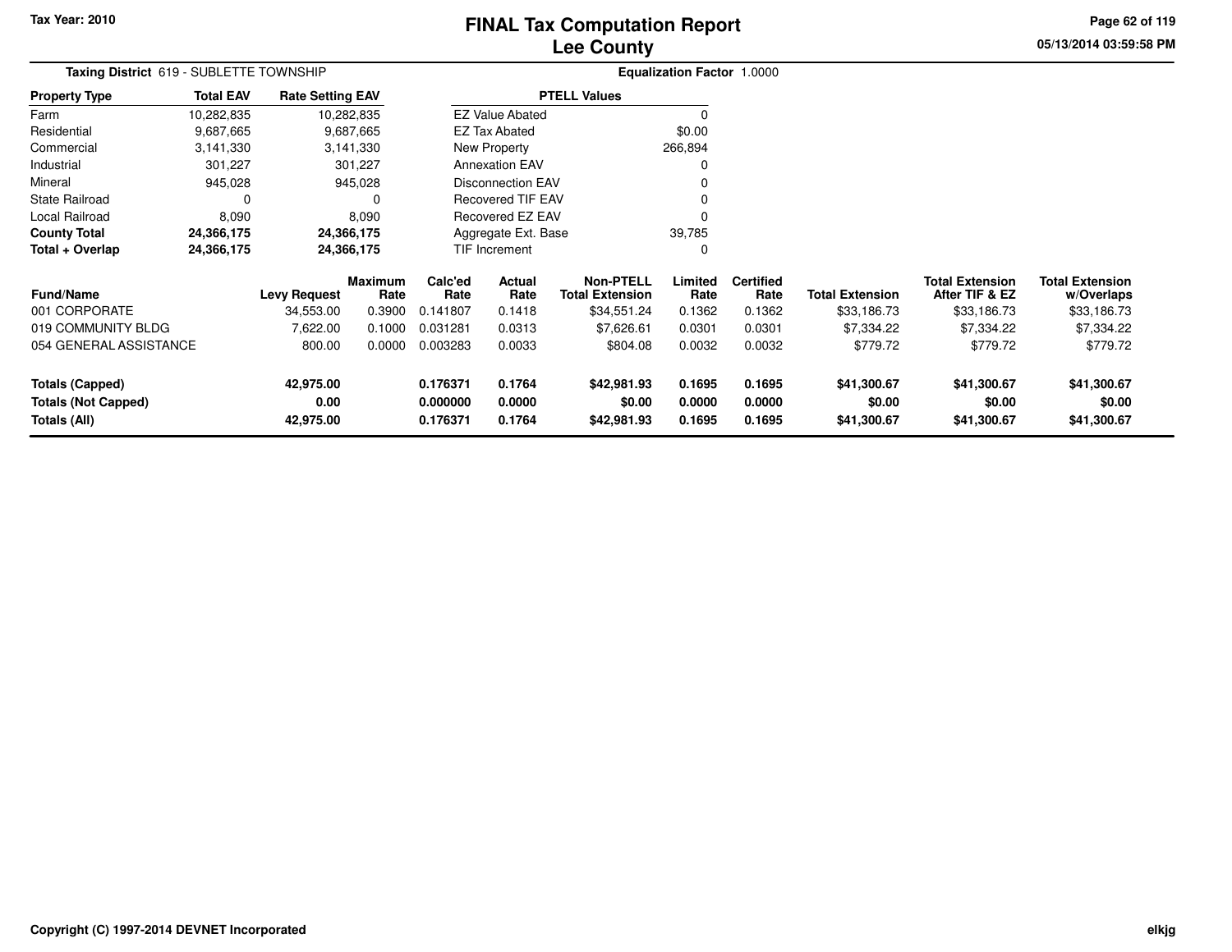Tax Year: 2010

# FINAL Tax Computation Report
## Lee County

05/13/2014 03:59:58 PM

**Taxing District** 619 - SUBLETTE TOWNSHIP

**Equalization Factor** 1.0000

| Property Type | Total EAV | Rate Setting EAV |
|---|---|---|
| Farm | 10,282,835 | 10,282,835 |
| Residential | 9,687,665 | 9,687,665 |
| Commercial | 3,141,330 | 3,141,330 |
| Industrial | 301,227 | 301,227 |
| Mineral | 945,028 | 945,028 |
| State Railroad | 0 | 0 |
| Local Railroad | 8,090 | 8,090 |
| **County Total** | **24,366,175** | **24,366,175** |
| **Total + Overlap** | **24,366,175** | **24,366,175** |

| PTELL Values | |
|---|---|
| EZ Value Abated | 0 |
| EZ Tax Abated | $0.00 |
| New Property | 266,894 |
| Annexation EAV | 0 |
| Disconnection EAV | 0 |
| Recovered TIF EAV | 0 |
| Recovered EZ EAV | 0 |
| Aggregate Ext. Base | 39,785 |
| TIF Increment | 0 |

| Fund/Name | Levy Request | Maximum Rate | Calc'ed Rate | Actual Rate | Non-PTELL Total Extension | Limited Rate | Certified Rate | Total Extension | Total Extension After TIF & EZ | Total Extension w/Overlaps |
|---|---|---|---|---|---|---|---|---|---|---|
| 001 CORPORATE | 34,553.00 | 0.3900 | 0.141807 | 0.1418 | $34,551.24 | 0.1362 | 0.1362 | $33,186.73 | $33,186.73 | $33,186.73 |
| 019 COMMUNITY BLDG | 7,622.00 | 0.1000 | 0.031281 | 0.0313 | $7,626.61 | 0.0301 | 0.0301 | $7,334.22 | $7,334.22 | $7,334.22 |
| 054 GENERAL ASSISTANCE | 800.00 | 0.0000 | 0.003283 | 0.0033 | $804.08 | 0.0032 | 0.0032 | $779.72 | $779.72 | $779.72 |
| **Totals (Capped)** | **42,975.00** | | **0.176371** | **0.1764** | **$42,981.93** | **0.1695** | **0.1695** | **$41,300.67** | **$41,300.67** | **$41,300.67** |
| **Totals (Not Capped)** | **0.00** | | **0.000000** | **0.0000** | **$0.00** | **0.0000** | **0.0000** | **$0.00** | **$0.00** | **$0.00** |
| **Totals (All)** | **42,975.00** | | **0.176371** | **0.1764** | **$42,981.93** | **0.1695** | **0.1695** | **$41,300.67** | **$41,300.67** | **$41,300.67** |

Copyright (C) 1997-2014 DEVNET Incorporated

elkjg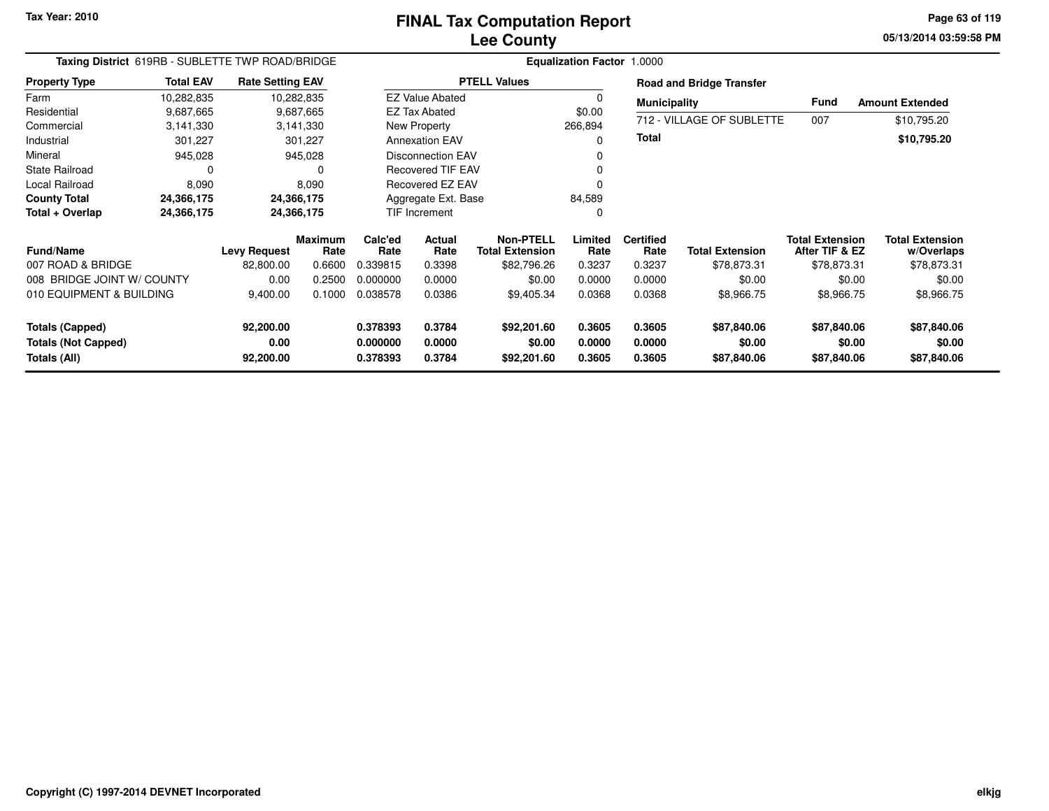# FINAL Tax Computation Report
## Lee County

Tax Year: 2010

05/13/2014 03:59:58 PM

**Taxing District** 619RB - SUBLETTE TWP ROAD/BRIDGE

**Equalization Factor** 1.0000

| Property Type | Total EAV | Rate Setting EAV |
|---|---|---|
| Farm | 10,282,835 | 10,282,835 |
| Residential | 9,687,665 | 9,687,665 |
| Commercial | 3,141,330 | 3,141,330 |
| Industrial | 301,227 | 301,227 |
| Mineral | 945,028 | 945,028 |
| State Railroad | 0 | 0 |
| Local Railroad | 8,090 | 8,090 |
| **County Total** | **24,366,175** | **24,366,175** |
| **Total + Overlap** | **24,366,175** | **24,366,175** |

| PTELL Values | |
|---|---|
| EZ Value Abated | 0 |
| EZ Tax Abated | $0.00 |
| New Property | 266,894 |
| Annexation EAV | 0 |
| Disconnection EAV | 0 |
| Recovered TIF EAV | 0 |
| Recovered EZ EAV | 0 |
| Aggregate Ext. Base | 84,589 |
| TIF Increment | 0 |

**Road and Bridge Transfer**

| Municipality | Fund | Amount Extended |
|---|---|---|
| 712 - VILLAGE OF SUBLETTE | 007 | $10,795.20 |
| **Total** | | **$10,795.20** |

| Fund/Name | Levy Request | Maximum Rate | Calc'ed Rate | Actual Rate | Non-PTELL Total Extension | Limited Rate | Certified Rate | Total Extension | Total Extension After TIF & EZ | Total Extension w/Overlaps |
|---|---|---|---|---|---|---|---|---|---|---|
| 007 ROAD & BRIDGE | 82,800.00 | 0.6600 | 0.339815 | 0.3398 | $82,796.26 | 0.3237 | 0.3237 | $78,873.31 | $78,873.31 | $78,873.31 |
| 008 BRIDGE JOINT W/ COUNTY | 0.00 | 0.2500 | 0.000000 | 0.0000 | $0.00 | 0.0000 | 0.0000 | $0.00 | $0.00 | $0.00 |
| 010 EQUIPMENT & BUILDING | 9,400.00 | 0.1000 | 0.038578 | 0.0386 | $9,405.34 | 0.0368 | 0.0368 | $8,966.75 | $8,966.75 | $8,966.75 |
| **Totals (Capped)** | **92,200.00** | | **0.378393** | **0.3784** | **$92,201.60** | **0.3605** | **0.3605** | **$87,840.06** | **$87,840.06** | **$87,840.06** |
| **Totals (Not Capped)** | **0.00** | | **0.000000** | **0.0000** | **$0.00** | **0.0000** | **0.0000** | **$0.00** | **$0.00** | **$0.00** |
| **Totals (All)** | **92,200.00** | | **0.378393** | **0.3784** | **$92,201.60** | **0.3605** | **0.3605** | **$87,840.06** | **$87,840.06** | **$87,840.06** |

Copyright (C) 1997-2014 DEVNET Incorporated

elkjg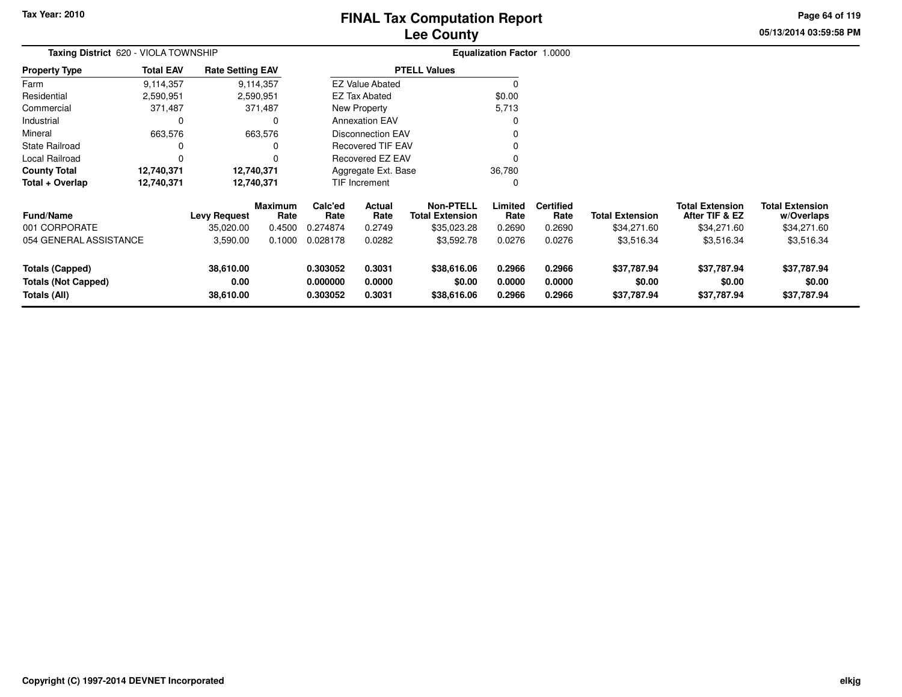# FINAL Tax Computation Report
# Lee County

Tax Year: 2010

05/13/2014 03:59:58 PM

**Taxing District** 620 - VIOLA TOWNSHIP

**Equalization Factor** 1.0000

| Property Type | Total EAV | Rate Setting EAV |
|---|---|---|
| Farm | 9,114,357 | 9,114,357 |
| Residential | 2,590,951 | 2,590,951 |
| Commercial | 371,487 | 371,487 |
| Industrial | 0 | 0 |
| Mineral | 663,576 | 663,576 |
| State Railroad | 0 | 0 |
| Local Railroad | 0 | 0 |
| **County Total** | **12,740,371** | **12,740,371** |
| **Total + Overlap** | **12,740,371** | **12,740,371** |

| PTELL Values | |
|---|---|
| EZ Value Abated | 0 |
| EZ Tax Abated | $0.00 |
| New Property | 5,713 |
| Annexation EAV | 0 |
| Disconnection EAV | 0 |
| Recovered TIF EAV | 0 |
| Recovered EZ EAV | 0 |
| Aggregate Ext. Base | 36,780 |
| TIF Increment | 0 |

| Fund/Name | Levy Request | Maximum Rate | Calc'ed Rate | Actual Rate | Non-PTELL Total Extension | Limited Rate | Certified Rate | Total Extension | Total Extension After TIF & EZ | Total Extension w/Overlaps |
|---|---|---|---|---|---|---|---|---|---|---|
| 001 CORPORATE | 35,020.00 | 0.4500 | 0.274874 | 0.2749 | $35,023.28 | 0.2690 | 0.2690 | $34,271.60 | $34,271.60 | $34,271.60 |
| 054 GENERAL ASSISTANCE | 3,590.00 | 0.1000 | 0.028178 | 0.0282 | $3,592.78 | 0.0276 | 0.0276 | $3,516.34 | $3,516.34 | $3,516.34 |
| **Totals (Capped)** | **38,610.00** | | **0.303052** | **0.3031** | **$38,616.06** | **0.2966** | **0.2966** | **$37,787.94** | **$37,787.94** | **$37,787.94** |
| **Totals (Not Capped)** | **0.00** | | **0.000000** | **0.0000** | **$0.00** | **0.0000** | **0.0000** | **$0.00** | **$0.00** | **$0.00** |
| **Totals (All)** | **38,610.00** | | **0.303052** | **0.3031** | **$38,616.06** | **0.2966** | **0.2966** | **$37,787.94** | **$37,787.94** | **$37,787.94** |

Copyright (C) 1997-2014 DEVNET Incorporated

elkjg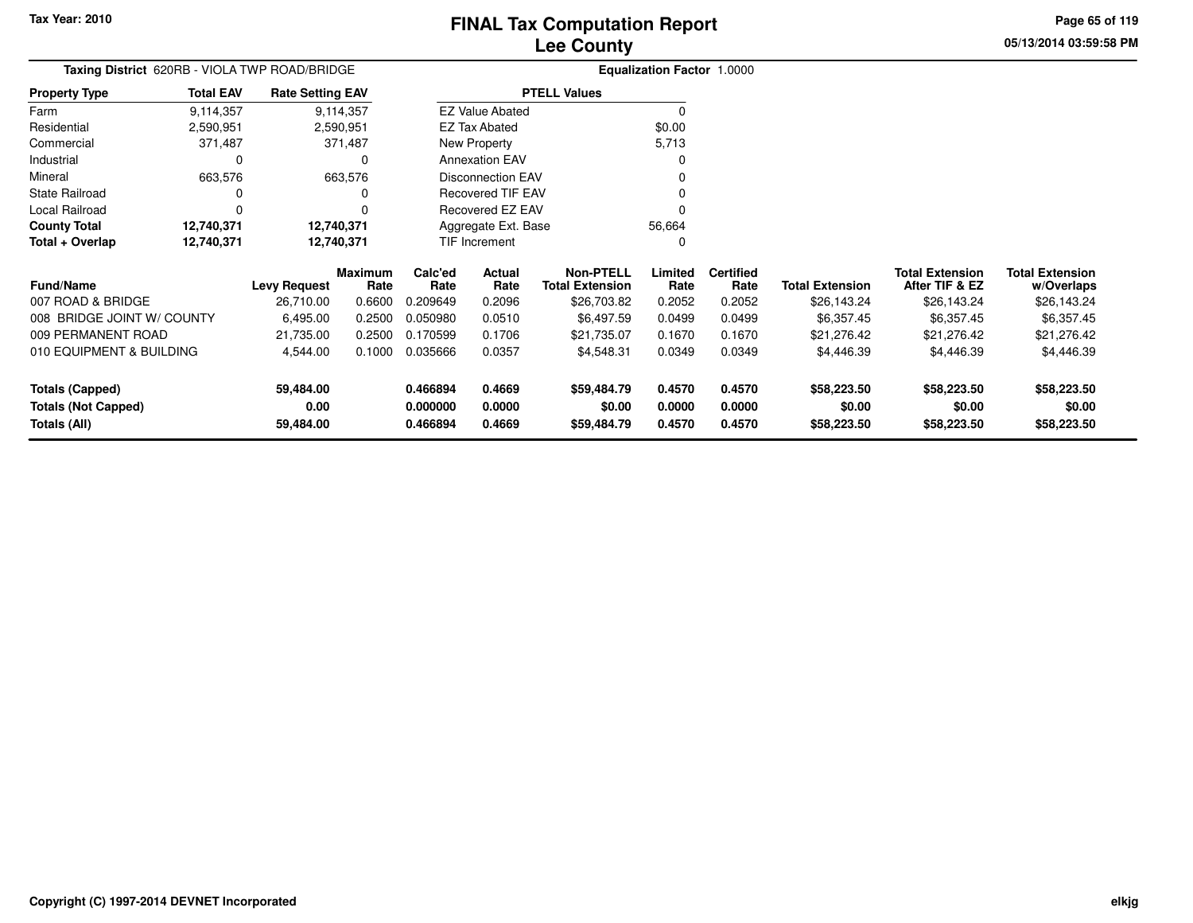**Tax Year: 2010**

# FINAL Tax Computation Report
## Lee County

05/13/2014 03:59:58 PM

**Taxing District** 620RB - VIOLA TWP ROAD/BRIDGE

**Equalization Factor** 1.0000

| Property Type | Total EAV | Rate Setting EAV |
|---|---|---|
| Farm | 9,114,357 | 9,114,357 |
| Residential | 2,590,951 | 2,590,951 |
| Commercial | 371,487 | 371,487 |
| Industrial | 0 | 0 |
| Mineral | 663,576 | 663,576 |
| State Railroad | 0 | 0 |
| Local Railroad | 0 | 0 |
| **County Total** | **12,740,371** | **12,740,371** |
| **Total + Overlap** | **12,740,371** | **12,740,371** |

| PTELL Values | |
|---|---|
| EZ Value Abated | 0 |
| EZ Tax Abated | $0.00 |
| New Property | 5,713 |
| Annexation EAV | 0 |
| Disconnection EAV | 0 |
| Recovered TIF EAV | 0 |
| Recovered EZ EAV | 0 |
| Aggregate Ext. Base | 56,664 |
| TIF Increment | 0 |

| Fund/Name | Levy Request | Maximum Rate | Calc'ed Rate | Actual Rate | Non-PTELL Total Extension | Limited Rate | Certified Rate | Total Extension | Total Extension After TIF & EZ | Total Extension w/Overlaps |
|---|---|---|---|---|---|---|---|---|---|---|
| 007 ROAD & BRIDGE | 26,710.00 | 0.6600 | 0.209649 | 0.2096 | $26,703.82 | 0.2052 | 0.2052 | $26,143.24 | $26,143.24 | $26,143.24 |
| 008 BRIDGE JOINT W/ COUNTY | 6,495.00 | 0.2500 | 0.050980 | 0.0510 | $6,497.59 | 0.0499 | 0.0499 | $6,357.45 | $6,357.45 | $6,357.45 |
| 009 PERMANENT ROAD | 21,735.00 | 0.2500 | 0.170599 | 0.1706 | $21,735.07 | 0.1670 | 0.1670 | $21,276.42 | $21,276.42 | $21,276.42 |
| 010 EQUIPMENT & BUILDING | 4,544.00 | 0.1000 | 0.035666 | 0.0357 | $4,548.31 | 0.0349 | 0.0349 | $4,446.39 | $4,446.39 | $4,446.39 |
| **Totals (Capped)** | **59,484.00** | | **0.466894** | **0.4669** | **$59,484.79** | **0.4570** | **0.4570** | **$58,223.50** | **$58,223.50** | **$58,223.50** |
| **Totals (Not Capped)** | **0.00** | | **0.000000** | **0.0000** | **$0.00** | **0.0000** | **0.0000** | **$0.00** | **$0.00** | **$0.00** |
| **Totals (All)** | **59,484.00** | | **0.466894** | **0.4669** | **$59,484.79** | **0.4570** | **0.4570** | **$58,223.50** | **$58,223.50** | **$58,223.50** |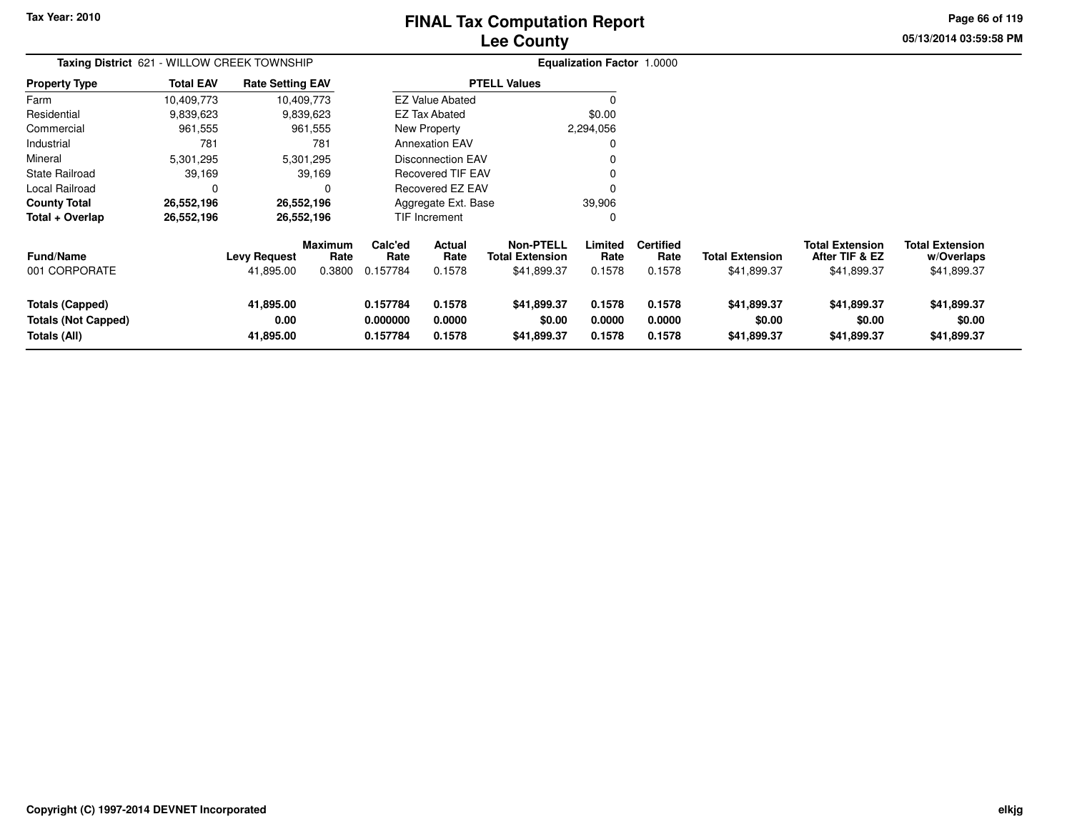Tax Year: 2010

# FINAL Tax Computation Report
## Lee County

05/13/2014 03:59:58 PM

**Taxing District** 621 - WILLOW CREEK TOWNSHIP

**Equalization Factor** 1.0000

| Property Type | Total EAV | Rate Setting EAV |
|---|---|---|
| Farm | 10,409,773 | 10,409,773 |
| Residential | 9,839,623 | 9,839,623 |
| Commercial | 961,555 | 961,555 |
| Industrial | 781 | 781 |
| Mineral | 5,301,295 | 5,301,295 |
| State Railroad | 39,169 | 39,169 |
| Local Railroad | 0 | 0 |
| **County Total** | **26,552,196** | **26,552,196** |
| **Total + Overlap** | **26,552,196** | **26,552,196** |

| PTELL Values | |
|---|---|
| EZ Value Abated | 0 |
| EZ Tax Abated | $0.00 |
| New Property | 2,294,056 |
| Annexation EAV | 0 |
| Disconnection EAV | 0 |
| Recovered TIF EAV | 0 |
| Recovered EZ EAV | 0 |
| Aggregate Ext. Base | 39,906 |
| TIF Increment | 0 |

| Fund/Name | Levy Request | Maximum Rate | Calc'ed Rate | Actual Rate | Non-PTELL Total Extension | Limited Rate | Certified Rate | Total Extension | Total Extension After TIF & EZ | Total Extension w/Overlaps |
|---|---|---|---|---|---|---|---|---|---|---|
| 001 CORPORATE | 41,895.00 | 0.3800 | 0.157784 | 0.1578 | $41,899.37 | 0.1578 | 0.1578 | $41,899.37 | $41,899.37 | $41,899.37 |
| **Totals (Capped)** | **41,895.00** | | **0.157784** | **0.1578** | **$41,899.37** | **0.1578** | **0.1578** | **$41,899.37** | **$41,899.37** | **$41,899.37** |
| **Totals (Not Capped)** | **0.00** | | **0.000000** | **0.0000** | **$0.00** | **0.0000** | **0.0000** | **$0.00** | **$0.00** | **$0.00** |
| **Totals (All)** | **41,895.00** | | **0.157784** | **0.1578** | **$41,899.37** | **0.1578** | **0.1578** | **$41,899.37** | **$41,899.37** | **$41,899.37** |

Copyright (C) 1997-2014 DEVNET Incorporated

elkjg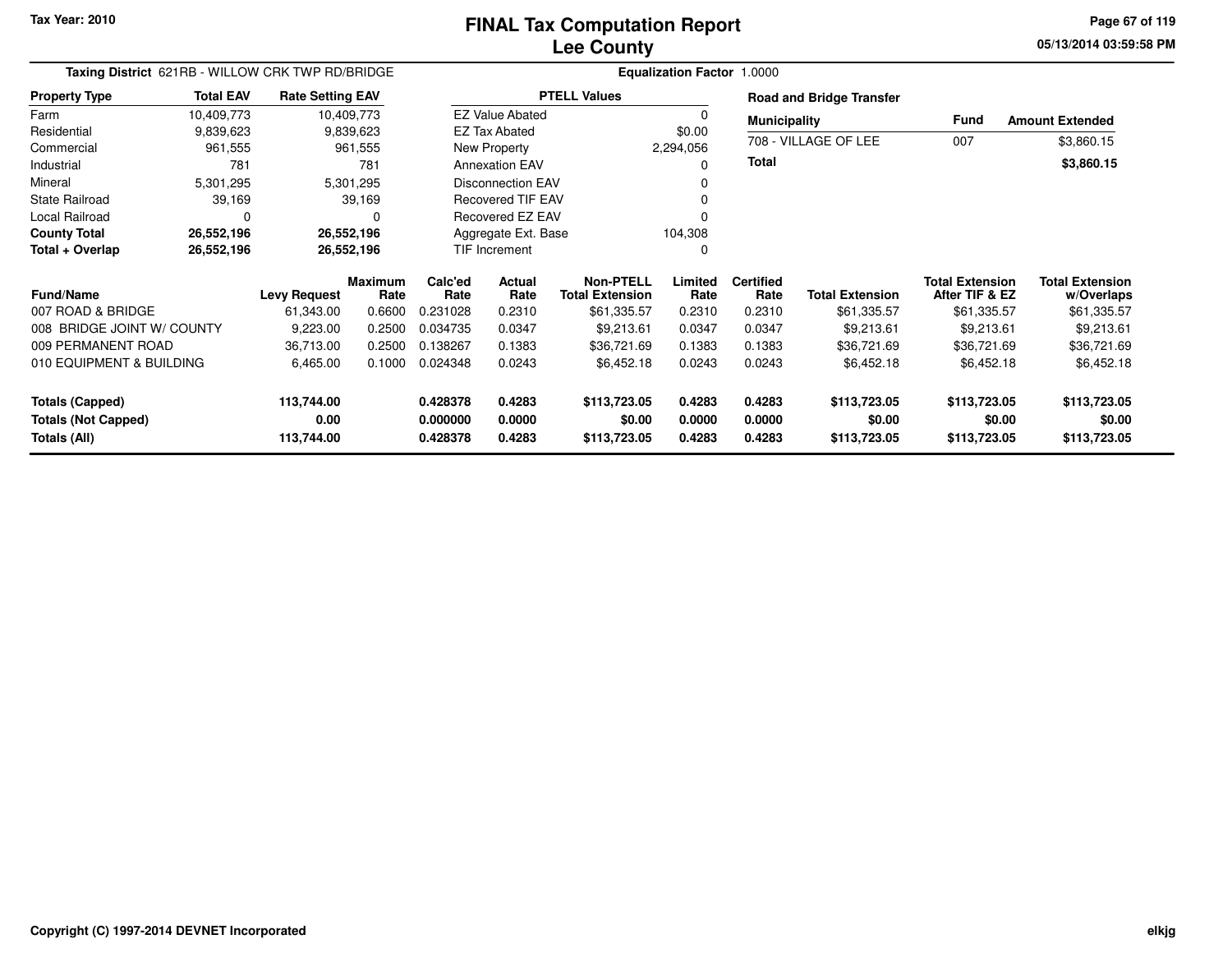Tax Year: 2010

# FINAL Tax Computation Report
## Lee County

**Taxing District** 621RB - WILLOW CRK TWP RD/BRIDGE

**Equalization Factor** 1.0000

| Property Type | Total EAV | Rate Setting EAV |
|---|---|---|
| Farm | 10,409,773 | 10,409,773 |
| Residential | 9,839,623 | 9,839,623 |
| Commercial | 961,555 | 961,555 |
| Industrial | 781 | 781 |
| Mineral | 5,301,295 | 5,301,295 |
| State Railroad | 39,169 | 39,169 |
| Local Railroad | 0 | 0 |
| **County Total** | **26,552,196** | **26,552,196** |
| **Total + Overlap** | **26,552,196** | **26,552,196** |

| PTELL Values | |
|---|---|
| EZ Value Abated | 0 |
| EZ Tax Abated | $0.00 |
| New Property | 2,294,056 |
| Annexation EAV | 0 |
| Disconnection EAV | 0 |
| Recovered TIF EAV | 0 |
| Recovered EZ EAV | 0 |
| Aggregate Ext. Base | 104,308 |
| TIF Increment | 0 |

**Road and Bridge Transfer**

| Municipality | Fund | Amount Extended |
|---|---|---|
| 708 - VILLAGE OF LEE | 007 | $3,860.15 |
| **Total** | | **$3,860.15** |

| Fund/Name | Levy Request | Maximum Rate | Calc'ed Rate | Actual Rate | Non-PTELL Total Extension | Limited Rate | Certified Rate | Total Extension | Total Extension After TIF & EZ | Total Extension w/Overlaps |
|---|---|---|---|---|---|---|---|---|---|---|
| 007 ROAD & BRIDGE | 61,343.00 | 0.6600 | 0.231028 | 0.2310 | $61,335.57 | 0.2310 | 0.2310 | $61,335.57 | $61,335.57 | $61,335.57 |
| 008 BRIDGE JOINT W/ COUNTY | 9,223.00 | 0.2500 | 0.034735 | 0.0347 | $9,213.61 | 0.0347 | 0.0347 | $9,213.61 | $9,213.61 | $9,213.61 |
| 009 PERMANENT ROAD | 36,713.00 | 0.2500 | 0.138267 | 0.1383 | $36,721.69 | 0.1383 | 0.1383 | $36,721.69 | $36,721.69 | $36,721.69 |
| 010 EQUIPMENT & BUILDING | 6,465.00 | 0.1000 | 0.024348 | 0.0243 | $6,452.18 | 0.0243 | 0.0243 | $6,452.18 | $6,452.18 | $6,452.18 |
| **Totals (Capped)** | **113,744.00** | | **0.428378** | **0.4283** | **$113,723.05** | **0.4283** | **0.4283** | **$113,723.05** | **$113,723.05** | **$113,723.05** |
| **Totals (Not Capped)** | **0.00** | | **0.000000** | **0.0000** | **$0.00** | **0.0000** | **0.0000** | **$0.00** | **$0.00** | **$0.00** |
| **Totals (All)** | **113,744.00** | | **0.428378** | **0.4283** | **$113,723.05** | **0.4283** | **0.4283** | **$113,723.05** | **$113,723.05** | **$113,723.05** |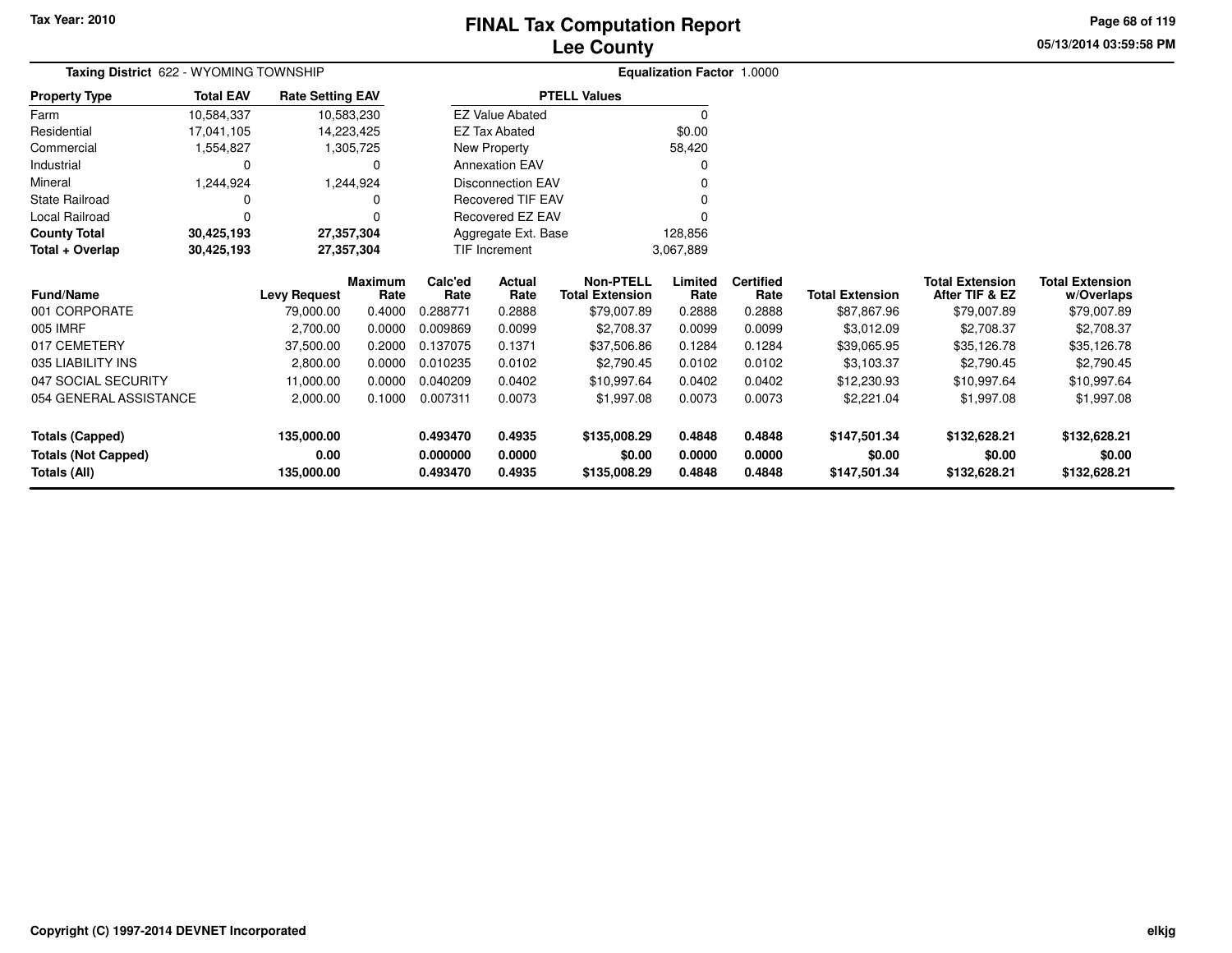# FINAL Tax Computation Report
# Lee County

Tax Year: 2010

05/13/2014 03:59:58 PM

**Taxing District** 622 - WYOMING TOWNSHIP

**Equalization Factor** 1.0000

| Property Type | Total EAV | Rate Setting EAV |
|---|---|---|
| Farm | 10,584,337 | 10,583,230 |
| Residential | 17,041,105 | 14,223,425 |
| Commercial | 1,554,827 | 1,305,725 |
| Industrial | 0 | 0 |
| Mineral | 1,244,924 | 1,244,924 |
| State Railroad | 0 | 0 |
| Local Railroad | 0 | 0 |
| **County Total** | **30,425,193** | **27,357,304** |
| **Total + Overlap** | **30,425,193** | **27,357,304** |

| PTELL Values | |
|---|---|
| EZ Value Abated | 0 |
| EZ Tax Abated | $0.00 |
| New Property | 58,420 |
| Annexation EAV | 0 |
| Disconnection EAV | 0 |
| Recovered TIF EAV | 0 |
| Recovered EZ EAV | 0 |
| Aggregate Ext. Base | 128,856 |
| TIF Increment | 3,067,889 |

| Fund/Name | Levy Request | Maximum Rate | Calc'ed Rate | Actual Rate | Non-PTELL Total Extension | Limited Rate | Certified Rate | Total Extension | Total Extension After TIF & EZ | Total Extension w/Overlaps |
|---|---|---|---|---|---|---|---|---|---|---|
| 001 CORPORATE | 79,000.00 | 0.4000 | 0.288771 | 0.2888 | $79,007.89 | 0.2888 | 0.2888 | $87,867.96 | $79,007.89 | $79,007.89 |
| 005 IMRF | 2,700.00 | 0.0000 | 0.009869 | 0.0099 | $2,708.37 | 0.0099 | 0.0099 | $3,012.09 | $2,708.37 | $2,708.37 |
| 017 CEMETERY | 37,500.00 | 0.2000 | 0.137075 | 0.1371 | $37,506.86 | 0.1284 | 0.1284 | $39,065.95 | $35,126.78 | $35,126.78 |
| 035 LIABILITY INS | 2,800.00 | 0.0000 | 0.010235 | 0.0102 | $2,790.45 | 0.0102 | 0.0102 | $3,103.37 | $2,790.45 | $2,790.45 |
| 047 SOCIAL SECURITY | 11,000.00 | 0.0000 | 0.040209 | 0.0402 | $10,997.64 | 0.0402 | 0.0402 | $12,230.93 | $10,997.64 | $10,997.64 |
| 054 GENERAL ASSISTANCE | 2,000.00 | 0.1000 | 0.007311 | 0.0073 | $1,997.08 | 0.0073 | 0.0073 | $2,221.04 | $1,997.08 | $1,997.08 |
| **Totals (Capped)** | **135,000.00** | | **0.493470** | **0.4935** | **$135,008.29** | **0.4848** | **0.4848** | **$147,501.34** | **$132,628.21** | **$132,628.21** |
| **Totals (Not Capped)** | **0.00** | | **0.000000** | **0.0000** | **$0.00** | **0.0000** | **0.0000** | **$0.00** | **$0.00** | **$0.00** |
| **Totals (All)** | **135,000.00** | | **0.493470** | **0.4935** | **$135,008.29** | **0.4848** | **0.4848** | **$147,501.34** | **$132,628.21** | **$132,628.21** |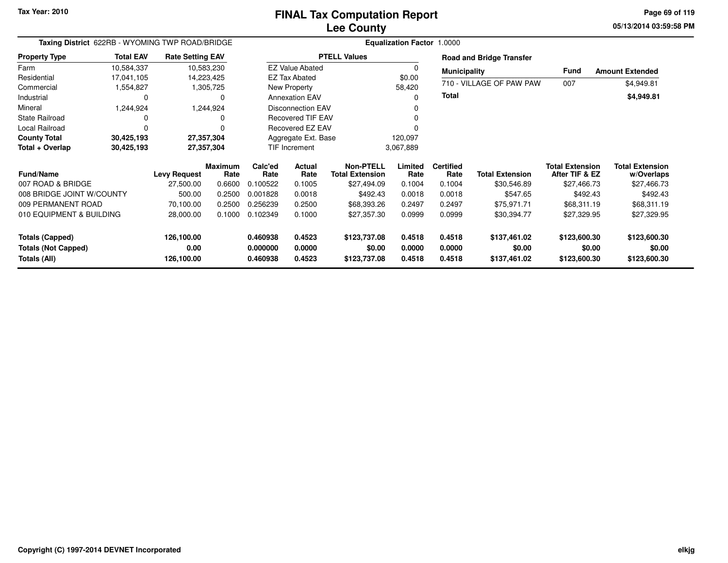# FINAL Tax Computation Report
## Lee County

Tax Year: 2010

Taxing District 622RB - WYOMING TWP ROAD/BRIDGE

Equalization Factor 1.0000

| Property Type | Total EAV | Rate Setting EAV |
|---|---|---|
| Farm | 10,584,337 | 10,583,230 |
| Residential | 17,041,105 | 14,223,425 |
| Commercial | 1,554,827 | 1,305,725 |
| Industrial | 0 | 0 |
| Mineral | 1,244,924 | 1,244,924 |
| State Railroad | 0 | 0 |
| Local Railroad | 0 | 0 |
| **County Total** | **30,425,193** | **27,357,304** |
| **Total + Overlap** | **30,425,193** | **27,357,304** |

| PTELL Values | |
|---|---|
| EZ Value Abated | 0 |
| EZ Tax Abated | $0.00 |
| New Property | 58,420 |
| Annexation EAV | 0 |
| Disconnection EAV | 0 |
| Recovered TIF EAV | 0 |
| Recovered EZ EAV | 0 |
| Aggregate Ext. Base | 120,097 |
| TIF Increment | 3,067,889 |

**Road and Bridge Transfer**

| Municipality | Fund | Amount Extended |
|---|---|---|
| 710 - VILLAGE OF PAW PAW | 007 | $4,949.81 |
| **Total** | | **$4,949.81** |

| Fund/Name | Levy Request | Maximum Rate | Calc'ed Rate | Actual Rate | Non-PTELL Total Extension | Limited Rate | Certified Rate | Total Extension | Total Extension After TIF & EZ | Total Extension w/Overlaps |
|---|---|---|---|---|---|---|---|---|---|---|
| 007 ROAD & BRIDGE | 27,500.00 | 0.6600 | 0.100522 | 0.1005 | $27,494.09 | 0.1004 | 0.1004 | $30,546.89 | $27,466.73 | $27,466.73 |
| 008 BRIDGE JOINT W/COUNTY | 500.00 | 0.2500 | 0.001828 | 0.0018 | $492.43 | 0.0018 | 0.0018 | $547.65 | $492.43 | $492.43 |
| 009 PERMANENT ROAD | 70,100.00 | 0.2500 | 0.256239 | 0.2500 | $68,393.26 | 0.2497 | 0.2497 | $75,971.71 | $68,311.19 | $68,311.19 |
| 010 EQUIPMENT & BUILDING | 28,000.00 | 0.1000 | 0.102349 | 0.1000 | $27,357.30 | 0.0999 | 0.0999 | $30,394.77 | $27,329.95 | $27,329.95 |
| **Totals (Capped)** | **126,100.00** | | **0.460938** | **0.4523** | **$123,737.08** | **0.4518** | **0.4518** | **$137,461.02** | **$123,600.30** | **$123,600.30** |
| **Totals (Not Capped)** | **0.00** | | **0.000000** | **0.0000** | **$0.00** | **0.0000** | **0.0000** | **$0.00** | **$0.00** | **$0.00** |
| **Totals (All)** | **126,100.00** | | **0.460938** | **0.4523** | **$123,737.08** | **0.4518** | **0.4518** | **$137,461.02** | **$123,600.30** | **$123,600.30** |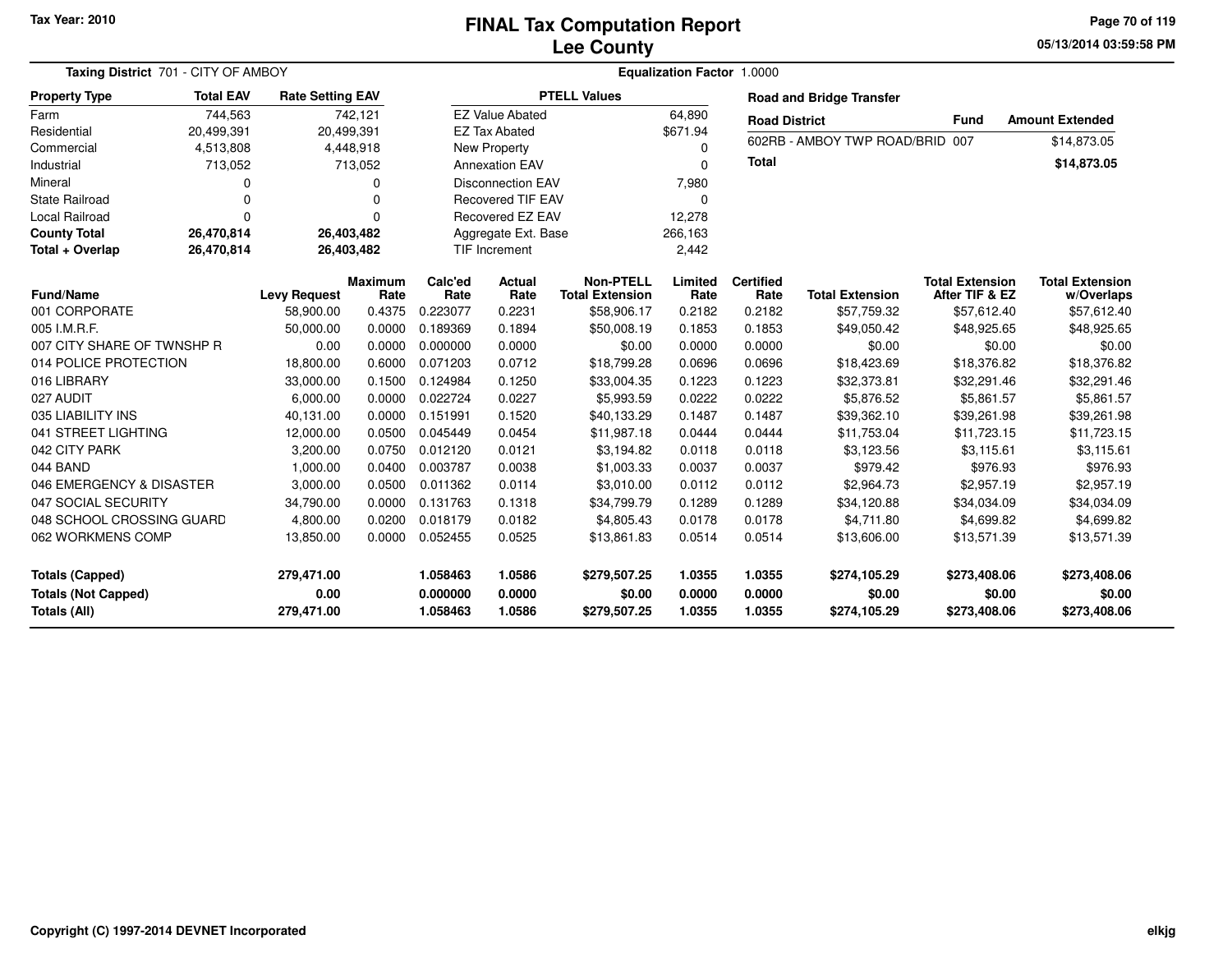Tax Year: 2010

# FINAL Tax Computation Report
## Lee County

05/13/2014 03:59:58 PM

**Taxing District** 701 - CITY OF AMBOY

**Equalization Factor** 1.0000

| Property Type | Total EAV | Rate Setting EAV |
|---|---|---|
| Farm | 744,563 | 742,121 |
| Residential | 20,499,391 | 20,499,391 |
| Commercial | 4,513,808 | 4,448,918 |
| Industrial | 713,052 | 713,052 |
| Mineral | 0 | 0 |
| State Railroad | 0 | 0 |
| Local Railroad | 0 | 0 |
| **County Total** | **26,470,814** | **26,403,482** |
| **Total + Overlap** | **26,470,814** | **26,403,482** |

| PTELL Values | |
|---|---|
| EZ Value Abated | 64,890 |
| EZ Tax Abated | $671.94 |
| New Property | 0 |
| Annexation EAV | 0 |
| Disconnection EAV | 7,980 |
| Recovered TIF EAV | 0 |
| Recovered EZ EAV | 12,278 |
| Aggregate Ext. Base | 266,163 |
| TIF Increment | 2,442 |

**Road and Bridge Transfer**

| Road District | Fund | Amount Extended |
|---|---|---|
| 602RB - AMBOY TWP ROAD/BRID | 007 | $14,873.05 |
| **Total** | | **$14,873.05** |

| Fund/Name | Levy Request | Maximum Rate | Calc'ed Rate | Actual Rate | Non-PTELL Total Extension | Limited Rate | Certified Rate | Total Extension | Total Extension After TIF & EZ | Total Extension w/Overlaps |
|---|---|---|---|---|---|---|---|---|---|---|
| 001 CORPORATE | 58,900.00 | 0.4375 | 0.223077 | 0.2231 | $58,906.17 | 0.2182 | 0.2182 | $57,759.32 | $57,612.40 | $57,612.40 |
| 005 I.M.R.F. | 50,000.00 | 0.0000 | 0.189369 | 0.1894 | $50,008.19 | 0.1853 | 0.1853 | $49,050.42 | $48,925.65 | $48,925.65 |
| 007 CITY SHARE OF TWNSHP R | 0.00 | 0.0000 | 0.000000 | 0.0000 | $0.00 | 0.0000 | 0.0000 | $0.00 | $0.00 | $0.00 |
| 014 POLICE PROTECTION | 18,800.00 | 0.6000 | 0.071203 | 0.0712 | $18,799.28 | 0.0696 | 0.0696 | $18,423.69 | $18,376.82 | $18,376.82 |
| 016 LIBRARY | 33,000.00 | 0.1500 | 0.124984 | 0.1250 | $33,004.35 | 0.1223 | 0.1223 | $32,373.81 | $32,291.46 | $32,291.46 |
| 027 AUDIT | 6,000.00 | 0.0000 | 0.022724 | 0.0227 | $5,993.59 | 0.0222 | 0.0222 | $5,876.52 | $5,861.57 | $5,861.57 |
| 035 LIABILITY INS | 40,131.00 | 0.0000 | 0.151991 | 0.1520 | $40,133.29 | 0.1487 | 0.1487 | $39,362.10 | $39,261.98 | $39,261.98 |
| 041 STREET LIGHTING | 12,000.00 | 0.0500 | 0.045449 | 0.0454 | $11,987.18 | 0.0444 | 0.0444 | $11,753.04 | $11,723.15 | $11,723.15 |
| 042 CITY PARK | 3,200.00 | 0.0750 | 0.012120 | 0.0121 | $3,194.82 | 0.0118 | 0.0118 | $3,123.56 | $3,115.61 | $3,115.61 |
| 044 BAND | 1,000.00 | 0.0400 | 0.003787 | 0.0038 | $1,003.33 | 0.0037 | 0.0037 | $979.42 | $976.93 | $976.93 |
| 046 EMERGENCY & DISASTER | 3,000.00 | 0.0500 | 0.011362 | 0.0114 | $3,010.00 | 0.0112 | 0.0112 | $2,964.73 | $2,957.19 | $2,957.19 |
| 047 SOCIAL SECURITY | 34,790.00 | 0.0000 | 0.131763 | 0.1318 | $34,799.79 | 0.1289 | 0.1289 | $34,120.88 | $34,034.09 | $34,034.09 |
| 048 SCHOOL CROSSING GUARD | 4,800.00 | 0.0200 | 0.018179 | 0.0182 | $4,805.43 | 0.0178 | 0.0178 | $4,711.80 | $4,699.82 | $4,699.82 |
| 062 WORKMENS COMP | 13,850.00 | 0.0000 | 0.052455 | 0.0525 | $13,861.83 | 0.0514 | 0.0514 | $13,606.00 | $13,571.39 | $13,571.39 |
| **Totals (Capped)** | **279,471.00** | | **1.058463** | **1.0586** | **$279,507.25** | **1.0355** | **1.0355** | **$274,105.29** | **$273,408.06** | **$273,408.06** |
| **Totals (Not Capped)** | **0.00** | | **0.000000** | **0.0000** | **$0.00** | **0.0000** | **0.0000** | **$0.00** | **$0.00** | **$0.00** |
| **Totals (All)** | **279,471.00** | | **1.058463** | **1.0586** | **$279,507.25** | **1.0355** | **1.0355** | **$274,105.29** | **$273,408.06** | **$273,408.06** |

Copyright (C) 1997-2014 DEVNET Incorporated

elkjg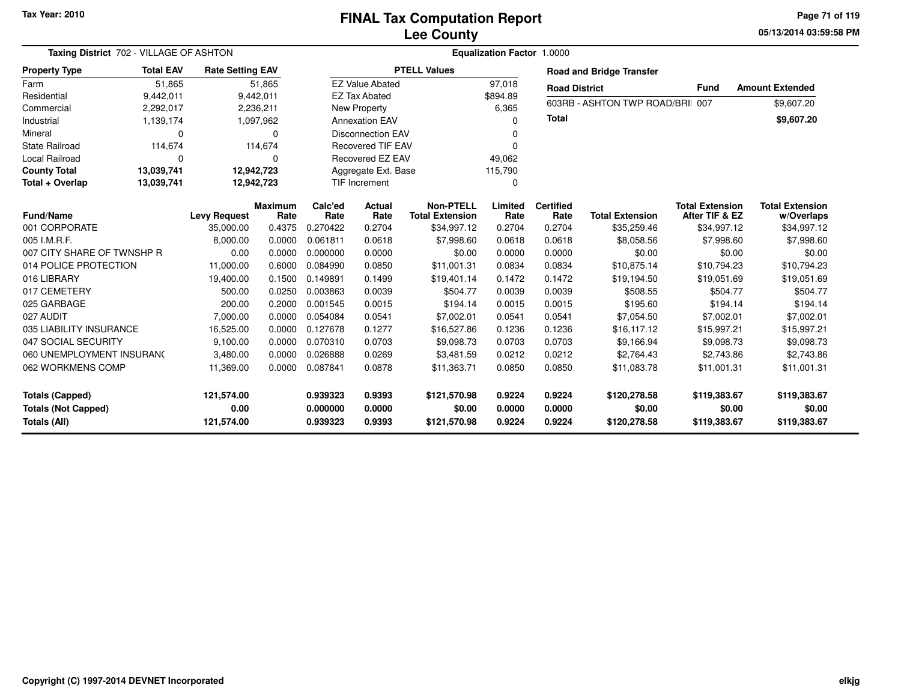# FINAL Tax Computation Report
## Lee County

Tax Year: 2010

**Taxing District** 702 - VILLAGE OF ASHTON

**Equalization Factor** 1.0000

| Property Type | Total EAV | Rate Setting EAV |
|---|---|---|
| Farm | 51,865 | 51,865 |
| Residential | 9,442,011 | 9,442,011 |
| Commercial | 2,292,017 | 2,236,211 |
| Industrial | 1,139,174 | 1,097,962 |
| Mineral | 0 | 0 |
| State Railroad | 114,674 | 114,674 |
| Local Railroad | 0 | 0 |
| **County Total** | **13,039,741** | **12,942,723** |
| **Total + Overlap** | **13,039,741** | **12,942,723** |

| PTELL Values | |
|---|---|
| EZ Value Abated | 97,018 |
| EZ Tax Abated | $894.89 |
| New Property | 6,365 |
| Annexation EAV | 0 |
| Disconnection EAV | 0 |
| Recovered TIF EAV | 0 |
| Recovered EZ EAV | 49,062 |
| Aggregate Ext. Base | 115,790 |
| TIF Increment | 0 |

**Road and Bridge Transfer**

| Road District | Fund | Amount Extended |
|---|---|---|
| 603RB - ASHTON TWP ROAD/BRII | 007 | $9,607.20 |
| **Total** | | **$9,607.20** |

| Fund/Name | Levy Request | Maximum Rate | Calc'ed Rate | Actual Rate | Non-PTELL Total Extension | Limited Rate | Certified Rate | Total Extension | Total Extension After TIF & EZ | Total Extension w/Overlaps |
|---|---|---|---|---|---|---|---|---|---|---|
| 001 CORPORATE | 35,000.00 | 0.4375 | 0.270422 | 0.2704 | $34,997.12 | 0.2704 | 0.2704 | $35,259.46 | $34,997.12 | $34,997.12 |
| 005 I.M.R.F. | 8,000.00 | 0.0000 | 0.061811 | 0.0618 | $7,998.60 | 0.0618 | 0.0618 | $8,058.56 | $7,998.60 | $7,998.60 |
| 007 CITY SHARE OF TWNSHP R | 0.00 | 0.0000 | 0.000000 | 0.0000 | $0.00 | 0.0000 | 0.0000 | $0.00 | $0.00 | $0.00 |
| 014 POLICE PROTECTION | 11,000.00 | 0.6000 | 0.084990 | 0.0850 | $11,001.31 | 0.0834 | 0.0834 | $10,875.14 | $10,794.23 | $10,794.23 |
| 016 LIBRARY | 19,400.00 | 0.1500 | 0.149891 | 0.1499 | $19,401.14 | 0.1472 | 0.1472 | $19,194.50 | $19,051.69 | $19,051.69 |
| 017 CEMETERY | 500.00 | 0.0250 | 0.003863 | 0.0039 | $504.77 | 0.0039 | 0.0039 | $508.55 | $504.77 | $504.77 |
| 025 GARBAGE | 200.00 | 0.2000 | 0.001545 | 0.0015 | $194.14 | 0.0015 | 0.0015 | $195.60 | $194.14 | $194.14 |
| 027 AUDIT | 7,000.00 | 0.0000 | 0.054084 | 0.0541 | $7,002.01 | 0.0541 | 0.0541 | $7,054.50 | $7,002.01 | $7,002.01 |
| 035 LIABILITY INSURANCE | 16,525.00 | 0.0000 | 0.127678 | 0.1277 | $16,527.86 | 0.1236 | 0.1236 | $16,117.12 | $15,997.21 | $15,997.21 |
| 047 SOCIAL SECURITY | 9,100.00 | 0.0000 | 0.070310 | 0.0703 | $9,098.73 | 0.0703 | 0.0703 | $9,166.94 | $9,098.73 | $9,098.73 |
| 060 UNEMPLOYMENT INSURANC | 3,480.00 | 0.0000 | 0.026888 | 0.0269 | $3,481.59 | 0.0212 | 0.0212 | $2,764.43 | $2,743.86 | $2,743.86 |
| 062 WORKMENS COMP | 11,369.00 | 0.0000 | 0.087841 | 0.0878 | $11,363.71 | 0.0850 | 0.0850 | $11,083.78 | $11,001.31 | $11,001.31 |
| **Totals (Capped)** | **121,574.00** | | **0.939323** | **0.9393** | **$121,570.98** | **0.9224** | **0.9224** | **$120,278.58** | **$119,383.67** | **$119,383.67** |
| **Totals (Not Capped)** | **0.00** | | **0.000000** | **0.0000** | **$0.00** | **0.0000** | **0.0000** | **$0.00** | **$0.00** | **$0.00** |
| **Totals (All)** | **121,574.00** | | **0.939323** | **0.9393** | **$121,570.98** | **0.9224** | **0.9224** | **$120,278.58** | **$119,383.67** | **$119,383.67** |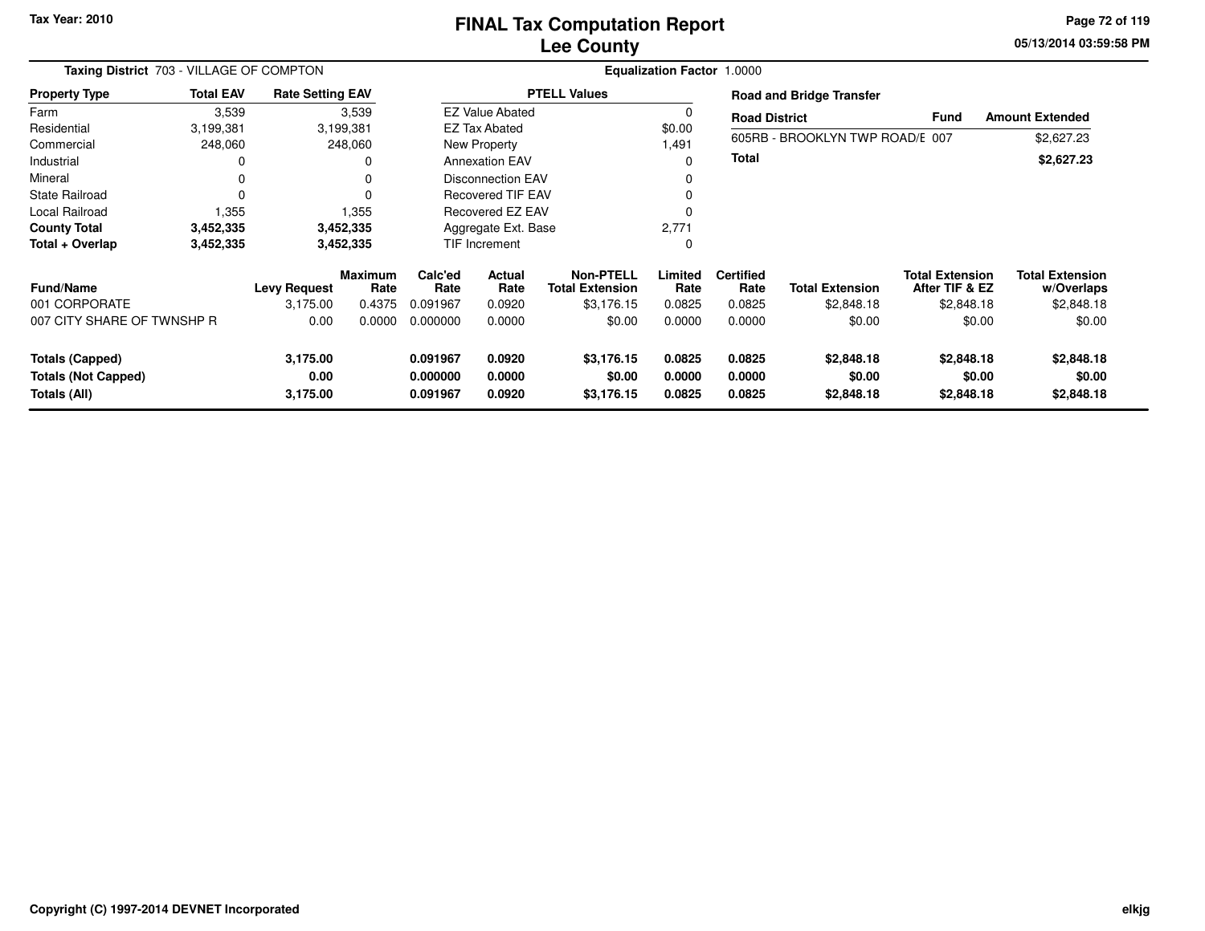# FINAL Tax Computation Report
## Lee County

Tax Year: 2010

**Taxing District** 703 - VILLAGE OF COMPTON

**Equalization Factor** 1.0000

| Property Type | Total EAV | Rate Setting EAV |
|---|---|---|
| Farm | 3,539 | 3,539 |
| Residential | 3,199,381 | 3,199,381 |
| Commercial | 248,060 | 248,060 |
| Industrial | 0 | 0 |
| Mineral | 0 | 0 |
| State Railroad | 0 | 0 |
| Local Railroad | 1,355 | 1,355 |
| **County Total** | **3,452,335** | **3,452,335** |
| **Total + Overlap** | **3,452,335** | **3,452,335** |

| PTELL Values | |
|---|---|
| EZ Value Abated | 0 |
| EZ Tax Abated | $0.00 |
| New Property | 1,491 |
| Annexation EAV | 0 |
| Disconnection EAV | 0 |
| Recovered TIF EAV | 0 |
| Recovered EZ EAV | 0 |
| Aggregate Ext. Base | 2,771 |
| TIF Increment | 0 |

**Road and Bridge Transfer**

| Road District | Fund | Amount Extended |
|---|---|---|
| 605RB - BROOKLYN TWP ROAD/E | 007 | $2,627.23 |
| **Total** | | **$2,627.23** |

| Fund/Name | Levy Request | Maximum Rate | Calc'ed Rate | Actual Rate | Non-PTELL Total Extension | Limited Rate | Certified Rate | Total Extension | Total Extension After TIF & EZ | Total Extension w/Overlaps |
|---|---|---|---|---|---|---|---|---|---|---|
| 001 CORPORATE | 3,175.00 | 0.4375 | 0.091967 | 0.0920 | $3,176.15 | 0.0825 | 0.0825 | $2,848.18 | $2,848.18 | $2,848.18 |
| 007 CITY SHARE OF TWNSHP R | 0.00 | 0.0000 | 0.000000 | 0.0000 | $0.00 | 0.0000 | 0.0000 | $0.00 | $0.00 | $0.00 |
| **Totals (Capped)** | **3,175.00** | | **0.091967** | **0.0920** | **$3,176.15** | **0.0825** | **0.0825** | **$2,848.18** | **$2,848.18** | **$2,848.18** |
| **Totals (Not Capped)** | **0.00** | | **0.000000** | **0.0000** | **$0.00** | **0.0000** | **0.0000** | **$0.00** | **$0.00** | **$0.00** |
| **Totals (All)** | **3,175.00** | | **0.091967** | **0.0920** | **$3,176.15** | **0.0825** | **0.0825** | **$2,848.18** | **$2,848.18** | **$2,848.18** |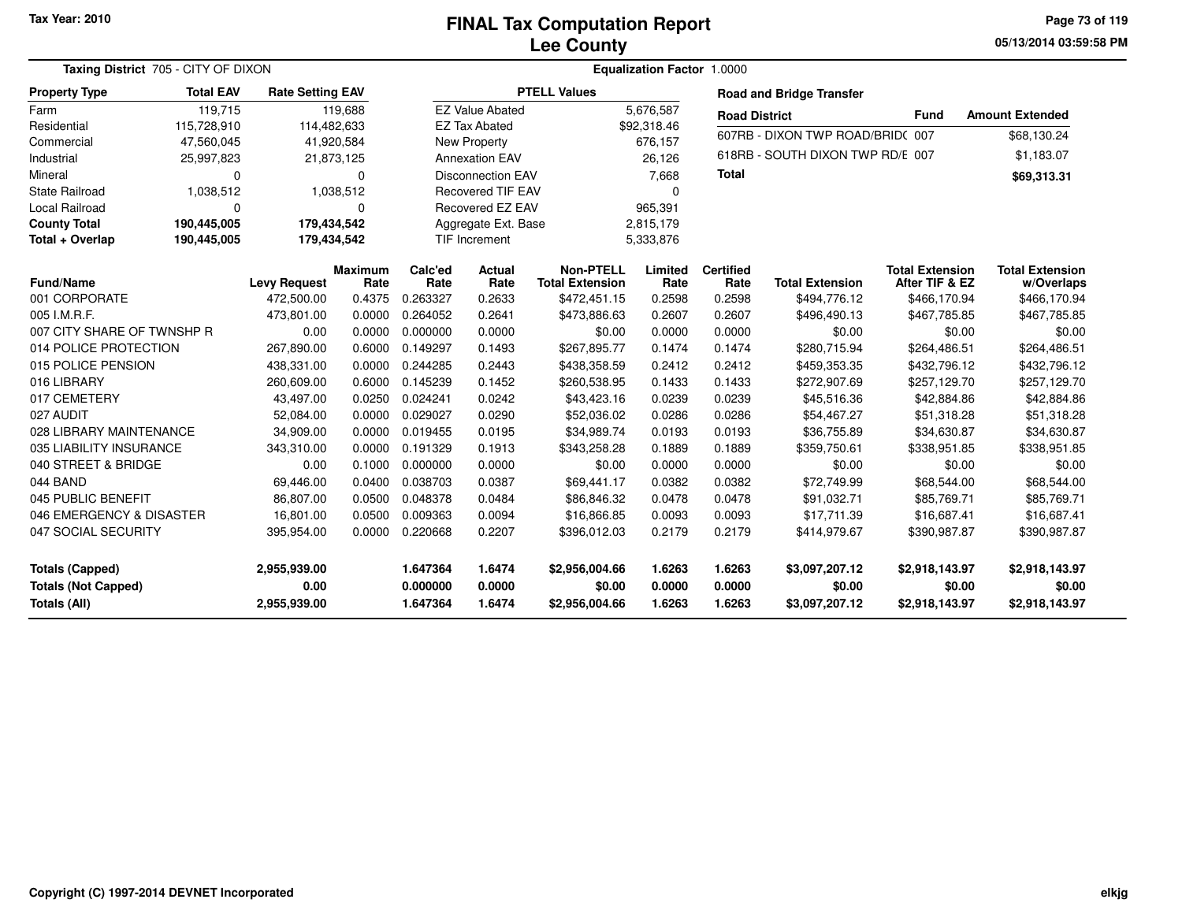Tax Year: 2010

# FINAL Tax Computation Report
## Lee County

05/13/2014 03:59:58 PM

**Taxing District** 705 - CITY OF DIXON

**Equalization Factor** 1.0000

| Property Type | Total EAV | Rate Setting EAV |
|---|---|---|
| Farm | 119,715 | 119,688 |
| Residential | 115,728,910 | 114,482,633 |
| Commercial | 47,560,045 | 41,920,584 |
| Industrial | 25,997,823 | 21,873,125 |
| Mineral | 0 | 0 |
| State Railroad | 1,038,512 | 1,038,512 |
| Local Railroad | 0 | 0 |
| **County Total** | **190,445,005** | **179,434,542** |
| **Total + Overlap** | **190,445,005** | **179,434,542** |

| PTELL Values | |
|---|---|
| EZ Value Abated | 5,676,587 |
| EZ Tax Abated | $92,318.46 |
| New Property | 676,157 |
| Annexation EAV | 26,126 |
| Disconnection EAV | 7,668 |
| Recovered TIF EAV | 0 |
| Recovered EZ EAV | 965,391 |
| Aggregate Ext. Base | 2,815,179 |
| TIF Increment | 5,333,876 |

**Road and Bridge Transfer**

| Road District | Fund | Amount Extended |
|---|---|---|
| 607RB - DIXON TWP ROAD/BRID( | 007 | $68,130.24 |
| 618RB - SOUTH DIXON TWP RD/E | 007 | $1,183.07 |
| **Total** | | **$69,313.31** |

| Fund/Name | Levy Request | Maximum Rate | Calc'ed Rate | Actual Rate | Non-PTELL Total Extension | Limited Rate | Certified Rate | Total Extension | Total Extension After TIF & EZ | Total Extension w/Overlaps |
|---|---|---|---|---|---|---|---|---|---|---|
| 001 CORPORATE | 472,500.00 | 0.4375 | 0.263327 | 0.2633 | $472,451.15 | 0.2598 | 0.2598 | $494,776.12 | $466,170.94 | $466,170.94 |
| 005 I.M.R.F. | 473,801.00 | 0.0000 | 0.264052 | 0.2641 | $473,886.63 | 0.2607 | 0.2607 | $496,490.13 | $467,785.85 | $467,785.85 |
| 007 CITY SHARE OF TWNSHP R | 0.00 | 0.0000 | 0.000000 | 0.0000 | $0.00 | 0.0000 | 0.0000 | $0.00 | $0.00 | $0.00 |
| 014 POLICE PROTECTION | 267,890.00 | 0.6000 | 0.149297 | 0.1493 | $267,895.77 | 0.1474 | 0.1474 | $280,715.94 | $264,486.51 | $264,486.51 |
| 015 POLICE PENSION | 438,331.00 | 0.0000 | 0.244285 | 0.2443 | $438,358.59 | 0.2412 | 0.2412 | $459,353.35 | $432,796.12 | $432,796.12 |
| 016 LIBRARY | 260,609.00 | 0.6000 | 0.145239 | 0.1452 | $260,538.95 | 0.1433 | 0.1433 | $272,907.69 | $257,129.70 | $257,129.70 |
| 017 CEMETERY | 43,497.00 | 0.0250 | 0.024241 | 0.0242 | $43,423.16 | 0.0239 | 0.0239 | $45,516.36 | $42,884.86 | $42,884.86 |
| 027 AUDIT | 52,084.00 | 0.0000 | 0.029027 | 0.0290 | $52,036.02 | 0.0286 | 0.0286 | $54,467.27 | $51,318.28 | $51,318.28 |
| 028 LIBRARY MAINTENANCE | 34,909.00 | 0.0000 | 0.019455 | 0.0195 | $34,989.74 | 0.0193 | 0.0193 | $36,755.89 | $34,630.87 | $34,630.87 |
| 035 LIABILITY INSURANCE | 343,310.00 | 0.0000 | 0.191329 | 0.1913 | $343,258.28 | 0.1889 | 0.1889 | $359,750.61 | $338,951.85 | $338,951.85 |
| 040 STREET & BRIDGE | 0.00 | 0.1000 | 0.000000 | 0.0000 | $0.00 | 0.0000 | 0.0000 | $0.00 | $0.00 | $0.00 |
| 044 BAND | 69,446.00 | 0.0400 | 0.038703 | 0.0387 | $69,441.17 | 0.0382 | 0.0382 | $72,749.99 | $68,544.00 | $68,544.00 |
| 045 PUBLIC BENEFIT | 86,807.00 | 0.0500 | 0.048378 | 0.0484 | $86,846.32 | 0.0478 | 0.0478 | $91,032.71 | $85,769.71 | $85,769.71 |
| 046 EMERGENCY & DISASTER | 16,801.00 | 0.0500 | 0.009363 | 0.0094 | $16,866.85 | 0.0093 | 0.0093 | $17,711.39 | $16,687.41 | $16,687.41 |
| 047 SOCIAL SECURITY | 395,954.00 | 0.0000 | 0.220668 | 0.2207 | $396,012.03 | 0.2179 | 0.2179 | $414,979.67 | $390,987.87 | $390,987.87 |
| **Totals (Capped)** | **2,955,939.00** | | **1.647364** | **1.6474** | **$2,956,004.66** | **1.6263** | **1.6263** | **$3,097,207.12** | **$2,918,143.97** | **$2,918,143.97** |
| **Totals (Not Capped)** | **0.00** | | **0.000000** | **0.0000** | **$0.00** | **0.0000** | **0.0000** | **$0.00** | **$0.00** | **$0.00** |
| **Totals (All)** | **2,955,939.00** | | **1.647364** | **1.6474** | **$2,956,004.66** | **1.6263** | **1.6263** | **$3,097,207.12** | **$2,918,143.97** | **$2,918,143.97** |

Copyright (C) 1997-2014 DEVNET Incorporated

elkjg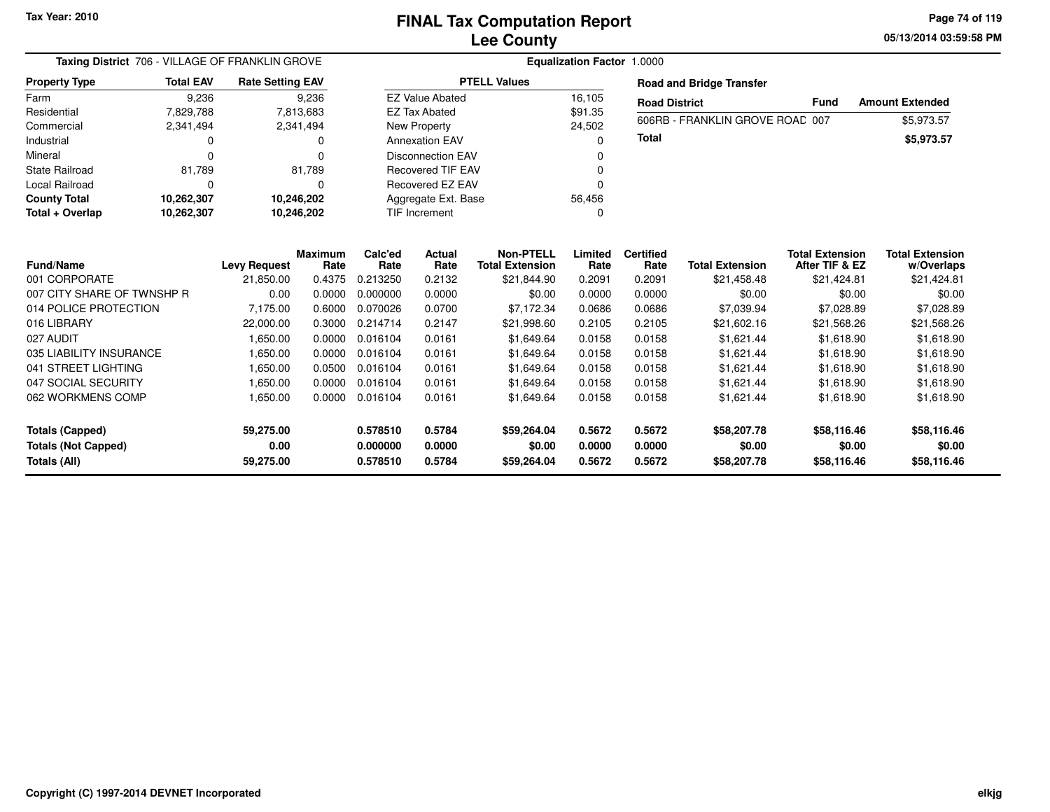Tax Year: 2010

# FINAL Tax Computation Report
## Lee County

**Taxing District** 706 - VILLAGE OF FRANKLIN GROVE

**Equalization Factor** 1.0000

| Property Type | Total EAV | Rate Setting EAV |
|---|---|---|
| Farm | 9,236 | 9,236 |
| Residential | 7,829,788 | 7,813,683 |
| Commercial | 2,341,494 | 2,341,494 |
| Industrial | 0 | 0 |
| Mineral | 0 | 0 |
| State Railroad | 81,789 | 81,789 |
| Local Railroad | 0 | 0 |
| **County Total** | **10,262,307** | **10,246,202** |
| **Total + Overlap** | **10,262,307** | **10,246,202** |

| PTELL Values | |
|---|---|
| EZ Value Abated | 16,105 |
| EZ Tax Abated | $91.35 |
| New Property | 24,502 |
| Annexation EAV | 0 |
| Disconnection EAV | 0 |
| Recovered TIF EAV | 0 |
| Recovered EZ EAV | 0 |
| Aggregate Ext. Base | 56,456 |
| TIF Increment | 0 |

**Road and Bridge Transfer**

| Road District | Fund | Amount Extended |
|---|---|---|
| 606RB - FRANKLIN GROVE ROAD | 007 | $5,973.57 |
| **Total** | | **$5,973.57** |

| Fund/Name | Levy Request | Maximum Rate | Calc'ed Rate | Actual Rate | Non-PTELL Total Extension | Limited Rate | Certified Rate | Total Extension | Total Extension After TIF & EZ | Total Extension w/Overlaps |
|---|---|---|---|---|---|---|---|---|---|---|
| 001 CORPORATE | 21,850.00 | 0.4375 | 0.213250 | 0.2132 | $21,844.90 | 0.2091 | 0.2091 | $21,458.48 | $21,424.81 | $21,424.81 |
| 007 CITY SHARE OF TWNSHP R | 0.00 | 0.0000 | 0.000000 | 0.0000 | $0.00 | 0.0000 | 0.0000 | $0.00 | $0.00 | $0.00 |
| 014 POLICE PROTECTION | 7,175.00 | 0.6000 | 0.070026 | 0.0700 | $7,172.34 | 0.0686 | 0.0686 | $7,039.94 | $7,028.89 | $7,028.89 |
| 016 LIBRARY | 22,000.00 | 0.3000 | 0.214714 | 0.2147 | $21,998.60 | 0.2105 | 0.2105 | $21,602.16 | $21,568.26 | $21,568.26 |
| 027 AUDIT | 1,650.00 | 0.0000 | 0.016104 | 0.0161 | $1,649.64 | 0.0158 | 0.0158 | $1,621.44 | $1,618.90 | $1,618.90 |
| 035 LIABILITY INSURANCE | 1,650.00 | 0.0000 | 0.016104 | 0.0161 | $1,649.64 | 0.0158 | 0.0158 | $1,621.44 | $1,618.90 | $1,618.90 |
| 041 STREET LIGHTING | 1,650.00 | 0.0500 | 0.016104 | 0.0161 | $1,649.64 | 0.0158 | 0.0158 | $1,621.44 | $1,618.90 | $1,618.90 |
| 047 SOCIAL SECURITY | 1,650.00 | 0.0000 | 0.016104 | 0.0161 | $1,649.64 | 0.0158 | 0.0158 | $1,621.44 | $1,618.90 | $1,618.90 |
| 062 WORKMENS COMP | 1,650.00 | 0.0000 | 0.016104 | 0.0161 | $1,649.64 | 0.0158 | 0.0158 | $1,621.44 | $1,618.90 | $1,618.90 |
| **Totals (Capped)** | **59,275.00** | | **0.578510** | **0.5784** | **$59,264.04** | **0.5672** | **0.5672** | **$58,207.78** | **$58,116.46** | **$58,116.46** |
| **Totals (Not Capped)** | **0.00** | | **0.000000** | **0.0000** | **$0.00** | **0.0000** | **0.0000** | **$0.00** | **$0.00** | **$0.00** |
| **Totals (All)** | **59,275.00** | | **0.578510** | **0.5784** | **$59,264.04** | **0.5672** | **0.5672** | **$58,207.78** | **$58,116.46** | **$58,116.46** |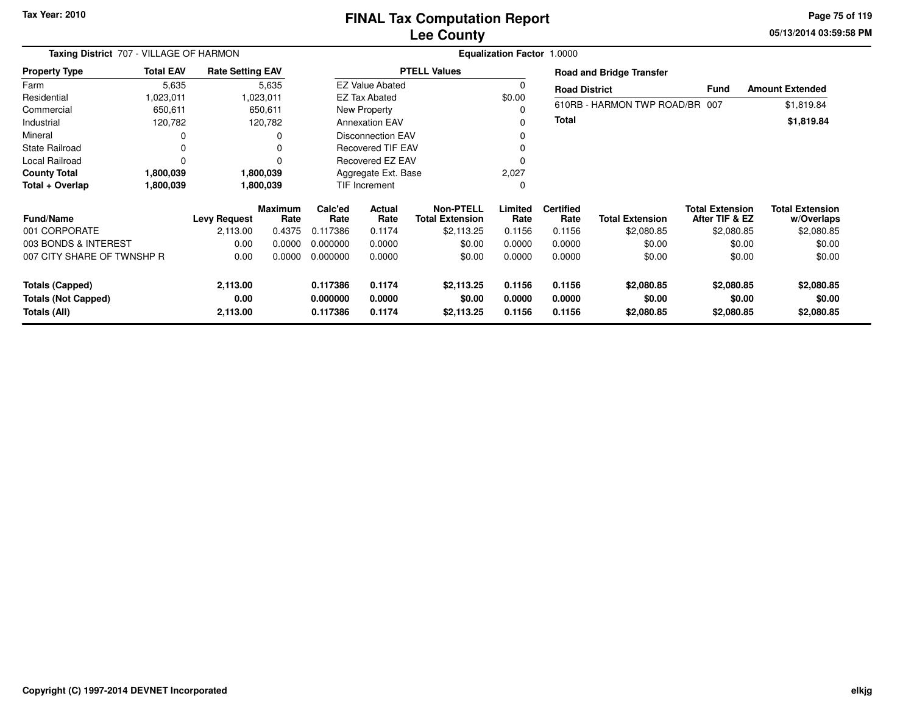# FINAL Tax Computation Report
# Lee County

Tax Year: 2010

**Taxing District** 707 - VILLAGE OF HARMON

**Equalization Factor** 1.0000

| Property Type | Total EAV | Rate Setting EAV |
|---|---|---|
| Farm | 5,635 | 5,635 |
| Residential | 1,023,011 | 1,023,011 |
| Commercial | 650,611 | 650,611 |
| Industrial | 120,782 | 120,782 |
| Mineral | 0 | 0 |
| State Railroad | 0 | 0 |
| Local Railroad | 0 | 0 |
| **County Total** | **1,800,039** | **1,800,039** |
| **Total + Overlap** | **1,800,039** | **1,800,039** |

| PTELL Values | |
|---|---|
| EZ Value Abated | 0 |
| EZ Tax Abated | $0.00 |
| New Property | 0 |
| Annexation EAV | 0 |
| Disconnection EAV | 0 |
| Recovered TIF EAV | 0 |
| Recovered EZ EAV | 0 |
| Aggregate Ext. Base | 2,027 |
| TIF Increment | 0 |

**Road and Bridge Transfer**

| Road District | Fund | Amount Extended |
|---|---|---|
| 610RB - HARMON TWP ROAD/BR | 007 | $1,819.84 |
| **Total** | | **$1,819.84** |

| Fund/Name | Levy Request | Maximum Rate | Calc'ed Rate | Actual Rate | Non-PTELL Total Extension | Limited Rate | Certified Rate | Total Extension | Total Extension After TIF & EZ | Total Extension w/Overlaps |
|---|---|---|---|---|---|---|---|---|---|---|
| 001 CORPORATE | 2,113.00 | 0.4375 | 0.117386 | 0.1174 | $2,113.25 | 0.1156 | 0.1156 | $2,080.85 | $2,080.85 | $2,080.85 |
| 003 BONDS & INTEREST | 0.00 | 0.0000 | 0.000000 | 0.0000 | $0.00 | 0.0000 | 0.0000 | $0.00 | $0.00 | $0.00 |
| 007 CITY SHARE OF TWNSHP R | 0.00 | 0.0000 | 0.000000 | 0.0000 | $0.00 | 0.0000 | 0.0000 | $0.00 | $0.00 | $0.00 |
| **Totals (Capped)** | **2,113.00** | | **0.117386** | **0.1174** | **$2,113.25** | **0.1156** | **0.1156** | **$2,080.85** | **$2,080.85** | **$2,080.85** |
| **Totals (Not Capped)** | **0.00** | | **0.000000** | **0.0000** | **$0.00** | **0.0000** | **0.0000** | **$0.00** | **$0.00** | **$0.00** |
| **Totals (All)** | **2,113.00** | | **0.117386** | **0.1174** | **$2,113.25** | **0.1156** | **0.1156** | **$2,080.85** | **$2,080.85** | **$2,080.85** |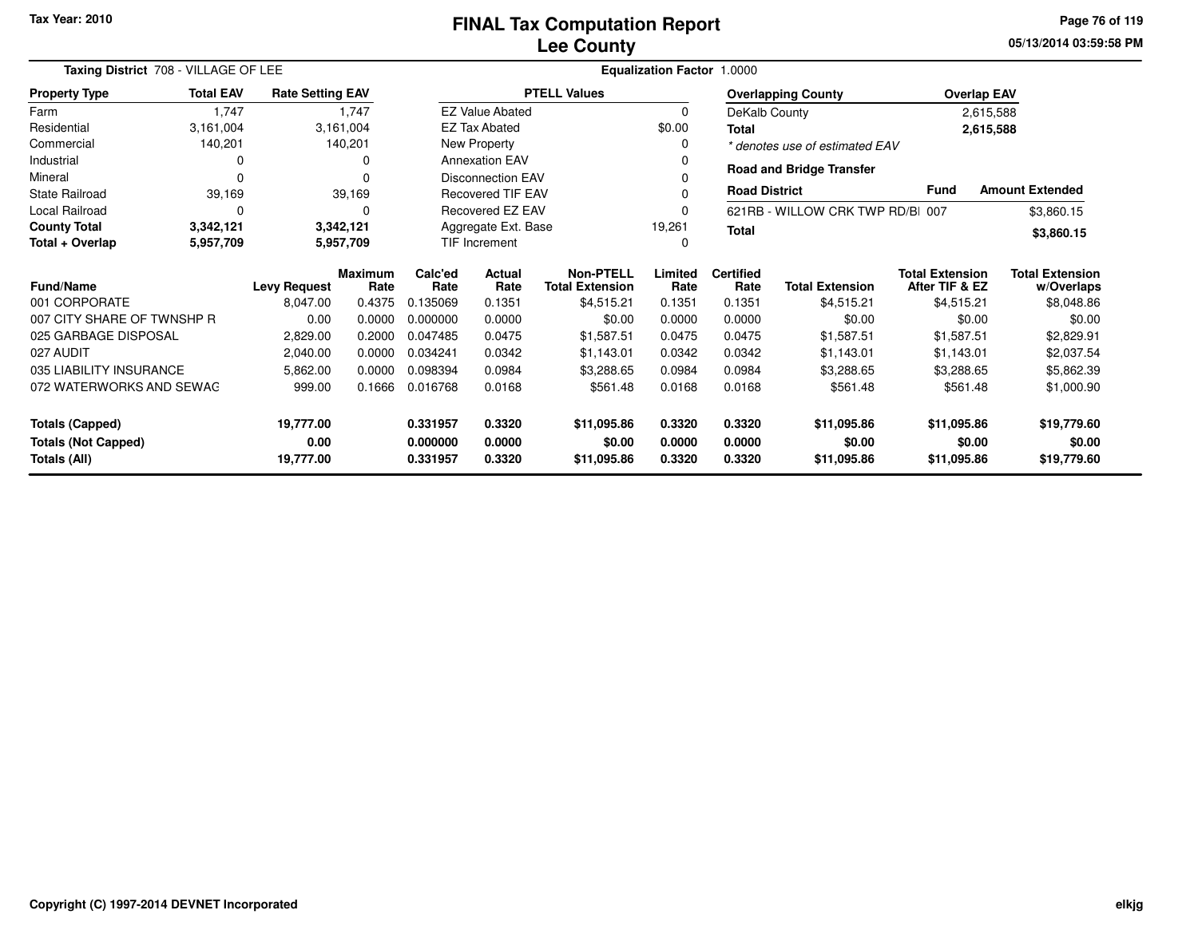Tax Year: 2010

# FINAL Tax Computation Report
## Lee County

05/13/2014 03:59:58 PM

**Taxing District** 708 - VILLAGE OF LEE

**Equalization Factor** 1.0000

| Property Type | Total EAV | Rate Setting EAV |
|---|---|---|
| Farm | 1,747 | 1,747 |
| Residential | 3,161,004 | 3,161,004 |
| Commercial | 140,201 | 140,201 |
| Industrial | 0 | 0 |
| Mineral | 0 | 0 |
| State Railroad | 39,169 | 39,169 |
| Local Railroad | 0 | 0 |
| **County Total** | **3,342,121** | **3,342,121** |
| **Total + Overlap** | **5,957,709** | **5,957,709** |

| PTELL Values | |
|---|---|
| EZ Value Abated | 0 |
| EZ Tax Abated | $0.00 |
| New Property | 0 |
| Annexation EAV | 0 |
| Disconnection EAV | 0 |
| Recovered TIF EAV | 0 |
| Recovered EZ EAV | 0 |
| Aggregate Ext. Base | 19,261 |
| TIF Increment | 0 |

| Overlapping County | Overlap EAV |
|---|---|
| DeKalb County | 2,615,588 |
| **Total** | **2,615,588** |

*\* denotes use of estimated EAV*

**Road and Bridge Transfer**

| Road District | Fund | Amount Extended |
|---|---|---|
| 621RB - WILLOW CRK TWP RD/BI | 007 | $3,860.15 |
| **Total** | | **$3,860.15** |

| Fund/Name | Levy Request | Maximum Rate | Calc'ed Rate | Actual Rate | Non-PTELL Total Extension | Limited Rate | Certified Rate | Total Extension | Total Extension After TIF & EZ | Total Extension w/Overlaps |
|---|---|---|---|---|---|---|---|---|---|---|
| 001 CORPORATE | 8,047.00 | 0.4375 | 0.135069 | 0.1351 | $4,515.21 | 0.1351 | 0.1351 | $4,515.21 | $4,515.21 | $8,048.86 |
| 007 CITY SHARE OF TWNSHP R | 0.00 | 0.0000 | 0.000000 | 0.0000 | $0.00 | 0.0000 | 0.0000 | $0.00 | $0.00 | $0.00 |
| 025 GARBAGE DISPOSAL | 2,829.00 | 0.2000 | 0.047485 | 0.0475 | $1,587.51 | 0.0475 | 0.0475 | $1,587.51 | $1,587.51 | $2,829.91 |
| 027 AUDIT | 2,040.00 | 0.0000 | 0.034241 | 0.0342 | $1,143.01 | 0.0342 | 0.0342 | $1,143.01 | $1,143.01 | $2,037.54 |
| 035 LIABILITY INSURANCE | 5,862.00 | 0.0000 | 0.098394 | 0.0984 | $3,288.65 | 0.0984 | 0.0984 | $3,288.65 | $3,288.65 | $5,862.39 |
| 072 WATERWORKS AND SEWAG | 999.00 | 0.1666 | 0.016768 | 0.0168 | $561.48 | 0.0168 | 0.0168 | $561.48 | $561.48 | $1,000.90 |
| **Totals (Capped)** | **19,777.00** | | **0.331957** | **0.3320** | **$11,095.86** | **0.3320** | **0.3320** | **$11,095.86** | **$11,095.86** | **$19,779.60** |
| **Totals (Not Capped)** | **0.00** | | **0.000000** | **0.0000** | **$0.00** | **0.0000** | **0.0000** | **$0.00** | **$0.00** | **$0.00** |
| **Totals (All)** | **19,777.00** | | **0.331957** | **0.3320** | **$11,095.86** | **0.3320** | **0.3320** | **$11,095.86** | **$11,095.86** | **$19,779.60** |

Copyright (C) 1997-2014 DEVNET Incorporated

elkjg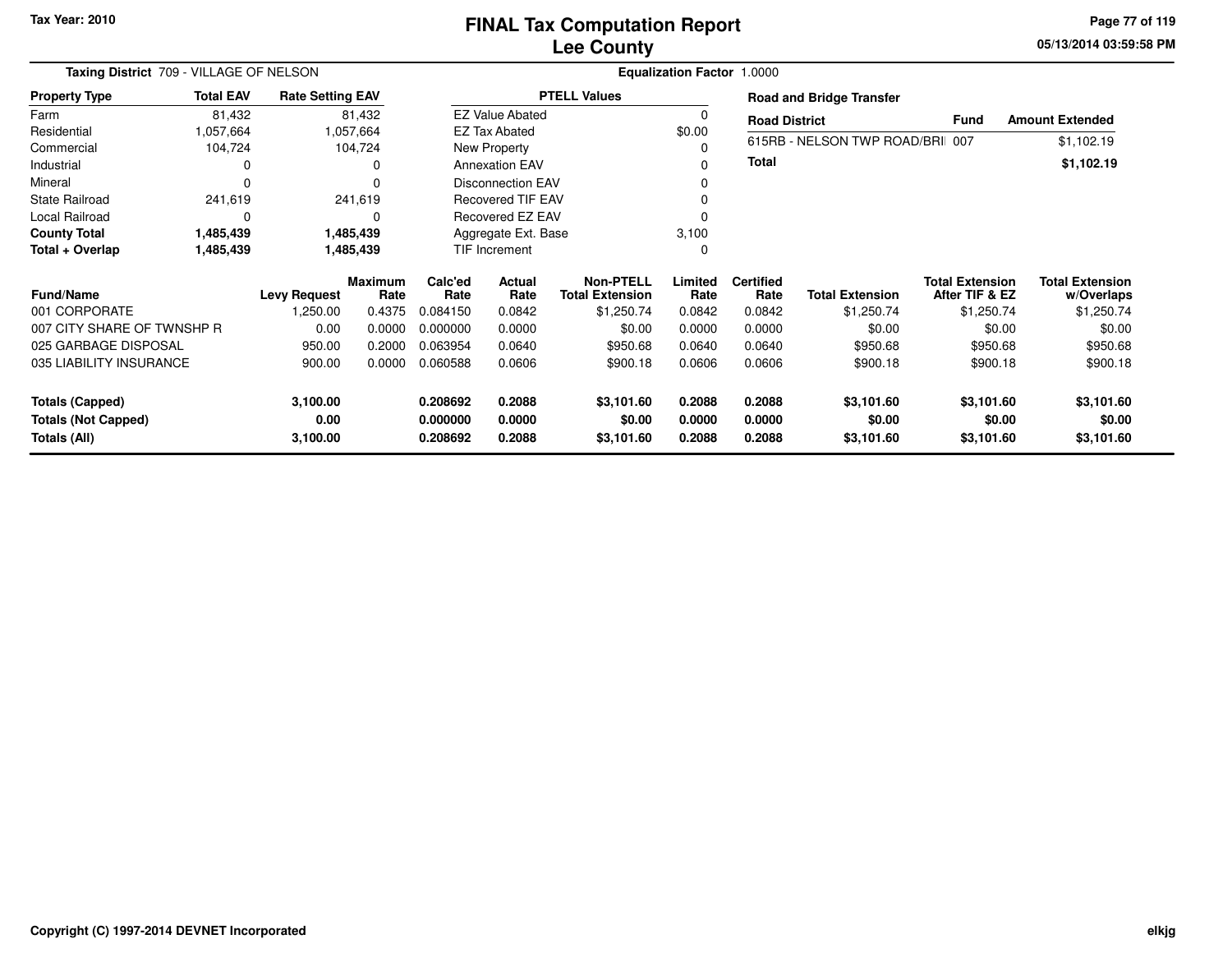Tax Year: 2010

# FINAL Tax Computation Report
## Lee County

**Taxing District** 709 - VILLAGE OF NELSON

**Equalization Factor** 1.0000

| Property Type | Total EAV | Rate Setting EAV |
|---|---|---|
| Farm | 81,432 | 81,432 |
| Residential | 1,057,664 | 1,057,664 |
| Commercial | 104,724 | 104,724 |
| Industrial | 0 | 0 |
| Mineral | 0 | 0 |
| State Railroad | 241,619 | 241,619 |
| Local Railroad | 0 | 0 |
| **County Total** | **1,485,439** | **1,485,439** |
| **Total + Overlap** | **1,485,439** | **1,485,439** |

| PTELL Values | |
|---|---|
| EZ Value Abated | 0 |
| EZ Tax Abated | $0.00 |
| New Property | 0 |
| Annexation EAV | 0 |
| Disconnection EAV | 0 |
| Recovered TIF EAV | 0 |
| Recovered EZ EAV | 0 |
| Aggregate Ext. Base | 3,100 |
| TIF Increment | 0 |

**Road and Bridge Transfer**

| Road District | Fund | Amount Extended |
|---|---|---|
| 615RB - NELSON TWP ROAD/BRI | 007 | $1,102.19 |
| **Total** | | **$1,102.19** |

| Fund/Name | Levy Request | Maximum Rate | Calc'ed Rate | Actual Rate | Non-PTELL Total Extension | Limited Rate | Certified Rate | Total Extension | Total Extension After TIF & EZ | Total Extension w/Overlaps |
|---|---|---|---|---|---|---|---|---|---|---|
| 001 CORPORATE | 1,250.00 | 0.4375 | 0.084150 | 0.0842 | $1,250.74 | 0.0842 | 0.0842 | $1,250.74 | $1,250.74 | $1,250.74 |
| 007 CITY SHARE OF TWNSHP R | 0.00 | 0.0000 | 0.000000 | 0.0000 | $0.00 | 0.0000 | 0.0000 | $0.00 | $0.00 | $0.00 |
| 025 GARBAGE DISPOSAL | 950.00 | 0.2000 | 0.063954 | 0.0640 | $950.68 | 0.0640 | 0.0640 | $950.68 | $950.68 | $950.68 |
| 035 LIABILITY INSURANCE | 900.00 | 0.0000 | 0.060588 | 0.0606 | $900.18 | 0.0606 | 0.0606 | $900.18 | $900.18 | $900.18 |
| **Totals (Capped)** | **3,100.00** | | **0.208692** | **0.2088** | **$3,101.60** | **0.2088** | **0.2088** | **$3,101.60** | **$3,101.60** | **$3,101.60** |
| **Totals (Not Capped)** | **0.00** | | **0.000000** | **0.0000** | **$0.00** | **0.0000** | **0.0000** | **$0.00** | **$0.00** | **$0.00** |
| **Totals (All)** | **3,100.00** | | **0.208692** | **0.2088** | **$3,101.60** | **0.2088** | **0.2088** | **$3,101.60** | **$3,101.60** | **$3,101.60** |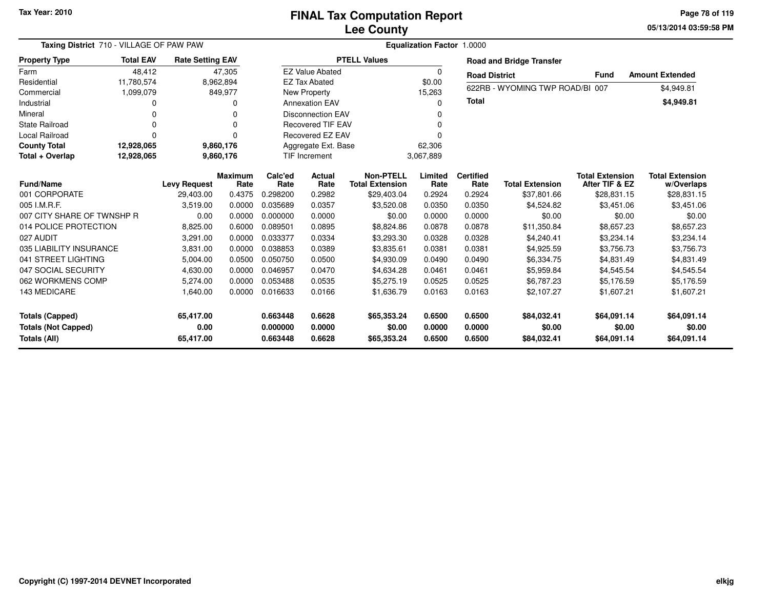# FINAL Tax Computation Report
# Lee County

Tax Year: 2010

05/13/2014 03:59:58 PM

**Taxing District** 710 - VILLAGE OF PAW PAW

**Equalization Factor** 1.0000

| Property Type | Total EAV | Rate Setting EAV |
|---|---|---|
| Farm | 48,412 | 47,305 |
| Residential | 11,780,574 | 8,962,894 |
| Commercial | 1,099,079 | 849,977 |
| Industrial | 0 | 0 |
| Mineral | 0 | 0 |
| State Railroad | 0 | 0 |
| Local Railroad | 0 | 0 |
| **County Total** | **12,928,065** | **9,860,176** |
| **Total + Overlap** | **12,928,065** | **9,860,176** |

| PTELL Values | |
|---|---|
| EZ Value Abated | 0 |
| EZ Tax Abated | $0.00 |
| New Property | 15,263 |
| Annexation EAV | 0 |
| Disconnection EAV | 0 |
| Recovered TIF EAV | 0 |
| Recovered EZ EAV | 0 |
| Aggregate Ext. Base | 62,306 |
| TIF Increment | 3,067,889 |

**Road and Bridge Transfer**

| Road District | Fund | Amount Extended |
|---|---|---|
| 622RB - WYOMING TWP ROAD/BI | 007 | $4,949.81 |
| **Total** | | **$4,949.81** |

| Fund/Name | Levy Request | Maximum Rate | Calc'ed Rate | Actual Rate | Non-PTELL Total Extension | Limited Rate | Certified Rate | Total Extension | Total Extension After TIF & EZ | Total Extension w/Overlaps |
|---|---|---|---|---|---|---|---|---|---|---|
| 001 CORPORATE | 29,403.00 | 0.4375 | 0.298200 | 0.2982 | $29,403.04 | 0.2924 | 0.2924 | $37,801.66 | $28,831.15 | $28,831.15 |
| 005 I.M.R.F. | 3,519.00 | 0.0000 | 0.035689 | 0.0357 | $3,520.08 | 0.0350 | 0.0350 | $4,524.82 | $3,451.06 | $3,451.06 |
| 007 CITY SHARE OF TWNSHP R | 0.00 | 0.0000 | 0.000000 | 0.0000 | $0.00 | 0.0000 | 0.0000 | $0.00 | $0.00 | $0.00 |
| 014 POLICE PROTECTION | 8,825.00 | 0.6000 | 0.089501 | 0.0895 | $8,824.86 | 0.0878 | 0.0878 | $11,350.84 | $8,657.23 | $8,657.23 |
| 027 AUDIT | 3,291.00 | 0.0000 | 0.033377 | 0.0334 | $3,293.30 | 0.0328 | 0.0328 | $4,240.41 | $3,234.14 | $3,234.14 |
| 035 LIABILITY INSURANCE | 3,831.00 | 0.0000 | 0.038853 | 0.0389 | $3,835.61 | 0.0381 | 0.0381 | $4,925.59 | $3,756.73 | $3,756.73 |
| 041 STREET LIGHTING | 5,004.00 | 0.0500 | 0.050750 | 0.0500 | $4,930.09 | 0.0490 | 0.0490 | $6,334.75 | $4,831.49 | $4,831.49 |
| 047 SOCIAL SECURITY | 4,630.00 | 0.0000 | 0.046957 | 0.0470 | $4,634.28 | 0.0461 | 0.0461 | $5,959.84 | $4,545.54 | $4,545.54 |
| 062 WORKMENS COMP | 5,274.00 | 0.0000 | 0.053488 | 0.0535 | $5,275.19 | 0.0525 | 0.0525 | $6,787.23 | $5,176.59 | $5,176.59 |
| 143 MEDICARE | 1,640.00 | 0.0000 | 0.016633 | 0.0166 | $1,636.79 | 0.0163 | 0.0163 | $2,107.27 | $1,607.21 | $1,607.21 |
| **Totals (Capped)** | **65,417.00** | | **0.663448** | **0.6628** | **$65,353.24** | **0.6500** | **0.6500** | **$84,032.41** | **$64,091.14** | **$64,091.14** |
| **Totals (Not Capped)** | **0.00** | | **0.000000** | **0.0000** | **$0.00** | **0.0000** | **0.0000** | **$0.00** | **$0.00** | **$0.00** |
| **Totals (All)** | **65,417.00** | | **0.663448** | **0.6628** | **$65,353.24** | **0.6500** | **0.6500** | **$84,032.41** | **$64,091.14** | **$64,091.14** |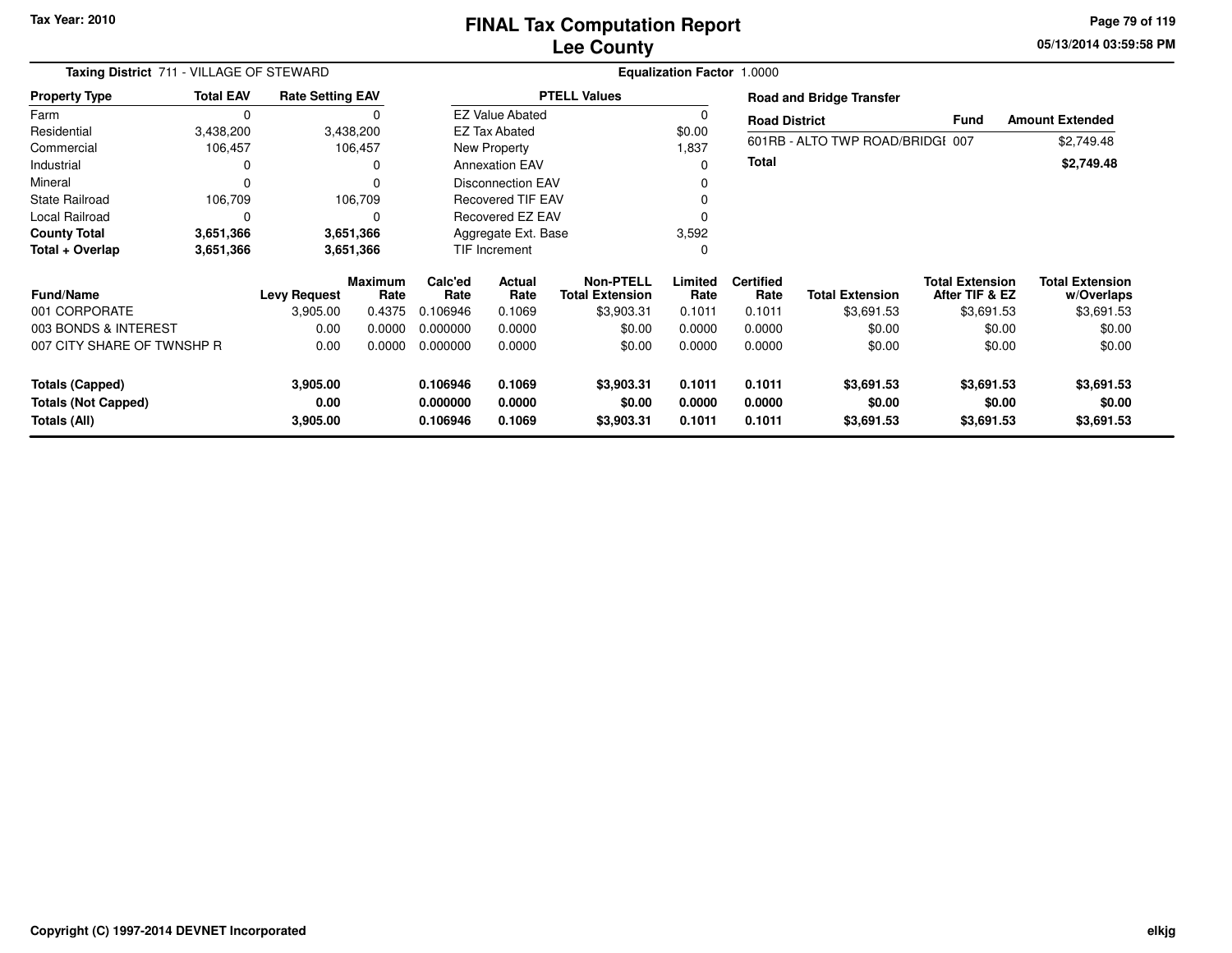Tax Year: 2010

# FINAL Tax Computation Report
## Lee County

**Taxing District** 711 - VILLAGE OF STEWARD

**Equalization Factor** 1.0000

| Property Type | Total EAV | Rate Setting EAV |
|---|---|---|
| Farm | 0 | 0 |
| Residential | 3,438,200 | 3,438,200 |
| Commercial | 106,457 | 106,457 |
| Industrial | 0 | 0 |
| Mineral | 0 | 0 |
| State Railroad | 106,709 | 106,709 |
| Local Railroad | 0 | 0 |
| **County Total** | **3,651,366** | **3,651,366** |
| **Total + Overlap** | **3,651,366** | **3,651,366** |

| PTELL Values | |
|---|---|
| EZ Value Abated | 0 |
| EZ Tax Abated | $0.00 |
| New Property | 1,837 |
| Annexation EAV | 0 |
| Disconnection EAV | 0 |
| Recovered TIF EAV | 0 |
| Recovered EZ EAV | 0 |
| Aggregate Ext. Base | 3,592 |
| TIF Increment | 0 |

**Road and Bridge Transfer**

| Road District | Fund | Amount Extended |
|---|---|---|
| 601RB - ALTO TWP ROAD/BRIDGI | 007 | $2,749.48 |
| **Total** | | **$2,749.48** |

| Fund/Name | Levy Request | Maximum Rate | Calc'ed Rate | Actual Rate | Non-PTELL Total Extension | Limited Rate | Certified Rate | Total Extension | Total Extension After TIF & EZ | Total Extension w/Overlaps |
|---|---|---|---|---|---|---|---|---|---|---|
| 001 CORPORATE | 3,905.00 | 0.4375 | 0.106946 | 0.1069 | $3,903.31 | 0.1011 | 0.1011 | $3,691.53 | $3,691.53 | $3,691.53 |
| 003 BONDS & INTEREST | 0.00 | 0.0000 | 0.000000 | 0.0000 | $0.00 | 0.0000 | 0.0000 | $0.00 | $0.00 | $0.00 |
| 007 CITY SHARE OF TWNSHP R | 0.00 | 0.0000 | 0.000000 | 0.0000 | $0.00 | 0.0000 | 0.0000 | $0.00 | $0.00 | $0.00 |
| **Totals (Capped)** | **3,905.00** | | **0.106946** | **0.1069** | **$3,903.31** | **0.1011** | **0.1011** | **$3,691.53** | **$3,691.53** | **$3,691.53** |
| **Totals (Not Capped)** | **0.00** | | **0.000000** | **0.0000** | **$0.00** | **0.0000** | **0.0000** | **$0.00** | **$0.00** | **$0.00** |
| **Totals (All)** | **3,905.00** | | **0.106946** | **0.1069** | **$3,903.31** | **0.1011** | **0.1011** | **$3,691.53** | **$3,691.53** | **$3,691.53** |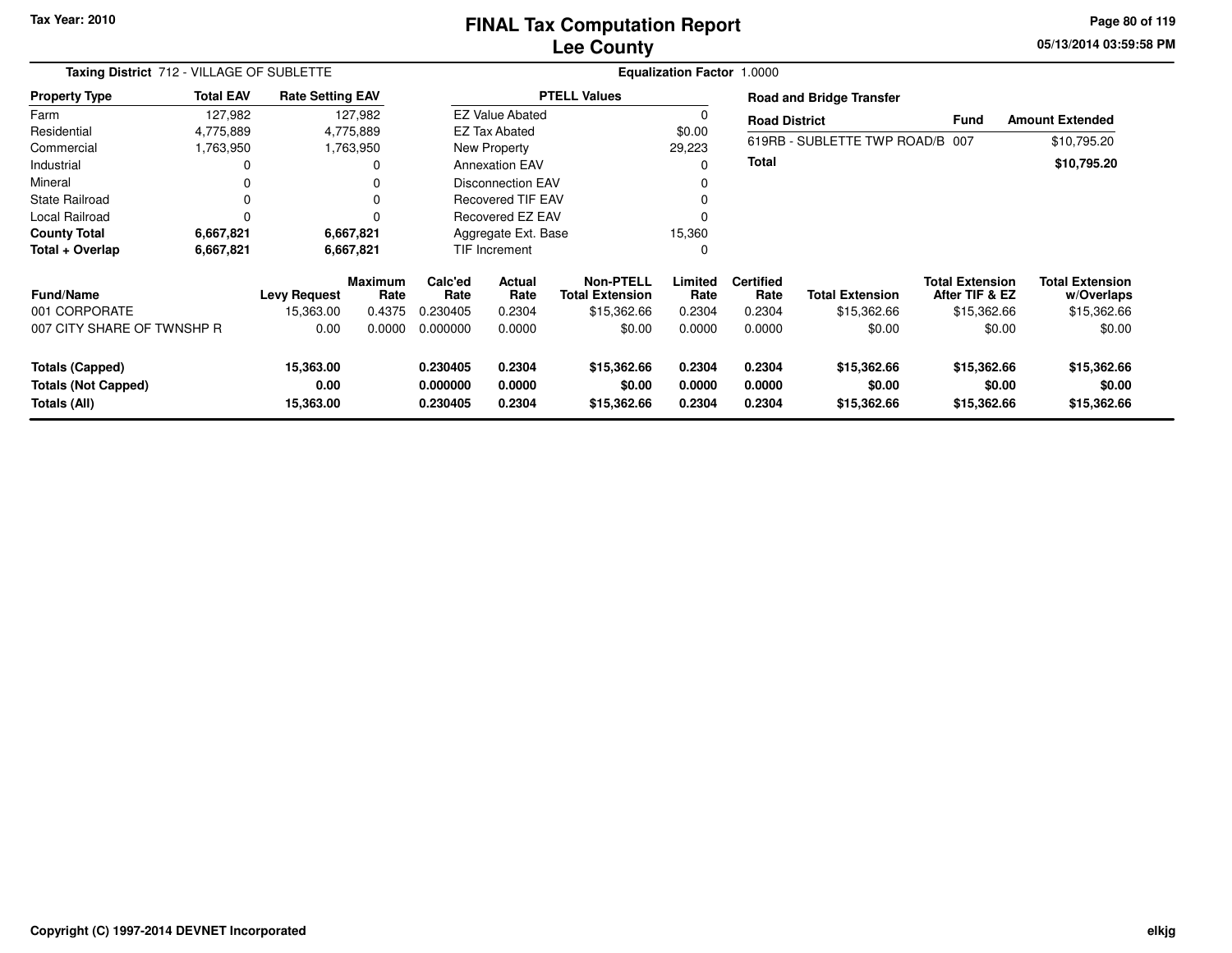Tax Year: 2010

# FINAL Tax Computation Report
## Lee County

05/13/2014 03:59:58 PM

**Taxing District** 712 - VILLAGE OF SUBLETTE **Equalization Factor** 1.0000

| Property Type | Total EAV | Rate Setting EAV |
|---|---|---|
| Farm | 127,982 | 127,982 |
| Residential | 4,775,889 | 4,775,889 |
| Commercial | 1,763,950 | 1,763,950 |
| Industrial | 0 | 0 |
| Mineral | 0 | 0 |
| State Railroad | 0 | 0 |
| Local Railroad | 0 | 0 |
| **County Total** | **6,667,821** | **6,667,821** |
| **Total + Overlap** | **6,667,821** | **6,667,821** |

| PTELL Values | |
|---|---|
| EZ Value Abated | 0 |
| EZ Tax Abated | $0.00 |
| New Property | 29,223 |
| Annexation EAV | 0 |
| Disconnection EAV | 0 |
| Recovered TIF EAV | 0 |
| Recovered EZ EAV | 0 |
| Aggregate Ext. Base | 15,360 |
| TIF Increment | 0 |

**Road and Bridge Transfer**

| Road District | Fund | Amount Extended |
|---|---|---|
| 619RB - SUBLETTE TWP ROAD/B | 007 | $10,795.20 |
| **Total** | | **$10,795.20** |

| Fund/Name | Levy Request | Maximum Rate | Calc'ed Rate | Actual Rate | Non-PTELL Total Extension | Limited Rate | Certified Rate | Total Extension | Total Extension After TIF & EZ | Total Extension w/Overlaps |
|---|---|---|---|---|---|---|---|---|---|---|
| 001 CORPORATE | 15,363.00 | 0.4375 | 0.230405 | 0.2304 | $15,362.66 | 0.2304 | 0.2304 | $15,362.66 | $15,362.66 | $15,362.66 |
| 007 CITY SHARE OF TWNSHP R | 0.00 | 0.0000 | 0.000000 | 0.0000 | $0.00 | 0.0000 | 0.0000 | $0.00 | $0.00 | $0.00 |
| **Totals (Capped)** | **15,363.00** | | **0.230405** | **0.2304** | **$15,362.66** | **0.2304** | **0.2304** | **$15,362.66** | **$15,362.66** | **$15,362.66** |
| **Totals (Not Capped)** | **0.00** | | **0.000000** | **0.0000** | **$0.00** | **0.0000** | **0.0000** | **$0.00** | **$0.00** | **$0.00** |
| **Totals (All)** | **15,363.00** | | **0.230405** | **0.2304** | **$15,362.66** | **0.2304** | **0.2304** | **$15,362.66** | **$15,362.66** | **$15,362.66** |

Copyright (C) 1997-2014 DEVNET Incorporated elkjg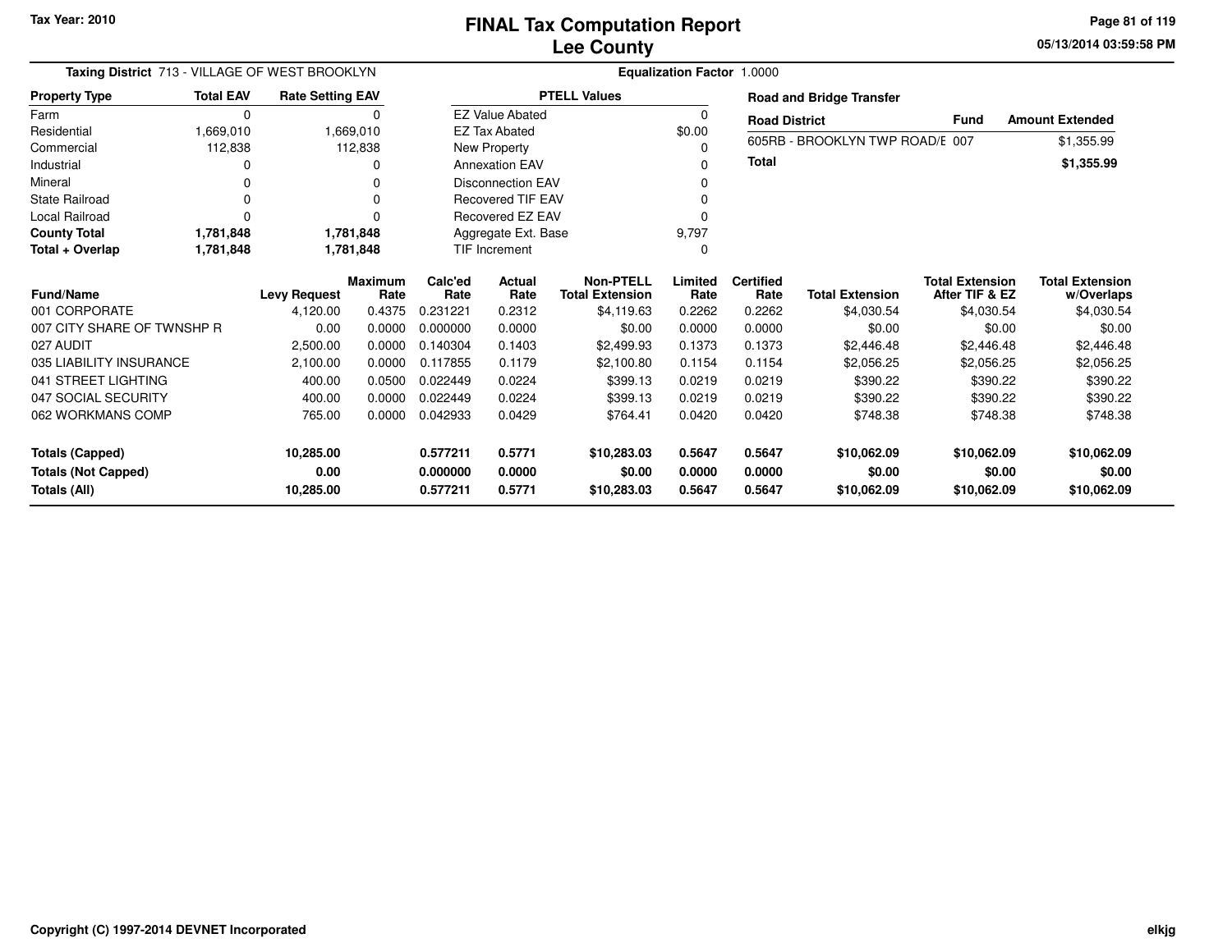Tax Year: 2010

# FINAL Tax Computation Report
## Lee County

05/13/2014 03:59:58 PM

**Taxing District** 713 - VILLAGE OF WEST BROOKLYN **Equalization Factor** 1.0000

| Property Type | Total EAV | Rate Setting EAV |
|---|---|---|
| Farm | 0 | 0 |
| Residential | 1,669,010 | 1,669,010 |
| Commercial | 112,838 | 112,838 |
| Industrial | 0 | 0 |
| Mineral | 0 | 0 |
| State Railroad | 0 | 0 |
| Local Railroad | 0 | 0 |
| **County Total** | **1,781,848** | **1,781,848** |
| **Total + Overlap** | **1,781,848** | **1,781,848** |

| PTELL Values | |
|---|---|
| EZ Value Abated | 0 |
| EZ Tax Abated | $0.00 |
| New Property | 0 |
| Annexation EAV | 0 |
| Disconnection EAV | 0 |
| Recovered TIF EAV | 0 |
| Recovered EZ EAV | 0 |
| Aggregate Ext. Base | 9,797 |
| TIF Increment | 0 |

**Road and Bridge Transfer**

| Road District | Fund | Amount Extended |
|---|---|---|
| 605RB - BROOKLYN TWP ROAD/E | 007 | $1,355.99 |
| **Total** | | **$1,355.99** |

| Fund/Name | Levy Request | Maximum Rate | Calc'ed Rate | Actual Rate | Non-PTELL Total Extension | Limited Rate | Certified Rate | Total Extension | Total Extension After TIF & EZ | Total Extension w/Overlaps |
|---|---|---|---|---|---|---|---|---|---|---|
| 001 CORPORATE | 4,120.00 | 0.4375 | 0.231221 | 0.2312 | $4,119.63 | 0.2262 | 0.2262 | $4,030.54 | $4,030.54 | $4,030.54 |
| 007 CITY SHARE OF TWNSHP R | 0.00 | 0.0000 | 0.000000 | 0.0000 | $0.00 | 0.0000 | 0.0000 | $0.00 | $0.00 | $0.00 |
| 027 AUDIT | 2,500.00 | 0.0000 | 0.140304 | 0.1403 | $2,499.93 | 0.1373 | 0.1373 | $2,446.48 | $2,446.48 | $2,446.48 |
| 035 LIABILITY INSURANCE | 2,100.00 | 0.0000 | 0.117855 | 0.1179 | $2,100.80 | 0.1154 | 0.1154 | $2,056.25 | $2,056.25 | $2,056.25 |
| 041 STREET LIGHTING | 400.00 | 0.0500 | 0.022449 | 0.0224 | $399.13 | 0.0219 | 0.0219 | $390.22 | $390.22 | $390.22 |
| 047 SOCIAL SECURITY | 400.00 | 0.0000 | 0.022449 | 0.0224 | $399.13 | 0.0219 | 0.0219 | $390.22 | $390.22 | $390.22 |
| 062 WORKMANS COMP | 765.00 | 0.0000 | 0.042933 | 0.0429 | $764.41 | 0.0420 | 0.0420 | $748.38 | $748.38 | $748.38 |
| **Totals (Capped)** | **10,285.00** | | **0.577211** | **0.5771** | **$10,283.03** | **0.5647** | **0.5647** | **$10,062.09** | **$10,062.09** | **$10,062.09** |
| **Totals (Not Capped)** | **0.00** | | **0.000000** | **0.0000** | **$0.00** | **0.0000** | **0.0000** | **$0.00** | **$0.00** | **$0.00** |
| **Totals (All)** | **10,285.00** | | **0.577211** | **0.5771** | **$10,283.03** | **0.5647** | **0.5647** | **$10,062.09** | **$10,062.09** | **$10,062.09** |

Copyright (C) 1997-2014 DEVNET Incorporated

elkjg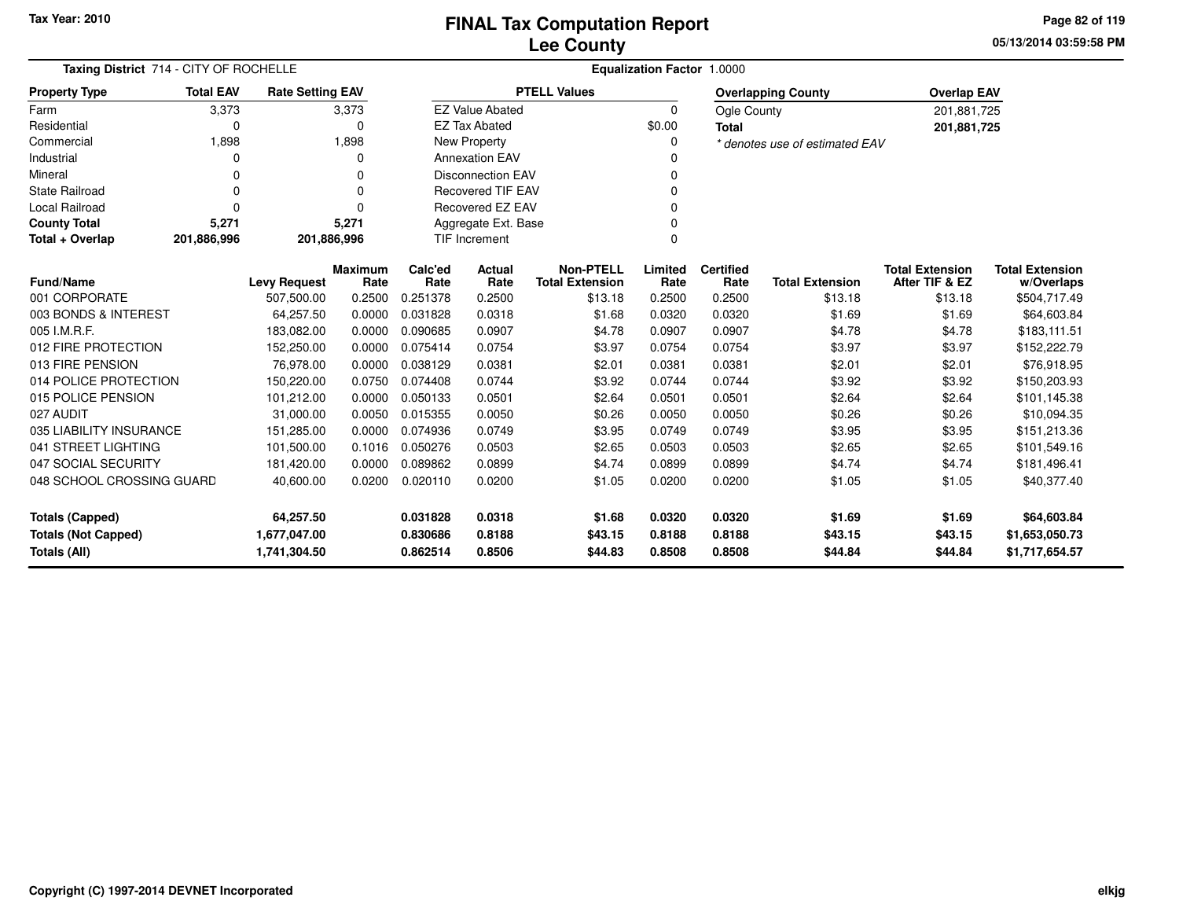Tax Year: 2010

# FINAL Tax Computation Report
## Lee County

05/13/2014 03:59:58 PM

**Taxing District** 714 - CITY OF ROCHELLE

**Equalization Factor** 1.0000

| Property Type | Total EAV | Rate Setting EAV |
|---|---|---|
| Farm | 3,373 | 3,373 |
| Residential | 0 | 0 |
| Commercial | 1,898 | 1,898 |
| Industrial | 0 | 0 |
| Mineral | 0 | 0 |
| State Railroad | 0 | 0 |
| Local Railroad | 0 | 0 |
| **County Total** | **5,271** | **5,271** |
| **Total + Overlap** | **201,886,996** | **201,886,996** |

| PTELL Values | |
|---|---|
| EZ Value Abated | 0 |
| EZ Tax Abated | $0.00 |
| New Property | 0 |
| Annexation EAV | 0 |
| Disconnection EAV | 0 |
| Recovered TIF EAV | 0 |
| Recovered EZ EAV | 0 |
| Aggregate Ext. Base | 0 |
| TIF Increment | 0 |

| Overlapping County | Overlap EAV |
|---|---|
| Ogle County | 201,881,725 |
| **Total** | **201,881,725** |

*\* denotes use of estimated EAV*

| Fund/Name | Levy Request | Maximum Rate | Calc'ed Rate | Actual Rate | Non-PTELL Total Extension | Limited Rate | Certified Rate | Total Extension | Total Extension After TIF & EZ | Total Extension w/Overlaps |
|---|---|---|---|---|---|---|---|---|---|---|
| 001 CORPORATE | 507,500.00 | 0.2500 | 0.251378 | 0.2500 | $13.18 | 0.2500 | 0.2500 | $13.18 | $13.18 | $504,717.49 |
| 003 BONDS & INTEREST | 64,257.50 | 0.0000 | 0.031828 | 0.0318 | $1.68 | 0.0320 | 0.0320 | $1.69 | $1.69 | $64,603.84 |
| 005 I.M.R.F. | 183,082.00 | 0.0000 | 0.090685 | 0.0907 | $4.78 | 0.0907 | 0.0907 | $4.78 | $4.78 | $183,111.51 |
| 012 FIRE PROTECTION | 152,250.00 | 0.0000 | 0.075414 | 0.0754 | $3.97 | 0.0754 | 0.0754 | $3.97 | $3.97 | $152,222.79 |
| 013 FIRE PENSION | 76,978.00 | 0.0000 | 0.038129 | 0.0381 | $2.01 | 0.0381 | 0.0381 | $2.01 | $2.01 | $76,918.95 |
| 014 POLICE PROTECTION | 150,220.00 | 0.0750 | 0.074408 | 0.0744 | $3.92 | 0.0744 | 0.0744 | $3.92 | $3.92 | $150,203.93 |
| 015 POLICE PENSION | 101,212.00 | 0.0000 | 0.050133 | 0.0501 | $2.64 | 0.0501 | 0.0501 | $2.64 | $2.64 | $101,145.38 |
| 027 AUDIT | 31,000.00 | 0.0050 | 0.015355 | 0.0050 | $0.26 | 0.0050 | 0.0050 | $0.26 | $0.26 | $10,094.35 |
| 035 LIABILITY INSURANCE | 151,285.00 | 0.0000 | 0.074936 | 0.0749 | $3.95 | 0.0749 | 0.0749 | $3.95 | $3.95 | $151,213.36 |
| 041 STREET LIGHTING | 101,500.00 | 0.1016 | 0.050276 | 0.0503 | $2.65 | 0.0503 | 0.0503 | $2.65 | $2.65 | $101,549.16 |
| 047 SOCIAL SECURITY | 181,420.00 | 0.0000 | 0.089862 | 0.0899 | $4.74 | 0.0899 | 0.0899 | $4.74 | $4.74 | $181,496.41 |
| 048 SCHOOL CROSSING GUARD | 40,600.00 | 0.0200 | 0.020110 | 0.0200 | $1.05 | 0.0200 | 0.0200 | $1.05 | $1.05 | $40,377.40 |
| **Totals (Capped)** | **64,257.50** | | **0.031828** | **0.0318** | **$1.68** | **0.0320** | **0.0320** | **$1.69** | **$1.69** | **$64,603.84** |
| **Totals (Not Capped)** | **1,677,047.00** | | **0.830686** | **0.8188** | **$43.15** | **0.8188** | **0.8188** | **$43.15** | **$43.15** | **$1,653,050.73** |
| **Totals (All)** | **1,741,304.50** | | **0.862514** | **0.8506** | **$44.83** | **0.8508** | **0.8508** | **$44.84** | **$44.84** | **$1,717,654.57** |

Copyright (C) 1997-2014 DEVNET Incorporated

elkjg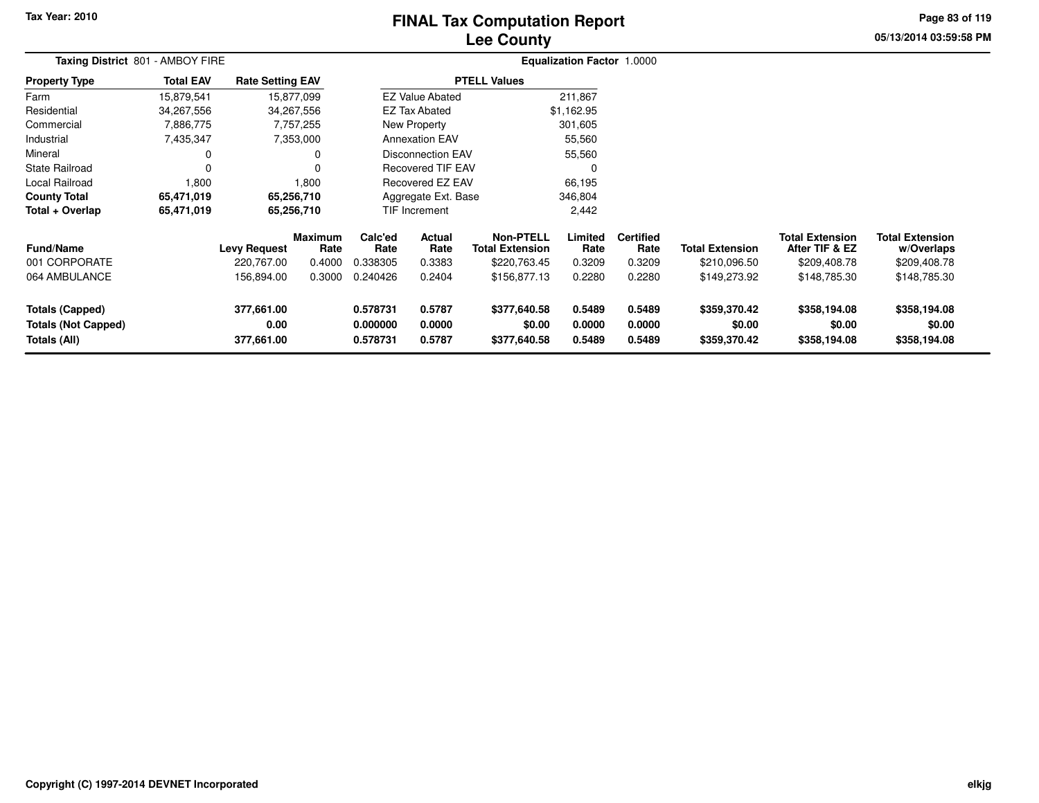# FINAL Tax Computation Report
## Lee County

Tax Year: 2010

Taxing District 801 - AMBOY FIRE

Equalization Factor 1.0000

| Property Type | Total EAV | Rate Setting EAV |
|---|---|---|
| Farm | 15,879,541 | 15,877,099 |
| Residential | 34,267,556 | 34,267,556 |
| Commercial | 7,886,775 | 7,757,255 |
| Industrial | 7,435,347 | 7,353,000 |
| Mineral | 0 | 0 |
| State Railroad | 0 | 0 |
| Local Railroad | 1,800 | 1,800 |
| **County Total** | **65,471,019** | **65,256,710** |
| **Total + Overlap** | **65,471,019** | **65,256,710** |

| PTELL Values | |
|---|---|
| EZ Value Abated | 211,867 |
| EZ Tax Abated | $1,162.95 |
| New Property | 301,605 |
| Annexation EAV | 55,560 |
| Disconnection EAV | 55,560 |
| Recovered TIF EAV | 0 |
| Recovered EZ EAV | 66,195 |
| Aggregate Ext. Base | 346,804 |
| TIF Increment | 2,442 |

| Fund/Name | Levy Request | Maximum Rate | Calc'ed Rate | Actual Rate | Non-PTELL Total Extension | Limited Rate | Certified Rate | Total Extension | Total Extension After TIF & EZ | Total Extension w/Overlaps |
|---|---|---|---|---|---|---|---|---|---|---|
| 001 CORPORATE | 220,767.00 | 0.4000 | 0.338305 | 0.3383 | $220,763.45 | 0.3209 | 0.3209 | $210,096.50 | $209,408.78 | $209,408.78 |
| 064 AMBULANCE | 156,894.00 | 0.3000 | 0.240426 | 0.2404 | $156,877.13 | 0.2280 | 0.2280 | $149,273.92 | $148,785.30 | $148,785.30 |
| **Totals (Capped)** | **377,661.00** | | **0.578731** | **0.5787** | **$377,640.58** | **0.5489** | **0.5489** | **$359,370.42** | **$358,194.08** | **$358,194.08** |
| **Totals (Not Capped)** | **0.00** | | **0.000000** | **0.0000** | **$0.00** | **0.0000** | **0.0000** | **$0.00** | **$0.00** | **$0.00** |
| **Totals (All)** | **377,661.00** | | **0.578731** | **0.5787** | **$377,640.58** | **0.5489** | **0.5489** | **$359,370.42** | **$358,194.08** | **$358,194.08** |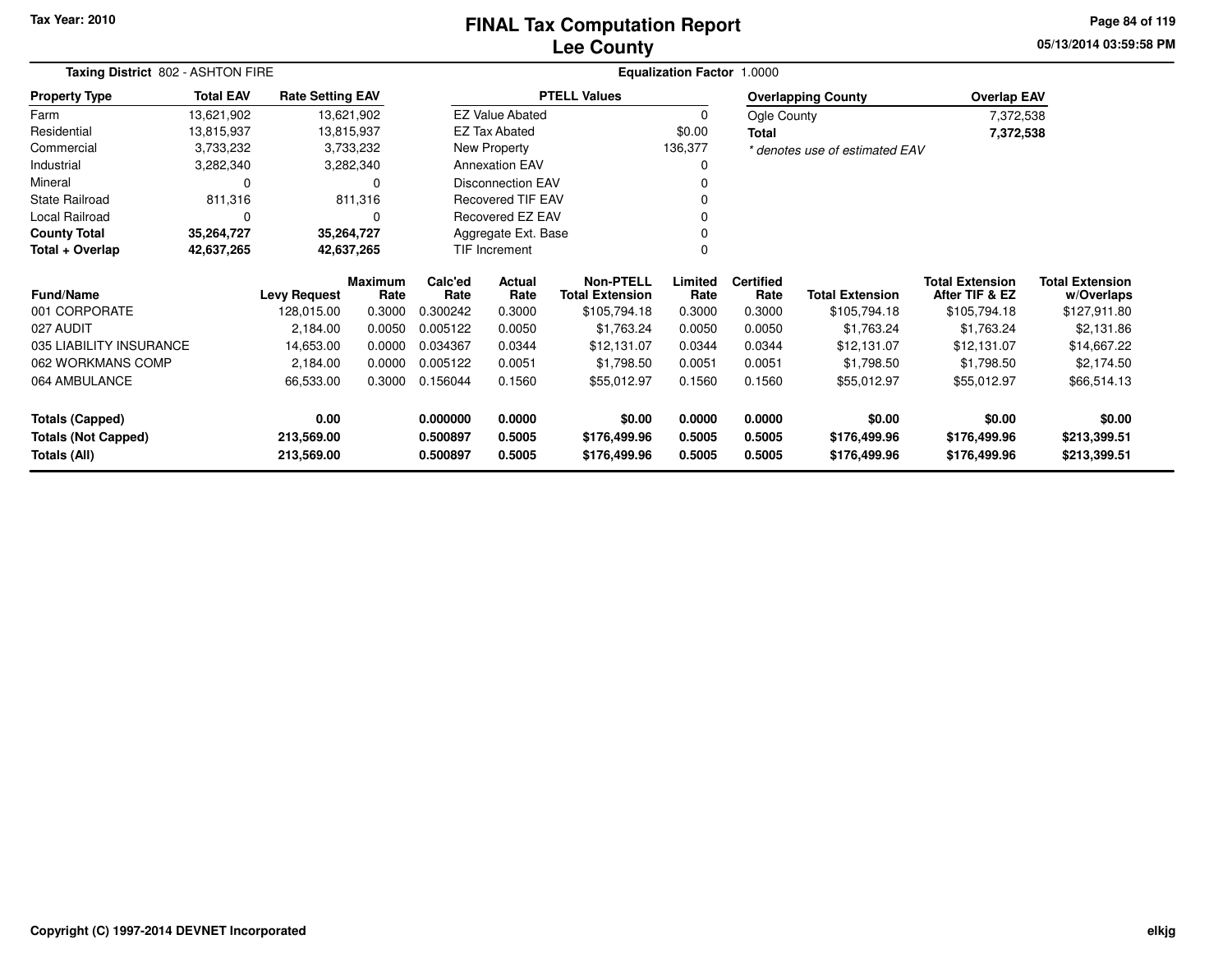# FINAL Tax Computation Report
## Lee County

Tax Year: 2010

**Taxing District** 802 - ASHTON FIRE

**Equalization Factor** 1.0000

| Property Type | Total EAV | Rate Setting EAV |
|---|---|---|
| Farm | 13,621,902 | 13,621,902 |
| Residential | 13,815,937 | 13,815,937 |
| Commercial | 3,733,232 | 3,733,232 |
| Industrial | 3,282,340 | 3,282,340 |
| Mineral | 0 | 0 |
| State Railroad | 811,316 | 811,316 |
| Local Railroad | 0 | 0 |
| **County Total** | **35,264,727** | **35,264,727** |
| **Total + Overlap** | **42,637,265** | **42,637,265** |

| PTELL Values | |
|---|---|
| EZ Value Abated | 0 |
| EZ Tax Abated | $0.00 |
| New Property | 136,377 |
| Annexation EAV | 0 |
| Disconnection EAV | 0 |
| Recovered TIF EAV | 0 |
| Recovered EZ EAV | 0 |
| Aggregate Ext. Base | 0 |
| TIF Increment | 0 |

| Overlapping County | Overlap EAV |
|---|---|
| Ogle County | 7,372,538 |
| **Total** | **7,372,538** |

*\* denotes use of estimated EAV*

| Fund/Name | Levy Request | Maximum Rate | Calc'ed Rate | Actual Rate | Non-PTELL Total Extension | Limited Rate | Certified Rate | Total Extension | Total Extension After TIF & EZ | Total Extension w/Overlaps |
|---|---|---|---|---|---|---|---|---|---|---|
| 001 CORPORATE | 128,015.00 | 0.3000 | 0.300242 | 0.3000 | $105,794.18 | 0.3000 | 0.3000 | $105,794.18 | $105,794.18 | $127,911.80 |
| 027 AUDIT | 2,184.00 | 0.0050 | 0.005122 | 0.0050 | $1,763.24 | 0.0050 | 0.0050 | $1,763.24 | $1,763.24 | $2,131.86 |
| 035 LIABILITY INSURANCE | 14,653.00 | 0.0000 | 0.034367 | 0.0344 | $12,131.07 | 0.0344 | 0.0344 | $12,131.07 | $12,131.07 | $14,667.22 |
| 062 WORKMANS COMP | 2,184.00 | 0.0000 | 0.005122 | 0.0051 | $1,798.50 | 0.0051 | 0.0051 | $1,798.50 | $1,798.50 | $2,174.50 |
| 064 AMBULANCE | 66,533.00 | 0.3000 | 0.156044 | 0.1560 | $55,012.97 | 0.1560 | 0.1560 | $55,012.97 | $55,012.97 | $66,514.13 |
| **Totals (Capped)** | **0.00** | | **0.000000** | **0.0000** | **$0.00** | **0.0000** | **0.0000** | **$0.00** | **$0.00** | **$0.00** |
| **Totals (Not Capped)** | **213,569.00** | | **0.500897** | **0.5005** | **$176,499.96** | **0.5005** | **0.5005** | **$176,499.96** | **$176,499.96** | **$213,399.51** |
| **Totals (All)** | **213,569.00** | | **0.500897** | **0.5005** | **$176,499.96** | **0.5005** | **0.5005** | **$176,499.96** | **$176,499.96** | **$213,399.51** |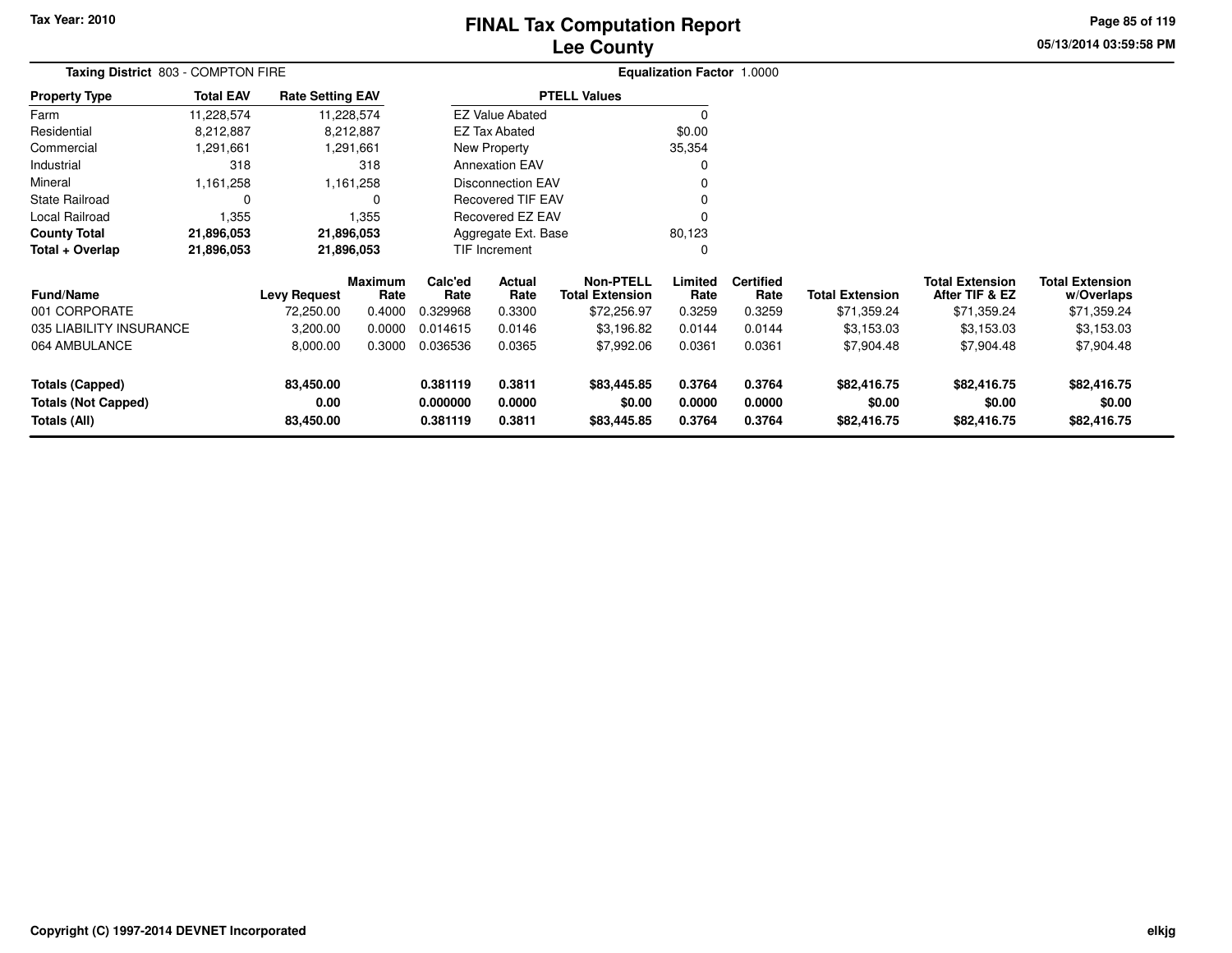**Tax Year: 2010**

# FINAL Tax Computation Report
# Lee County

05/13/2014 03:59:58 PM

**Taxing District** 803 - COMPTON FIRE

**Equalization Factor** 1.0000

| Property Type | Total EAV | Rate Setting EAV |
|---|---|---|
| Farm | 11,228,574 | 11,228,574 |
| Residential | 8,212,887 | 8,212,887 |
| Commercial | 1,291,661 | 1,291,661 |
| Industrial | 318 | 318 |
| Mineral | 1,161,258 | 1,161,258 |
| State Railroad | 0 | 0 |
| Local Railroad | 1,355 | 1,355 |
| **County Total** | **21,896,053** | **21,896,053** |
| **Total + Overlap** | **21,896,053** | **21,896,053** |

| PTELL Values | |
|---|---|
| EZ Value Abated | 0 |
| EZ Tax Abated | $0.00 |
| New Property | 35,354 |
| Annexation EAV | 0 |
| Disconnection EAV | 0 |
| Recovered TIF EAV | 0 |
| Recovered EZ EAV | 0 |
| Aggregate Ext. Base | 80,123 |
| TIF Increment | 0 |

| Fund/Name | Levy Request | Maximum Rate | Calc'ed Rate | Actual Rate | Non-PTELL Total Extension | Limited Rate | Certified Rate | Total Extension | Total Extension After TIF & EZ | Total Extension w/Overlaps |
|---|---|---|---|---|---|---|---|---|---|---|
| 001 CORPORATE | 72,250.00 | 0.4000 | 0.329968 | 0.3300 | $72,256.97 | 0.3259 | 0.3259 | $71,359.24 | $71,359.24 | $71,359.24 |
| 035 LIABILITY INSURANCE | 3,200.00 | 0.0000 | 0.014615 | 0.0146 | $3,196.82 | 0.0144 | 0.0144 | $3,153.03 | $3,153.03 | $3,153.03 |
| 064 AMBULANCE | 8,000.00 | 0.3000 | 0.036536 | 0.0365 | $7,992.06 | 0.0361 | 0.0361 | $7,904.48 | $7,904.48 | $7,904.48 |
| **Totals (Capped)** | **83,450.00** | | **0.381119** | **0.3811** | **$83,445.85** | **0.3764** | **0.3764** | **$82,416.75** | **$82,416.75** | **$82,416.75** |
| **Totals (Not Capped)** | **0.00** | | **0.000000** | **0.0000** | **$0.00** | **0.0000** | **0.0000** | **$0.00** | **$0.00** | **$0.00** |
| **Totals (All)** | **83,450.00** | | **0.381119** | **0.3811** | **$83,445.85** | **0.3764** | **0.3764** | **$82,416.75** | **$82,416.75** | **$82,416.75** |

**Copyright (C) 1997-2014 DEVNET Incorporated**

elkjg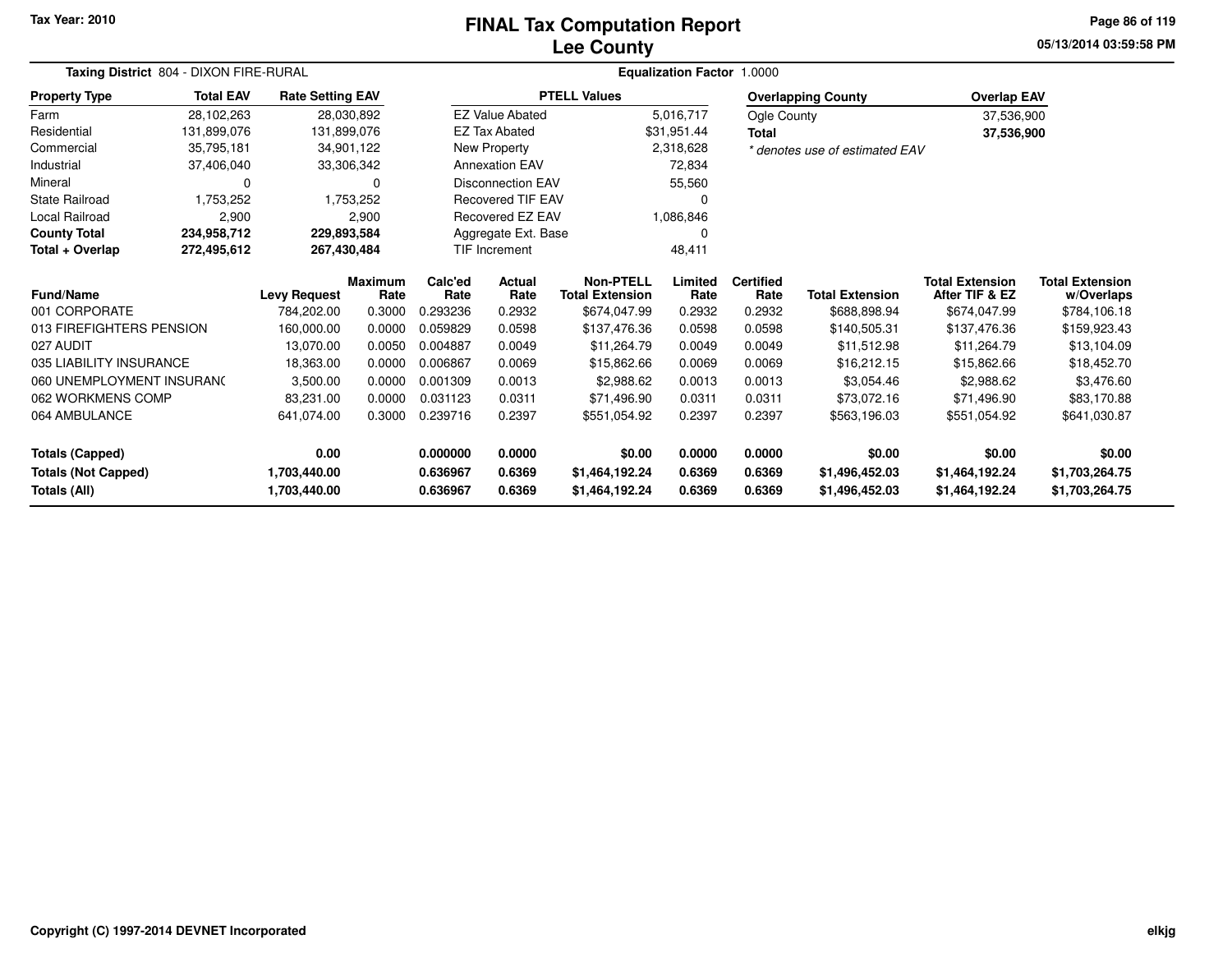Tax Year: 2010

# FINAL Tax Computation Report
## Lee County

05/13/2014 03:59:58 PM

**Taxing District** 804 - DIXON FIRE-RURAL

**Equalization Factor** 1.0000

| Property Type | Total EAV | Rate Setting EAV |
|---|---|---|
| Farm | 28,102,263 | 28,030,892 |
| Residential | 131,899,076 | 131,899,076 |
| Commercial | 35,795,181 | 34,901,122 |
| Industrial | 37,406,040 | 33,306,342 |
| Mineral | 0 | 0 |
| State Railroad | 1,753,252 | 1,753,252 |
| Local Railroad | 2,900 | 2,900 |
| **County Total** | **234,958,712** | **229,893,584** |
| **Total + Overlap** | **272,495,612** | **267,430,484** |

| PTELL Values | |
|---|---|
| EZ Value Abated | 5,016,717 |
| EZ Tax Abated | $31,951.44 |
| New Property | 2,318,628 |
| Annexation EAV | 72,834 |
| Disconnection EAV | 55,560 |
| Recovered TIF EAV | 0 |
| Recovered EZ EAV | 1,086,846 |
| Aggregate Ext. Base | 0 |
| TIF Increment | 48,411 |

| Overlapping County | Overlap EAV |
|---|---|
| Ogle County | 37,536,900 |
| **Total** | **37,536,900** |

*\* denotes use of estimated EAV*

| Fund/Name | Levy Request | Maximum Rate | Calc'ed Rate | Actual Rate | Non-PTELL Total Extension | Limited Rate | Certified Rate | Total Extension | Total Extension After TIF & EZ | Total Extension w/Overlaps |
|---|---|---|---|---|---|---|---|---|---|---|
| 001 CORPORATE | 784,202.00 | 0.3000 | 0.293236 | 0.2932 | $674,047.99 | 0.2932 | 0.2932 | $688,898.94 | $674,047.99 | $784,106.18 |
| 013 FIREFIGHTERS PENSION | 160,000.00 | 0.0000 | 0.059829 | 0.0598 | $137,476.36 | 0.0598 | 0.0598 | $140,505.31 | $137,476.36 | $159,923.43 |
| 027 AUDIT | 13,070.00 | 0.0050 | 0.004887 | 0.0049 | $11,264.79 | 0.0049 | 0.0049 | $11,512.98 | $11,264.79 | $13,104.09 |
| 035 LIABILITY INSURANCE | 18,363.00 | 0.0000 | 0.006867 | 0.0069 | $15,862.66 | 0.0069 | 0.0069 | $16,212.15 | $15,862.66 | $18,452.70 |
| 060 UNEMPLOYMENT INSURANC | 3,500.00 | 0.0000 | 0.001309 | 0.0013 | $2,988.62 | 0.0013 | 0.0013 | $3,054.46 | $2,988.62 | $3,476.60 |
| 062 WORKMENS COMP | 83,231.00 | 0.0000 | 0.031123 | 0.0311 | $71,496.90 | 0.0311 | 0.0311 | $73,072.16 | $71,496.90 | $83,170.88 |
| 064 AMBULANCE | 641,074.00 | 0.3000 | 0.239716 | 0.2397 | $551,054.92 | 0.2397 | 0.2397 | $563,196.03 | $551,054.92 | $641,030.87 |
| **Totals (Capped)** | **0.00** | | **0.000000** | **0.0000** | **$0.00** | **0.0000** | **0.0000** | **$0.00** | **$0.00** | **$0.00** |
| **Totals (Not Capped)** | **1,703,440.00** | | **0.636967** | **0.6369** | **$1,464,192.24** | **0.6369** | **0.6369** | **$1,496,452.03** | **$1,464,192.24** | **$1,703,264.75** |
| **Totals (All)** | **1,703,440.00** | | **0.636967** | **0.6369** | **$1,464,192.24** | **0.6369** | **0.6369** | **$1,496,452.03** | **$1,464,192.24** | **$1,703,264.75** |

Copyright (C) 1997-2014 DEVNET Incorporated

elkjg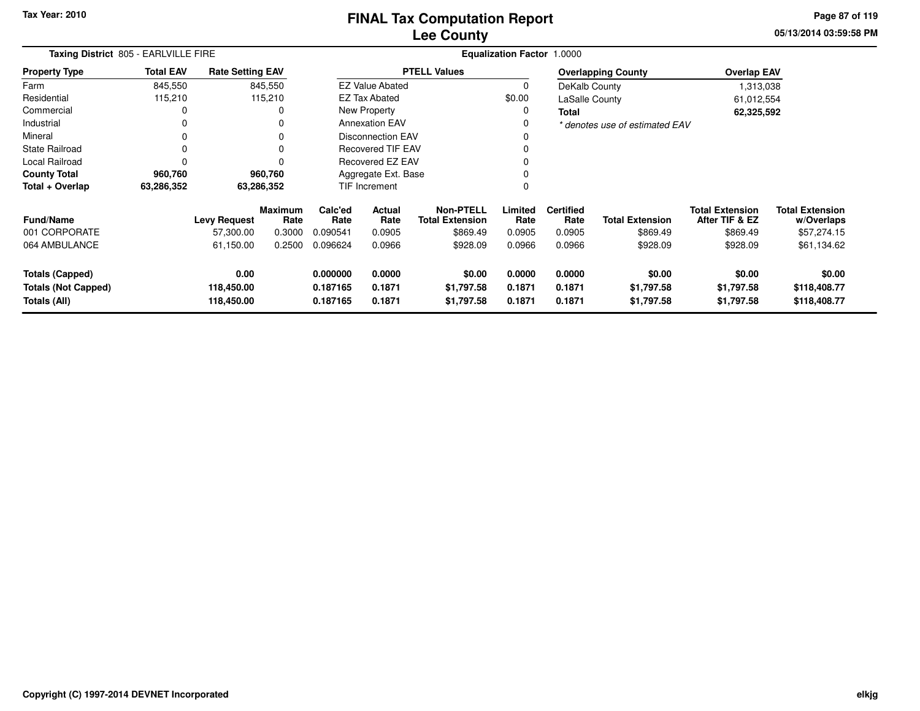# FINAL Tax Computation Report
## Lee County

Tax Year: 2010

05/13/2014 03:59:58 PM

**Taxing District** 805 - EARLVILLE FIRE

**Equalization Factor** 1.0000

| Property Type | Total EAV | Rate Setting EAV |
|---|---|---|
| Farm | 845,550 | 845,550 |
| Residential | 115,210 | 115,210 |
| Commercial | 0 | 0 |
| Industrial | 0 | 0 |
| Mineral | 0 | 0 |
| State Railroad | 0 | 0 |
| Local Railroad | 0 | 0 |
| **County Total** | **960,760** | **960,760** |
| **Total + Overlap** | **63,286,352** | **63,286,352** |

| PTELL Values | |
|---|---|
| EZ Value Abated | 0 |
| EZ Tax Abated | $0.00 |
| New Property | 0 |
| Annexation EAV | 0 |
| Disconnection EAV | 0 |
| Recovered TIF EAV | 0 |
| Recovered EZ EAV | 0 |
| Aggregate Ext. Base | 0 |
| TIF Increment | 0 |

| Overlapping County | Overlap EAV |
|---|---|
| DeKalb County | 1,313,038 |
| LaSalle County | 61,012,554 |
| **Total** | **62,325,592** |

*\* denotes use of estimated EAV*

| Fund/Name | Levy Request | Maximum Rate | Calc'ed Rate | Actual Rate | Non-PTELL Total Extension | Limited Rate | Certified Rate | Total Extension | Total Extension After TIF & EZ | Total Extension w/Overlaps |
|---|---|---|---|---|---|---|---|---|---|---|
| 001 CORPORATE | 57,300.00 | 0.3000 | 0.090541 | 0.0905 | $869.49 | 0.0905 | 0.0905 | $869.49 | $869.49 | $57,274.15 |
| 064 AMBULANCE | 61,150.00 | 0.2500 | 0.096624 | 0.0966 | $928.09 | 0.0966 | 0.0966 | $928.09 | $928.09 | $61,134.62 |
| **Totals (Capped)** | **0.00** | | **0.000000** | **0.0000** | **$0.00** | **0.0000** | **0.0000** | **$0.00** | **$0.00** | **$0.00** |
| **Totals (Not Capped)** | **118,450.00** | | **0.187165** | **0.1871** | **$1,797.58** | **0.1871** | **0.1871** | **$1,797.58** | **$1,797.58** | **$118,408.77** |
| **Totals (All)** | **118,450.00** | | **0.187165** | **0.1871** | **$1,797.58** | **0.1871** | **0.1871** | **$1,797.58** | **$1,797.58** | **$118,408.77** |

Copyright (C) 1997-2014 DEVNET Incorporated

elkjg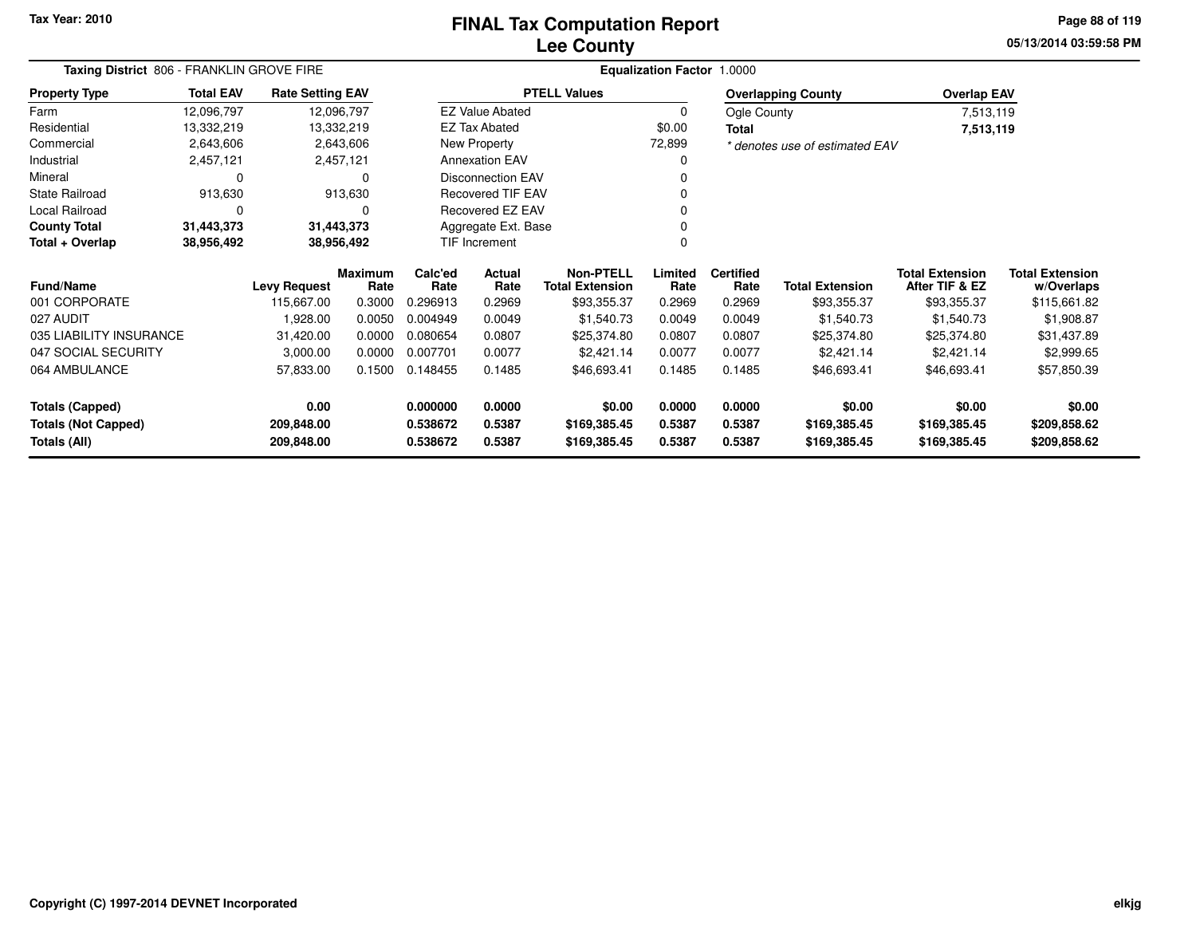Tax Year: 2010

# FINAL Tax Computation Report
## Lee County

05/13/2014 03:59:58 PM

**Taxing District** 806 - FRANKLIN GROVE FIRE

**Equalization Factor** 1.0000

| Property Type | Total EAV | Rate Setting EAV |
|---|---|---|
| Farm | 12,096,797 | 12,096,797 |
| Residential | 13,332,219 | 13,332,219 |
| Commercial | 2,643,606 | 2,643,606 |
| Industrial | 2,457,121 | 2,457,121 |
| Mineral | 0 | 0 |
| State Railroad | 913,630 | 913,630 |
| Local Railroad | 0 | 0 |
| **County Total** | **31,443,373** | **31,443,373** |
| **Total + Overlap** | **38,956,492** | **38,956,492** |

| PTELL Values | |
|---|---|
| EZ Value Abated | 0 |
| EZ Tax Abated | $0.00 |
| New Property | 72,899 |
| Annexation EAV | 0 |
| Disconnection EAV | 0 |
| Recovered TIF EAV | 0 |
| Recovered EZ EAV | 0 |
| Aggregate Ext. Base | 0 |
| TIF Increment | 0 |

| Overlapping County | Overlap EAV |
|---|---|
| Ogle County | 7,513,119 |
| **Total** | **7,513,119** |

*\* denotes use of estimated EAV*

| Fund/Name | Levy Request | Maximum Rate | Calc'ed Rate | Actual Rate | Non-PTELL Total Extension | Limited Rate | Certified Rate | Total Extension | Total Extension After TIF & EZ | Total Extension w/Overlaps |
|---|---|---|---|---|---|---|---|---|---|---|
| 001 CORPORATE | 115,667.00 | 0.3000 | 0.296913 | 0.2969 | $93,355.37 | 0.2969 | 0.2969 | $93,355.37 | $93,355.37 | $115,661.82 |
| 027 AUDIT | 1,928.00 | 0.0050 | 0.004949 | 0.0049 | $1,540.73 | 0.0049 | 0.0049 | $1,540.73 | $1,540.73 | $1,908.87 |
| 035 LIABILITY INSURANCE | 31,420.00 | 0.0000 | 0.080654 | 0.0807 | $25,374.80 | 0.0807 | 0.0807 | $25,374.80 | $25,374.80 | $31,437.89 |
| 047 SOCIAL SECURITY | 3,000.00 | 0.0000 | 0.007701 | 0.0077 | $2,421.14 | 0.0077 | 0.0077 | $2,421.14 | $2,421.14 | $2,999.65 |
| 064 AMBULANCE | 57,833.00 | 0.1500 | 0.148455 | 0.1485 | $46,693.41 | 0.1485 | 0.1485 | $46,693.41 | $46,693.41 | $57,850.39 |
| **Totals (Capped)** | **0.00** | | **0.000000** | **0.0000** | **$0.00** | **0.0000** | **0.0000** | **$0.00** | **$0.00** | **$0.00** |
| **Totals (Not Capped)** | **209,848.00** | | **0.538672** | **0.5387** | **$169,385.45** | **0.5387** | **0.5387** | **$169,385.45** | **$169,385.45** | **$209,858.62** |
| **Totals (All)** | **209,848.00** | | **0.538672** | **0.5387** | **$169,385.45** | **0.5387** | **0.5387** | **$169,385.45** | **$169,385.45** | **$209,858.62** |

Copyright (C) 1997-2014 DEVNET Incorporated

elkjg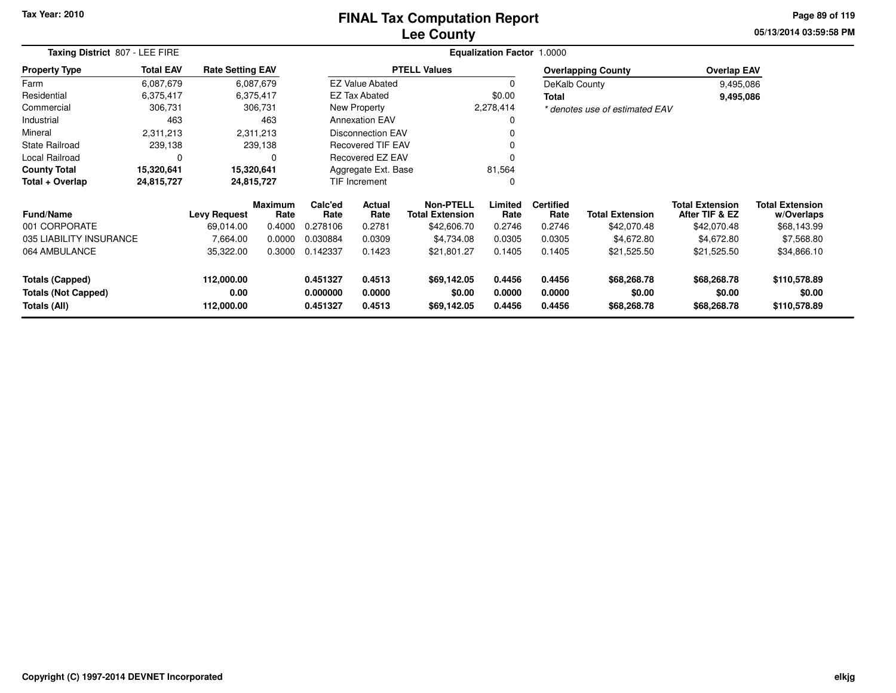Tax Year: 2010

# FINAL Tax Computation Report
## Lee County

05/13/2014 03:59:58 PM

**Taxing District** 807 - LEE FIRE

**Equalization Factor** 1.0000

| Property Type | Total EAV | Rate Setting EAV |
|---|---|---|
| Farm | 6,087,679 | 6,087,679 |
| Residential | 6,375,417 | 6,375,417 |
| Commercial | 306,731 | 306,731 |
| Industrial | 463 | 463 |
| Mineral | 2,311,213 | 2,311,213 |
| State Railroad | 239,138 | 239,138 |
| Local Railroad | 0 | 0 |
| **County Total** | **15,320,641** | **15,320,641** |
| **Total + Overlap** | **24,815,727** | **24,815,727** |

| PTELL Values | |
|---|---|
| EZ Value Abated | 0 |
| EZ Tax Abated | $0.00 |
| New Property | 2,278,414 |
| Annexation EAV | 0 |
| Disconnection EAV | 0 |
| Recovered TIF EAV | 0 |
| Recovered EZ EAV | 0 |
| Aggregate Ext. Base | 81,564 |
| TIF Increment | 0 |

| Overlapping County | Overlap EAV |
|---|---|
| DeKalb County | 9,495,086 |
| **Total** | **9,495,086** |

*\* denotes use of estimated EAV*

| Fund/Name | Levy Request | Maximum Rate | Calc'ed Rate | Actual Rate | Non-PTELL Total Extension | Limited Rate | Certified Rate | Total Extension | Total Extension After TIF & EZ | Total Extension w/Overlaps |
|---|---|---|---|---|---|---|---|---|---|---|
| 001 CORPORATE | 69,014.00 | 0.4000 | 0.278106 | 0.2781 | $42,606.70 | 0.2746 | 0.2746 | $42,070.48 | $42,070.48 | $68,143.99 |
| 035 LIABILITY INSURANCE | 7,664.00 | 0.0000 | 0.030884 | 0.0309 | $4,734.08 | 0.0305 | 0.0305 | $4,672.80 | $4,672.80 | $7,568.80 |
| 064 AMBULANCE | 35,322.00 | 0.3000 | 0.142337 | 0.1423 | $21,801.27 | 0.1405 | 0.1405 | $21,525.50 | $21,525.50 | $34,866.10 |
| **Totals (Capped)** | **112,000.00** | | **0.451327** | **0.4513** | **$69,142.05** | **0.4456** | **0.4456** | **$68,268.78** | **$68,268.78** | **$110,578.89** |
| **Totals (Not Capped)** | **0.00** | | **0.000000** | **0.0000** | **$0.00** | **0.0000** | **0.0000** | **$0.00** | **$0.00** | **$0.00** |
| **Totals (All)** | **112,000.00** | | **0.451327** | **0.4513** | **$69,142.05** | **0.4456** | **0.4456** | **$68,268.78** | **$68,268.78** | **$110,578.89** |

Copyright (C) 1997-2014 DEVNET Incorporated

elkjg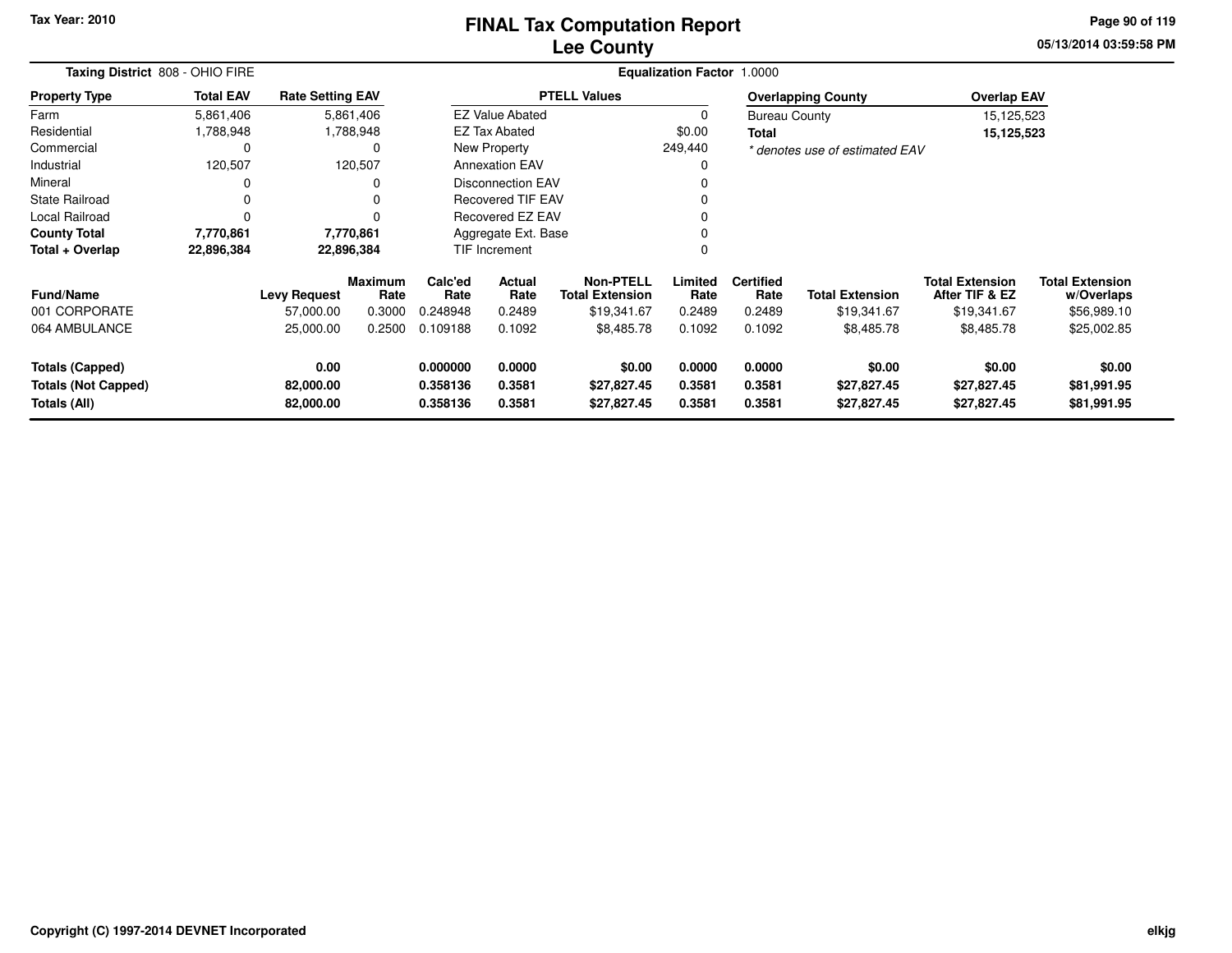# FINAL Tax Computation Report
# Lee County

Tax Year: 2010

**Taxing District** 808 - OHIO FIRE

**Equalization Factor** 1.0000

| Property Type | Total EAV | Rate Setting EAV |
|---|---|---|
| Farm | 5,861,406 | 5,861,406 |
| Residential | 1,788,948 | 1,788,948 |
| Commercial | 0 | 0 |
| Industrial | 120,507 | 120,507 |
| Mineral | 0 | 0 |
| State Railroad | 0 | 0 |
| Local Railroad | 0 | 0 |
| **County Total** | **7,770,861** | **7,770,861** |
| **Total + Overlap** | **22,896,384** | **22,896,384** |

| PTELL Values | |
|---|---|
| EZ Value Abated | 0 |
| EZ Tax Abated | $0.00 |
| New Property | 249,440 |
| Annexation EAV | 0 |
| Disconnection EAV | 0 |
| Recovered TIF EAV | 0 |
| Recovered EZ EAV | 0 |
| Aggregate Ext. Base | 0 |
| TIF Increment | 0 |

| Overlapping County | Overlap EAV |
|---|---|
| Bureau County | 15,125,523 |
| **Total** | **15,125,523** |

*\* denotes use of estimated EAV*

| Fund/Name | Levy Request | Maximum Rate | Calc'ed Rate | Actual Rate | Non-PTELL Total Extension | Limited Rate | Certified Rate | Total Extension | Total Extension After TIF & EZ | Total Extension w/Overlaps |
|---|---|---|---|---|---|---|---|---|---|---|
| 001 CORPORATE | 57,000.00 | 0.3000 | 0.248948 | 0.2489 | $19,341.67 | 0.2489 | 0.2489 | $19,341.67 | $19,341.67 | $56,989.10 |
| 064 AMBULANCE | 25,000.00 | 0.2500 | 0.109188 | 0.1092 | $8,485.78 | 0.1092 | 0.1092 | $8,485.78 | $8,485.78 | $25,002.85 |
| **Totals (Capped)** | **0.00** | | **0.000000** | **0.0000** | **$0.00** | **0.0000** | **0.0000** | **$0.00** | **$0.00** | **$0.00** |
| **Totals (Not Capped)** | **82,000.00** | | **0.358136** | **0.3581** | **$27,827.45** | **0.3581** | **0.3581** | **$27,827.45** | **$27,827.45** | **$81,991.95** |
| **Totals (All)** | **82,000.00** | | **0.358136** | **0.3581** | **$27,827.45** | **0.3581** | **0.3581** | **$27,827.45** | **$27,827.45** | **$81,991.95** |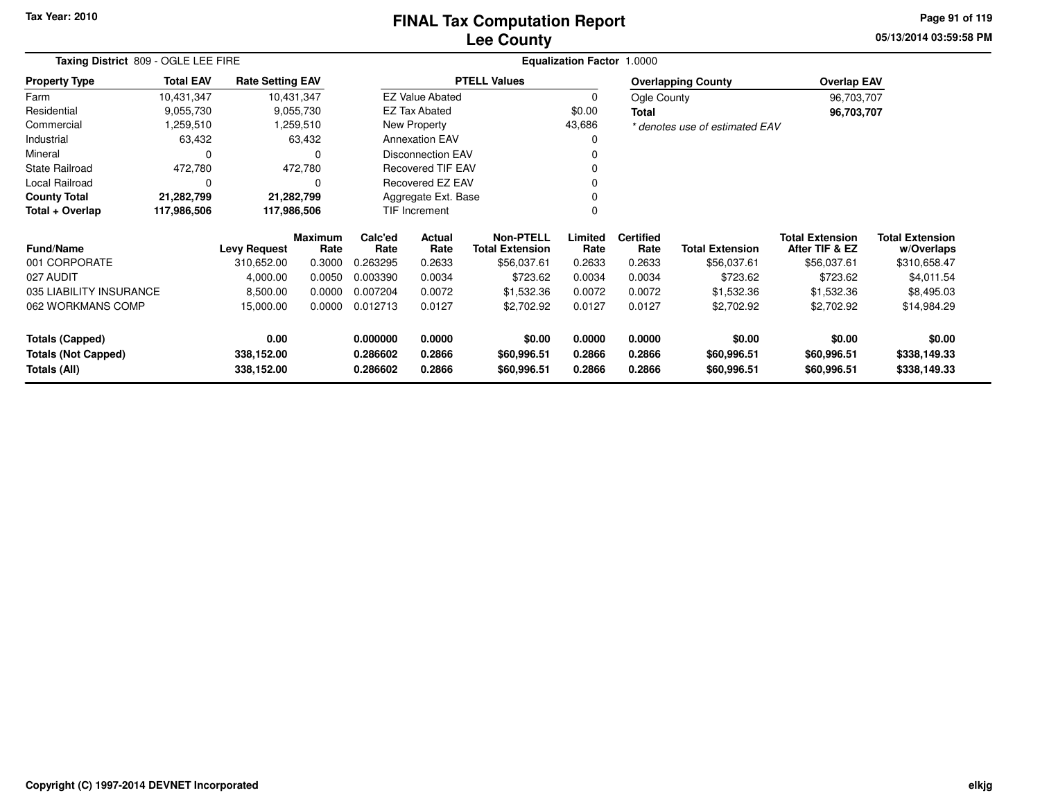Tax Year: 2010

# FINAL Tax Computation Report
## Lee County

05/13/2014 03:59:58 PM

**Taxing District** 809 - OGLE LEE FIRE

**Equalization Factor** 1.0000

| Property Type | Total EAV | Rate Setting EAV |
|---|---|---|
| Farm | 10,431,347 | 10,431,347 |
| Residential | 9,055,730 | 9,055,730 |
| Commercial | 1,259,510 | 1,259,510 |
| Industrial | 63,432 | 63,432 |
| Mineral | 0 | 0 |
| State Railroad | 472,780 | 472,780 |
| Local Railroad | 0 | 0 |
| **County Total** | **21,282,799** | **21,282,799** |
| **Total + Overlap** | **117,986,506** | **117,986,506** |

| PTELL Values | |
|---|---|
| EZ Value Abated | 0 |
| EZ Tax Abated | $0.00 |
| New Property | 43,686 |
| Annexation EAV | 0 |
| Disconnection EAV | 0 |
| Recovered TIF EAV | 0 |
| Recovered EZ EAV | 0 |
| Aggregate Ext. Base | 0 |
| TIF Increment | 0 |

| Overlapping County | Overlap EAV |
|---|---|
| Ogle County | 96,703,707 |
| **Total** | **96,703,707** |

*\* denotes use of estimated EAV*

| Fund/Name | Levy Request | Maximum Rate | Calc'ed Rate | Actual Rate | Non-PTELL Total Extension | Limited Rate | Certified Rate | Total Extension | Total Extension After TIF & EZ | Total Extension w/Overlaps |
|---|---|---|---|---|---|---|---|---|---|---|
| 001 CORPORATE | 310,652.00 | 0.3000 | 0.263295 | 0.2633 | $56,037.61 | 0.2633 | 0.2633 | $56,037.61 | $56,037.61 | $310,658.47 |
| 027 AUDIT | 4,000.00 | 0.0050 | 0.003390 | 0.0034 | $723.62 | 0.0034 | 0.0034 | $723.62 | $723.62 | $4,011.54 |
| 035 LIABILITY INSURANCE | 8,500.00 | 0.0000 | 0.007204 | 0.0072 | $1,532.36 | 0.0072 | 0.0072 | $1,532.36 | $1,532.36 | $8,495.03 |
| 062 WORKMANS COMP | 15,000.00 | 0.0000 | 0.012713 | 0.0127 | $2,702.92 | 0.0127 | 0.0127 | $2,702.92 | $2,702.92 | $14,984.29 |
| **Totals (Capped)** | **0.00** | | **0.000000** | **0.0000** | **$0.00** | **0.0000** | **0.0000** | **$0.00** | **$0.00** | **$0.00** |
| **Totals (Not Capped)** | **338,152.00** | | **0.286602** | **0.2866** | **$60,996.51** | **0.2866** | **0.2866** | **$60,996.51** | **$60,996.51** | **$338,149.33** |
| **Totals (All)** | **338,152.00** | | **0.286602** | **0.2866** | **$60,996.51** | **0.2866** | **0.2866** | **$60,996.51** | **$60,996.51** | **$338,149.33** |

Copyright (C) 1997-2014 DEVNET Incorporated

elkjg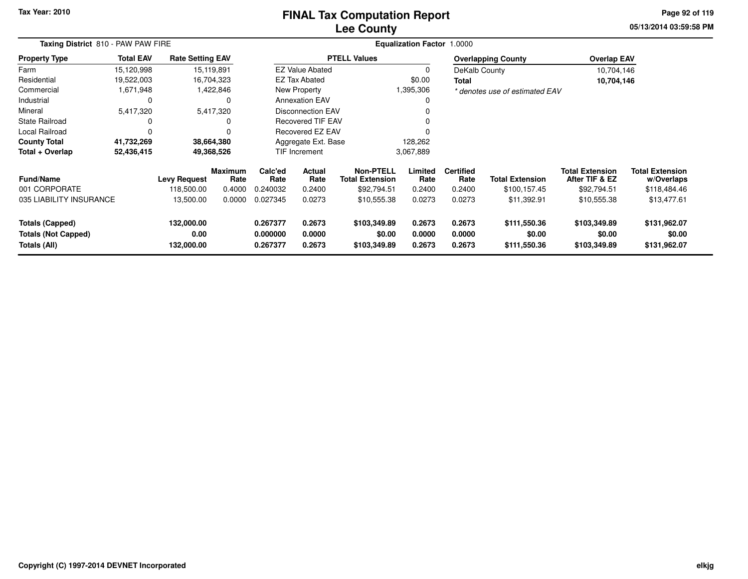Tax Year: 2010

# FINAL Tax Computation Report
## Lee County

05/13/2014 03:59:58 PM

**Taxing District** 810 - PAW PAW FIRE

**Equalization Factor** 1.0000

| Property Type | Total EAV | Rate Setting EAV |
|---|---|---|
| Farm | 15,120,998 | 15,119,891 |
| Residential | 19,522,003 | 16,704,323 |
| Commercial | 1,671,948 | 1,422,846 |
| Industrial | 0 | 0 |
| Mineral | 5,417,320 | 5,417,320 |
| State Railroad | 0 | 0 |
| Local Railroad | 0 | 0 |
| **County Total** | **41,732,269** | **38,664,380** |
| **Total + Overlap** | **52,436,415** | **49,368,526** |

| PTELL Values | |
|---|---|
| EZ Value Abated | 0 |
| EZ Tax Abated | $0.00 |
| New Property | 1,395,306 |
| Annexation EAV | 0 |
| Disconnection EAV | 0 |
| Recovered TIF EAV | 0 |
| Recovered EZ EAV | 0 |
| Aggregate Ext. Base | 128,262 |
| TIF Increment | 3,067,889 |

| Overlapping County | Overlap EAV |
|---|---|
| DeKalb County | 10,704,146 |
| **Total** | **10,704,146** |

*\* denotes use of estimated EAV*

| Fund/Name | Levy Request | Maximum Rate | Calc'ed Rate | Actual Rate | Non-PTELL Total Extension | Limited Rate | Certified Rate | Total Extension | Total Extension After TIF & EZ | Total Extension w/Overlaps |
|---|---|---|---|---|---|---|---|---|---|---|
| 001 CORPORATE | 118,500.00 | 0.4000 | 0.240032 | 0.2400 | $92,794.51 | 0.2400 | 0.2400 | $100,157.45 | $92,794.51 | $118,484.46 |
| 035 LIABILITY INSURANCE | 13,500.00 | 0.0000 | 0.027345 | 0.0273 | $10,555.38 | 0.0273 | 0.0273 | $11,392.91 | $10,555.38 | $13,477.61 |
| **Totals (Capped)** | **132,000.00** | | **0.267377** | **0.2673** | **$103,349.89** | **0.2673** | **0.2673** | **$111,550.36** | **$103,349.89** | **$131,962.07** |
| **Totals (Not Capped)** | **0.00** | | **0.000000** | **0.0000** | **$0.00** | **0.0000** | **0.0000** | **$0.00** | **$0.00** | **$0.00** |
| **Totals (All)** | **132,000.00** | | **0.267377** | **0.2673** | **$103,349.89** | **0.2673** | **0.2673** | **$111,550.36** | **$103,349.89** | **$131,962.07** |

Copyright (C) 1997-2014 DEVNET Incorporated

elkjg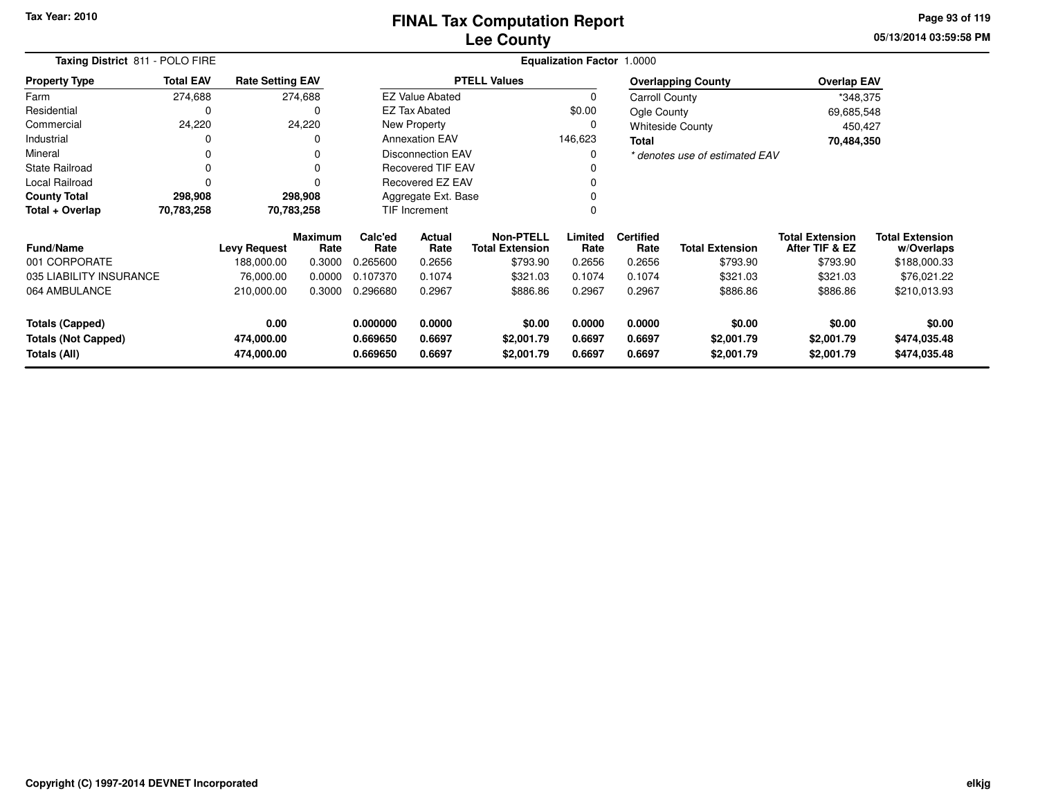# FINAL Tax Computation Report
# Lee County

Tax Year: 2010

**Taxing District** 811 - POLO FIRE

**Equalization Factor** 1.0000

| Property Type | Total EAV | Rate Setting EAV |
|---|---|---|
| Farm | 274,688 | 274,688 |
| Residential | 0 | 0 |
| Commercial | 24,220 | 24,220 |
| Industrial | 0 | 0 |
| Mineral | 0 | 0 |
| State Railroad | 0 | 0 |
| Local Railroad | 0 | 0 |
| **County Total** | **298,908** | **298,908** |
| **Total + Overlap** | **70,783,258** | **70,783,258** |

| PTELL Values | |
|---|---|
| EZ Value Abated | 0 |
| EZ Tax Abated | $0.00 |
| New Property | 0 |
| Annexation EAV | 146,623 |
| Disconnection EAV | 0 |
| Recovered TIF EAV | 0 |
| Recovered EZ EAV | 0 |
| Aggregate Ext. Base | 0 |
| TIF Increment | 0 |

| Overlapping County | Overlap EAV |
|---|---|
| Carroll County | *348,375 |
| Ogle County | 69,685,548 |
| Whiteside County | 450,427 |
| **Total** | **70,484,350** |

*\* denotes use of estimated EAV*

| Fund/Name | Levy Request | Maximum Rate | Calc'ed Rate | Actual Rate | Non-PTELL Total Extension | Limited Rate | Certified Rate | Total Extension | Total Extension After TIF & EZ | Total Extension w/Overlaps |
|---|---|---|---|---|---|---|---|---|---|---|
| 001 CORPORATE | 188,000.00 | 0.3000 | 0.265600 | 0.2656 | $793.90 | 0.2656 | 0.2656 | $793.90 | $793.90 | $188,000.33 |
| 035 LIABILITY INSURANCE | 76,000.00 | 0.0000 | 0.107370 | 0.1074 | $321.03 | 0.1074 | 0.1074 | $321.03 | $321.03 | $76,021.22 |
| 064 AMBULANCE | 210,000.00 | 0.3000 | 0.296680 | 0.2967 | $886.86 | 0.2967 | 0.2967 | $886.86 | $886.86 | $210,013.93 |
| **Totals (Capped)** | **0.00** | | **0.000000** | **0.0000** | **$0.00** | **0.0000** | **0.0000** | **$0.00** | **$0.00** | **$0.00** |
| **Totals (Not Capped)** | **474,000.00** | | **0.669650** | **0.6697** | **$2,001.79** | **0.6697** | **0.6697** | **$2,001.79** | **$2,001.79** | **$474,035.48** |
| **Totals (All)** | **474,000.00** | | **0.669650** | **0.6697** | **$2,001.79** | **0.6697** | **0.6697** | **$2,001.79** | **$2,001.79** | **$474,035.48** |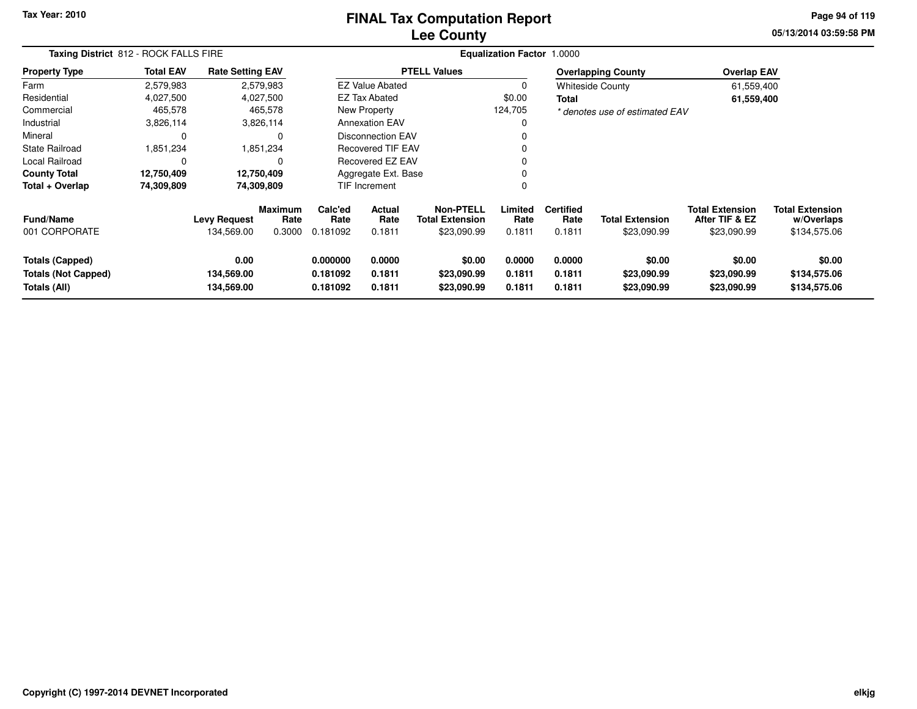# FINAL Tax Computation Report
## Lee County

Tax Year: 2010

05/13/2014 03:59:58 PM

**Taxing District** 812 - ROCK FALLS FIRE

**Equalization Factor** 1.0000

| Property Type | Total EAV | Rate Setting EAV |
|---|---|---|
| Farm | 2,579,983 | 2,579,983 |
| Residential | 4,027,500 | 4,027,500 |
| Commercial | 465,578 | 465,578 |
| Industrial | 3,826,114 | 3,826,114 |
| Mineral | 0 | 0 |
| State Railroad | 1,851,234 | 1,851,234 |
| Local Railroad | 0 | 0 |
| **County Total** | **12,750,409** | **12,750,409** |
| **Total + Overlap** | **74,309,809** | **74,309,809** |

| PTELL Values | |
|---|---|
| EZ Value Abated | 0 |
| EZ Tax Abated | $0.00 |
| New Property | 124,705 |
| Annexation EAV | 0 |
| Disconnection EAV | 0 |
| Recovered TIF EAV | 0 |
| Recovered EZ EAV | 0 |
| Aggregate Ext. Base | 0 |
| TIF Increment | 0 |

| Overlapping County | Overlap EAV |
|---|---|
| Whiteside County | 61,559,400 |
| **Total** | **61,559,400** |

*\* denotes use of estimated EAV*

| Fund/Name | Levy Request | Maximum Rate | Calc'ed Rate | Actual Rate | Non-PTELL Total Extension | Limited Rate | Certified Rate | Total Extension | Total Extension After TIF & EZ | Total Extension w/Overlaps |
|---|---|---|---|---|---|---|---|---|---|---|
| 001 CORPORATE | 134,569.00 | 0.3000 | 0.181092 | 0.1811 | $23,090.99 | 0.1811 | 0.1811 | $23,090.99 | $23,090.99 | $134,575.06 |
| **Totals (Capped)** | **0.00** | | **0.000000** | **0.0000** | **$0.00** | **0.0000** | **0.0000** | **$0.00** | **$0.00** | **$0.00** |
| **Totals (Not Capped)** | **134,569.00** | | **0.181092** | **0.1811** | **$23,090.99** | **0.1811** | **0.1811** | **$23,090.99** | **$23,090.99** | **$134,575.06** |
| **Totals (All)** | **134,569.00** | | **0.181092** | **0.1811** | **$23,090.99** | **0.1811** | **0.1811** | **$23,090.99** | **$23,090.99** | **$134,575.06** |

Copyright (C) 1997-2014 DEVNET Incorporated

elkjg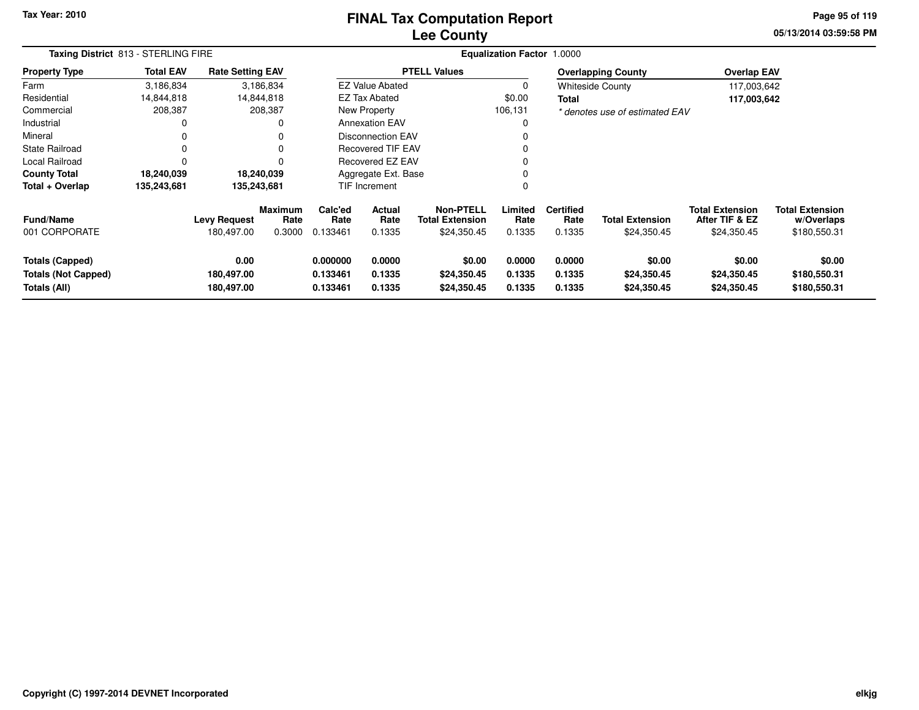Tax Year: 2010

# FINAL Tax Computation Report
## Lee County

**Taxing District** 813 - STERLING FIRE

**Equalization Factor** 1.0000

| Property Type | Total EAV | Rate Setting EAV |
|---|---|---|
| Farm | 3,186,834 | 3,186,834 |
| Residential | 14,844,818 | 14,844,818 |
| Commercial | 208,387 | 208,387 |
| Industrial | 0 | 0 |
| Mineral | 0 | 0 |
| State Railroad | 0 | 0 |
| Local Railroad | 0 | 0 |
| **County Total** | **18,240,039** | **18,240,039** |
| **Total + Overlap** | **135,243,681** | **135,243,681** |

| PTELL Values | |
|---|---|
| EZ Value Abated | 0 |
| EZ Tax Abated | $0.00 |
| New Property | 106,131 |
| Annexation EAV | 0 |
| Disconnection EAV | 0 |
| Recovered TIF EAV | 0 |
| Recovered EZ EAV | 0 |
| Aggregate Ext. Base | 0 |
| TIF Increment | 0 |

| Overlapping County | Overlap EAV |
|---|---|
| Whiteside County | 117,003,642 |
| **Total** | **117,003,642** |

*\* denotes use of estimated EAV*

| Fund/Name | Levy Request | Maximum Rate | Calc'ed Rate | Actual Rate | Non-PTELL Total Extension | Limited Rate | Certified Rate | Total Extension | Total Extension After TIF & EZ | Total Extension w/Overlaps |
|---|---|---|---|---|---|---|---|---|---|---|
| 001 CORPORATE | 180,497.00 | 0.3000 | 0.133461 | 0.1335 | $24,350.45 | 0.1335 | 0.1335 | $24,350.45 | $24,350.45 | $180,550.31 |
| **Totals (Capped)** | **0.00** | | **0.000000** | **0.0000** | **$0.00** | **0.0000** | **0.0000** | **$0.00** | **$0.00** | **$0.00** |
| **Totals (Not Capped)** | **180,497.00** | | **0.133461** | **0.1335** | **$24,350.45** | **0.1335** | **0.1335** | **$24,350.45** | **$24,350.45** | **$180,550.31** |
| **Totals (All)** | **180,497.00** | | **0.133461** | **0.1335** | **$24,350.45** | **0.1335** | **0.1335** | **$24,350.45** | **$24,350.45** | **$180,550.31** |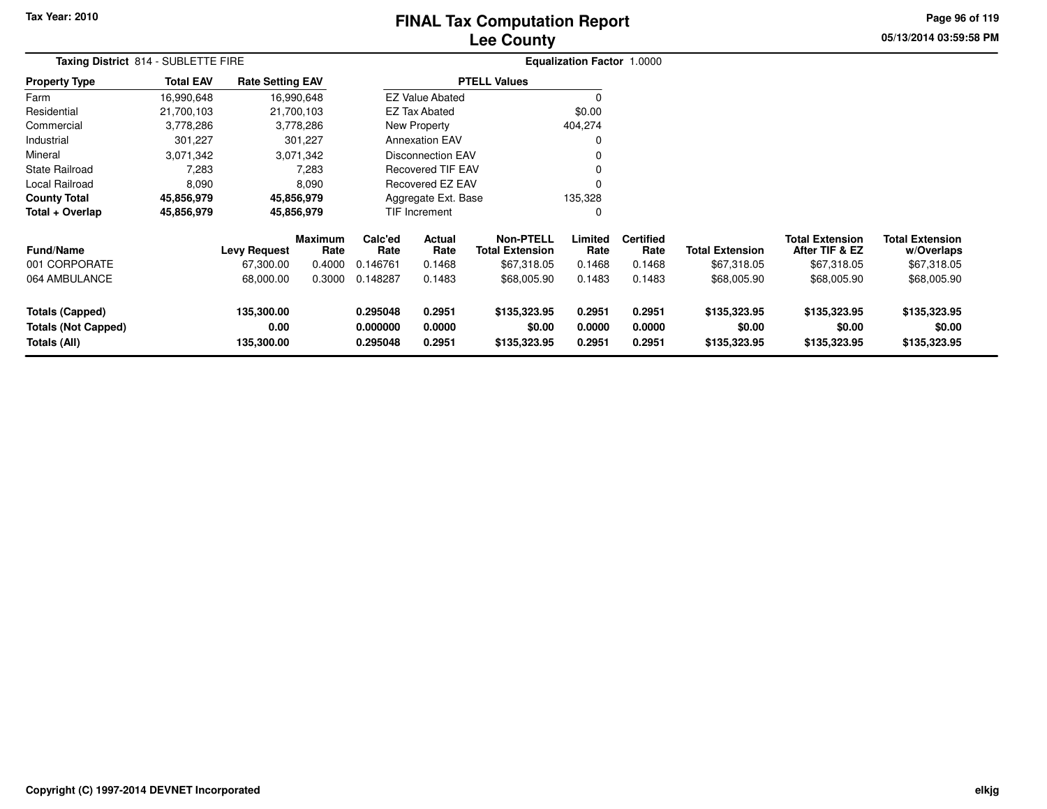Tax Year: 2010

# FINAL Tax Computation Report
## Lee County

05/13/2014 03:59:58 PM

**Taxing District** 814 - SUBLETTE FIRE

**Equalization Factor** 1.0000

| Property Type | Total EAV | Rate Setting EAV |
|---|---|---|
| Farm | 16,990,648 | 16,990,648 |
| Residential | 21,700,103 | 21,700,103 |
| Commercial | 3,778,286 | 3,778,286 |
| Industrial | 301,227 | 301,227 |
| Mineral | 3,071,342 | 3,071,342 |
| State Railroad | 7,283 | 7,283 |
| Local Railroad | 8,090 | 8,090 |
| **County Total** | **45,856,979** | **45,856,979** |
| **Total + Overlap** | **45,856,979** | **45,856,979** |

| PTELL Values | |
|---|---|
| EZ Value Abated | 0 |
| EZ Tax Abated | $0.00 |
| New Property | 404,274 |
| Annexation EAV | 0 |
| Disconnection EAV | 0 |
| Recovered TIF EAV | 0 |
| Recovered EZ EAV | 0 |
| Aggregate Ext. Base | 135,328 |
| TIF Increment | 0 |

| Fund/Name | Levy Request | Maximum Rate | Calc'ed Rate | Actual Rate | Non-PTELL Total Extension | Limited Rate | Certified Rate | Total Extension | Total Extension After TIF & EZ | Total Extension w/Overlaps |
|---|---|---|---|---|---|---|---|---|---|---|
| 001 CORPORATE | 67,300.00 | 0.4000 | 0.146761 | 0.1468 | $67,318.05 | 0.1468 | 0.1468 | $67,318.05 | $67,318.05 | $67,318.05 |
| 064 AMBULANCE | 68,000.00 | 0.3000 | 0.148287 | 0.1483 | $68,005.90 | 0.1483 | 0.1483 | $68,005.90 | $68,005.90 | $68,005.90 |
| **Totals (Capped)** | **135,300.00** | | **0.295048** | **0.2951** | **$135,323.95** | **0.2951** | **0.2951** | **$135,323.95** | **$135,323.95** | **$135,323.95** |
| **Totals (Not Capped)** | **0.00** | | **0.000000** | **0.0000** | **$0.00** | **0.0000** | **0.0000** | **$0.00** | **$0.00** | **$0.00** |
| **Totals (All)** | **135,300.00** | | **0.295048** | **0.2951** | **$135,323.95** | **0.2951** | **0.2951** | **$135,323.95** | **$135,323.95** | **$135,323.95** |

Copyright (C) 1997-2014 DEVNET Incorporated

elkjg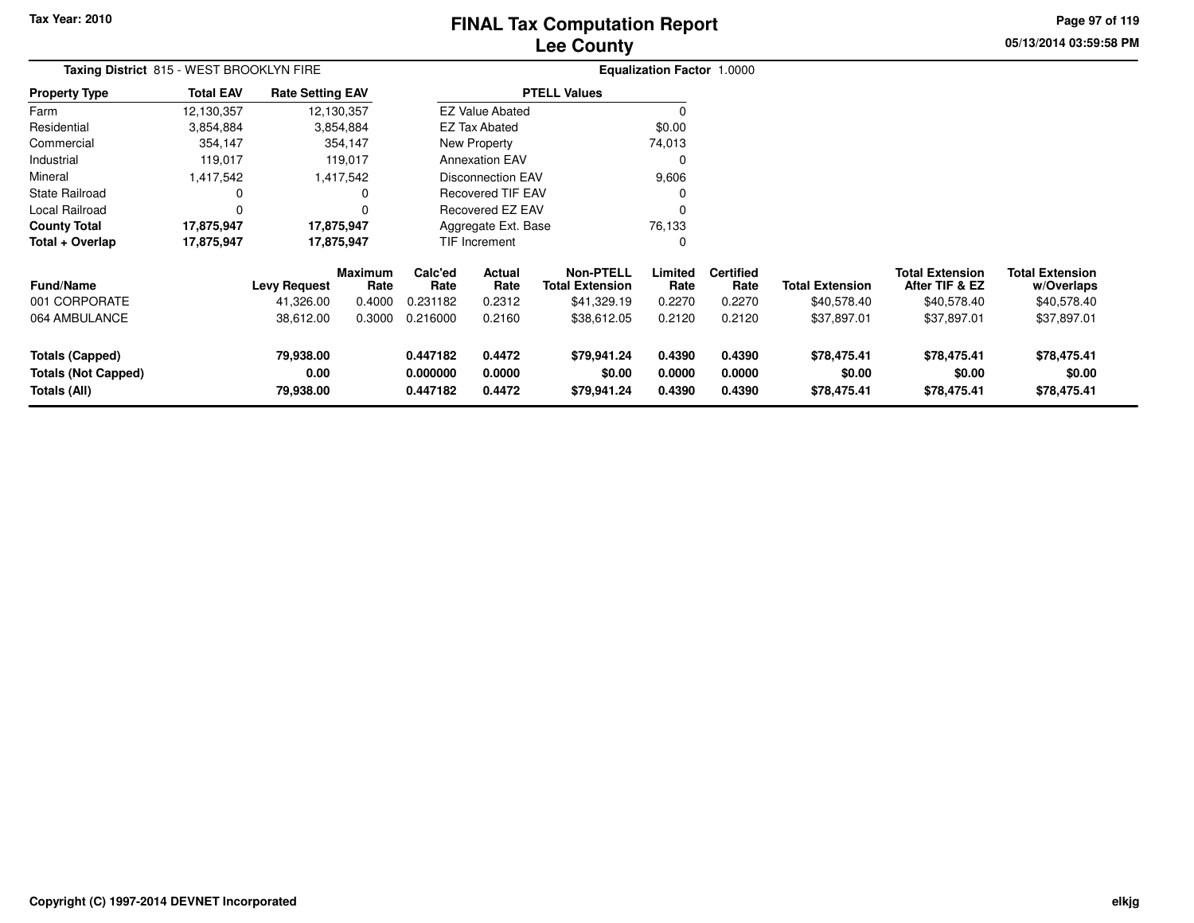# FINAL Tax Computation Report
## Lee County

Tax Year: 2010

05/13/2014 03:59:58 PM

**Taxing District** 815 - WEST BROOKLYN FIRE

**Equalization Factor** 1.0000

| Property Type | Total EAV | Rate Setting EAV |
|---|---|---|
| Farm | 12,130,357 | 12,130,357 |
| Residential | 3,854,884 | 3,854,884 |
| Commercial | 354,147 | 354,147 |
| Industrial | 119,017 | 119,017 |
| Mineral | 1,417,542 | 1,417,542 |
| State Railroad | 0 | 0 |
| Local Railroad | 0 | 0 |
| **County Total** | **17,875,947** | **17,875,947** |
| **Total + Overlap** | **17,875,947** | **17,875,947** |

| PTELL Values | |
|---|---|
| EZ Value Abated | 0 |
| EZ Tax Abated | $0.00 |
| New Property | 74,013 |
| Annexation EAV | 0 |
| Disconnection EAV | 9,606 |
| Recovered TIF EAV | 0 |
| Recovered EZ EAV | 0 |
| Aggregate Ext. Base | 76,133 |
| TIF Increment | 0 |

| Fund/Name | Levy Request | Maximum Rate | Calc'ed Rate | Actual Rate | Non-PTELL Total Extension | Limited Rate | Certified Rate | Total Extension | Total Extension After TIF & EZ | Total Extension w/Overlaps |
|---|---|---|---|---|---|---|---|---|---|---|
| 001 CORPORATE | 41,326.00 | 0.4000 | 0.231182 | 0.2312 | $41,329.19 | 0.2270 | 0.2270 | $40,578.40 | $40,578.40 | $40,578.40 |
| 064 AMBULANCE | 38,612.00 | 0.3000 | 0.216000 | 0.2160 | $38,612.05 | 0.2120 | 0.2120 | $37,897.01 | $37,897.01 | $37,897.01 |
| **Totals (Capped)** | **79,938.00** | | **0.447182** | **0.4472** | **$79,941.24** | **0.4390** | **0.4390** | **$78,475.41** | **$78,475.41** | **$78,475.41** |
| **Totals (Not Capped)** | **0.00** | | **0.000000** | **0.0000** | **$0.00** | **0.0000** | **0.0000** | **$0.00** | **$0.00** | **$0.00** |
| **Totals (All)** | **79,938.00** | | **0.447182** | **0.4472** | **$79,941.24** | **0.4390** | **0.4390** | **$78,475.41** | **$78,475.41** | **$78,475.41** |

Copyright (C) 1997-2014 DEVNET Incorporated

elkjg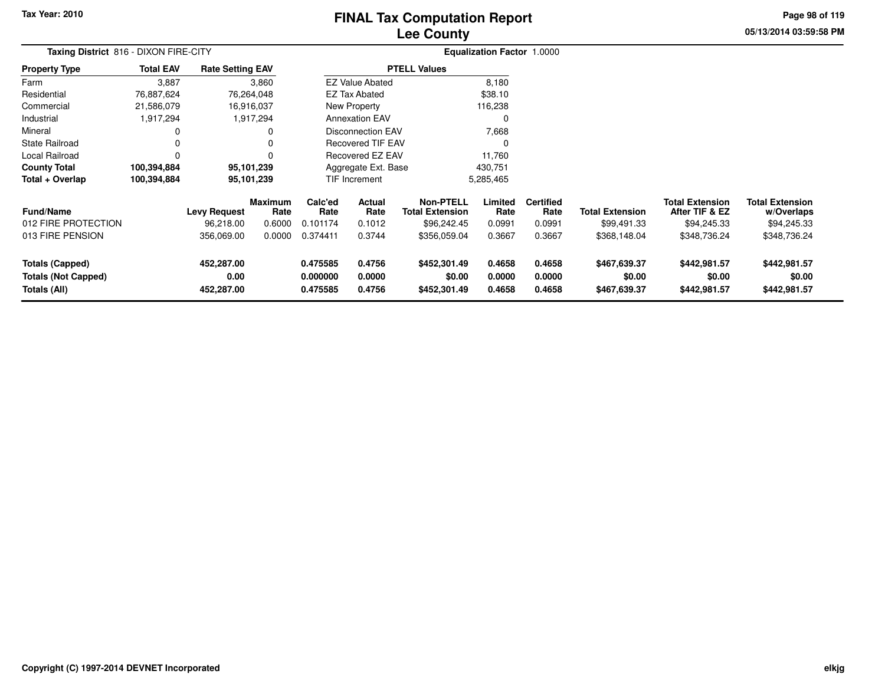Tax Year: 2010

# FINAL Tax Computation Report
## Lee County

05/13/2014 03:59:58 PM

**Taxing District** 816 - DIXON FIRE-CITY

**Equalization Factor** 1.0000

| Property Type | Total EAV | Rate Setting EAV |
|---|---|---|
| Farm | 3,887 | 3,860 |
| Residential | 76,887,624 | 76,264,048 |
| Commercial | 21,586,079 | 16,916,037 |
| Industrial | 1,917,294 | 1,917,294 |
| Mineral | 0 | 0 |
| State Railroad | 0 | 0 |
| Local Railroad | 0 | 0 |
| **County Total** | **100,394,884** | **95,101,239** |
| **Total + Overlap** | **100,394,884** | **95,101,239** |

| PTELL Values | |
|---|---|
| EZ Value Abated | 8,180 |
| EZ Tax Abated | $38.10 |
| New Property | 116,238 |
| Annexation EAV | 0 |
| Disconnection EAV | 7,668 |
| Recovered TIF EAV | 0 |
| Recovered EZ EAV | 11,760 |
| Aggregate Ext. Base | 430,751 |
| TIF Increment | 5,285,465 |

| Fund/Name | Levy Request | Maximum Rate | Calc'ed Rate | Actual Rate | Non-PTELL Total Extension | Limited Rate | Certified Rate | Total Extension | Total Extension After TIF & EZ | Total Extension w/Overlaps |
|---|---|---|---|---|---|---|---|---|---|---|
| 012 FIRE PROTECTION | 96,218.00 | 0.6000 | 0.101174 | 0.1012 | $96,242.45 | 0.0991 | 0.0991 | $99,491.33 | $94,245.33 | $94,245.33 |
| 013 FIRE PENSION | 356,069.00 | 0.0000 | 0.374411 | 0.3744 | $356,059.04 | 0.3667 | 0.3667 | $368,148.04 | $348,736.24 | $348,736.24 |
| **Totals (Capped)** | **452,287.00** | | **0.475585** | **0.4756** | **$452,301.49** | **0.4658** | **0.4658** | **$467,639.37** | **$442,981.57** | **$442,981.57** |
| **Totals (Not Capped)** | **0.00** | | **0.000000** | **0.0000** | **$0.00** | **0.0000** | **0.0000** | **$0.00** | **$0.00** | **$0.00** |
| **Totals (All)** | **452,287.00** | | **0.475585** | **0.4756** | **$452,301.49** | **0.4658** | **0.4658** | **$467,639.37** | **$442,981.57** | **$442,981.57** |

Copyright (C) 1997-2014 DEVNET Incorporated

elkjg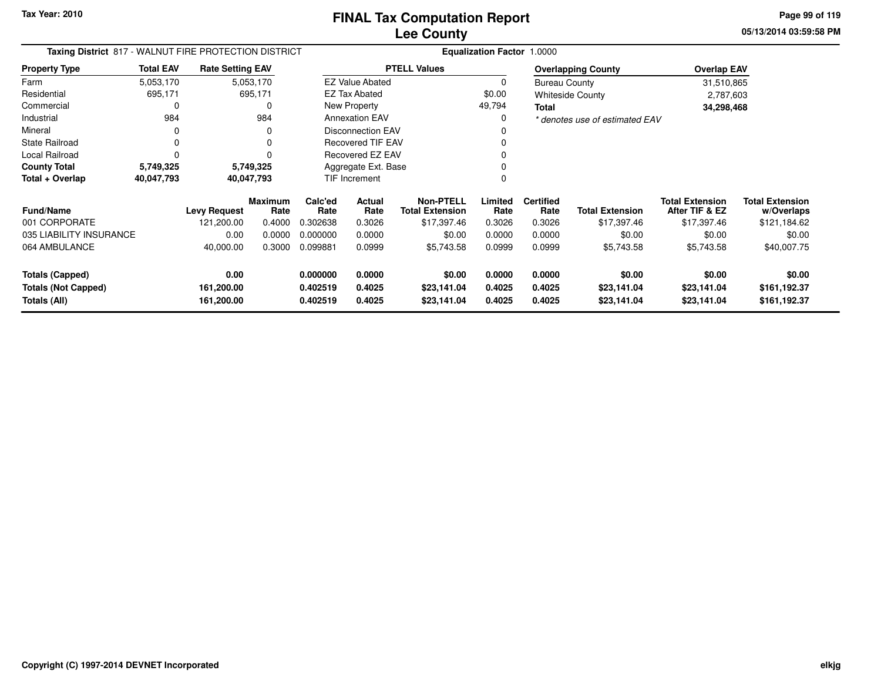# FINAL Tax Computation Report
# Lee County

Tax Year: 2010

**Taxing District** 817 - WALNUT FIRE PROTECTION DISTRICT

**Equalization Factor** 1.0000

| Property Type | Total EAV | Rate Setting EAV |
|---|---|---|
| Farm | 5,053,170 | 5,053,170 |
| Residential | 695,171 | 695,171 |
| Commercial | 0 | 0 |
| Industrial | 984 | 984 |
| Mineral | 0 | 0 |
| State Railroad | 0 | 0 |
| Local Railroad | 0 | 0 |
| **County Total** | **5,749,325** | **5,749,325** |
| **Total + Overlap** | **40,047,793** | **40,047,793** |

| PTELL Values | |
|---|---|
| EZ Value Abated | 0 |
| EZ Tax Abated | $0.00 |
| New Property | 49,794 |
| Annexation EAV | 0 |
| Disconnection EAV | 0 |
| Recovered TIF EAV | 0 |
| Recovered EZ EAV | 0 |
| Aggregate Ext. Base | 0 |
| TIF Increment | 0 |

| Overlapping County | Overlap EAV |
|---|---|
| Bureau County | 31,510,865 |
| Whiteside County | 2,787,603 |
| **Total** | **34,298,468** |

*\* denotes use of estimated EAV*

| Fund/Name | Levy Request | Maximum Rate | Calc'ed Rate | Actual Rate | Non-PTELL Total Extension | Limited Rate | Certified Rate | Total Extension | Total Extension After TIF & EZ | Total Extension w/Overlaps |
|---|---|---|---|---|---|---|---|---|---|---|
| 001 CORPORATE | 121,200.00 | 0.4000 | 0.302638 | 0.3026 | $17,397.46 | 0.3026 | 0.3026 | $17,397.46 | $17,397.46 | $121,184.62 |
| 035 LIABILITY INSURANCE | 0.00 | 0.0000 | 0.000000 | 0.0000 | $0.00 | 0.0000 | 0.0000 | $0.00 | $0.00 | $0.00 |
| 064 AMBULANCE | 40,000.00 | 0.3000 | 0.099881 | 0.0999 | $5,743.58 | 0.0999 | 0.0999 | $5,743.58 | $5,743.58 | $40,007.75 |
| **Totals (Capped)** | **0.00** | | **0.000000** | **0.0000** | **$0.00** | **0.0000** | **0.0000** | **$0.00** | **$0.00** | **$0.00** |
| **Totals (Not Capped)** | **161,200.00** | | **0.402519** | **0.4025** | **$23,141.04** | **0.4025** | **0.4025** | **$23,141.04** | **$23,141.04** | **$161,192.37** |
| **Totals (All)** | **161,200.00** | | **0.402519** | **0.4025** | **$23,141.04** | **0.4025** | **0.4025** | **$23,141.04** | **$23,141.04** | **$161,192.37** |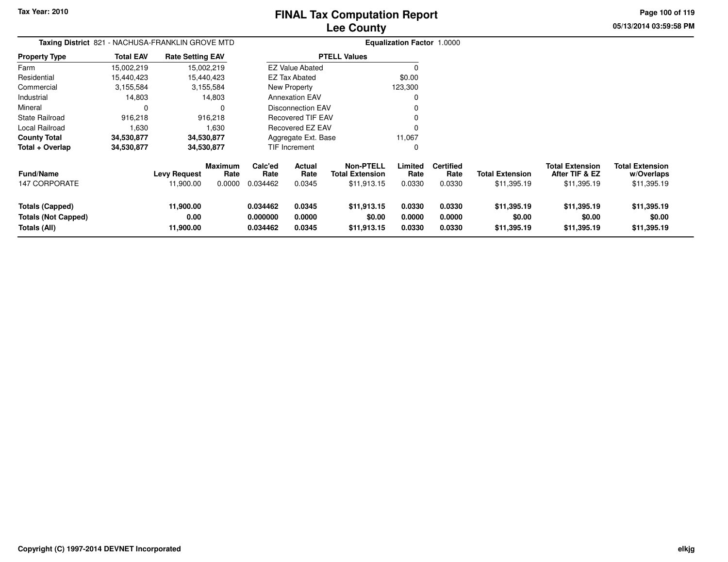# FINAL Tax Computation Report
# Lee County

Tax Year: 2010

05/13/2014 03:59:58 PM

**Taxing District** 821 - NACHUSA-FRANKLIN GROVE MTD

**Equalization Factor** 1.0000

| Property Type | Total EAV | Rate Setting EAV |
|---|---|---|
| Farm | 15,002,219 | 15,002,219 |
| Residential | 15,440,423 | 15,440,423 |
| Commercial | 3,155,584 | 3,155,584 |
| Industrial | 14,803 | 14,803 |
| Mineral | 0 | 0 |
| State Railroad | 916,218 | 916,218 |
| Local Railroad | 1,630 | 1,630 |
| **County Total** | **34,530,877** | **34,530,877** |
| **Total + Overlap** | **34,530,877** | **34,530,877** |

| PTELL Values | |
|---|---|
| EZ Value Abated | 0 |
| EZ Tax Abated | $0.00 |
| New Property | 123,300 |
| Annexation EAV | 0 |
| Disconnection EAV | 0 |
| Recovered TIF EAV | 0 |
| Recovered EZ EAV | 0 |
| Aggregate Ext. Base | 11,067 |
| TIF Increment | 0 |

| Fund/Name | Levy Request | Maximum Rate | Calc'ed Rate | Actual Rate | Non-PTELL Total Extension | Limited Rate | Certified Rate | Total Extension | Total Extension After TIF & EZ | Total Extension w/Overlaps |
|---|---|---|---|---|---|---|---|---|---|---|
| 147 CORPORATE | 11,900.00 | 0.0000 | 0.034462 | 0.0345 | $11,913.15 | 0.0330 | 0.0330 | $11,395.19 | $11,395.19 | $11,395.19 |
| **Totals (Capped)** | **11,900.00** | | **0.034462** | **0.0345** | **$11,913.15** | **0.0330** | **0.0330** | **$11,395.19** | **$11,395.19** | **$11,395.19** |
| **Totals (Not Capped)** | **0.00** | | **0.000000** | **0.0000** | **$0.00** | **0.0000** | **0.0000** | **$0.00** | **$0.00** | **$0.00** |
| **Totals (All)** | **11,900.00** | | **0.034462** | **0.0345** | **$11,913.15** | **0.0330** | **0.0330** | **$11,395.19** | **$11,395.19** | **$11,395.19** |

Copyright (C) 1997-2014 DEVNET Incorporated

elkjg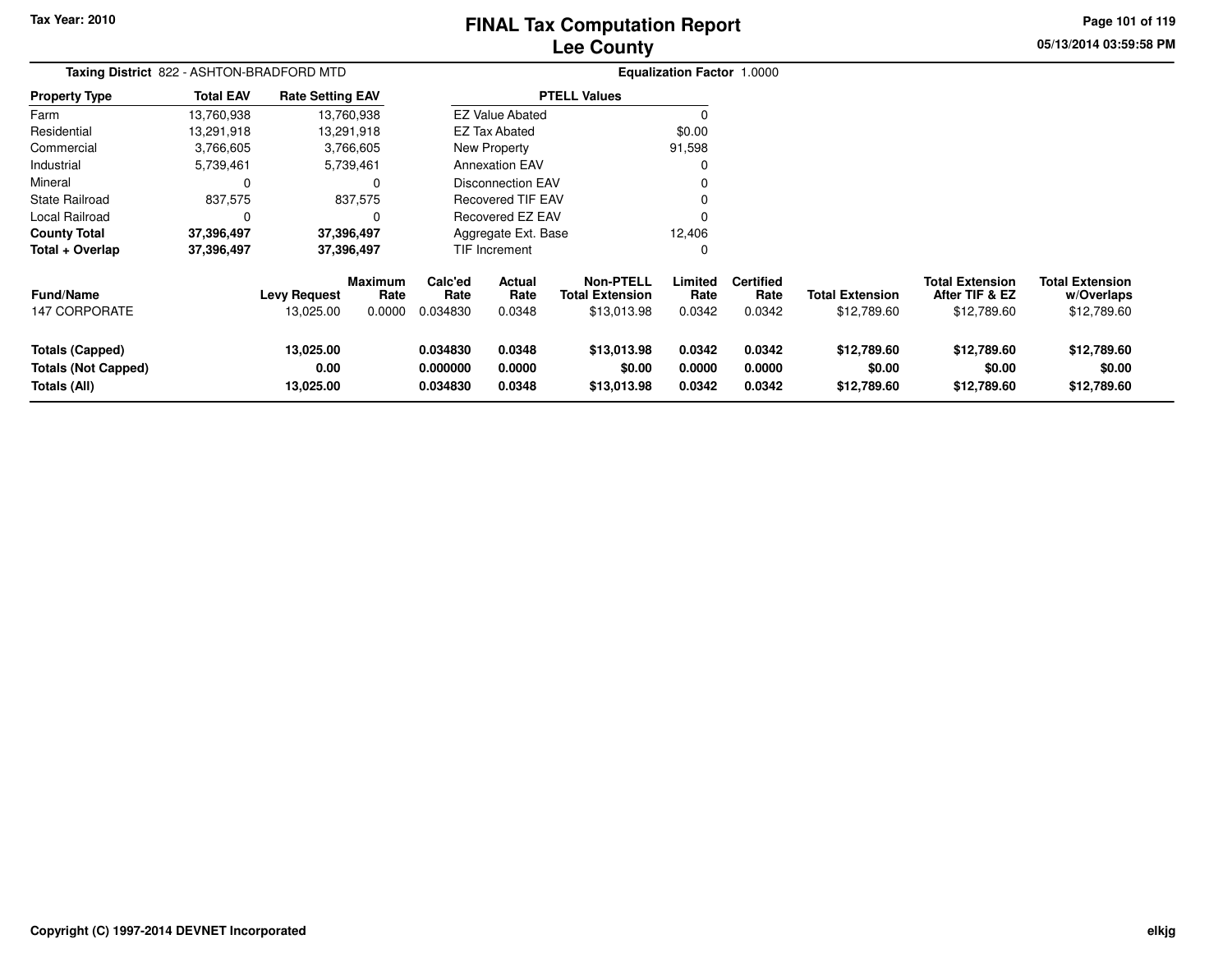Tax Year: 2010

# FINAL Tax Computation Report
## Lee County

**Taxing District** 822 - ASHTON-BRADFORD MTD

**Equalization Factor** 1.0000

| Property Type | Total EAV | Rate Setting EAV |
|---|---|---|
| Farm | 13,760,938 | 13,760,938 |
| Residential | 13,291,918 | 13,291,918 |
| Commercial | 3,766,605 | 3,766,605 |
| Industrial | 5,739,461 | 5,739,461 |
| Mineral | 0 | 0 |
| State Railroad | 837,575 | 837,575 |
| Local Railroad | 0 | 0 |
| **County Total** | **37,396,497** | **37,396,497** |
| **Total + Overlap** | **37,396,497** | **37,396,497** |

| PTELL Values | |
|---|---|
| EZ Value Abated | 0 |
| EZ Tax Abated | $0.00 |
| New Property | 91,598 |
| Annexation EAV | 0 |
| Disconnection EAV | 0 |
| Recovered TIF EAV | 0 |
| Recovered EZ EAV | 0 |
| Aggregate Ext. Base | 12,406 |
| TIF Increment | 0 |

| Fund/Name | Levy Request | Maximum Rate | Calc'ed Rate | Actual Rate | Non-PTELL Total Extension | Limited Rate | Certified Rate | Total Extension | Total Extension After TIF & EZ | Total Extension w/Overlaps |
|---|---|---|---|---|---|---|---|---|---|---|
| 147 CORPORATE | 13,025.00 | 0.0000 | 0.034830 | 0.0348 | $13,013.98 | 0.0342 | 0.0342 | $12,789.60 | $12,789.60 | $12,789.60 |
| **Totals (Capped)** | **13,025.00** | | **0.034830** | **0.0348** | **$13,013.98** | **0.0342** | **0.0342** | **$12,789.60** | **$12,789.60** | **$12,789.60** |
| **Totals (Not Capped)** | **0.00** | | **0.000000** | **0.0000** | **$0.00** | **0.0000** | **0.0000** | **$0.00** | **$0.00** | **$0.00** |
| **Totals (All)** | **13,025.00** | | **0.034830** | **0.0348** | **$13,013.98** | **0.0342** | **0.0342** | **$12,789.60** | **$12,789.60** | **$12,789.60** |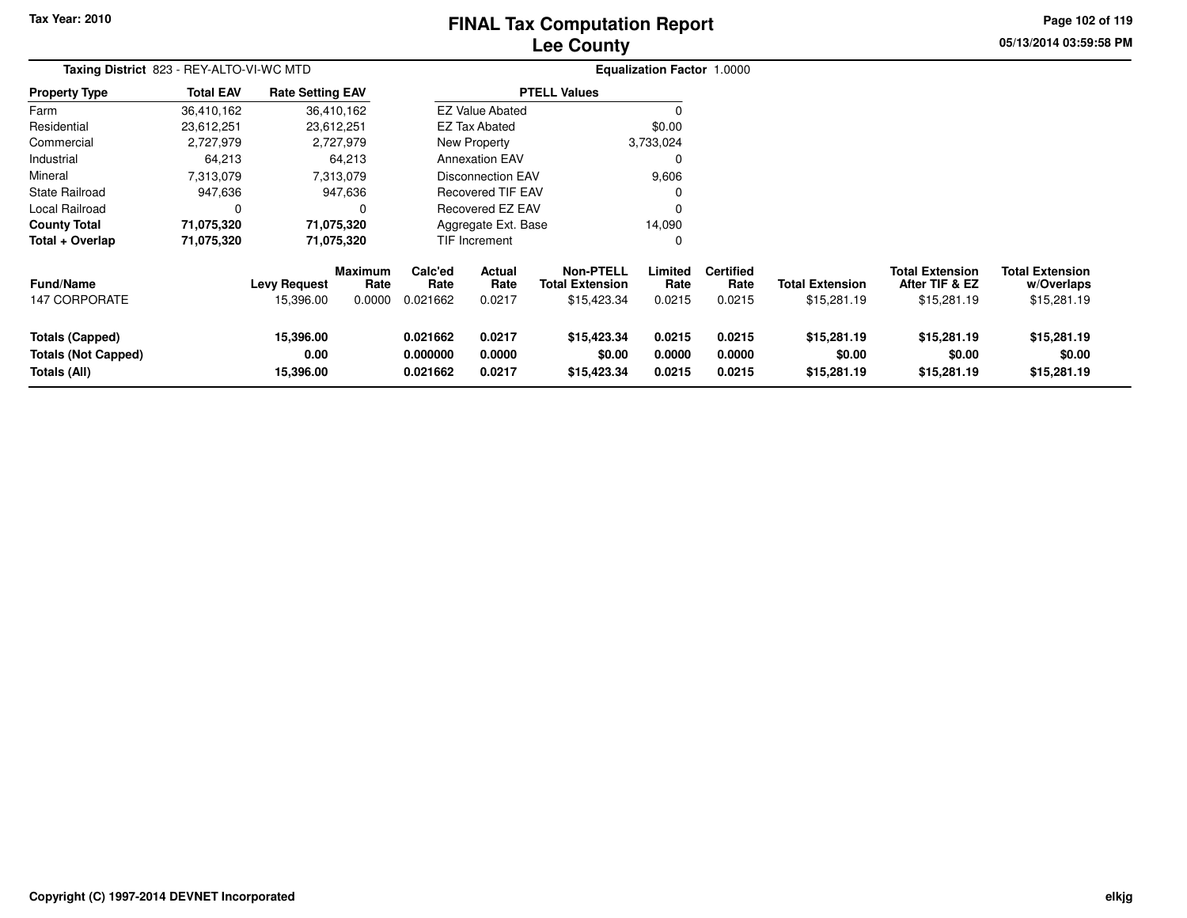# FINAL Tax Computation Report
## Lee County

Tax Year: 2010

**Taxing District** 823 - REY-ALTO-VI-WC MTD

**Equalization Factor** 1.0000

| Property Type | Total EAV | Rate Setting EAV |
|---|---|---|
| Farm | 36,410,162 | 36,410,162 |
| Residential | 23,612,251 | 23,612,251 |
| Commercial | 2,727,979 | 2,727,979 |
| Industrial | 64,213 | 64,213 |
| Mineral | 7,313,079 | 7,313,079 |
| State Railroad | 947,636 | 947,636 |
| Local Railroad | 0 | 0 |
| **County Total** | **71,075,320** | **71,075,320** |
| **Total + Overlap** | **71,075,320** | **71,075,320** |

| PTELL Values | |
|---|---|
| EZ Value Abated | 0 |
| EZ Tax Abated | $0.00 |
| New Property | 3,733,024 |
| Annexation EAV | 0 |
| Disconnection EAV | 9,606 |
| Recovered TIF EAV | 0 |
| Recovered EZ EAV | 0 |
| Aggregate Ext. Base | 14,090 |
| TIF Increment | 0 |

| Fund/Name | Levy Request | Maximum Rate | Calc'ed Rate | Actual Rate | Non-PTELL Total Extension | Limited Rate | Certified Rate | Total Extension | Total Extension After TIF & EZ | Total Extension w/Overlaps |
|---|---|---|---|---|---|---|---|---|---|---|
| 147 CORPORATE | 15,396.00 | 0.0000 | 0.021662 | 0.0217 | $15,423.34 | 0.0215 | 0.0215 | $15,281.19 | $15,281.19 | $15,281.19 |
| **Totals (Capped)** | **15,396.00** | | **0.021662** | **0.0217** | **$15,423.34** | **0.0215** | **0.0215** | **$15,281.19** | **$15,281.19** | **$15,281.19** |
| **Totals (Not Capped)** | **0.00** | | **0.000000** | **0.0000** | **$0.00** | **0.0000** | **0.0000** | **$0.00** | **$0.00** | **$0.00** |
| **Totals (All)** | **15,396.00** | | **0.021662** | **0.0217** | **$15,423.34** | **0.0215** | **0.0215** | **$15,281.19** | **$15,281.19** | **$15,281.19** |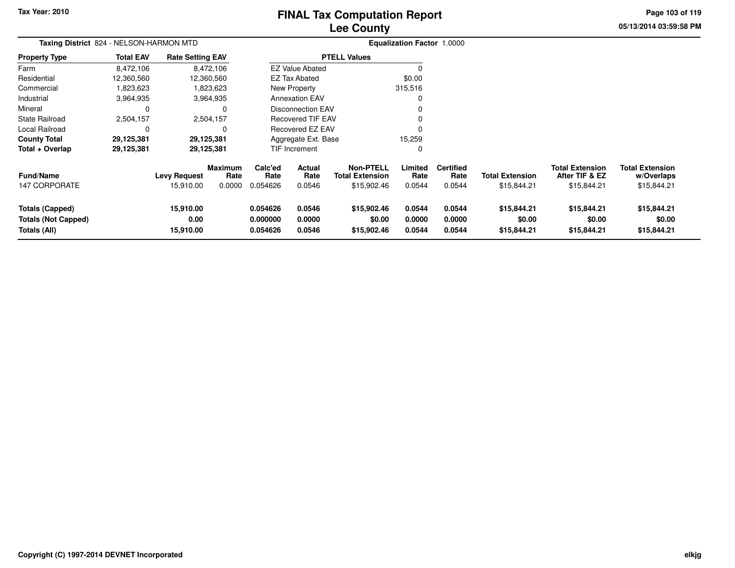Tax Year: 2010

# FINAL Tax Computation Report
## Lee County

05/13/2014 03:59:58 PM

**Taxing District** 824 - NELSON-HARMON MTD

**Equalization Factor** 1.0000

| Property Type | Total EAV | Rate Setting EAV |
|---|---|---|
| Farm | 8,472,106 | 8,472,106 |
| Residential | 12,360,560 | 12,360,560 |
| Commercial | 1,823,623 | 1,823,623 |
| Industrial | 3,964,935 | 3,964,935 |
| Mineral | 0 | 0 |
| State Railroad | 2,504,157 | 2,504,157 |
| Local Railroad | 0 | 0 |
| **County Total** | **29,125,381** | **29,125,381** |
| **Total + Overlap** | **29,125,381** | **29,125,381** |

| PTELL Values | |
|---|---|
| EZ Value Abated | 0 |
| EZ Tax Abated | $0.00 |
| New Property | 315,516 |
| Annexation EAV | 0 |
| Disconnection EAV | 0 |
| Recovered TIF EAV | 0 |
| Recovered EZ EAV | 0 |
| Aggregate Ext. Base | 15,259 |
| TIF Increment | 0 |

| Fund/Name | Levy Request | Maximum Rate | Calc'ed Rate | Actual Rate | Non-PTELL Total Extension | Limited Rate | Certified Rate | Total Extension | Total Extension After TIF & EZ | Total Extension w/Overlaps |
|---|---|---|---|---|---|---|---|---|---|---|
| 147 CORPORATE | 15,910.00 | 0.0000 | 0.054626 | 0.0546 | $15,902.46 | 0.0544 | 0.0544 | $15,844.21 | $15,844.21 | $15,844.21 |
| **Totals (Capped)** | **15,910.00** | | **0.054626** | **0.0546** | **$15,902.46** | **0.0544** | **0.0544** | **$15,844.21** | **$15,844.21** | **$15,844.21** |
| **Totals (Not Capped)** | **0.00** | | **0.000000** | **0.0000** | **$0.00** | **0.0000** | **0.0000** | **$0.00** | **$0.00** | **$0.00** |
| **Totals (All)** | **15,910.00** | | **0.054626** | **0.0546** | **$15,902.46** | **0.0544** | **0.0544** | **$15,844.21** | **$15,844.21** | **$15,844.21** |

Copyright (C) 1997-2014 DEVNET Incorporated

elkjg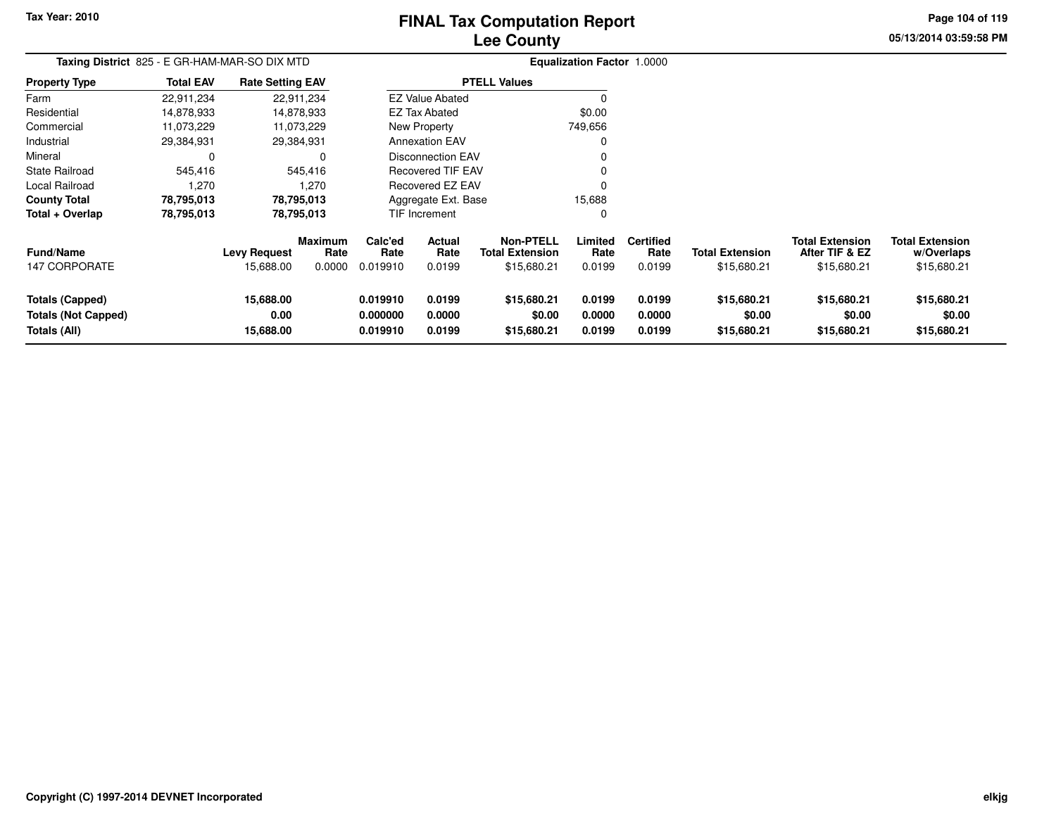Tax Year: 2010

# FINAL Tax Computation Report
## Lee County

05/13/2014 03:59:58 PM

**Taxing District** 825 - E GR-HAM-MAR-SO DIX MTD

**Equalization Factor** 1.0000

| Property Type | Total EAV | Rate Setting EAV |
|---|---|---|
| Farm | 22,911,234 | 22,911,234 |
| Residential | 14,878,933 | 14,878,933 |
| Commercial | 11,073,229 | 11,073,229 |
| Industrial | 29,384,931 | 29,384,931 |
| Mineral | 0 | 0 |
| State Railroad | 545,416 | 545,416 |
| Local Railroad | 1,270 | 1,270 |
| **County Total** | **78,795,013** | **78,795,013** |
| **Total + Overlap** | **78,795,013** | **78,795,013** |

| PTELL Values | |
|---|---|
| EZ Value Abated | 0 |
| EZ Tax Abated | $0.00 |
| New Property | 749,656 |
| Annexation EAV | 0 |
| Disconnection EAV | 0 |
| Recovered TIF EAV | 0 |
| Recovered EZ EAV | 0 |
| Aggregate Ext. Base | 15,688 |
| TIF Increment | 0 |

| Fund/Name | Levy Request | Maximum Rate | Calc'ed Rate | Actual Rate | Non-PTELL Total Extension | Limited Rate | Certified Rate | Total Extension | Total Extension After TIF & EZ | Total Extension w/Overlaps |
|---|---|---|---|---|---|---|---|---|---|---|
| 147 CORPORATE | 15,688.00 | 0.0000 | 0.019910 | 0.0199 | $15,680.21 | 0.0199 | 0.0199 | $15,680.21 | $15,680.21 | $15,680.21 |
| **Totals (Capped)** | **15,688.00** | | **0.019910** | **0.0199** | **$15,680.21** | **0.0199** | **0.0199** | **$15,680.21** | **$15,680.21** | **$15,680.21** |
| **Totals (Not Capped)** | **0.00** | | **0.000000** | **0.0000** | **$0.00** | **0.0000** | **0.0000** | **$0.00** | **$0.00** | **$0.00** |
| **Totals (All)** | **15,688.00** | | **0.019910** | **0.0199** | **$15,680.21** | **0.0199** | **0.0199** | **$15,680.21** | **$15,680.21** | **$15,680.21** |

Copyright (C) 1997-2014 DEVNET Incorporated

elkjg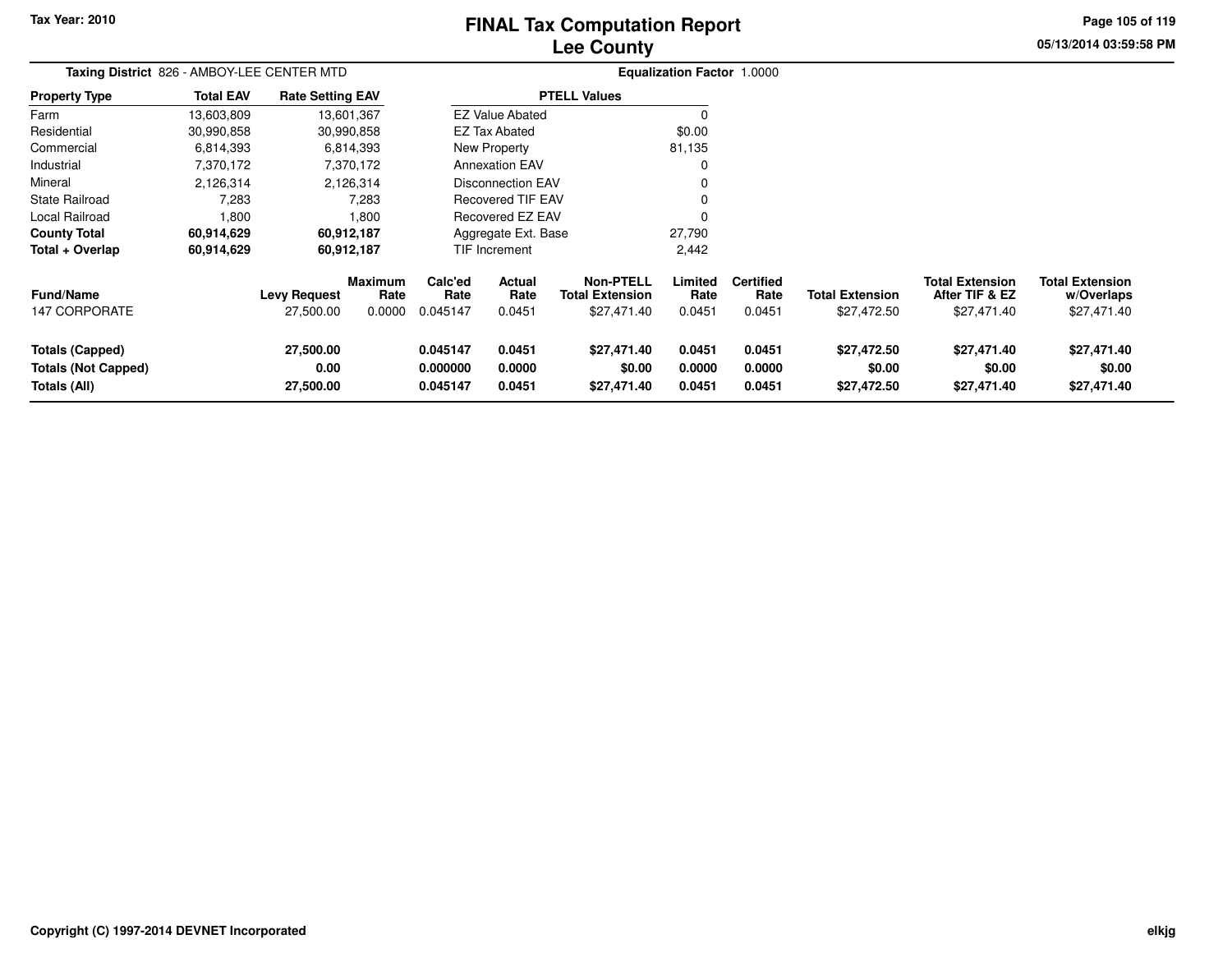Tax Year: 2010

# FINAL Tax Computation Report
## Lee County

05/13/2014 03:59:58 PM

**Taxing District** 826 - AMBOY-LEE CENTER MTD

**Equalization Factor** 1.0000

| Property Type | Total EAV | Rate Setting EAV |
|---|---|---|
| Farm | 13,603,809 | 13,601,367 |
| Residential | 30,990,858 | 30,990,858 |
| Commercial | 6,814,393 | 6,814,393 |
| Industrial | 7,370,172 | 7,370,172 |
| Mineral | 2,126,314 | 2,126,314 |
| State Railroad | 7,283 | 7,283 |
| Local Railroad | 1,800 | 1,800 |
| **County Total** | **60,914,629** | **60,912,187** |
| **Total + Overlap** | **60,914,629** | **60,912,187** |

| PTELL Values | |
|---|---|
| EZ Value Abated | 0 |
| EZ Tax Abated | $0.00 |
| New Property | 81,135 |
| Annexation EAV | 0 |
| Disconnection EAV | 0 |
| Recovered TIF EAV | 0 |
| Recovered EZ EAV | 0 |
| Aggregate Ext. Base | 27,790 |
| TIF Increment | 2,442 |

| Fund/Name | Levy Request | Maximum Rate | Calc'ed Rate | Actual Rate | Non-PTELL Total Extension | Limited Rate | Certified Rate | Total Extension | Total Extension After TIF & EZ | Total Extension w/Overlaps |
|---|---|---|---|---|---|---|---|---|---|---|
| 147 CORPORATE | 27,500.00 | 0.0000 | 0.045147 | 0.0451 | $27,471.40 | 0.0451 | 0.0451 | $27,472.50 | $27,471.40 | $27,471.40 |
| **Totals (Capped)** | **27,500.00** | | **0.045147** | **0.0451** | **$27,471.40** | **0.0451** | **0.0451** | **$27,472.50** | **$27,471.40** | **$27,471.40** |
| **Totals (Not Capped)** | **0.00** | | **0.000000** | **0.0000** | **$0.00** | **0.0000** | **0.0000** | **$0.00** | **$0.00** | **$0.00** |
| **Totals (All)** | **27,500.00** | | **0.045147** | **0.0451** | **$27,471.40** | **0.0451** | **0.0451** | **$27,472.50** | **$27,471.40** | **$27,471.40** |

Copyright (C) 1997-2014 DEVNET Incorporated

elkjg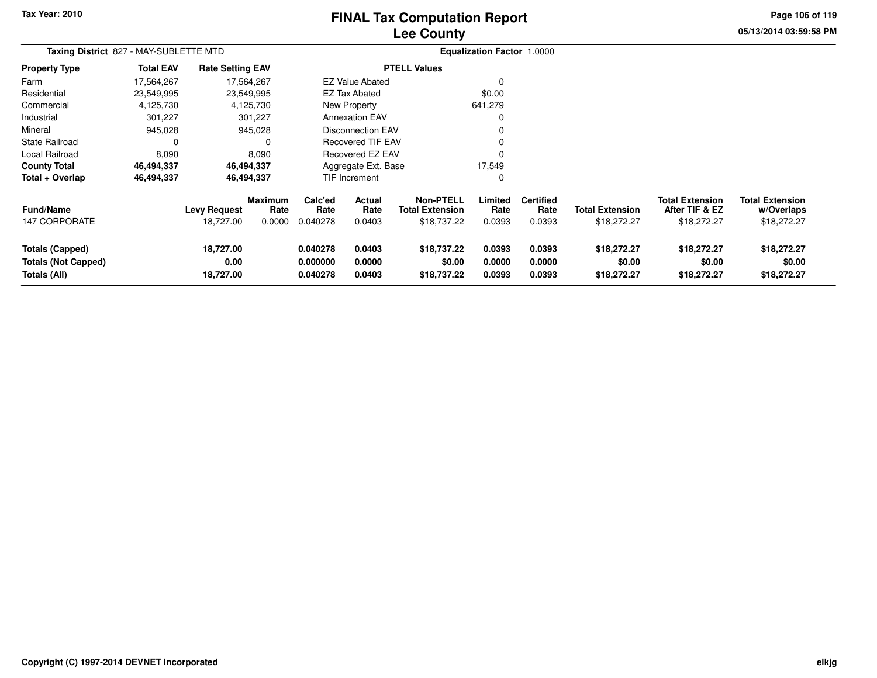Tax Year: 2010

# FINAL Tax Computation Report
## Lee County

**Taxing District** 827 - MAY-SUBLETTE MTD

**Equalization Factor** 1.0000

| Property Type | Total EAV | Rate Setting EAV |
|---|---|---|
| Farm | 17,564,267 | 17,564,267 |
| Residential | 23,549,995 | 23,549,995 |
| Commercial | 4,125,730 | 4,125,730 |
| Industrial | 301,227 | 301,227 |
| Mineral | 945,028 | 945,028 |
| State Railroad | 0 | 0 |
| Local Railroad | 8,090 | 8,090 |
| **County Total** | **46,494,337** | **46,494,337** |
| **Total + Overlap** | **46,494,337** | **46,494,337** |

| PTELL Values | |
|---|---|
| EZ Value Abated | 0 |
| EZ Tax Abated | $0.00 |
| New Property | 641,279 |
| Annexation EAV | 0 |
| Disconnection EAV | 0 |
| Recovered TIF EAV | 0 |
| Recovered EZ EAV | 0 |
| Aggregate Ext. Base | 17,549 |
| TIF Increment | 0 |

| Fund/Name | Levy Request | Maximum Rate | Calc'ed Rate | Actual Rate | Non-PTELL Total Extension | Limited Rate | Certified Rate | Total Extension | Total Extension After TIF & EZ | Total Extension w/Overlaps |
|---|---|---|---|---|---|---|---|---|---|---|
| 147 CORPORATE | 18,727.00 | 0.0000 | 0.040278 | 0.0403 | $18,737.22 | 0.0393 | 0.0393 | $18,272.27 | $18,272.27 | $18,272.27 |
| **Totals (Capped)** | **18,727.00** | | **0.040278** | **0.0403** | **$18,737.22** | **0.0393** | **0.0393** | **$18,272.27** | **$18,272.27** | **$18,272.27** |
| **Totals (Not Capped)** | **0.00** | | **0.000000** | **0.0000** | **$0.00** | **0.0000** | **0.0000** | **$0.00** | **$0.00** | **$0.00** |
| **Totals (All)** | **18,727.00** | | **0.040278** | **0.0403** | **$18,737.22** | **0.0393** | **0.0393** | **$18,272.27** | **$18,272.27** | **$18,272.27** |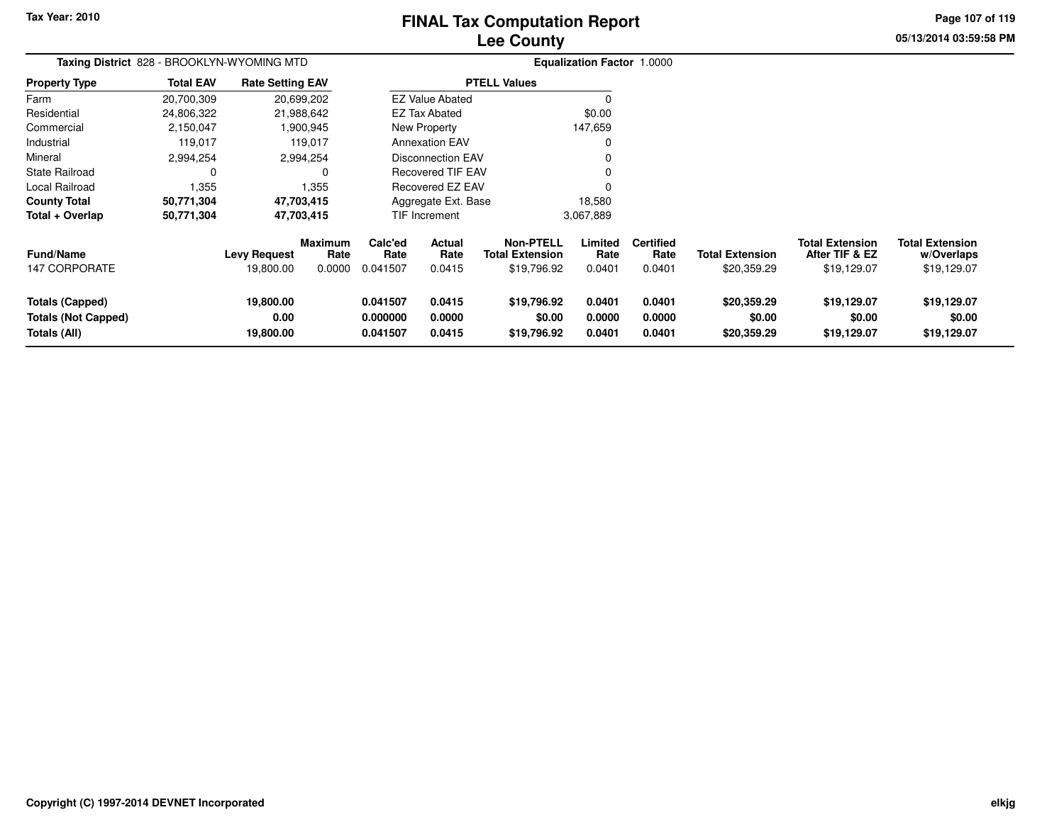# FINAL Tax Computation Report
## Lee County

Tax Year: 2010

05/13/2014 03:59:58 PM

**Taxing District** 828 - BROOKLYN-WYOMING MTD

**Equalization Factor** 1.0000

| Property Type | Total EAV | Rate Setting EAV |
|---|---|---|
| Farm | 20,700,309 | 20,699,202 |
| Residential | 24,806,322 | 21,988,642 |
| Commercial | 2,150,047 | 1,900,945 |
| Industrial | 119,017 | 119,017 |
| Mineral | 2,994,254 | 2,994,254 |
| State Railroad | 0 | 0 |
| Local Railroad | 1,355 | 1,355 |
| **County Total** | **50,771,304** | **47,703,415** |
| **Total + Overlap** | **50,771,304** | **47,703,415** |

| PTELL Values | |
|---|---|
| EZ Value Abated | 0 |
| EZ Tax Abated | $0.00 |
| New Property | 147,659 |
| Annexation EAV | 0 |
| Disconnection EAV | 0 |
| Recovered TIF EAV | 0 |
| Recovered EZ EAV | 0 |
| Aggregate Ext. Base | 18,580 |
| TIF Increment | 3,067,889 |

| Fund/Name | Levy Request | Maximum Rate | Calc'ed Rate | Actual Rate | Non-PTELL Total Extension | Limited Rate | Certified Rate | Total Extension | Total Extension After TIF & EZ | Total Extension w/Overlaps |
|---|---|---|---|---|---|---|---|---|---|---|
| 147 CORPORATE | 19,800.00 | 0.0000 | 0.041507 | 0.0415 | $19,796.92 | 0.0401 | 0.0401 | $20,359.29 | $19,129.07 | $19,129.07 |
| **Totals (Capped)** | **19,800.00** | | **0.041507** | **0.0415** | **$19,796.92** | **0.0401** | **0.0401** | **$20,359.29** | **$19,129.07** | **$19,129.07** |
| **Totals (Not Capped)** | **0.00** | | **0.000000** | **0.0000** | **$0.00** | **0.0000** | **0.0000** | **$0.00** | **$0.00** | **$0.00** |
| **Totals (All)** | **19,800.00** | | **0.041507** | **0.0415** | **$19,796.92** | **0.0401** | **0.0401** | **$20,359.29** | **$19,129.07** | **$19,129.07** |

Copyright (C) 1997-2014 DEVNET Incorporated

elkjg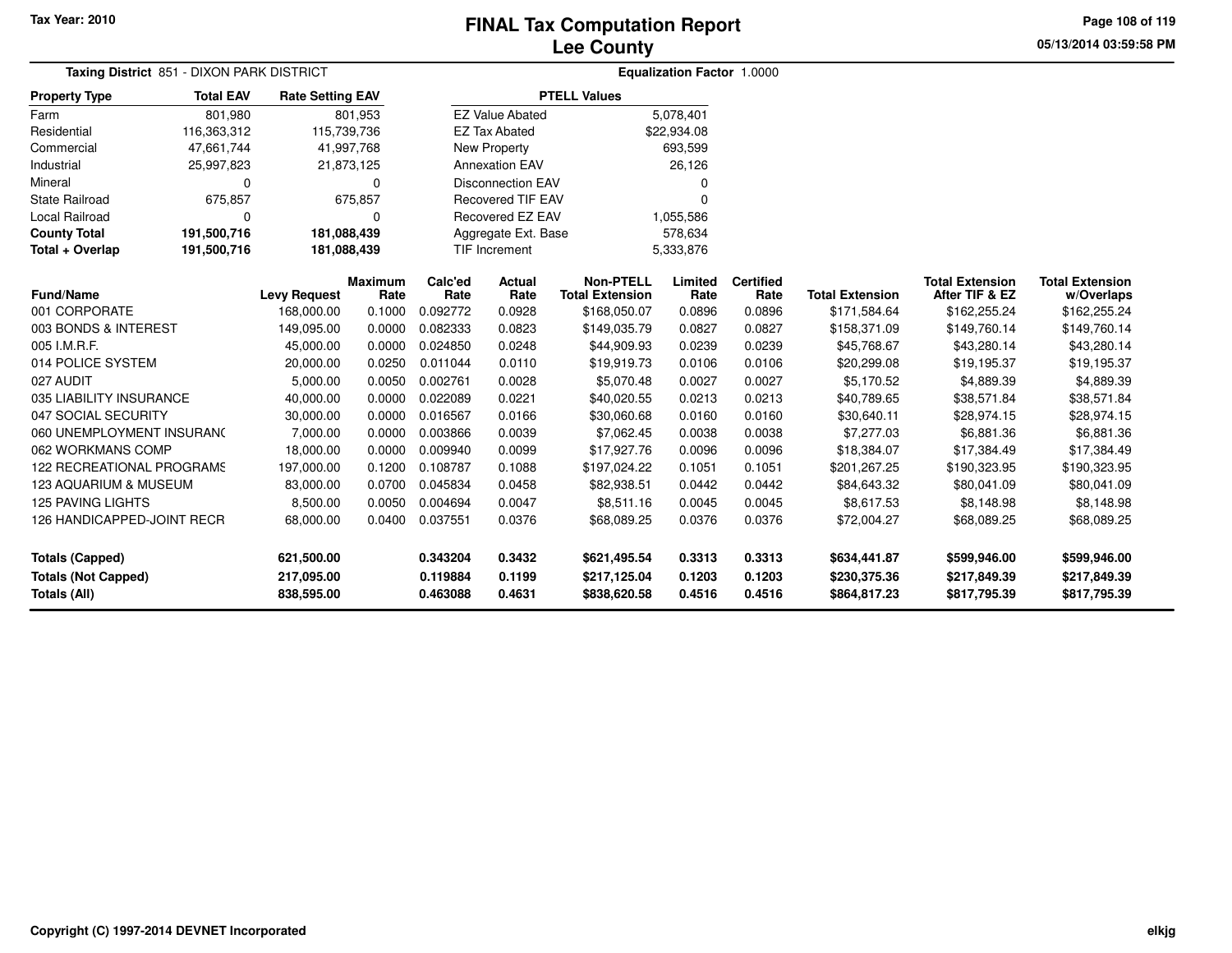Tax Year: 2010

# FINAL Tax Computation Report
## Lee County

05/13/2014 03:59:58 PM

**Taxing District** 851 - DIXON PARK DISTRICT

**Equalization Factor** 1.0000

| Property Type | Total EAV | Rate Setting EAV |
|---|---|---|
| Farm | 801,980 | 801,953 |
| Residential | 116,363,312 | 115,739,736 |
| Commercial | 47,661,744 | 41,997,768 |
| Industrial | 25,997,823 | 21,873,125 |
| Mineral | 0 | 0 |
| State Railroad | 675,857 | 675,857 |
| Local Railroad | 0 | 0 |
| **County Total** | **191,500,716** | **181,088,439** |
| **Total + Overlap** | **191,500,716** | **181,088,439** |

| PTELL Values | |
|---|---|
| EZ Value Abated | 5,078,401 |
| EZ Tax Abated | $22,934.08 |
| New Property | 693,599 |
| Annexation EAV | 26,126 |
| Disconnection EAV | 0 |
| Recovered TIF EAV | 0 |
| Recovered EZ EAV | 1,055,586 |
| Aggregate Ext. Base | 578,634 |
| TIF Increment | 5,333,876 |

| Fund/Name | Levy Request | Maximum Rate | Calc'ed Rate | Actual Rate | Non-PTELL Total Extension | Limited Rate | Certified Rate | Total Extension | Total Extension After TIF & EZ | Total Extension w/Overlaps |
|---|---|---|---|---|---|---|---|---|---|---|
| 001 CORPORATE | 168,000.00 | 0.1000 | 0.092772 | 0.0928 | $168,050.07 | 0.0896 | 0.0896 | $171,584.64 | $162,255.24 | $162,255.24 |
| 003 BONDS & INTEREST | 149,095.00 | 0.0000 | 0.082333 | 0.0823 | $149,035.79 | 0.0827 | 0.0827 | $158,371.09 | $149,760.14 | $149,760.14 |
| 005 I.M.R.F. | 45,000.00 | 0.0000 | 0.024850 | 0.0248 | $44,909.93 | 0.0239 | 0.0239 | $45,768.67 | $43,280.14 | $43,280.14 |
| 014 POLICE SYSTEM | 20,000.00 | 0.0250 | 0.011044 | 0.0110 | $19,919.73 | 0.0106 | 0.0106 | $20,299.08 | $19,195.37 | $19,195.37 |
| 027 AUDIT | 5,000.00 | 0.0050 | 0.002761 | 0.0028 | $5,070.48 | 0.0027 | 0.0027 | $5,170.52 | $4,889.39 | $4,889.39 |
| 035 LIABILITY INSURANCE | 40,000.00 | 0.0000 | 0.022089 | 0.0221 | $40,020.55 | 0.0213 | 0.0213 | $40,789.65 | $38,571.84 | $38,571.84 |
| 047 SOCIAL SECURITY | 30,000.00 | 0.0000 | 0.016567 | 0.0166 | $30,060.68 | 0.0160 | 0.0160 | $30,640.11 | $28,974.15 | $28,974.15 |
| 060 UNEMPLOYMENT INSURANC | 7,000.00 | 0.0000 | 0.003866 | 0.0039 | $7,062.45 | 0.0038 | 0.0038 | $7,277.03 | $6,881.36 | $6,881.36 |
| 062 WORKMANS COMP | 18,000.00 | 0.0000 | 0.009940 | 0.0099 | $17,927.76 | 0.0096 | 0.0096 | $18,384.07 | $17,384.49 | $17,384.49 |
| 122 RECREATIONAL PROGRAMS | 197,000.00 | 0.1200 | 0.108787 | 0.1088 | $197,024.22 | 0.1051 | 0.1051 | $201,267.25 | $190,323.95 | $190,323.95 |
| 123 AQUARIUM & MUSEUM | 83,000.00 | 0.0700 | 0.045834 | 0.0458 | $82,938.51 | 0.0442 | 0.0442 | $84,643.32 | $80,041.09 | $80,041.09 |
| 125 PAVING LIGHTS | 8,500.00 | 0.0050 | 0.004694 | 0.0047 | $8,511.16 | 0.0045 | 0.0045 | $8,617.53 | $8,148.98 | $8,148.98 |
| 126 HANDICAPPED-JOINT RECR | 68,000.00 | 0.0400 | 0.037551 | 0.0376 | $68,089.25 | 0.0376 | 0.0376 | $72,004.27 | $68,089.25 | $68,089.25 |
| **Totals (Capped)** | **621,500.00** | | **0.343204** | **0.3432** | **$621,495.54** | **0.3313** | **0.3313** | **$634,441.87** | **$599,946.00** | **$599,946.00** |
| **Totals (Not Capped)** | **217,095.00** | | **0.119884** | **0.1199** | **$217,125.04** | **0.1203** | **0.1203** | **$230,375.36** | **$217,849.39** | **$217,849.39** |
| **Totals (All)** | **838,595.00** | | **0.463088** | **0.4631** | **$838,620.58** | **0.4516** | **0.4516** | **$864,817.23** | **$817,795.39** | **$817,795.39** |

Copyright (C) 1997-2014 DEVNET Incorporated

elkjg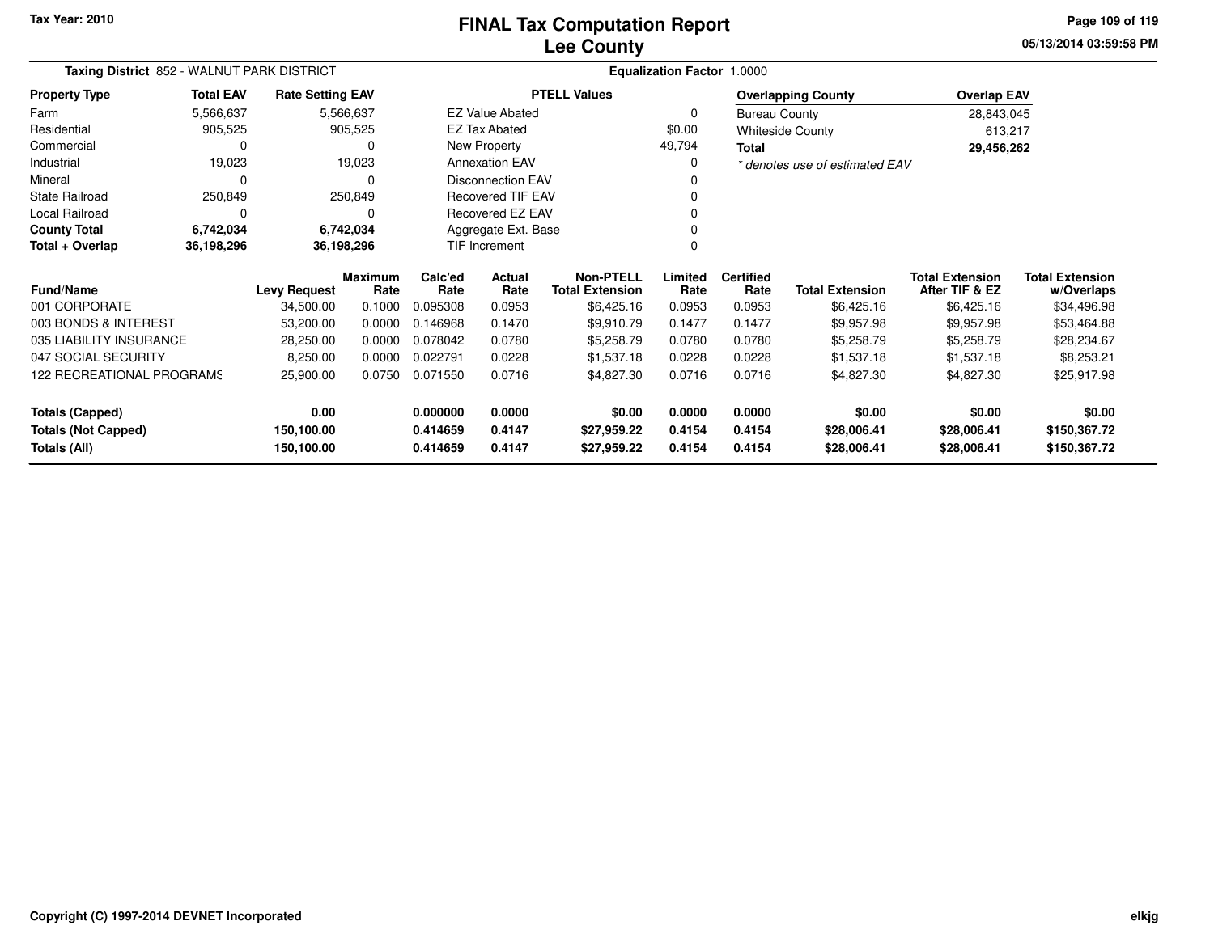Tax Year: 2010

# FINAL Tax Computation Report
## Lee County

05/13/2014 03:59:58 PM

**Taxing District** 852 - WALNUT PARK DISTRICT

**Equalization Factor** 1.0000

| Property Type | Total EAV | Rate Setting EAV |
|---|---|---|
| Farm | 5,566,637 | 5,566,637 |
| Residential | 905,525 | 905,525 |
| Commercial | 0 | 0 |
| Industrial | 19,023 | 19,023 |
| Mineral | 0 | 0 |
| State Railroad | 250,849 | 250,849 |
| Local Railroad | 0 | 0 |
| **County Total** | **6,742,034** | **6,742,034** |
| **Total + Overlap** | **36,198,296** | **36,198,296** |

| PTELL Values | |
|---|---|
| EZ Value Abated | 0 |
| EZ Tax Abated | $0.00 |
| New Property | 49,794 |
| Annexation EAV | 0 |
| Disconnection EAV | 0 |
| Recovered TIF EAV | 0 |
| Recovered EZ EAV | 0 |
| Aggregate Ext. Base | 0 |
| TIF Increment | 0 |

| Overlapping County | Overlap EAV |
|---|---|
| Bureau County | 28,843,045 |
| Whiteside County | 613,217 |
| **Total** | **29,456,262** |

*\* denotes use of estimated EAV*

| Fund/Name | Levy Request | Maximum Rate | Calc'ed Rate | Actual Rate | Non-PTELL Total Extension | Limited Rate | Certified Rate | Total Extension | Total Extension After TIF & EZ | Total Extension w/Overlaps |
|---|---|---|---|---|---|---|---|---|---|---|
| 001 CORPORATE | 34,500.00 | 0.1000 | 0.095308 | 0.0953 | $6,425.16 | 0.0953 | 0.0953 | $6,425.16 | $6,425.16 | $34,496.98 |
| 003 BONDS & INTEREST | 53,200.00 | 0.0000 | 0.146968 | 0.1470 | $9,910.79 | 0.1477 | 0.1477 | $9,957.98 | $9,957.98 | $53,464.88 |
| 035 LIABILITY INSURANCE | 28,250.00 | 0.0000 | 0.078042 | 0.0780 | $5,258.79 | 0.0780 | 0.0780 | $5,258.79 | $5,258.79 | $28,234.67 |
| 047 SOCIAL SECURITY | 8,250.00 | 0.0000 | 0.022791 | 0.0228 | $1,537.18 | 0.0228 | 0.0228 | $1,537.18 | $1,537.18 | $8,253.21 |
| 122 RECREATIONAL PROGRAMS | 25,900.00 | 0.0750 | 0.071550 | 0.0716 | $4,827.30 | 0.0716 | 0.0716 | $4,827.30 | $4,827.30 | $25,917.98 |
| **Totals (Capped)** | **0.00** | | **0.000000** | **0.0000** | **$0.00** | **0.0000** | **0.0000** | **$0.00** | **$0.00** | **$0.00** |
| **Totals (Not Capped)** | **150,100.00** | | **0.414659** | **0.4147** | **$27,959.22** | **0.4154** | **0.4154** | **$28,006.41** | **$28,006.41** | **$150,367.72** |
| **Totals (All)** | **150,100.00** | | **0.414659** | **0.4147** | **$27,959.22** | **0.4154** | **0.4154** | **$28,006.41** | **$28,006.41** | **$150,367.72** |

Copyright (C) 1997-2014 DEVNET Incorporated

elkjg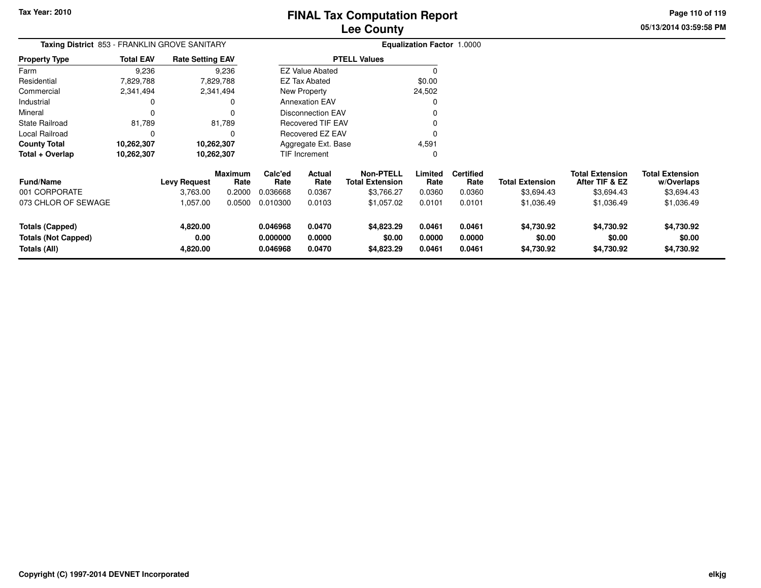Tax Year: 2010

# FINAL Tax Computation Report
## Lee County

05/13/2014 03:59:58 PM

**Taxing District** 853 - FRANKLIN GROVE SANITARY

**Equalization Factor** 1.0000

| Property Type | Total EAV | Rate Setting EAV |
|---|---|---|
| Farm | 9,236 | 9,236 |
| Residential | 7,829,788 | 7,829,788 |
| Commercial | 2,341,494 | 2,341,494 |
| Industrial | 0 | 0 |
| Mineral | 0 | 0 |
| State Railroad | 81,789 | 81,789 |
| Local Railroad | 0 | 0 |
| **County Total** | **10,262,307** | **10,262,307** |
| **Total + Overlap** | **10,262,307** | **10,262,307** |

| PTELL Values | |
|---|---|
| EZ Value Abated | 0 |
| EZ Tax Abated | $0.00 |
| New Property | 24,502 |
| Annexation EAV | 0 |
| Disconnection EAV | 0 |
| Recovered TIF EAV | 0 |
| Recovered EZ EAV | 0 |
| Aggregate Ext. Base | 4,591 |
| TIF Increment | 0 |

| Fund/Name | Levy Request | Maximum Rate | Calc'ed Rate | Actual Rate | Non-PTELL Total Extension | Limited Rate | Certified Rate | Total Extension | Total Extension After TIF & EZ | Total Extension w/Overlaps |
|---|---|---|---|---|---|---|---|---|---|---|
| 001 CORPORATE | 3,763.00 | 0.2000 | 0.036668 | 0.0367 | $3,766.27 | 0.0360 | 0.0360 | $3,694.43 | $3,694.43 | $3,694.43 |
| 073 CHLOR OF SEWAGE | 1,057.00 | 0.0500 | 0.010300 | 0.0103 | $1,057.02 | 0.0101 | 0.0101 | $1,036.49 | $1,036.49 | $1,036.49 |
| **Totals (Capped)** | **4,820.00** | | **0.046968** | **0.0470** | **$4,823.29** | **0.0461** | **0.0461** | **$4,730.92** | **$4,730.92** | **$4,730.92** |
| **Totals (Not Capped)** | **0.00** | | **0.000000** | **0.0000** | **$0.00** | **0.0000** | **0.0000** | **$0.00** | **$0.00** | **$0.00** |
| **Totals (All)** | **4,820.00** | | **0.046968** | **0.0470** | **$4,823.29** | **0.0461** | **0.0461** | **$4,730.92** | **$4,730.92** | **$4,730.92** |

Copyright (C) 1997-2014 DEVNET Incorporated

elkjg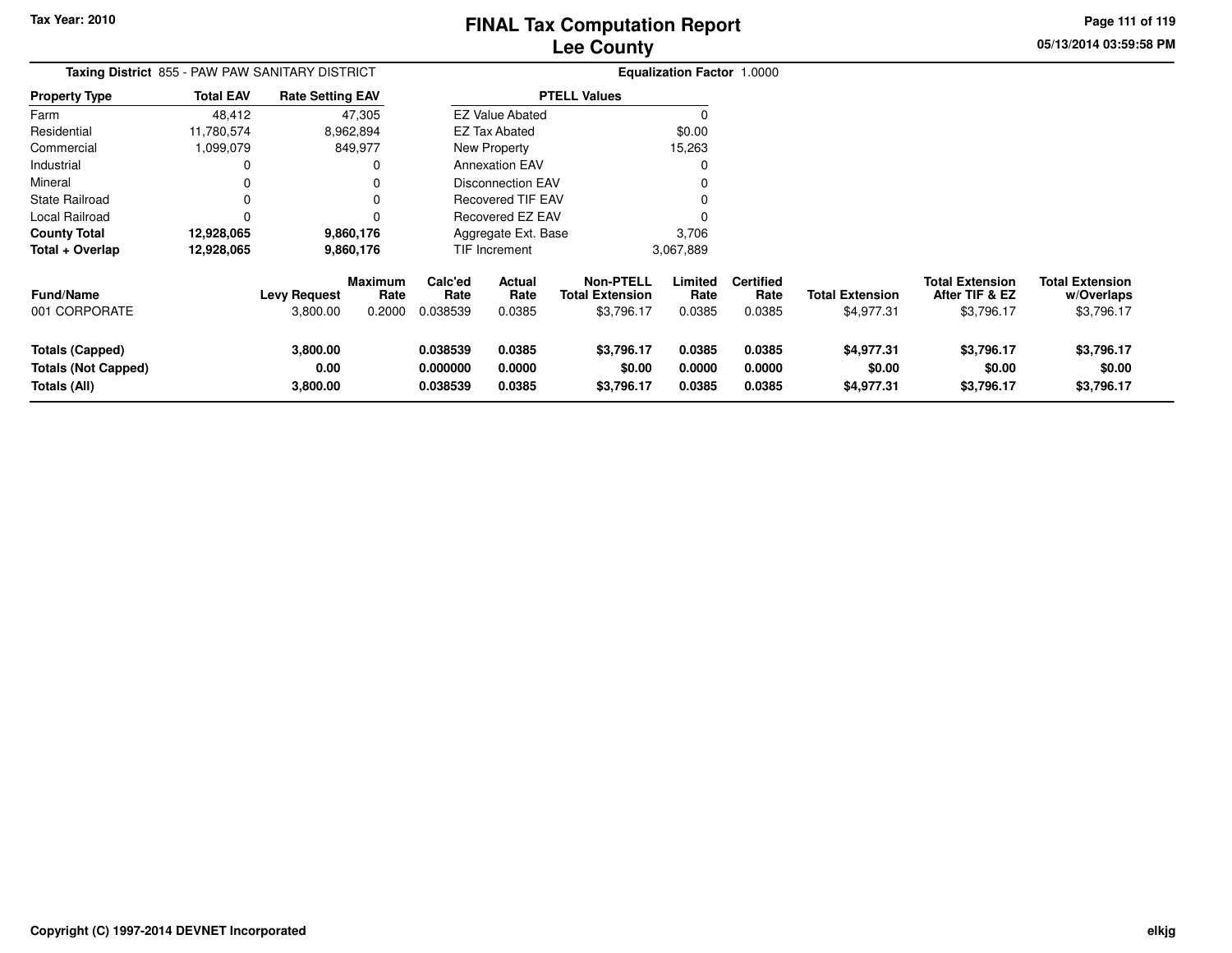# FINAL Tax Computation Report
## Lee County

Tax Year: 2010

05/13/2014 03:59:58 PM

**Taxing District** 855 - PAW PAW SANITARY DISTRICT

**Equalization Factor** 1.0000

| Property Type | Total EAV | Rate Setting EAV |
|---|---|---|
| Farm | 48,412 | 47,305 |
| Residential | 11,780,574 | 8,962,894 |
| Commercial | 1,099,079 | 849,977 |
| Industrial | 0 | 0 |
| Mineral | 0 | 0 |
| State Railroad | 0 | 0 |
| Local Railroad | 0 | 0 |
| **County Total** | **12,928,065** | **9,860,176** |
| **Total + Overlap** | **12,928,065** | **9,860,176** |

| PTELL Values | |
|---|---|
| EZ Value Abated | 0 |
| EZ Tax Abated | $0.00 |
| New Property | 15,263 |
| Annexation EAV | 0 |
| Disconnection EAV | 0 |
| Recovered TIF EAV | 0 |
| Recovered EZ EAV | 0 |
| Aggregate Ext. Base | 3,706 |
| TIF Increment | 3,067,889 |

| Fund/Name | Levy Request | Maximum Rate | Calc'ed Rate | Actual Rate | Non-PTELL Total Extension | Limited Rate | Certified Rate | Total Extension | Total Extension After TIF & EZ | Total Extension w/Overlaps |
|---|---|---|---|---|---|---|---|---|---|---|
| 001 CORPORATE | 3,800.00 | 0.2000 | 0.038539 | 0.0385 | $3,796.17 | 0.0385 | 0.0385 | $4,977.31 | $3,796.17 | $3,796.17 |
| **Totals (Capped)** | **3,800.00** | | **0.038539** | **0.0385** | **$3,796.17** | **0.0385** | **0.0385** | **$4,977.31** | **$3,796.17** | **$3,796.17** |
| **Totals (Not Capped)** | **0.00** | | **0.000000** | **0.0000** | **$0.00** | **0.0000** | **0.0000** | **$0.00** | **$0.00** | **$0.00** |
| **Totals (All)** | **3,800.00** | | **0.038539** | **0.0385** | **$3,796.17** | **0.0385** | **0.0385** | **$4,977.31** | **$3,796.17** | **$3,796.17** |

Copyright (C) 1997-2014 DEVNET Incorporated

elkjg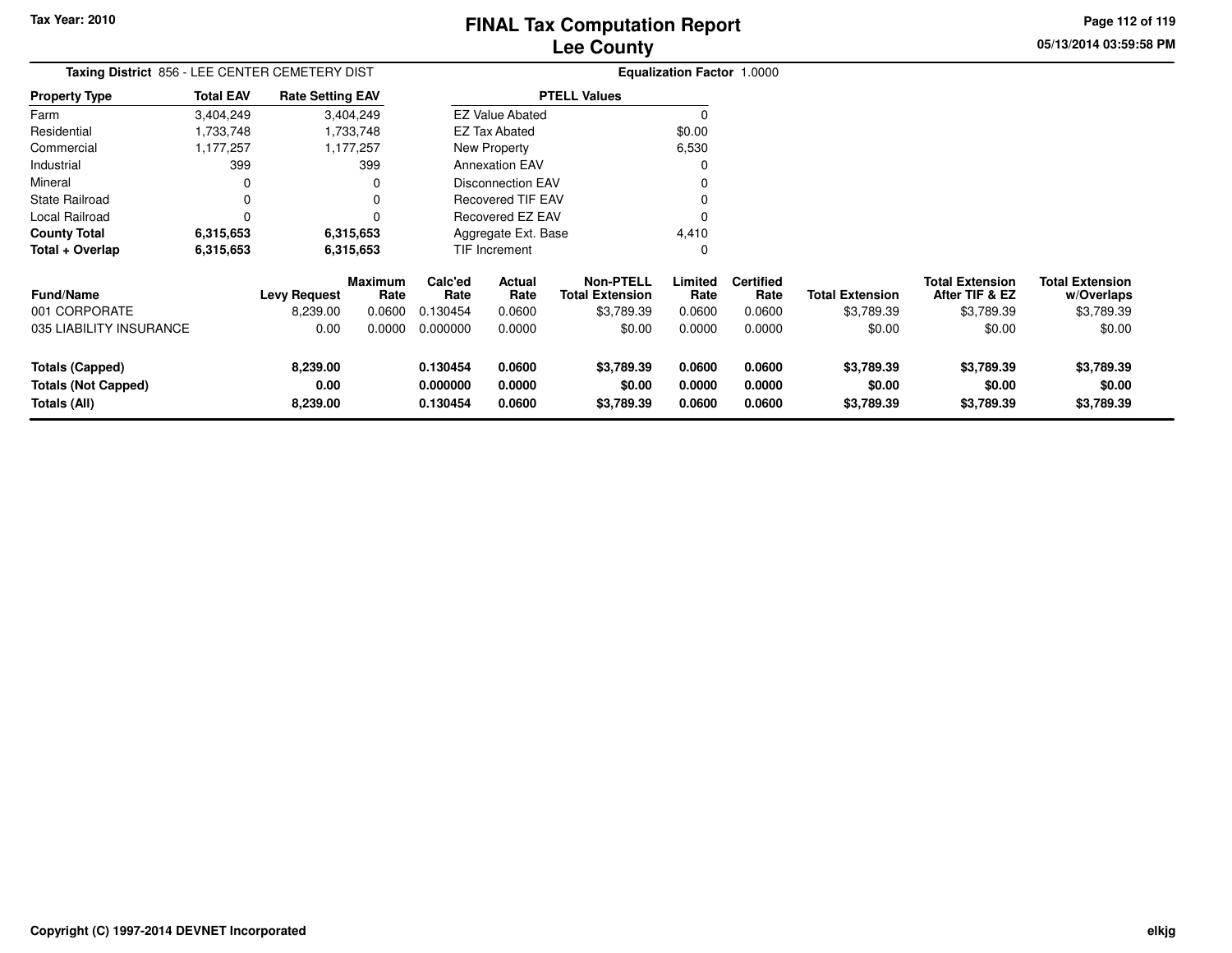**Tax Year: 2010**

# FINAL Tax Computation Report
## Lee County

05/13/2014 03:59:58 PM

**Taxing District** 856 - LEE CENTER CEMETERY DIST

**Equalization Factor** 1.0000

| Property Type | Total EAV | Rate Setting EAV |
|---|---|---|
| Farm | 3,404,249 | 3,404,249 |
| Residential | 1,733,748 | 1,733,748 |
| Commercial | 1,177,257 | 1,177,257 |
| Industrial | 399 | 399 |
| Mineral | 0 | 0 |
| State Railroad | 0 | 0 |
| Local Railroad | 0 | 0 |
| **County Total** | **6,315,653** | **6,315,653** |
| **Total + Overlap** | **6,315,653** | **6,315,653** |

| PTELL Values | |
|---|---|
| EZ Value Abated | 0 |
| EZ Tax Abated | $0.00 |
| New Property | 6,530 |
| Annexation EAV | 0 |
| Disconnection EAV | 0 |
| Recovered TIF EAV | 0 |
| Recovered EZ EAV | 0 |
| Aggregate Ext. Base | 4,410 |
| TIF Increment | 0 |

| Fund/Name | Levy Request | Maximum Rate | Calc'ed Rate | Actual Rate | Non-PTELL Total Extension | Limited Rate | Certified Rate | Total Extension | Total Extension After TIF & EZ | Total Extension w/Overlaps |
|---|---|---|---|---|---|---|---|---|---|---|
| 001 CORPORATE | 8,239.00 | 0.0600 | 0.130454 | 0.0600 | $3,789.39 | 0.0600 | 0.0600 | $3,789.39 | $3,789.39 | $3,789.39 |
| 035 LIABILITY INSURANCE | 0.00 | 0.0000 | 0.000000 | 0.0000 | $0.00 | 0.0000 | 0.0000 | $0.00 | $0.00 | $0.00 |
| **Totals (Capped)** | **8,239.00** | | **0.130454** | **0.0600** | **$3,789.39** | **0.0600** | **0.0600** | **$3,789.39** | **$3,789.39** | **$3,789.39** |
| **Totals (Not Capped)** | **0.00** | | **0.000000** | **0.0000** | **$0.00** | **0.0000** | **0.0000** | **$0.00** | **$0.00** | **$0.00** |
| **Totals (All)** | **8,239.00** | | **0.130454** | **0.0600** | **$3,789.39** | **0.0600** | **0.0600** | **$3,789.39** | **$3,789.39** | **$3,789.39** |

**Copyright (C) 1997-2014 DEVNET Incorporated**

elkjg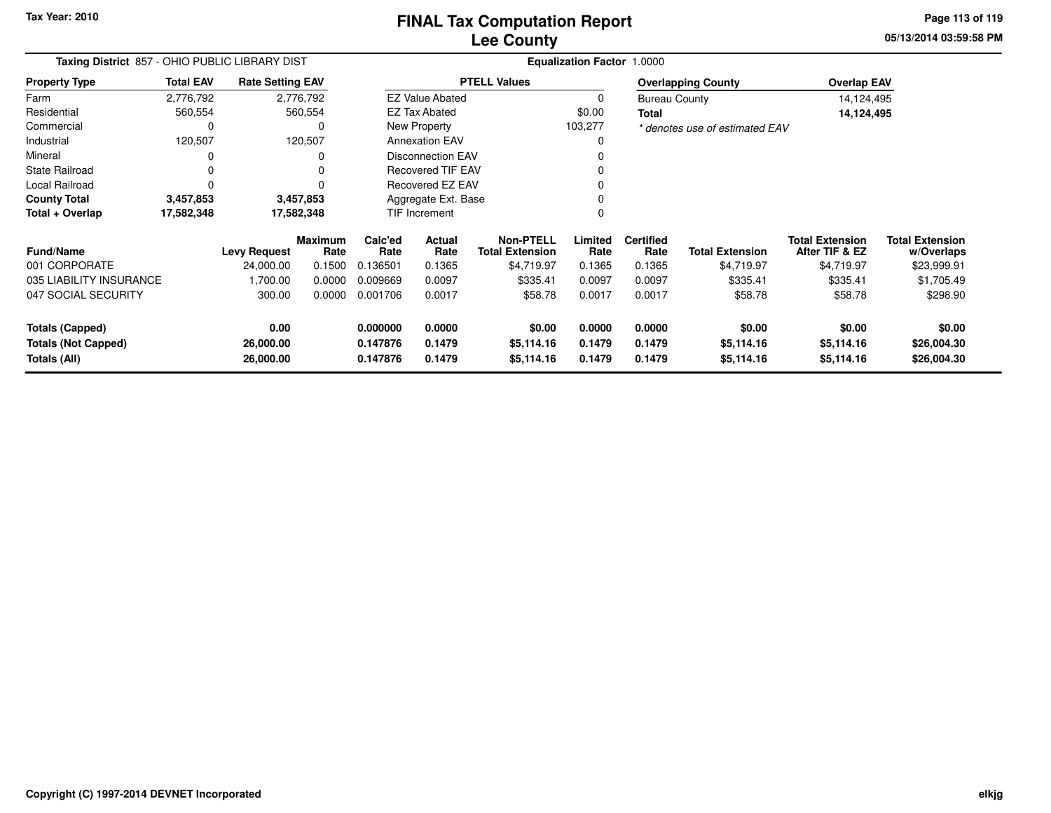# FINAL Tax Computation Report
## Lee County

Tax Year: 2010

**Taxing District** 857 - OHIO PUBLIC LIBRARY DIST

**Equalization Factor** 1.0000

| Property Type | Total EAV | Rate Setting EAV |
|---|---|---|
| Farm | 2,776,792 | 2,776,792 |
| Residential | 560,554 | 560,554 |
| Commercial | 0 | 0 |
| Industrial | 120,507 | 120,507 |
| Mineral | 0 | 0 |
| State Railroad | 0 | 0 |
| Local Railroad | 0 | 0 |
| **County Total** | **3,457,853** | **3,457,853** |
| **Total + Overlap** | **17,582,348** | **17,582,348** |

| PTELL Values | |
|---|---|
| EZ Value Abated | 0 |
| EZ Tax Abated | $0.00 |
| New Property | 103,277 |
| Annexation EAV | 0 |
| Disconnection EAV | 0 |
| Recovered TIF EAV | 0 |
| Recovered EZ EAV | 0 |
| Aggregate Ext. Base | 0 |
| TIF Increment | 0 |

| Overlapping County | Overlap EAV |
|---|---|
| Bureau County | 14,124,495 |
| **Total** | **14,124,495** |

*\* denotes use of estimated EAV*

| Fund/Name | Levy Request | Maximum Rate | Calc'ed Rate | Actual Rate | Non-PTELL Total Extension | Limited Rate | Certified Rate | Total Extension | Total Extension After TIF & EZ | Total Extension w/Overlaps |
|---|---|---|---|---|---|---|---|---|---|---|
| 001 CORPORATE | 24,000.00 | 0.1500 | 0.136501 | 0.1365 | $4,719.97 | 0.1365 | 0.1365 | $4,719.97 | $4,719.97 | $23,999.91 |
| 035 LIABILITY INSURANCE | 1,700.00 | 0.0000 | 0.009669 | 0.0097 | $335.41 | 0.0097 | 0.0097 | $335.41 | $335.41 | $1,705.49 |
| 047 SOCIAL SECURITY | 300.00 | 0.0000 | 0.001706 | 0.0017 | $58.78 | 0.0017 | 0.0017 | $58.78 | $58.78 | $298.90 |
| **Totals (Capped)** | **0.00** | | **0.000000** | **0.0000** | **$0.00** | **0.0000** | **0.0000** | **$0.00** | **$0.00** | **$0.00** |
| **Totals (Not Capped)** | **26,000.00** | | **0.147876** | **0.1479** | **$5,114.16** | **0.1479** | **0.1479** | **$5,114.16** | **$5,114.16** | **$26,004.30** |
| **Totals (All)** | **26,000.00** | | **0.147876** | **0.1479** | **$5,114.16** | **0.1479** | **0.1479** | **$5,114.16** | **$5,114.16** | **$26,004.30** |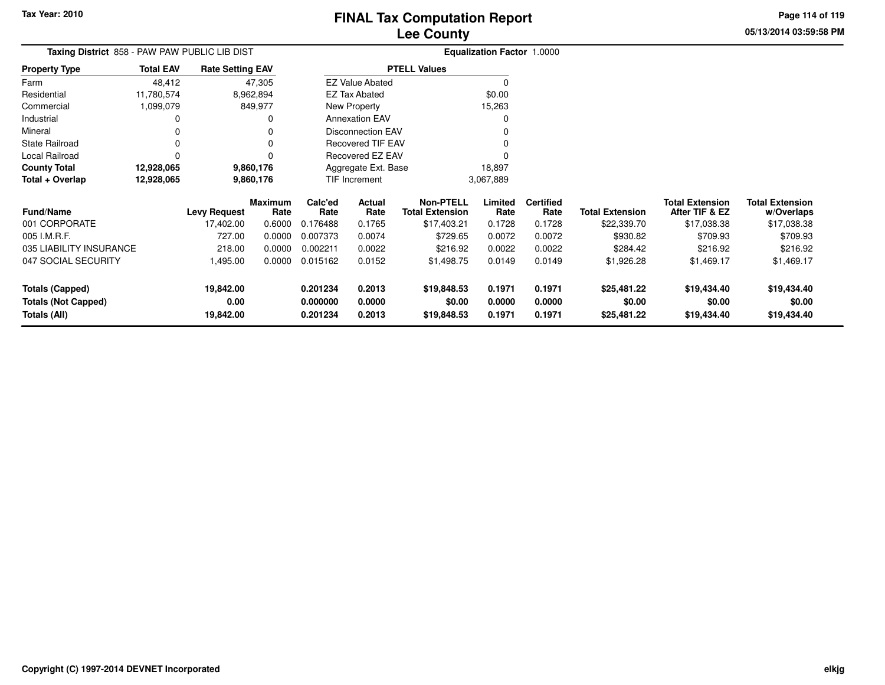# FINAL Tax Computation Report
# Lee County

Tax Year: 2010

**Taxing District** 858 - PAW PAW PUBLIC LIB DIST

**Equalization Factor** 1.0000

| Property Type | Total EAV | Rate Setting EAV |
|---|---|---|
| Farm | 48,412 | 47,305 |
| Residential | 11,780,574 | 8,962,894 |
| Commercial | 1,099,079 | 849,977 |
| Industrial | 0 | 0 |
| Mineral | 0 | 0 |
| State Railroad | 0 | 0 |
| Local Railroad | 0 | 0 |
| **County Total** | **12,928,065** | **9,860,176** |
| **Total + Overlap** | **12,928,065** | **9,860,176** |

| PTELL Values | |
|---|---|
| EZ Value Abated | 0 |
| EZ Tax Abated | $0.00 |
| New Property | 15,263 |
| Annexation EAV | 0 |
| Disconnection EAV | 0 |
| Recovered TIF EAV | 0 |
| Recovered EZ EAV | 0 |
| Aggregate Ext. Base | 18,897 |
| TIF Increment | 3,067,889 |

| Fund/Name | Levy Request | Maximum Rate | Calc'ed Rate | Actual Rate | Non-PTELL Total Extension | Limited Rate | Certified Rate | Total Extension | Total Extension After TIF & EZ | Total Extension w/Overlaps |
|---|---|---|---|---|---|---|---|---|---|---|
| 001 CORPORATE | 17,402.00 | 0.6000 | 0.176488 | 0.1765 | $17,403.21 | 0.1728 | 0.1728 | $22,339.70 | $17,038.38 | $17,038.38 |
| 005 I.M.R.F. | 727.00 | 0.0000 | 0.007373 | 0.0074 | $729.65 | 0.0072 | 0.0072 | $930.82 | $709.93 | $709.93 |
| 035 LIABILITY INSURANCE | 218.00 | 0.0000 | 0.002211 | 0.0022 | $216.92 | 0.0022 | 0.0022 | $284.42 | $216.92 | $216.92 |
| 047 SOCIAL SECURITY | 1,495.00 | 0.0000 | 0.015162 | 0.0152 | $1,498.75 | 0.0149 | 0.0149 | $1,926.28 | $1,469.17 | $1,469.17 |
| **Totals (Capped)** | **19,842.00** | | **0.201234** | **0.2013** | **$19,848.53** | **0.1971** | **0.1971** | **$25,481.22** | **$19,434.40** | **$19,434.40** |
| **Totals (Not Capped)** | **0.00** | | **0.000000** | **0.0000** | **$0.00** | **0.0000** | **0.0000** | **$0.00** | **$0.00** | **$0.00** |
| **Totals (All)** | **19,842.00** | | **0.201234** | **0.2013** | **$19,848.53** | **0.1971** | **0.1971** | **$25,481.22** | **$19,434.40** | **$19,434.40** |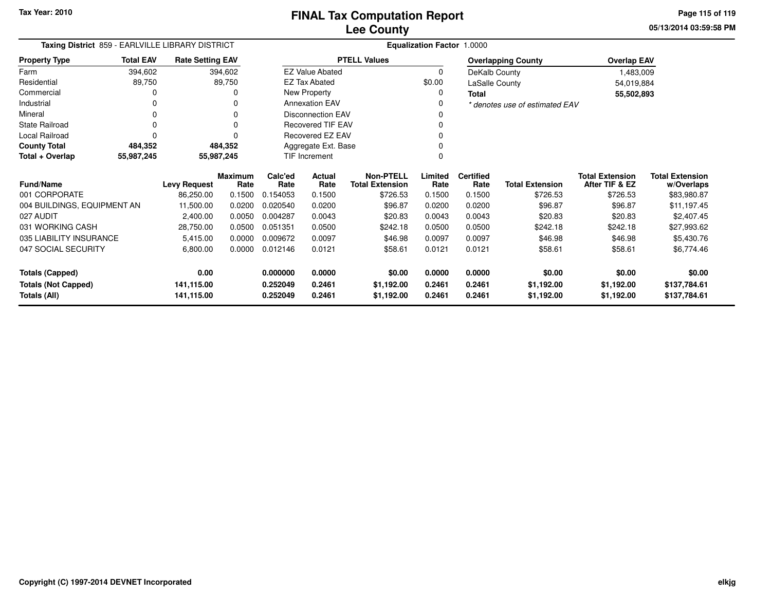Tax Year: 2010

# FINAL Tax Computation Report
## Lee County

05/13/2014 03:59:58 PM

**Taxing District** 859 - EARLVILLE LIBRARY DISTRICT **Equalization Factor** 1.0000

| Property Type | Total EAV | Rate Setting EAV |
|---|---|---|
| Farm | 394,602 | 394,602 |
| Residential | 89,750 | 89,750 |
| Commercial | 0 | 0 |
| Industrial | 0 | 0 |
| Mineral | 0 | 0 |
| State Railroad | 0 | 0 |
| Local Railroad | 0 | 0 |
| **County Total** | **484,352** | **484,352** |
| **Total + Overlap** | **55,987,245** | **55,987,245** |

| PTELL Values | |
|---|---|
| EZ Value Abated | 0 |
| EZ Tax Abated | $0.00 |
| New Property | 0 |
| Annexation EAV | 0 |
| Disconnection EAV | 0 |
| Recovered TIF EAV | 0 |
| Recovered EZ EAV | 0 |
| Aggregate Ext. Base | 0 |
| TIF Increment | 0 |

| Overlapping County | Overlap EAV |
|---|---|
| DeKalb County | 1,483,009 |
| LaSalle County | 54,019,884 |
| **Total** | **55,502,893** |

*\* denotes use of estimated EAV*

| Fund/Name | Levy Request | Maximum Rate | Calc'ed Rate | Actual Rate | Non-PTELL Total Extension | Limited Rate | Certified Rate | Total Extension | Total Extension After TIF & EZ | Total Extension w/Overlaps |
|---|---|---|---|---|---|---|---|---|---|---|
| 001 CORPORATE | 86,250.00 | 0.1500 | 0.154053 | 0.1500 | $726.53 | 0.1500 | 0.1500 | $726.53 | $726.53 | $83,980.87 |
| 004 BUILDINGS, EQUIPMENT AN | 11,500.00 | 0.0200 | 0.020540 | 0.0200 | $96.87 | 0.0200 | 0.0200 | $96.87 | $96.87 | $11,197.45 |
| 027 AUDIT | 2,400.00 | 0.0050 | 0.004287 | 0.0043 | $20.83 | 0.0043 | 0.0043 | $20.83 | $20.83 | $2,407.45 |
| 031 WORKING CASH | 28,750.00 | 0.0500 | 0.051351 | 0.0500 | $242.18 | 0.0500 | 0.0500 | $242.18 | $242.18 | $27,993.62 |
| 035 LIABILITY INSURANCE | 5,415.00 | 0.0000 | 0.009672 | 0.0097 | $46.98 | 0.0097 | 0.0097 | $46.98 | $46.98 | $5,430.76 |
| 047 SOCIAL SECURITY | 6,800.00 | 0.0000 | 0.012146 | 0.0121 | $58.61 | 0.0121 | 0.0121 | $58.61 | $58.61 | $6,774.46 |
| **Totals (Capped)** | **0.00** | | **0.000000** | **0.0000** | **$0.00** | **0.0000** | **0.0000** | **$0.00** | **$0.00** | **$0.00** |
| **Totals (Not Capped)** | **141,115.00** | | **0.252049** | **0.2461** | **$1,192.00** | **0.2461** | **0.2461** | **$1,192.00** | **$1,192.00** | **$137,784.61** |
| **Totals (All)** | **141,115.00** | | **0.252049** | **0.2461** | **$1,192.00** | **0.2461** | **0.2461** | **$1,192.00** | **$1,192.00** | **$137,784.61** |

Copyright (C) 1997-2014 DEVNET Incorporated elkjg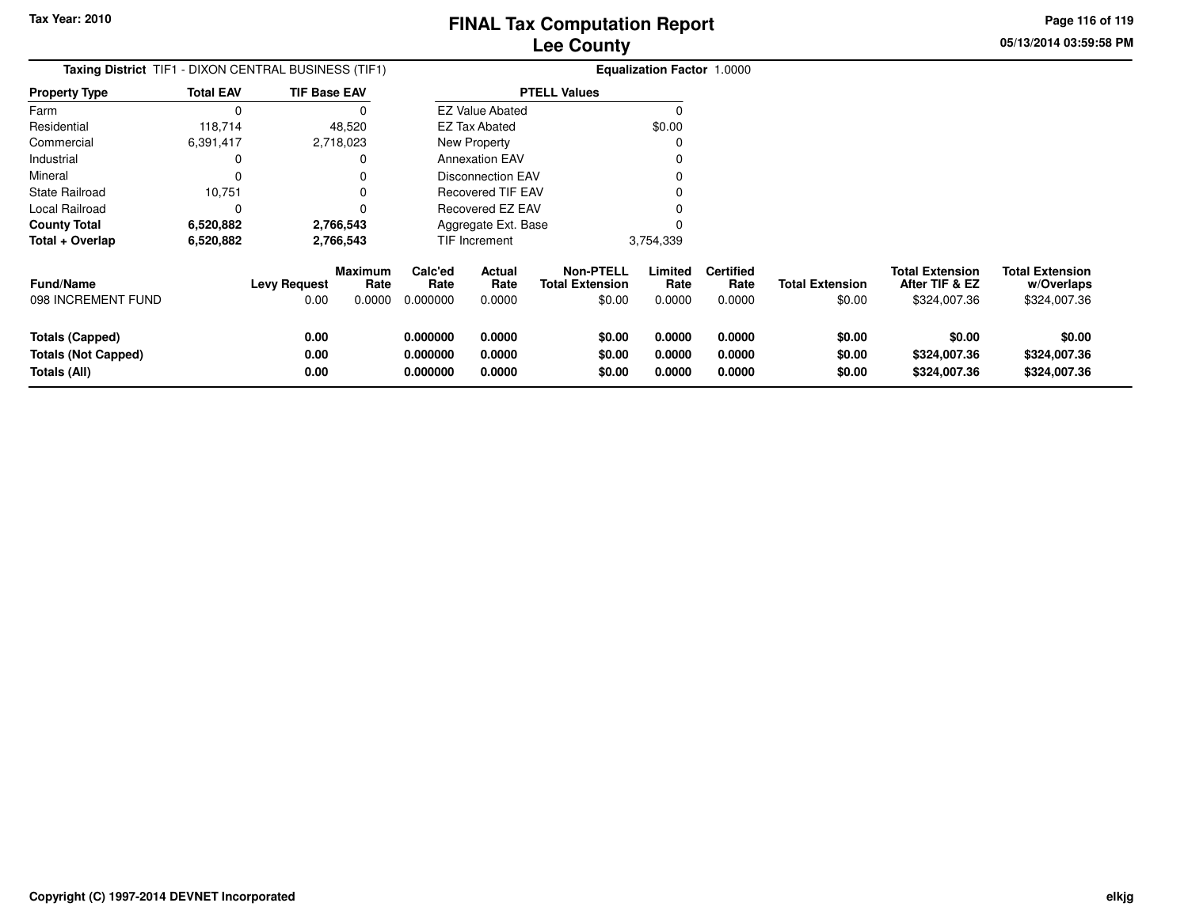Tax Year: 2010

# FINAL Tax Computation Report
## Lee County

05/13/2014 03:59:58 PM

**Taxing District** TIF1 - DIXON CENTRAL BUSINESS (TIF1) **Equalization Factor** 1.0000

| Property Type | Total EAV | TIF Base EAV |
|---|---|---|
| Farm | 0 | 0 |
| Residential | 118,714 | 48,520 |
| Commercial | 6,391,417 | 2,718,023 |
| Industrial | 0 | 0 |
| Mineral | 0 | 0 |
| State Railroad | 10,751 | 0 |
| Local Railroad | 0 | 0 |
| **County Total** | **6,520,882** | **2,766,543** |
| **Total + Overlap** | **6,520,882** | **2,766,543** |

| PTELL Values | |
|---|---|
| EZ Value Abated | 0 |
| EZ Tax Abated | $0.00 |
| New Property | 0 |
| Annexation EAV | 0 |
| Disconnection EAV | 0 |
| Recovered TIF EAV | 0 |
| Recovered EZ EAV | 0 |
| Aggregate Ext. Base | 0 |
| TIF Increment | 3,754,339 |

| Fund/Name | Levy Request | Maximum Rate | Calc'ed Rate | Actual Rate | Non-PTELL Total Extension | Limited Rate | Certified Rate | Total Extension | Total Extension After TIF & EZ | Total Extension w/Overlaps |
|---|---|---|---|---|---|---|---|---|---|---|
| 098 INCREMENT FUND | 0.00 | 0.0000 | 0.000000 | 0.0000 | $0.00 | 0.0000 | 0.0000 | $0.00 | $324,007.36 | $324,007.36 |
| **Totals (Capped)** | **0.00** | | **0.000000** | **0.0000** | **$0.00** | **0.0000** | **0.0000** | **$0.00** | **$0.00** | **$0.00** |
| **Totals (Not Capped)** | **0.00** | | **0.000000** | **0.0000** | **$0.00** | **0.0000** | **0.0000** | **$0.00** | **$324,007.36** | **$324,007.36** |
| **Totals (All)** | **0.00** | | **0.000000** | **0.0000** | **$0.00** | **0.0000** | **0.0000** | **$0.00** | **$324,007.36** | **$324,007.36** |

Copyright (C) 1997-2014 DEVNET Incorporated

elkjg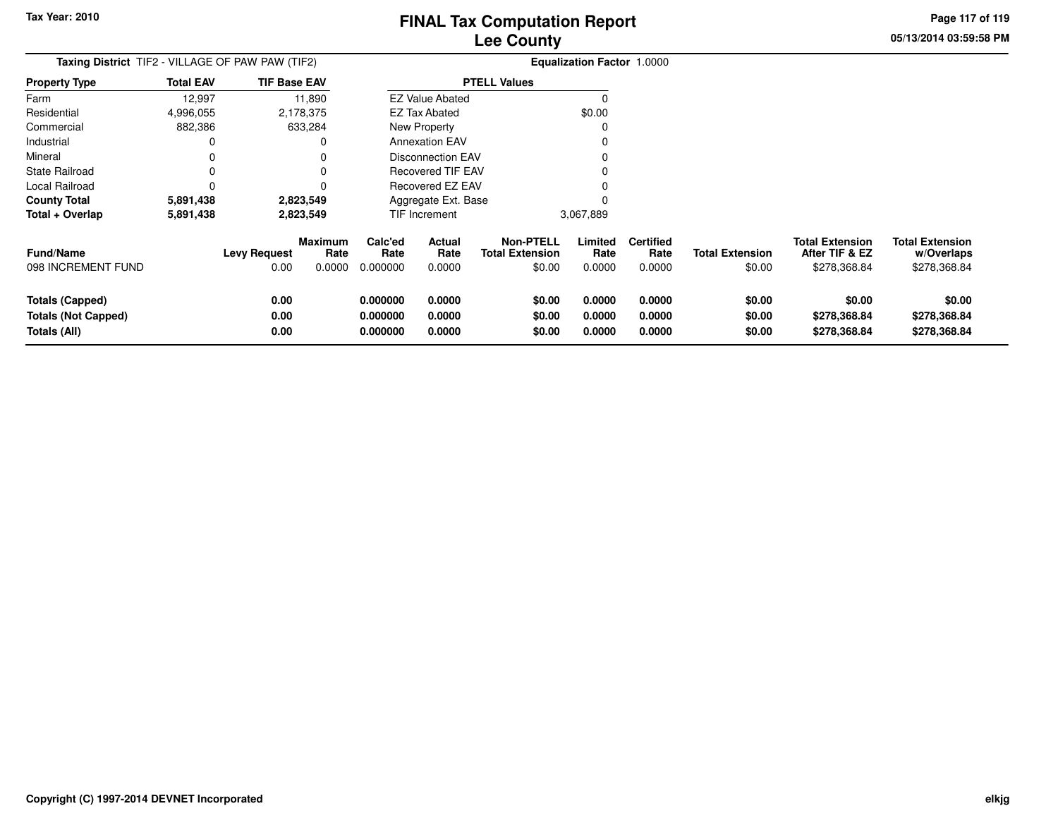Tax Year: 2010

# FINAL Tax Computation Report
## Lee County

05/13/2014 03:59:58 PM

**Taxing District** TIF2 - VILLAGE OF PAW PAW (TIF2) **Equalization Factor** 1.0000

| Property Type | Total EAV | TIF Base EAV |
|---|---|---|
| Farm | 12,997 | 11,890 |
| Residential | 4,996,055 | 2,178,375 |
| Commercial | 882,386 | 633,284 |
| Industrial | 0 | 0 |
| Mineral | 0 | 0 |
| State Railroad | 0 | 0 |
| Local Railroad | 0 | 0 |
| **County Total** | **5,891,438** | **2,823,549** |
| **Total + Overlap** | **5,891,438** | **2,823,549** |

| PTELL Values | |
|---|---|
| EZ Value Abated | 0 |
| EZ Tax Abated | $0.00 |
| New Property | 0 |
| Annexation EAV | 0 |
| Disconnection EAV | 0 |
| Recovered TIF EAV | 0 |
| Recovered EZ EAV | 0 |
| Aggregate Ext. Base | 0 |
| TIF Increment | 3,067,889 |

| Fund/Name | Levy Request | Maximum Rate | Calc'ed Rate | Actual Rate | Non-PTELL Total Extension | Limited Rate | Certified Rate | Total Extension | Total Extension After TIF & EZ | Total Extension w/Overlaps |
|---|---|---|---|---|---|---|---|---|---|---|
| 098 INCREMENT FUND | 0.00 | 0.0000 | 0.000000 | 0.0000 | $0.00 | 0.0000 | 0.0000 | $0.00 | $278,368.84 | $278,368.84 |
| **Totals (Capped)** | **0.00** | | **0.000000** | **0.0000** | **$0.00** | **0.0000** | **0.0000** | **$0.00** | **$0.00** | **$0.00** |
| **Totals (Not Capped)** | **0.00** | | **0.000000** | **0.0000** | **$0.00** | **0.0000** | **0.0000** | **$0.00** | **$278,368.84** | **$278,368.84** |
| **Totals (All)** | **0.00** | | **0.000000** | **0.0000** | **$0.00** | **0.0000** | **0.0000** | **$0.00** | **$278,368.84** | **$278,368.84** |

Copyright (C) 1997-2014 DEVNET Incorporated elkjg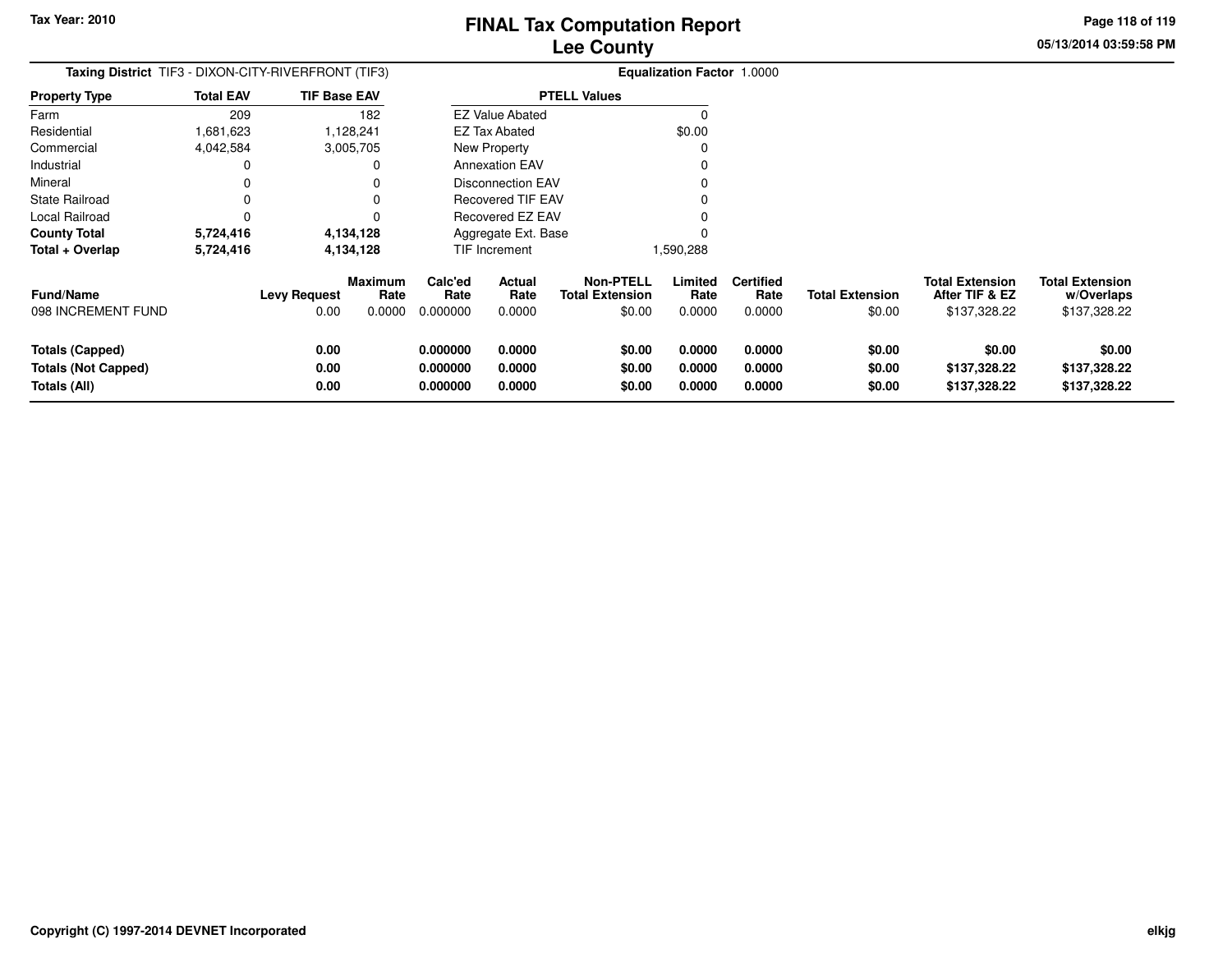# FINAL Tax Computation Report
## Lee County

Tax Year: 2010

05/13/2014 03:59:58 PM

**Taxing District** TIF3 - DIXON-CITY-RIVERFRONT (TIF3)

**Equalization Factor** 1.0000

| Property Type | Total EAV | TIF Base EAV |
|---|---|---|
| Farm | 209 | 182 |
| Residential | 1,681,623 | 1,128,241 |
| Commercial | 4,042,584 | 3,005,705 |
| Industrial | 0 | 0 |
| Mineral | 0 | 0 |
| State Railroad | 0 | 0 |
| Local Railroad | 0 | 0 |
| **County Total** | **5,724,416** | **4,134,128** |
| **Total + Overlap** | **5,724,416** | **4,134,128** |

| PTELL Values | |
|---|---|
| EZ Value Abated | 0 |
| EZ Tax Abated | $0.00 |
| New Property | 0 |
| Annexation EAV | 0 |
| Disconnection EAV | 0 |
| Recovered TIF EAV | 0 |
| Recovered EZ EAV | 0 |
| Aggregate Ext. Base | 0 |
| TIF Increment | 1,590,288 |

| Fund/Name | Levy Request | Maximum Rate | Calc'ed Rate | Actual Rate | Non-PTELL Total Extension | Limited Rate | Certified Rate | Total Extension | Total Extension After TIF & EZ | Total Extension w/Overlaps |
|---|---|---|---|---|---|---|---|---|---|---|
| 098 INCREMENT FUND | 0.00 | 0.0000 | 0.000000 | 0.0000 | $0.00 | 0.0000 | 0.0000 | $0.00 | $137,328.22 | $137,328.22 |
| **Totals (Capped)** | **0.00** | | **0.000000** | **0.0000** | **$0.00** | **0.0000** | **0.0000** | **$0.00** | **$0.00** | **$0.00** |
| **Totals (Not Capped)** | **0.00** | | **0.000000** | **0.0000** | **$0.00** | **0.0000** | **0.0000** | **$0.00** | **$137,328.22** | **$137,328.22** |
| **Totals (All)** | **0.00** | | **0.000000** | **0.0000** | **$0.00** | **0.0000** | **0.0000** | **$0.00** | **$137,328.22** | **$137,328.22** |

Copyright (C) 1997-2014 DEVNET Incorporated

elkjg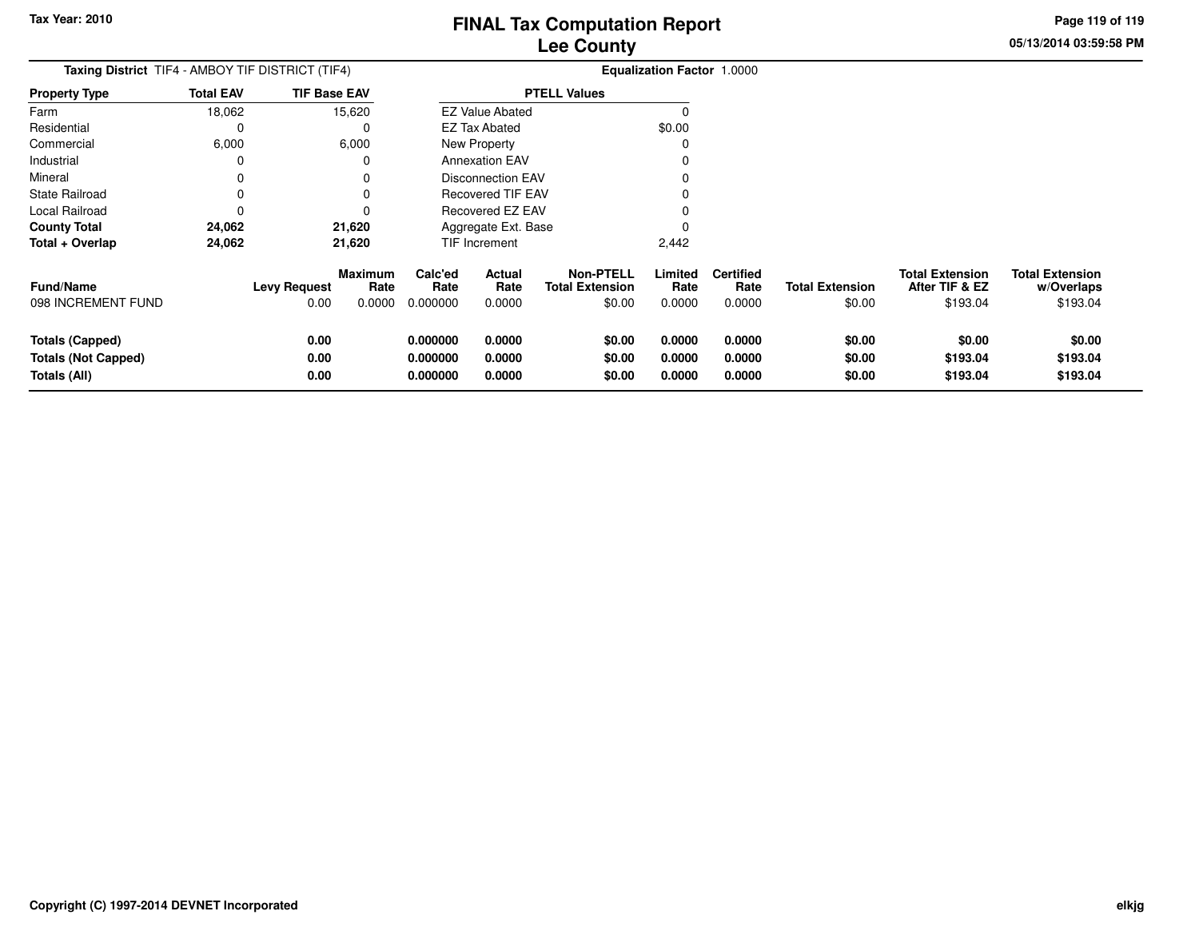Tax Year: 2010

# FINAL Tax Computation Report
## Lee County

05/13/2014 03:59:58 PM

**Taxing District** TIF4 - AMBOY TIF DISTRICT (TIF4) **Equalization Factor** 1.0000

| Property Type | Total EAV | TIF Base EAV |
|---|---|---|
| Farm | 18,062 | 15,620 |
| Residential | 0 | 0 |
| Commercial | 6,000 | 6,000 |
| Industrial | 0 | 0 |
| Mineral | 0 | 0 |
| State Railroad | 0 | 0 |
| Local Railroad | 0 | 0 |
| **County Total** | **24,062** | **21,620** |
| **Total + Overlap** | **24,062** | **21,620** |

| PTELL Values | |
|---|---|
| EZ Value Abated | 0 |
| EZ Tax Abated | $0.00 |
| New Property | 0 |
| Annexation EAV | 0 |
| Disconnection EAV | 0 |
| Recovered TIF EAV | 0 |
| Recovered EZ EAV | 0 |
| Aggregate Ext. Base | 0 |
| TIF Increment | 2,442 |

| Fund/Name | Levy Request | Maximum Rate | Calc'ed Rate | Actual Rate | Non-PTELL Total Extension | Limited Rate | Certified Rate | Total Extension | Total Extension After TIF & EZ | Total Extension w/Overlaps |
|---|---|---|---|---|---|---|---|---|---|---|
| 098 INCREMENT FUND | 0.00 | 0.0000 | 0.000000 | 0.0000 | $0.00 | 0.0000 | 0.0000 | $0.00 | $193.04 | $193.04 |
| **Totals (Capped)** | **0.00** | | **0.000000** | **0.0000** | **$0.00** | **0.0000** | **0.0000** | **$0.00** | **$0.00** | **$0.00** |
| **Totals (Not Capped)** | **0.00** | | **0.000000** | **0.0000** | **$0.00** | **0.0000** | **0.0000** | **$0.00** | **$193.04** | **$193.04** |
| **Totals (All)** | **0.00** | | **0.000000** | **0.0000** | **$0.00** | **0.0000** | **0.0000** | **$0.00** | **$193.04** | **$193.04** |

Copyright (C) 1997-2014 DEVNET Incorporated

elkjg